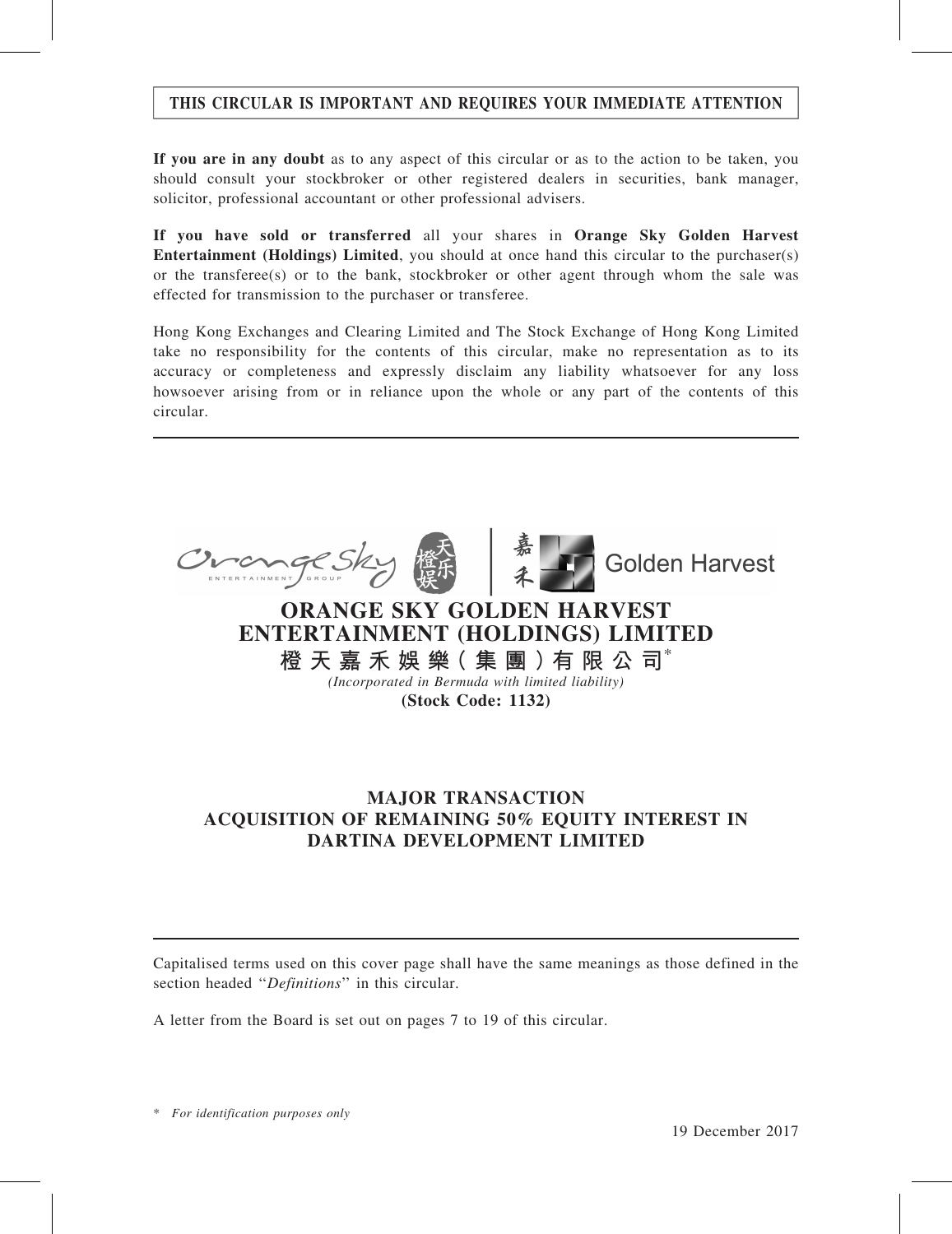**THIS CIRCULAR IS IMPORTANT AND REQUIRES YOUR IMMEDIATE ATTENTION**

**If you are in any doubt** as to any aspect of this circular or as to the action to be taken, you should consult your stockbroker or other registered dealers in securities, bank manager, solicitor, professional accountant or other professional advisers.

**If you have sold or transferred** all your shares in **Orange Sky Golden Harvest Entertainment (Holdings) Limited**, you should at once hand this circular to the purchaser(s) or the transferee(s) or to the bank, stockbroker or other agent through whom the sale was effected for transmission to the purchaser or transferee.

Hong Kong Exchanges and Clearing Limited and The Stock Exchange of Hong Kong Limited take no responsibility for the contents of this circular, make no representation as to its accuracy or completeness and expressly disclaim any liability whatsoever for any loss howsoever arising from or in reliance upon the whole or any part of the contents of this circular.

# ORANGE SKY GOLDEN HARVEST ENTERTAINMENT (HOLDINGS) LIMITED

# 橙天嘉禾娛樂(集團)有限公司*

*(Incorporated in Bermuda with limited liability)*

**(Stock Code: 1132)**

## MAJOR TRANSACTION ACQUISITION OF REMAINING 50% EQUITY INTEREST IN DARTINA DEVELOPMENT LIMITED

Capitalised terms used on this cover page shall have the same meanings as those defined in the section headed "*Definitions*" in this circular.

A letter from the Board is set out on pages 7 to 19 of this circular.

\* *For identification purposes only*

19 December 2017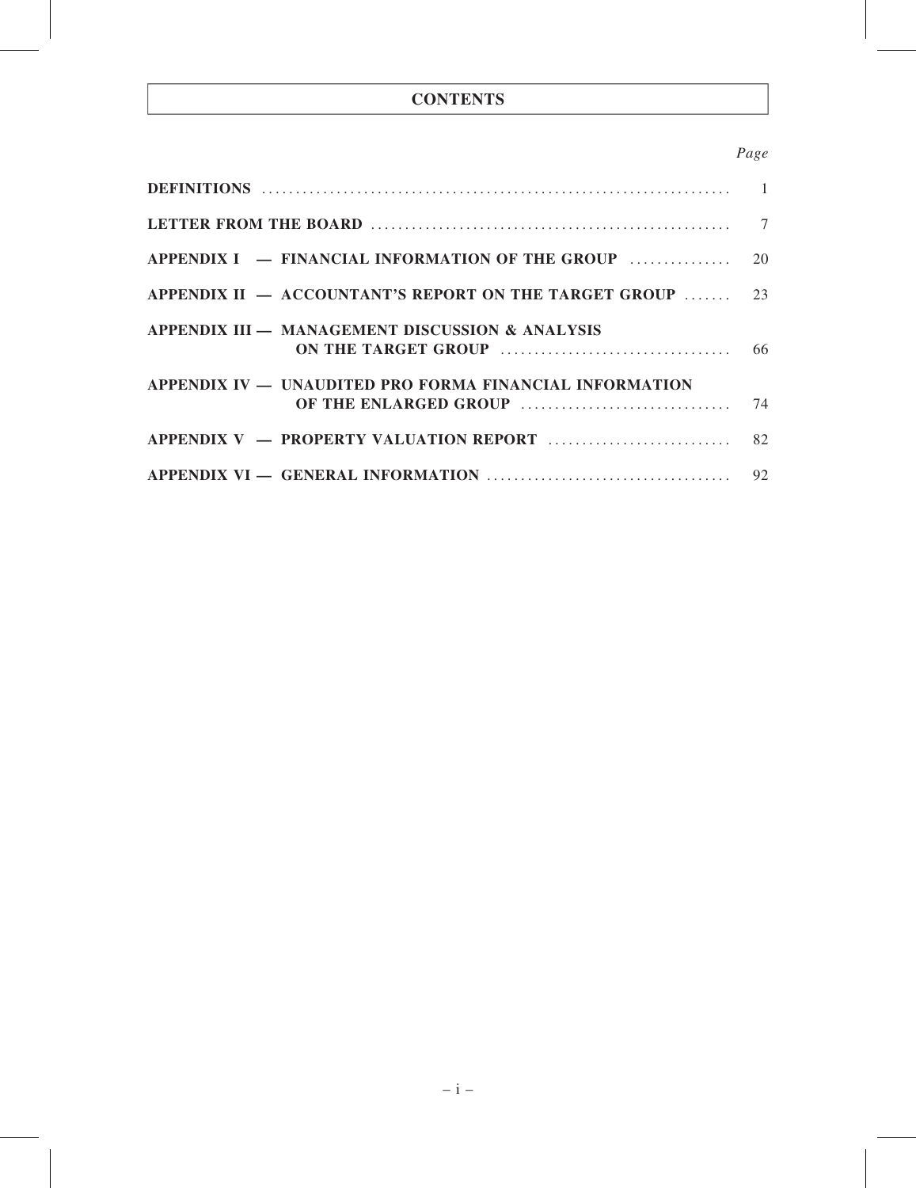# CONTENTS

| | *Page* |
|---|---|
| **DEFINITIONS** | 1 |
| **LETTER FROM THE BOARD** | 7 |
| **APPENDIX I — FINANCIAL INFORMATION OF THE GROUP** | 20 |
| **APPENDIX II — ACCOUNTANT'S REPORT ON THE TARGET GROUP** | 23 |
| **APPENDIX III — MANAGEMENT DISCUSSION & ANALYSIS ON THE TARGET GROUP** | 66 |
| **APPENDIX IV — UNAUDITED PRO FORMA FINANCIAL INFORMATION OF THE ENLARGED GROUP** | 74 |
| **APPENDIX V — PROPERTY VALUATION REPORT** | 82 |
| **APPENDIX VI — GENERAL INFORMATION** | 92 |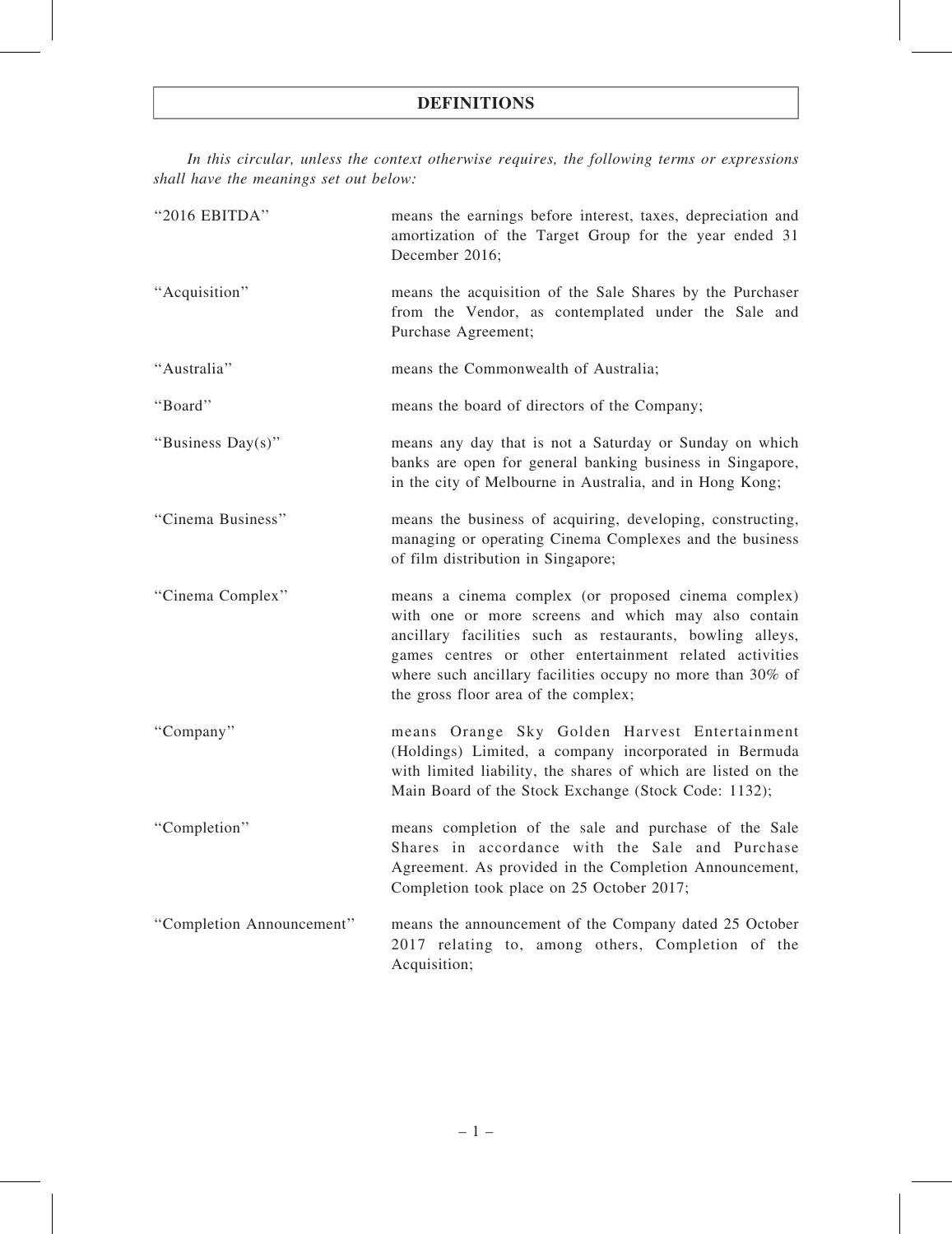# DEFINITIONS

*In this circular, unless the context otherwise requires, the following terms or expressions shall have the meanings set out below:*

| | |
|---|---|
| "2016 EBITDA" | means the earnings before interest, taxes, depreciation and amortization of the Target Group for the year ended 31 December 2016; |
| "Acquisition" | means the acquisition of the Sale Shares by the Purchaser from the Vendor, as contemplated under the Sale and Purchase Agreement; |
| "Australia" | means the Commonwealth of Australia; |
| "Board" | means the board of directors of the Company; |
| "Business Day(s)" | means any day that is not a Saturday or Sunday on which banks are open for general banking business in Singapore, in the city of Melbourne in Australia, and in Hong Kong; |
| "Cinema Business" | means the business of acquiring, developing, constructing, managing or operating Cinema Complexes and the business of film distribution in Singapore; |
| "Cinema Complex" | means a cinema complex (or proposed cinema complex) with one or more screens and which may also contain ancillary facilities such as restaurants, bowling alleys, games centres or other entertainment related activities where such ancillary facilities occupy no more than 30% of the gross floor area of the complex; |
| "Company" | means Orange Sky Golden Harvest Entertainment (Holdings) Limited, a company incorporated in Bermuda with limited liability, the shares of which are listed on the Main Board of the Stock Exchange (Stock Code: 1132); |
| "Completion" | means completion of the sale and purchase of the Sale Shares in accordance with the Sale and Purchase Agreement. As provided in the Completion Announcement, Completion took place on 25 October 2017; |
| "Completion Announcement" | means the announcement of the Company dated 25 October 2017 relating to, among others, Completion of the Acquisition; |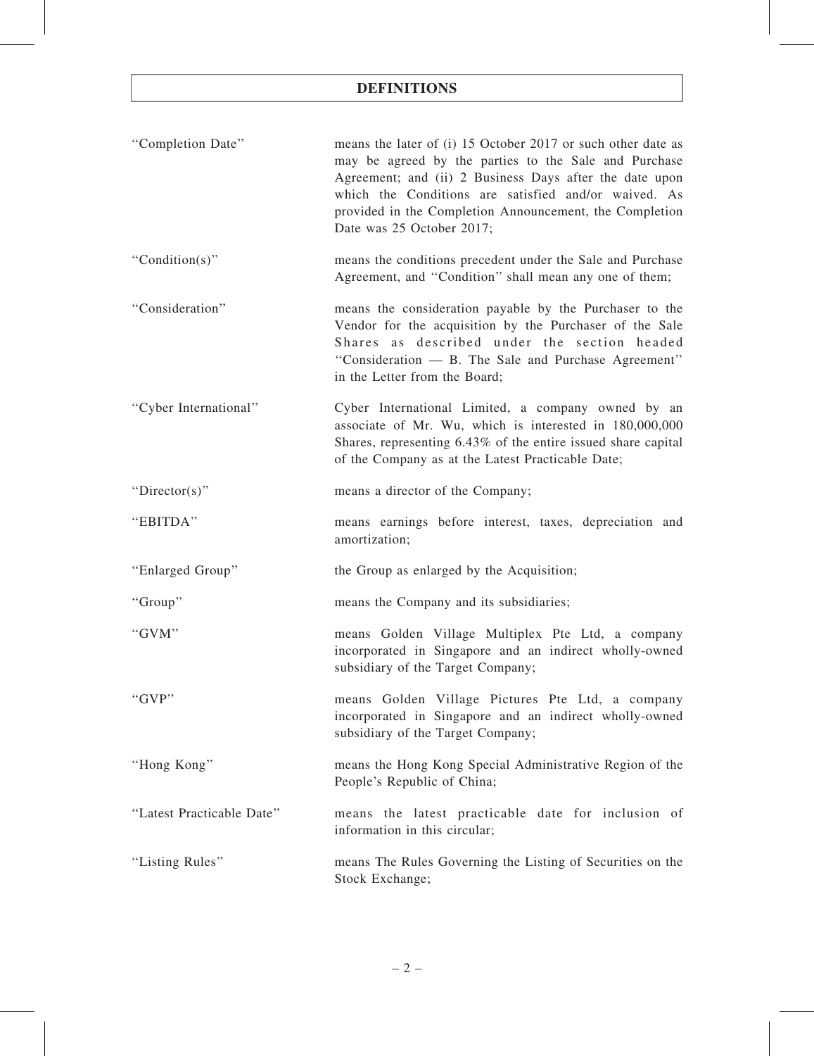# DEFINITIONS

| | |
|---|---|
| "Completion Date" | means the later of (i) 15 October 2017 or such other date as may be agreed by the parties to the Sale and Purchase Agreement; and (ii) 2 Business Days after the date upon which the Conditions are satisfied and/or waived. As provided in the Completion Announcement, the Completion Date was 25 October 2017; |
| "Condition(s)" | means the conditions precedent under the Sale and Purchase Agreement, and "Condition" shall mean any one of them; |
| "Consideration" | means the consideration payable by the Purchaser to the Vendor for the acquisition by the Purchaser of the Sale Shares as described under the section headed "Consideration — B. The Sale and Purchase Agreement" in the Letter from the Board; |
| "Cyber International" | Cyber International Limited, a company owned by an associate of Mr. Wu, which is interested in 180,000,000 Shares, representing 6.43% of the entire issued share capital of the Company as at the Latest Practicable Date; |
| "Director(s)" | means a director of the Company; |
| "EBITDA" | means earnings before interest, taxes, depreciation and amortization; |
| "Enlarged Group" | the Group as enlarged by the Acquisition; |
| "Group" | means the Company and its subsidiaries; |
| "GVM" | means Golden Village Multiplex Pte Ltd, a company incorporated in Singapore and an indirect wholly-owned subsidiary of the Target Company; |
| "GVP" | means Golden Village Pictures Pte Ltd, a company incorporated in Singapore and an indirect wholly-owned subsidiary of the Target Company; |
| "Hong Kong" | means the Hong Kong Special Administrative Region of the People's Republic of China; |
| "Latest Practicable Date" | means the latest practicable date for inclusion of information in this circular; |
| "Listing Rules" | means The Rules Governing the Listing of Securities on the Stock Exchange; |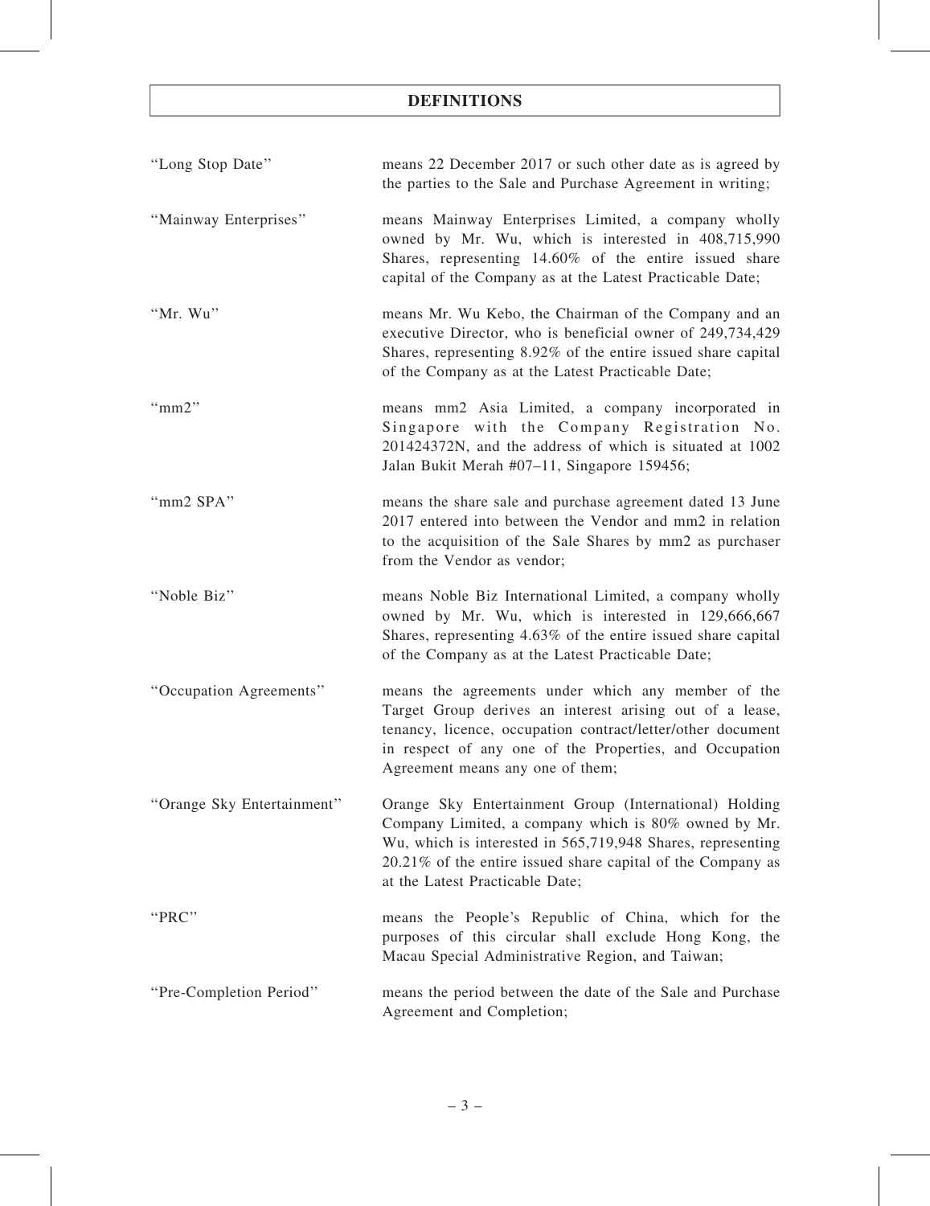# DEFINITIONS

| | |
|---|---|
| "Long Stop Date" | means 22 December 2017 or such other date as is agreed by the parties to the Sale and Purchase Agreement in writing; |
| "Mainway Enterprises" | means Mainway Enterprises Limited, a company wholly owned by Mr. Wu, which is interested in 408,715,990 Shares, representing 14.60% of the entire issued share capital of the Company as at the Latest Practicable Date; |
| "Mr. Wu" | means Mr. Wu Kebo, the Chairman of the Company and an executive Director, who is beneficial owner of 249,734,429 Shares, representing 8.92% of the entire issued share capital of the Company as at the Latest Practicable Date; |
| "mm2" | means mm2 Asia Limited, a company incorporated in Singapore with the Company Registration No. 201424372N, and the address of which is situated at 1002 Jalan Bukit Merah #07–11, Singapore 159456; |
| "mm2 SPA" | means the share sale and purchase agreement dated 13 June 2017 entered into between the Vendor and mm2 in relation to the acquisition of the Sale Shares by mm2 as purchaser from the Vendor as vendor; |
| "Noble Biz" | means Noble Biz International Limited, a company wholly owned by Mr. Wu, which is interested in 129,666,667 Shares, representing 4.63% of the entire issued share capital of the Company as at the Latest Practicable Date; |
| "Occupation Agreements" | means the agreements under which any member of the Target Group derives an interest arising out of a lease, tenancy, licence, occupation contract/letter/other document in respect of any one of the Properties, and Occupation Agreement means any one of them; |
| "Orange Sky Entertainment" | Orange Sky Entertainment Group (International) Holding Company Limited, a company which is 80% owned by Mr. Wu, which is interested in 565,719,948 Shares, representing 20.21% of the entire issued share capital of the Company as at the Latest Practicable Date; |
| "PRC" | means the People's Republic of China, which for the purposes of this circular shall exclude Hong Kong, the Macau Special Administrative Region, and Taiwan; |
| "Pre-Completion Period" | means the period between the date of the Sale and Purchase Agreement and Completion; |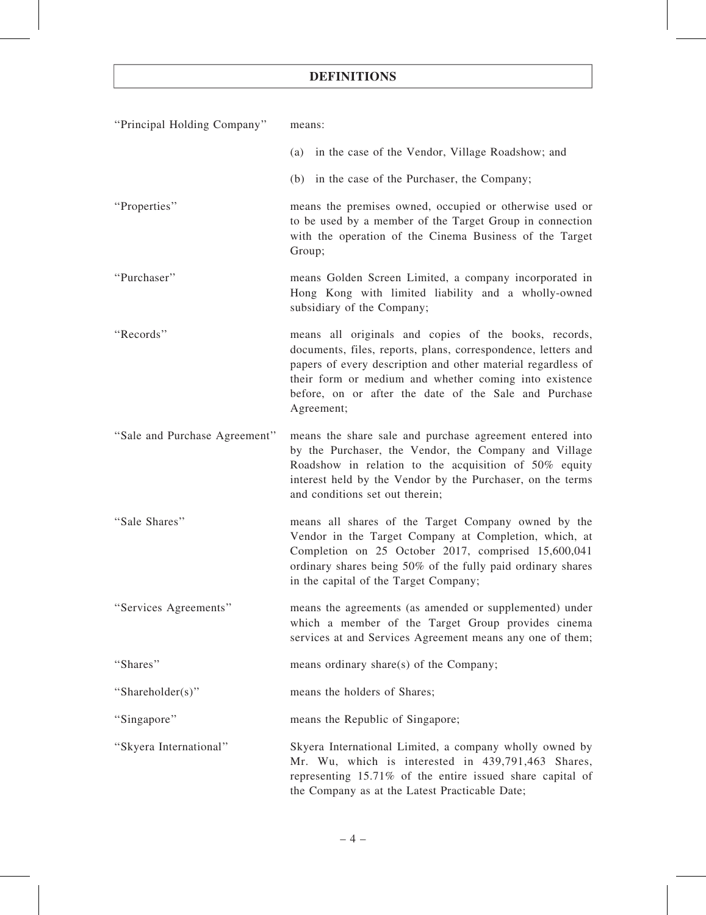## DEFINITIONS

| | |
|---|---|
| "Principal Holding Company" | means:<br>(a) in the case of the Vendor, Village Roadshow; and<br>(b) in the case of the Purchaser, the Company; |
| "Properties" | means the premises owned, occupied or otherwise used or to be used by a member of the Target Group in connection with the operation of the Cinema Business of the Target Group; |
| "Purchaser" | means Golden Screen Limited, a company incorporated in Hong Kong with limited liability and a wholly-owned subsidiary of the Company; |
| "Records" | means all originals and copies of the books, records, documents, files, reports, plans, correspondence, letters and papers of every description and other material regardless of their form or medium and whether coming into existence before, on or after the date of the Sale and Purchase Agreement; |
| "Sale and Purchase Agreement" | means the share sale and purchase agreement entered into by the Purchaser, the Vendor, the Company and Village Roadshow in relation to the acquisition of 50% equity interest held by the Vendor by the Purchaser, on the terms and conditions set out therein; |
| "Sale Shares" | means all shares of the Target Company owned by the Vendor in the Target Company at Completion, which, at Completion on 25 October 2017, comprised 15,600,041 ordinary shares being 50% of the fully paid ordinary shares in the capital of the Target Company; |
| "Services Agreements" | means the agreements (as amended or supplemented) under which a member of the Target Group provides cinema services at and Services Agreement means any one of them; |
| "Shares" | means ordinary share(s) of the Company; |
| "Shareholder(s)" | means the holders of Shares; |
| "Singapore" | means the Republic of Singapore; |
| "Skyera International" | Skyera International Limited, a company wholly owned by Mr. Wu, which is interested in 439,791,463 Shares, representing 15.71% of the entire issued share capital of the Company as at the Latest Practicable Date; |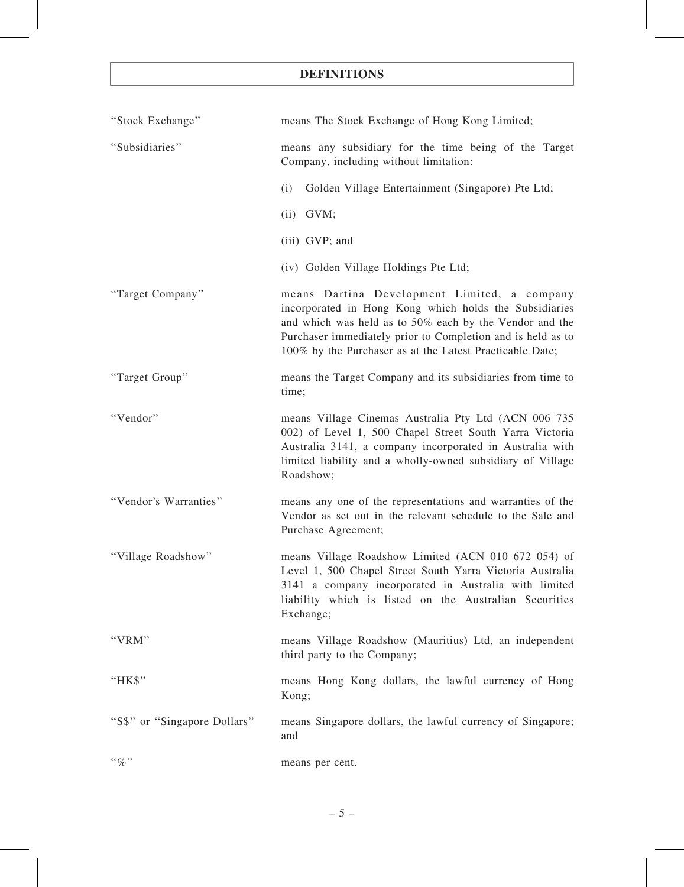# DEFINITIONS

| | |
|---|---|
| "Stock Exchange" | means The Stock Exchange of Hong Kong Limited; |
| "Subsidiaries" | means any subsidiary for the time being of the Target Company, including without limitation:<br>(i) Golden Village Entertainment (Singapore) Pte Ltd;<br>(ii) GVM;<br>(iii) GVP; and<br>(iv) Golden Village Holdings Pte Ltd; |
| "Target Company" | means Dartina Development Limited, a company incorporated in Hong Kong which holds the Subsidiaries and which was held as to 50% each by the Vendor and the Purchaser immediately prior to Completion and is held as to 100% by the Purchaser as at the Latest Practicable Date; |
| "Target Group" | means the Target Company and its subsidiaries from time to time; |
| "Vendor" | means Village Cinemas Australia Pty Ltd (ACN 006 735 002) of Level 1, 500 Chapel Street South Yarra Victoria Australia 3141, a company incorporated in Australia with limited liability and a wholly-owned subsidiary of Village Roadshow; |
| "Vendor's Warranties" | means any one of the representations and warranties of the Vendor as set out in the relevant schedule to the Sale and Purchase Agreement; |
| "Village Roadshow" | means Village Roadshow Limited (ACN 010 672 054) of Level 1, 500 Chapel Street South Yarra Victoria Australia 3141 a company incorporated in Australia with limited liability which is listed on the Australian Securities Exchange; |
| "VRM" | means Village Roadshow (Mauritius) Ltd, an independent third party to the Company; |
| "HK$" | means Hong Kong dollars, the lawful currency of Hong Kong; |
| "S$" or "Singapore Dollars" | means Singapore dollars, the lawful currency of Singapore; and |
| "%" | means per cent. |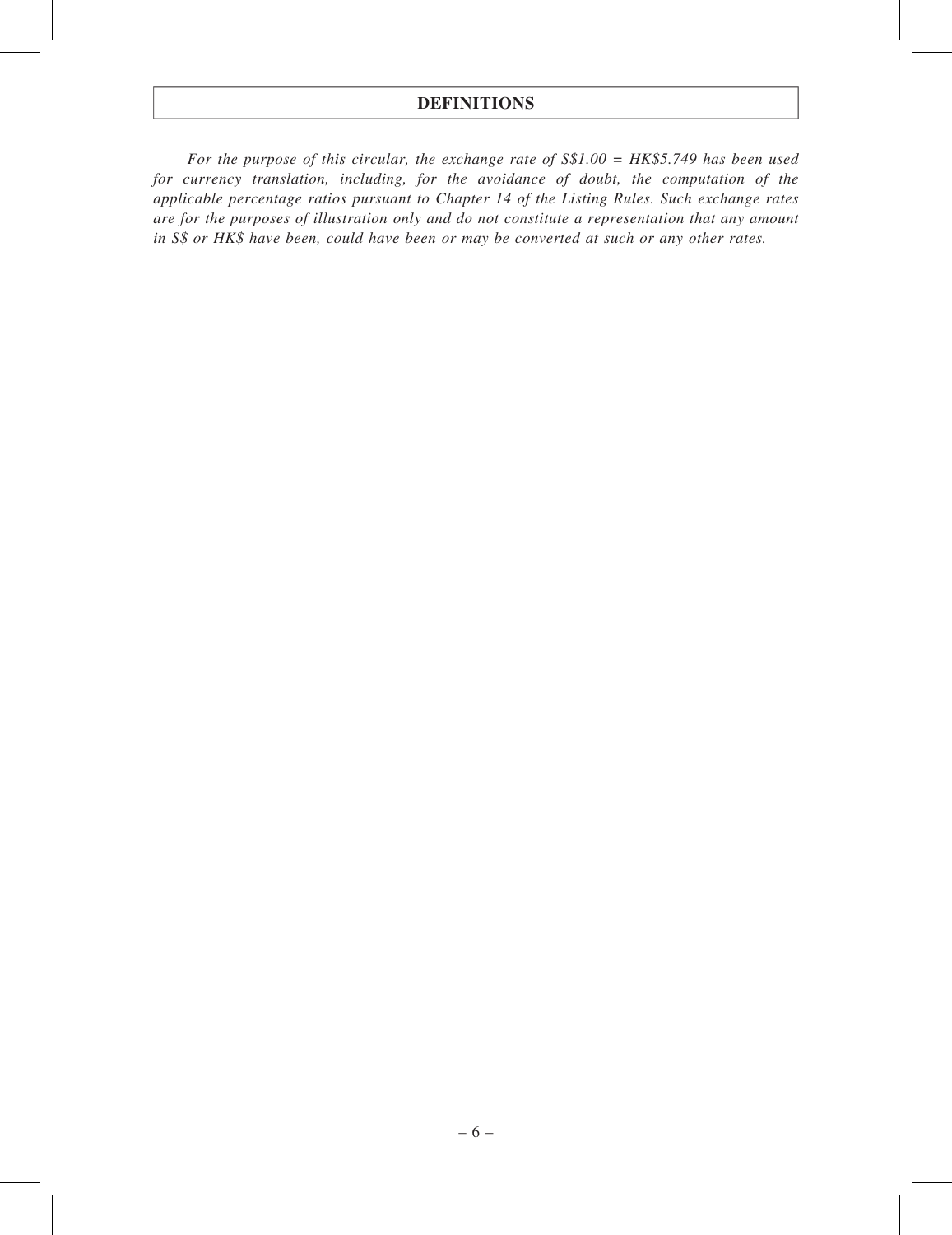# DEFINITIONS

*For the purpose of this circular, the exchange rate of S$1.00 = HK$5.749 has been used for currency translation, including, for the avoidance of doubt, the computation of the applicable percentage ratios pursuant to Chapter 14 of the Listing Rules. Such exchange rates are for the purposes of illustration only and do not constitute a representation that any amount in S$ or HK$ have been, could have been or may be converted at such or any other rates.*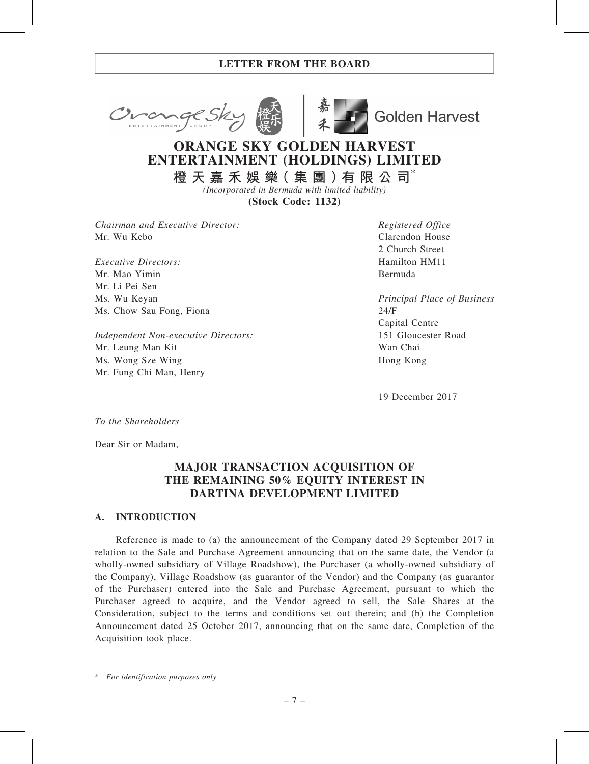# ORANGE SKY GOLDEN HARVEST ENTERTAINMENT (HOLDINGS) LIMITED

**橙天嘉禾娛樂（集團）有限公司***

*(Incorporated in Bermuda with limited liability)*

**(Stock Code: 1132)**

*Chairman and Executive Director:*
Mr. Wu Kebo

*Executive Directors:*
Mr. Mao Yimin
Mr. Li Pei Sen
Ms. Wu Keyan
Ms. Chow Sau Fong, Fiona

*Independent Non-executive Directors:*
Mr. Leung Man Kit
Ms. Wong Sze Wing
Mr. Fung Chi Man, Henry

*Registered Office*
Clarendon House
2 Church Street
Hamilton HM11
Bermuda

*Principal Place of Business*
24/F
Capital Centre
151 Gloucester Road
Wan Chai
Hong Kong

19 December 2017

*To the Shareholders*

Dear Sir or Madam,

## MAJOR TRANSACTION ACQUISITION OF THE REMAINING 50% EQUITY INTEREST IN DARTINA DEVELOPMENT LIMITED

### A. INTRODUCTION

Reference is made to (a) the announcement of the Company dated 29 September 2017 in relation to the Sale and Purchase Agreement announcing that on the same date, the Vendor (a wholly-owned subsidiary of Village Roadshow), the Purchaser (a wholly-owned subsidiary of the Company), Village Roadshow (as guarantor of the Vendor) and the Company (as guarantor of the Purchaser) entered into the Sale and Purchase Agreement, pursuant to which the Purchaser agreed to acquire, and the Vendor agreed to sell, the Sale Shares at the Consideration, subject to the terms and conditions set out therein; and (b) the Completion Announcement dated 25 October 2017, announcing that on the same date, Completion of the Acquisition took place.

\* *For identification purposes only*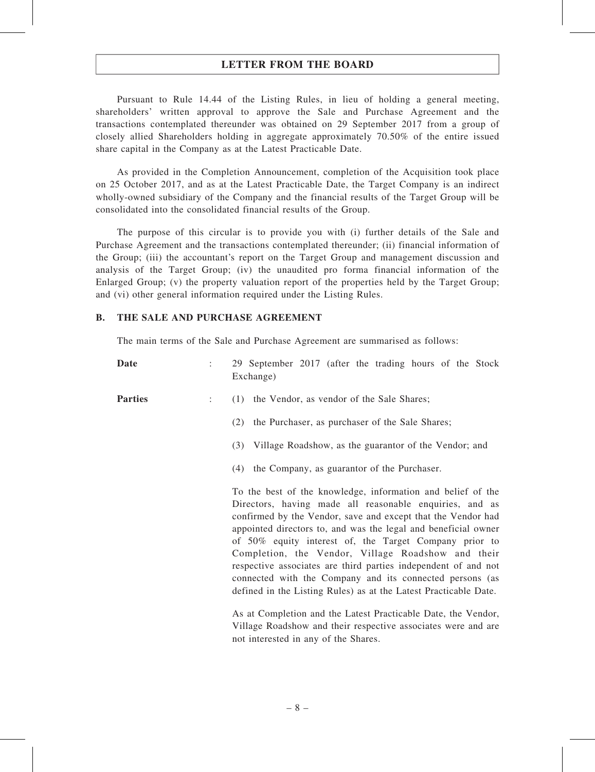Pursuant to Rule 14.44 of the Listing Rules, in lieu of holding a general meeting, shareholders' written approval to approve the Sale and Purchase Agreement and the transactions contemplated thereunder was obtained on 29 September 2017 from a group of closely allied Shareholders holding in aggregate approximately 70.50% of the entire issued share capital in the Company as at the Latest Practicable Date.

As provided in the Completion Announcement, completion of the Acquisition took place on 25 October 2017, and as at the Latest Practicable Date, the Target Company is an indirect wholly-owned subsidiary of the Company and the financial results of the Target Group will be consolidated into the consolidated financial results of the Group.

The purpose of this circular is to provide you with (i) further details of the Sale and Purchase Agreement and the transactions contemplated thereunder; (ii) financial information of the Group; (iii) the accountant's report on the Target Group and management discussion and analysis of the Target Group; (iv) the unaudited pro forma financial information of the Enlarged Group; (v) the property valuation report of the properties held by the Target Group; and (vi) other general information required under the Listing Rules.

## B. THE SALE AND PURCHASE AGREEMENT

The main terms of the Sale and Purchase Agreement are summarised as follows:

**Date** : 29 September 2017 (after the trading hours of the Stock Exchange)

**Parties** :

(1) the Vendor, as vendor of the Sale Shares;

(2) the Purchaser, as purchaser of the Sale Shares;

(3) Village Roadshow, as the guarantor of the Vendor; and

(4) the Company, as guarantor of the Purchaser.

To the best of the knowledge, information and belief of the Directors, having made all reasonable enquiries, and as confirmed by the Vendor, save and except that the Vendor had appointed directors to, and was the legal and beneficial owner of 50% equity interest of, the Target Company prior to Completion, the Vendor, Village Roadshow and their respective associates are third parties independent of and not connected with the Company and its connected persons (as defined in the Listing Rules) as at the Latest Practicable Date.

As at Completion and the Latest Practicable Date, the Vendor, Village Roadshow and their respective associates were and are not interested in any of the Shares.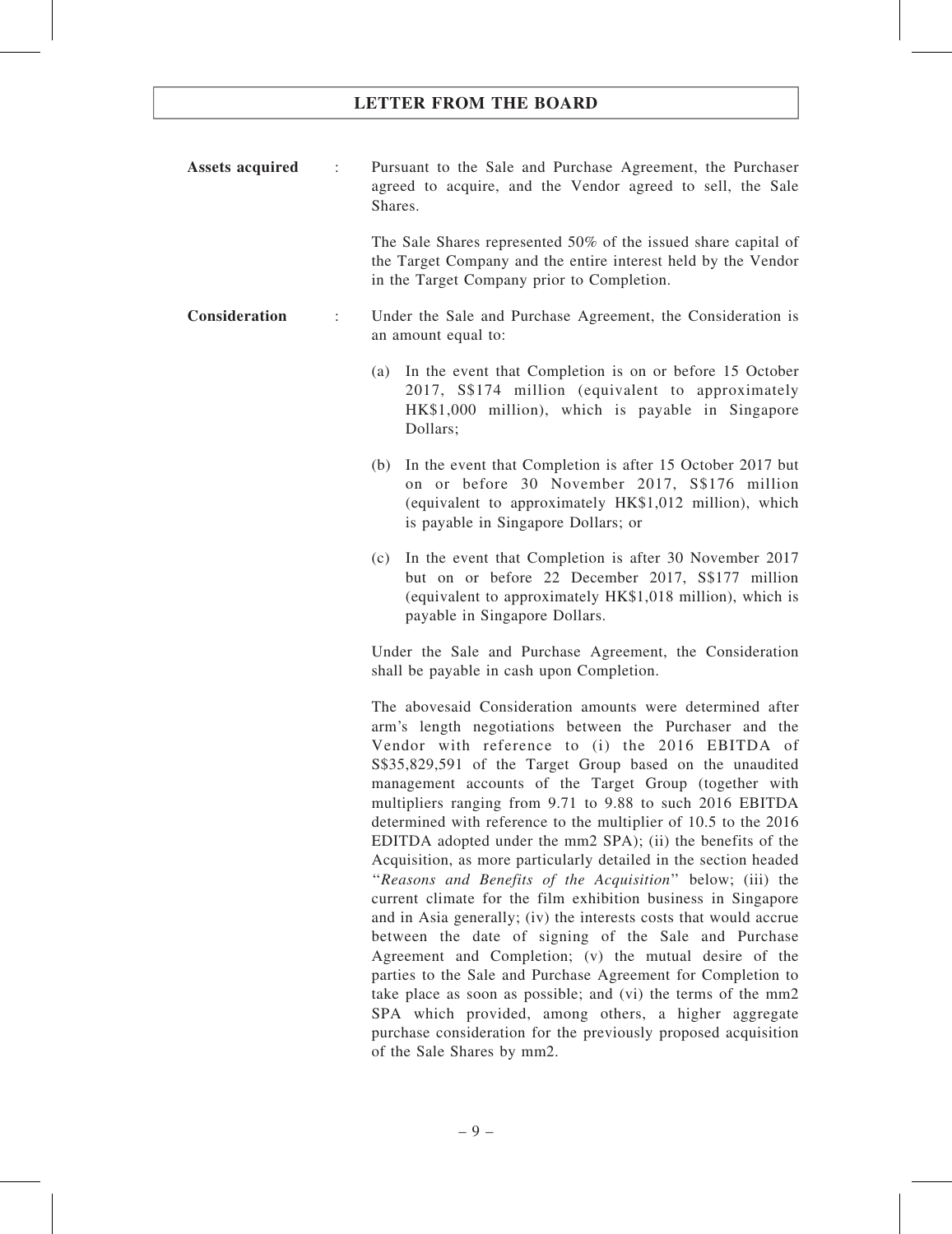**Assets acquired** : Pursuant to the Sale and Purchase Agreement, the Purchaser agreed to acquire, and the Vendor agreed to sell, the Sale Shares.

The Sale Shares represented 50% of the issued share capital of the Target Company and the entire interest held by the Vendor in the Target Company prior to Completion.

**Consideration** : Under the Sale and Purchase Agreement, the Consideration is an amount equal to:

(a) In the event that Completion is on or before 15 October 2017, S$174 million (equivalent to approximately HK$1,000 million), which is payable in Singapore Dollars;

(b) In the event that Completion is after 15 October 2017 but on or before 30 November 2017, S$176 million (equivalent to approximately HK$1,012 million), which is payable in Singapore Dollars; or

(c) In the event that Completion is after 30 November 2017 but on or before 22 December 2017, S$177 million (equivalent to approximately HK$1,018 million), which is payable in Singapore Dollars.

Under the Sale and Purchase Agreement, the Consideration shall be payable in cash upon Completion.

The abovesaid Consideration amounts were determined after arm's length negotiations between the Purchaser and the Vendor with reference to (i) the 2016 EBITDA of S$35,829,591 of the Target Group based on the unaudited management accounts of the Target Group (together with multipliers ranging from 9.71 to 9.88 to such 2016 EBITDA determined with reference to the multiplier of 10.5 to the 2016 EDITDA adopted under the mm2 SPA); (ii) the benefits of the Acquisition, as more particularly detailed in the section headed "*Reasons and Benefits of the Acquisition*" below; (iii) the current climate for the film exhibition business in Singapore and in Asia generally; (iv) the interests costs that would accrue between the date of signing of the Sale and Purchase Agreement and Completion; (v) the mutual desire of the parties to the Sale and Purchase Agreement for Completion to take place as soon as possible; and (vi) the terms of the mm2 SPA which provided, among others, a higher aggregate purchase consideration for the previously proposed acquisition of the Sale Shares by mm2.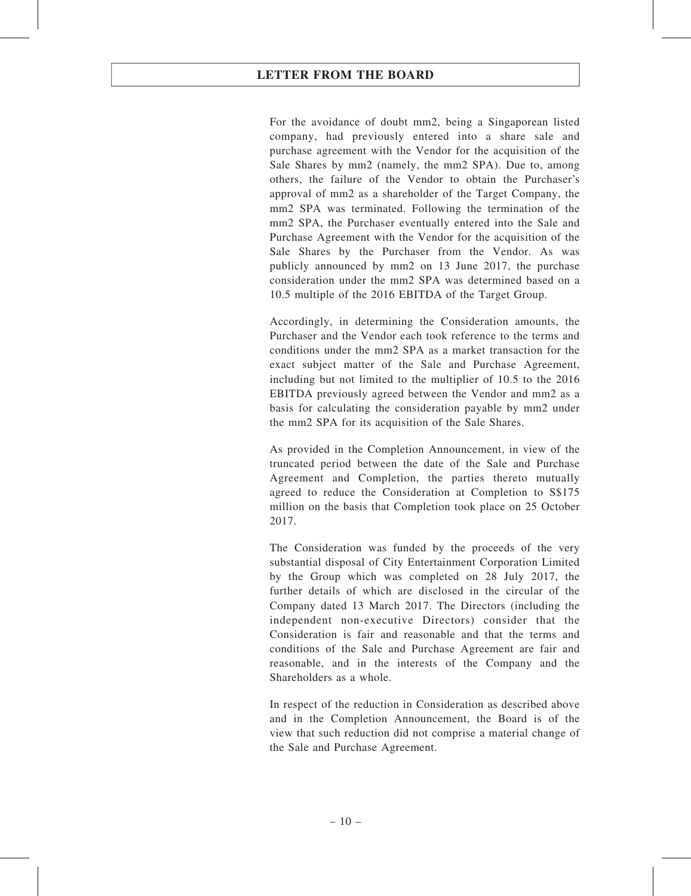For the avoidance of doubt mm2, being a Singaporean listed company, had previously entered into a share sale and purchase agreement with the Vendor for the acquisition of the Sale Shares by mm2 (namely, the mm2 SPA). Due to, among others, the failure of the Vendor to obtain the Purchaser's approval of mm2 as a shareholder of the Target Company, the mm2 SPA was terminated. Following the termination of the mm2 SPA, the Purchaser eventually entered into the Sale and Purchase Agreement with the Vendor for the acquisition of the Sale Shares by the Purchaser from the Vendor. As was publicly announced by mm2 on 13 June 2017, the purchase consideration under the mm2 SPA was determined based on a 10.5 multiple of the 2016 EBITDA of the Target Group.

Accordingly, in determining the Consideration amounts, the Purchaser and the Vendor each took reference to the terms and conditions under the mm2 SPA as a market transaction for the exact subject matter of the Sale and Purchase Agreement, including but not limited to the multiplier of 10.5 to the 2016 EBITDA previously agreed between the Vendor and mm2 as a basis for calculating the consideration payable by mm2 under the mm2 SPA for its acquisition of the Sale Shares.

As provided in the Completion Announcement, in view of the truncated period between the date of the Sale and Purchase Agreement and Completion, the parties thereto mutually agreed to reduce the Consideration at Completion to S$175 million on the basis that Completion took place on 25 October 2017.

The Consideration was funded by the proceeds of the very substantial disposal of City Entertainment Corporation Limited by the Group which was completed on 28 July 2017, the further details of which are disclosed in the circular of the Company dated 13 March 2017. The Directors (including the independent non-executive Directors) consider that the Consideration is fair and reasonable and that the terms and conditions of the Sale and Purchase Agreement are fair and reasonable, and in the interests of the Company and the Shareholders as a whole.

In respect of the reduction in Consideration as described above and in the Completion Announcement, the Board is of the view that such reduction did not comprise a material change of the Sale and Purchase Agreement.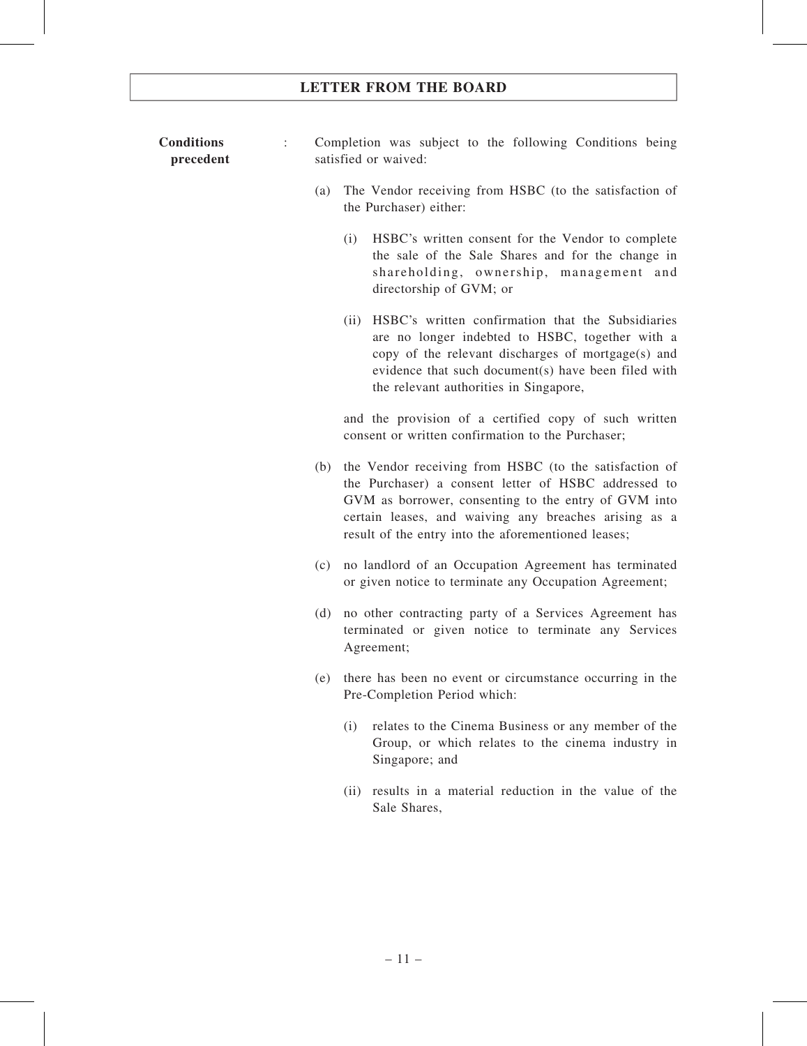**Conditions precedent** : Completion was subject to the following Conditions being satisfied or waived:

(a) The Vendor receiving from HSBC (to the satisfaction of the Purchaser) either:

(i) HSBC's written consent for the Vendor to complete the sale of the Sale Shares and for the change in shareholding, ownership, management and directorship of GVM; or

(ii) HSBC's written confirmation that the Subsidiaries are no longer indebted to HSBC, together with a copy of the relevant discharges of mortgage(s) and evidence that such document(s) have been filed with the relevant authorities in Singapore,

and the provision of a certified copy of such written consent or written confirmation to the Purchaser;

(b) the Vendor receiving from HSBC (to the satisfaction of the Purchaser) a consent letter of HSBC addressed to GVM as borrower, consenting to the entry of GVM into certain leases, and waiving any breaches arising as a result of the entry into the aforementioned leases;

(c) no landlord of an Occupation Agreement has terminated or given notice to terminate any Occupation Agreement;

(d) no other contracting party of a Services Agreement has terminated or given notice to terminate any Services Agreement;

(e) there has been no event or circumstance occurring in the Pre-Completion Period which:

(i) relates to the Cinema Business or any member of the Group, or which relates to the cinema industry in Singapore; and

(ii) results in a material reduction in the value of the Sale Shares,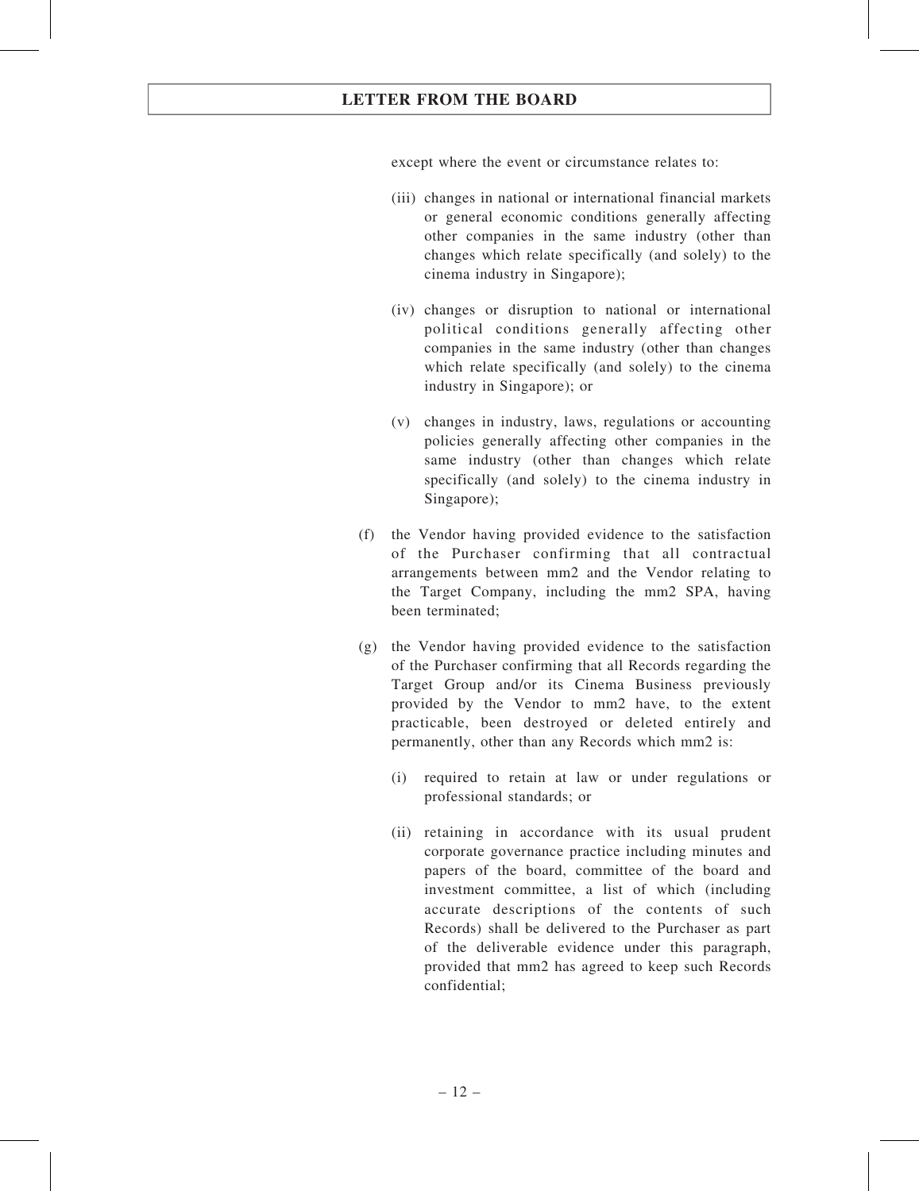except where the event or circumstance relates to:

(iii) changes in national or international financial markets or general economic conditions generally affecting other companies in the same industry (other than changes which relate specifically (and solely) to the cinema industry in Singapore);

(iv) changes or disruption to national or international political conditions generally affecting other companies in the same industry (other than changes which relate specifically (and solely) to the cinema industry in Singapore); or

(v) changes in industry, laws, regulations or accounting policies generally affecting other companies in the same industry (other than changes which relate specifically (and solely) to the cinema industry in Singapore);

(f) the Vendor having provided evidence to the satisfaction of the Purchaser confirming that all contractual arrangements between mm2 and the Vendor relating to the Target Company, including the mm2 SPA, having been terminated;

(g) the Vendor having provided evidence to the satisfaction of the Purchaser confirming that all Records regarding the Target Group and/or its Cinema Business previously provided by the Vendor to mm2 have, to the extent practicable, been destroyed or deleted entirely and permanently, other than any Records which mm2 is:

(i) required to retain at law or under regulations or professional standards; or

(ii) retaining in accordance with its usual prudent corporate governance practice including minutes and papers of the board, committee of the board and investment committee, a list of which (including accurate descriptions of the contents of such Records) shall be delivered to the Purchaser as part of the deliverable evidence under this paragraph, provided that mm2 has agreed to keep such Records confidential;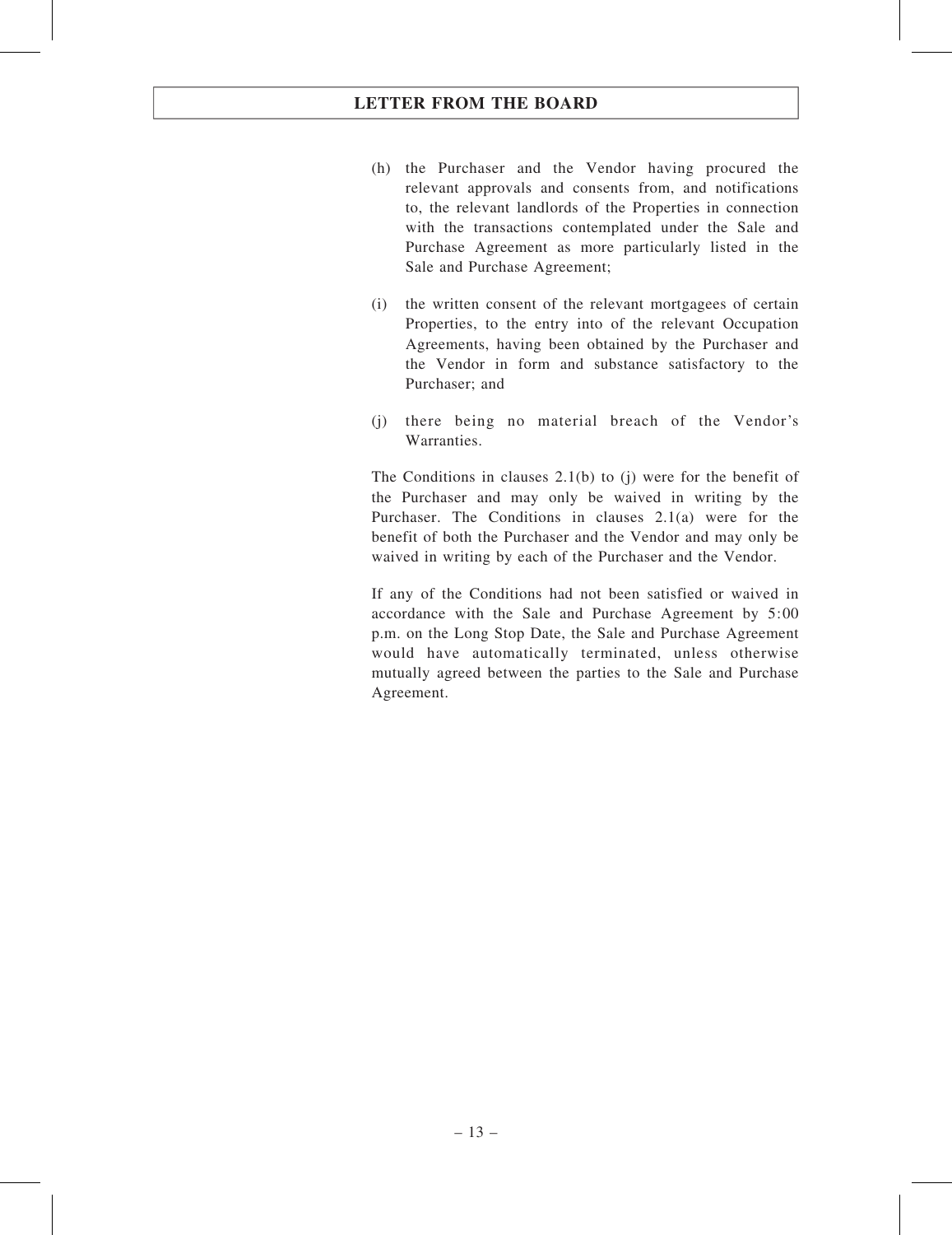(h) the Purchaser and the Vendor having procured the relevant approvals and consents from, and notifications to, the relevant landlords of the Properties in connection with the transactions contemplated under the Sale and Purchase Agreement as more particularly listed in the Sale and Purchase Agreement;

(i) the written consent of the relevant mortgagees of certain Properties, to the entry into of the relevant Occupation Agreements, having been obtained by the Purchaser and the Vendor in form and substance satisfactory to the Purchaser; and

(j) there being no material breach of the Vendor's Warranties.

The Conditions in clauses 2.1(b) to (j) were for the benefit of the Purchaser and may only be waived in writing by the Purchaser. The Conditions in clauses 2.1(a) were for the benefit of both the Purchaser and the Vendor and may only be waived in writing by each of the Purchaser and the Vendor.

If any of the Conditions had not been satisfied or waived in accordance with the Sale and Purchase Agreement by 5:00 p.m. on the Long Stop Date, the Sale and Purchase Agreement would have automatically terminated, unless otherwise mutually agreed between the parties to the Sale and Purchase Agreement.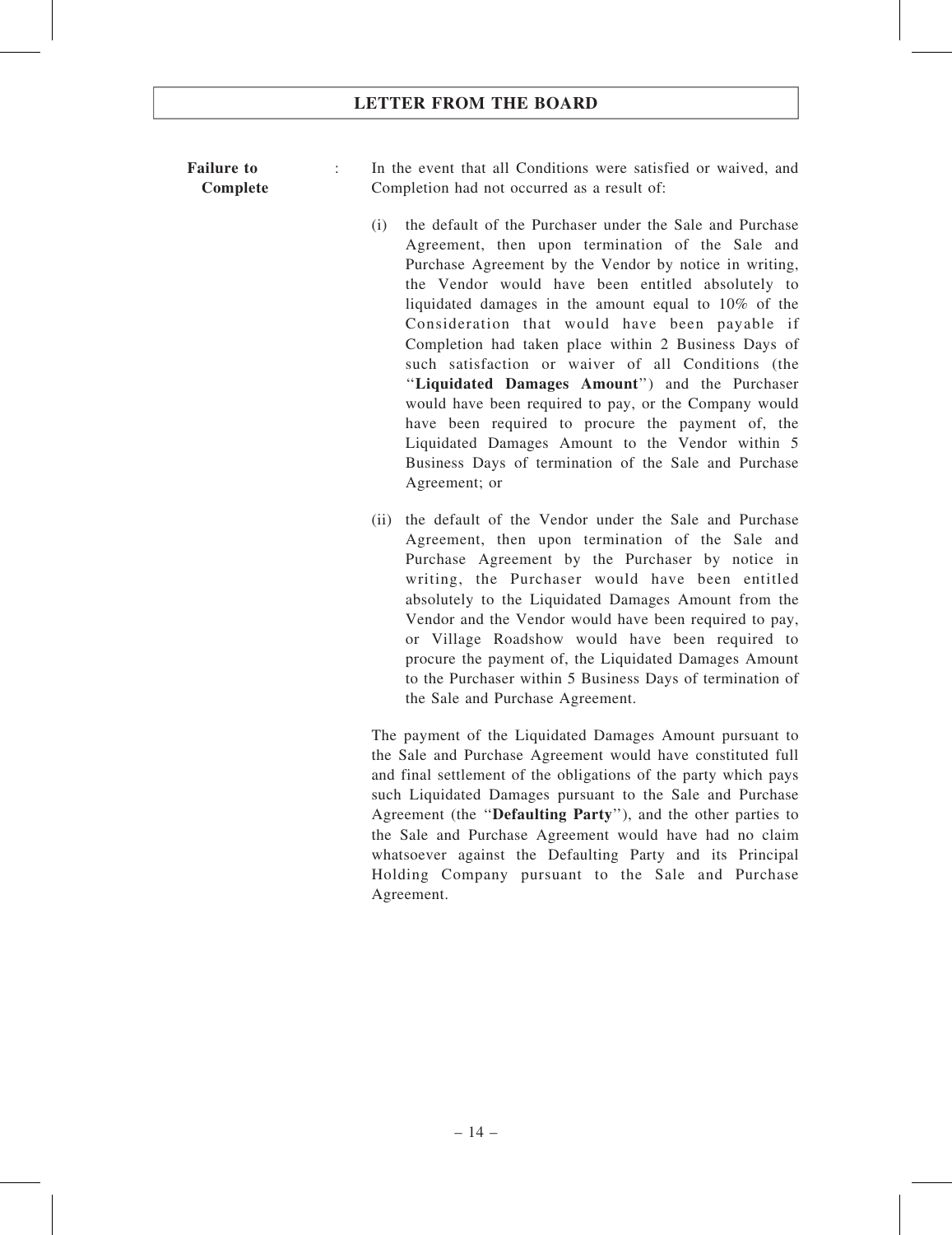**Failure to Complete** : In the event that all Conditions were satisfied or waived, and Completion had not occurred as a result of:

(i) the default of the Purchaser under the Sale and Purchase Agreement, then upon termination of the Sale and Purchase Agreement by the Vendor by notice in writing, the Vendor would have been entitled absolutely to liquidated damages in the amount equal to 10% of the Consideration that would have been payable if Completion had taken place within 2 Business Days of such satisfaction or waiver of all Conditions (the "**Liquidated Damages Amount**") and the Purchaser would have been required to pay, or the Company would have been required to procure the payment of, the Liquidated Damages Amount to the Vendor within 5 Business Days of termination of the Sale and Purchase Agreement; or

(ii) the default of the Vendor under the Sale and Purchase Agreement, then upon termination of the Sale and Purchase Agreement by the Purchaser by notice in writing, the Purchaser would have been entitled absolutely to the Liquidated Damages Amount from the Vendor and the Vendor would have been required to pay, or Village Roadshow would have been required to procure the payment of, the Liquidated Damages Amount to the Purchaser within 5 Business Days of termination of the Sale and Purchase Agreement.

The payment of the Liquidated Damages Amount pursuant to the Sale and Purchase Agreement would have constituted full and final settlement of the obligations of the party which pays such Liquidated Damages pursuant to the Sale and Purchase Agreement (the "**Defaulting Party**"), and the other parties to the Sale and Purchase Agreement would have had no claim whatsoever against the Defaulting Party and its Principal Holding Company pursuant to the Sale and Purchase Agreement.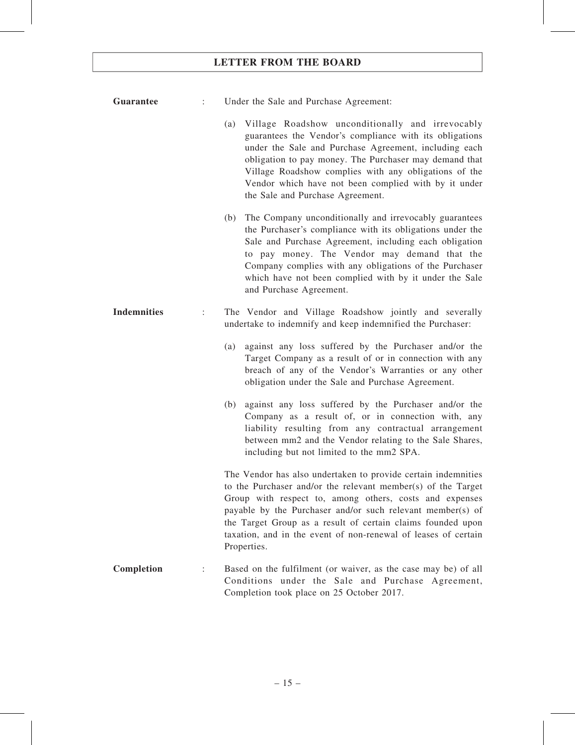**Guarantee** : Under the Sale and Purchase Agreement:

(a) Village Roadshow unconditionally and irrevocably guarantees the Vendor's compliance with its obligations under the Sale and Purchase Agreement, including each obligation to pay money. The Purchaser may demand that Village Roadshow complies with any obligations of the Vendor which have not been complied with by it under the Sale and Purchase Agreement.

(b) The Company unconditionally and irrevocably guarantees the Purchaser's compliance with its obligations under the Sale and Purchase Agreement, including each obligation to pay money. The Vendor may demand that the Company complies with any obligations of the Purchaser which have not been complied with by it under the Sale and Purchase Agreement.

**Indemnities** : The Vendor and Village Roadshow jointly and severally undertake to indemnify and keep indemnified the Purchaser:

(a) against any loss suffered by the Purchaser and/or the Target Company as a result of or in connection with any breach of any of the Vendor's Warranties or any other obligation under the Sale and Purchase Agreement.

(b) against any loss suffered by the Purchaser and/or the Company as a result of, or in connection with, any liability resulting from any contractual arrangement between mm2 and the Vendor relating to the Sale Shares, including but not limited to the mm2 SPA.

The Vendor has also undertaken to provide certain indemnities to the Purchaser and/or the relevant member(s) of the Target Group with respect to, among others, costs and expenses payable by the Purchaser and/or such relevant member(s) of the Target Group as a result of certain claims founded upon taxation, and in the event of non-renewal of leases of certain Properties.

**Completion** : Based on the fulfilment (or waiver, as the case may be) of all Conditions under the Sale and Purchase Agreement, Completion took place on 25 October 2017.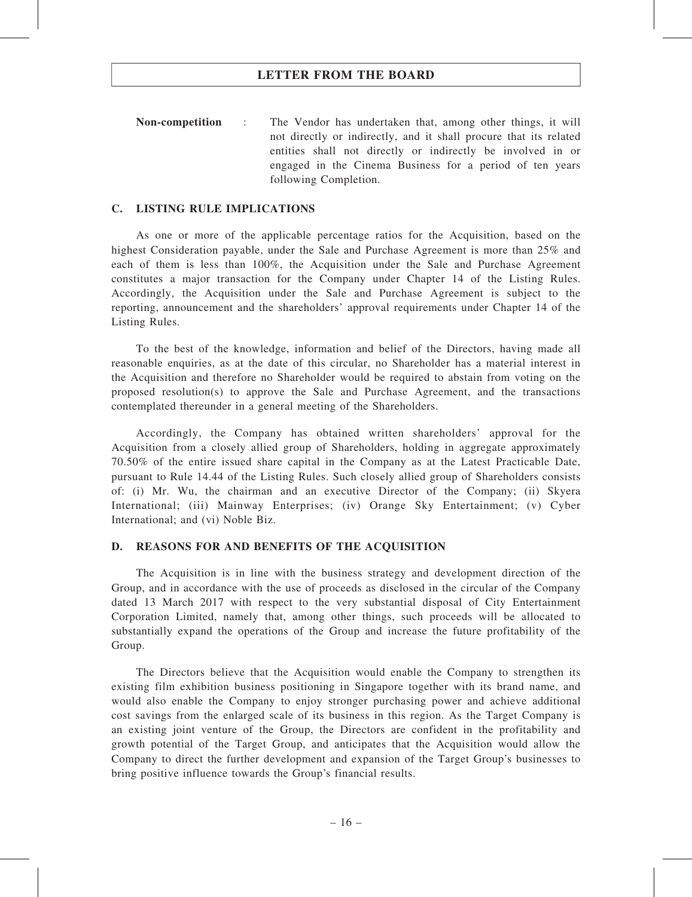**Non-competition** : The Vendor has undertaken that, among other things, it will not directly or indirectly, and it shall procure that its related entities shall not directly or indirectly be involved in or engaged in the Cinema Business for a period of ten years following Completion.

## C. LISTING RULE IMPLICATIONS

As one or more of the applicable percentage ratios for the Acquisition, based on the highest Consideration payable, under the Sale and Purchase Agreement is more than 25% and each of them is less than 100%, the Acquisition under the Sale and Purchase Agreement constitutes a major transaction for the Company under Chapter 14 of the Listing Rules. Accordingly, the Acquisition under the Sale and Purchase Agreement is subject to the reporting, announcement and the shareholders' approval requirements under Chapter 14 of the Listing Rules.

To the best of the knowledge, information and belief of the Directors, having made all reasonable enquiries, as at the date of this circular, no Shareholder has a material interest in the Acquisition and therefore no Shareholder would be required to abstain from voting on the proposed resolution(s) to approve the Sale and Purchase Agreement, and the transactions contemplated thereunder in a general meeting of the Shareholders.

Accordingly, the Company has obtained written shareholders' approval for the Acquisition from a closely allied group of Shareholders, holding in aggregate approximately 70.50% of the entire issued share capital in the Company as at the Latest Practicable Date, pursuant to Rule 14.44 of the Listing Rules. Such closely allied group of Shareholders consists of: (i) Mr. Wu, the chairman and an executive Director of the Company; (ii) Skyera International; (iii) Mainway Enterprises; (iv) Orange Sky Entertainment; (v) Cyber International; and (vi) Noble Biz.

## D. REASONS FOR AND BENEFITS OF THE ACQUISITION

The Acquisition is in line with the business strategy and development direction of the Group, and in accordance with the use of proceeds as disclosed in the circular of the Company dated 13 March 2017 with respect to the very substantial disposal of City Entertainment Corporation Limited, namely that, among other things, such proceeds will be allocated to substantially expand the operations of the Group and increase the future profitability of the Group.

The Directors believe that the Acquisition would enable the Company to strengthen its existing film exhibition business positioning in Singapore together with its brand name, and would also enable the Company to enjoy stronger purchasing power and achieve additional cost savings from the enlarged scale of its business in this region. As the Target Company is an existing joint venture of the Group, the Directors are confident in the profitability and growth potential of the Target Group, and anticipates that the Acquisition would allow the Company to direct the further development and expansion of the Target Group's businesses to bring positive influence towards the Group's financial results.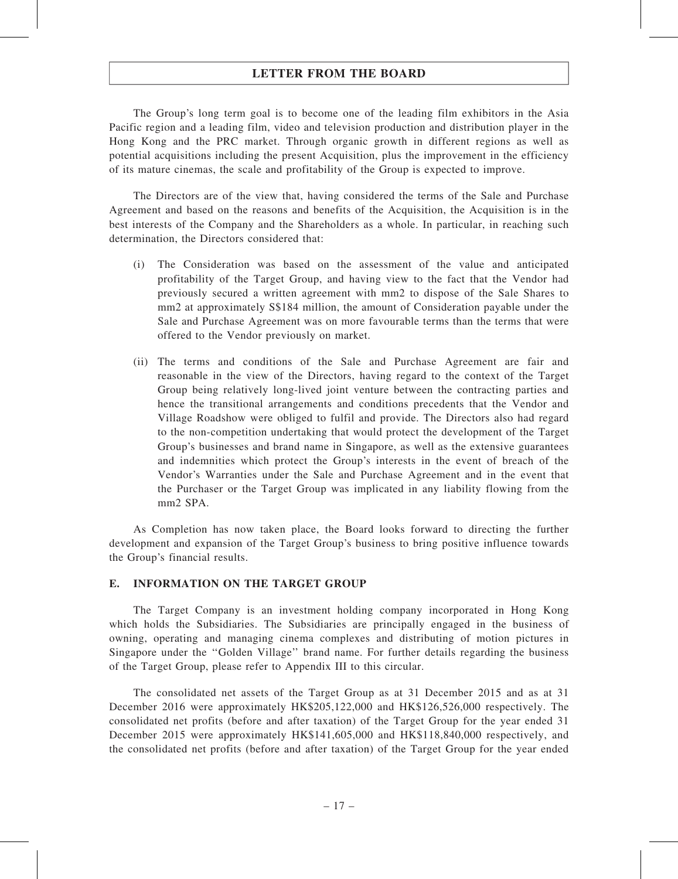The Group's long term goal is to become one of the leading film exhibitors in the Asia Pacific region and a leading film, video and television production and distribution player in the Hong Kong and the PRC market. Through organic growth in different regions as well as potential acquisitions including the present Acquisition, plus the improvement in the efficiency of its mature cinemas, the scale and profitability of the Group is expected to improve.

The Directors are of the view that, having considered the terms of the Sale and Purchase Agreement and based on the reasons and benefits of the Acquisition, the Acquisition is in the best interests of the Company and the Shareholders as a whole. In particular, in reaching such determination, the Directors considered that:

(i) The Consideration was based on the assessment of the value and anticipated profitability of the Target Group, and having view to the fact that the Vendor had previously secured a written agreement with mm2 to dispose of the Sale Shares to mm2 at approximately S$184 million, the amount of Consideration payable under the Sale and Purchase Agreement was on more favourable terms than the terms that were offered to the Vendor previously on market.

(ii) The terms and conditions of the Sale and Purchase Agreement are fair and reasonable in the view of the Directors, having regard to the context of the Target Group being relatively long-lived joint venture between the contracting parties and hence the transitional arrangements and conditions precedents that the Vendor and Village Roadshow were obliged to fulfil and provide. The Directors also had regard to the non-competition undertaking that would protect the development of the Target Group's businesses and brand name in Singapore, as well as the extensive guarantees and indemnities which protect the Group's interests in the event of breach of the Vendor's Warranties under the Sale and Purchase Agreement and in the event that the Purchaser or the Target Group was implicated in any liability flowing from the mm2 SPA.

As Completion has now taken place, the Board looks forward to directing the further development and expansion of the Target Group's business to bring positive influence towards the Group's financial results.

## E. INFORMATION ON THE TARGET GROUP

The Target Company is an investment holding company incorporated in Hong Kong which holds the Subsidiaries. The Subsidiaries are principally engaged in the business of owning, operating and managing cinema complexes and distributing of motion pictures in Singapore under the "Golden Village" brand name. For further details regarding the business of the Target Group, please refer to Appendix III to this circular.

The consolidated net assets of the Target Group as at 31 December 2015 and as at 31 December 2016 were approximately HK$205,122,000 and HK$126,526,000 respectively. The consolidated net profits (before and after taxation) of the Target Group for the year ended 31 December 2015 were approximately HK$141,605,000 and HK$118,840,000 respectively, and the consolidated net profits (before and after taxation) of the Target Group for the year ended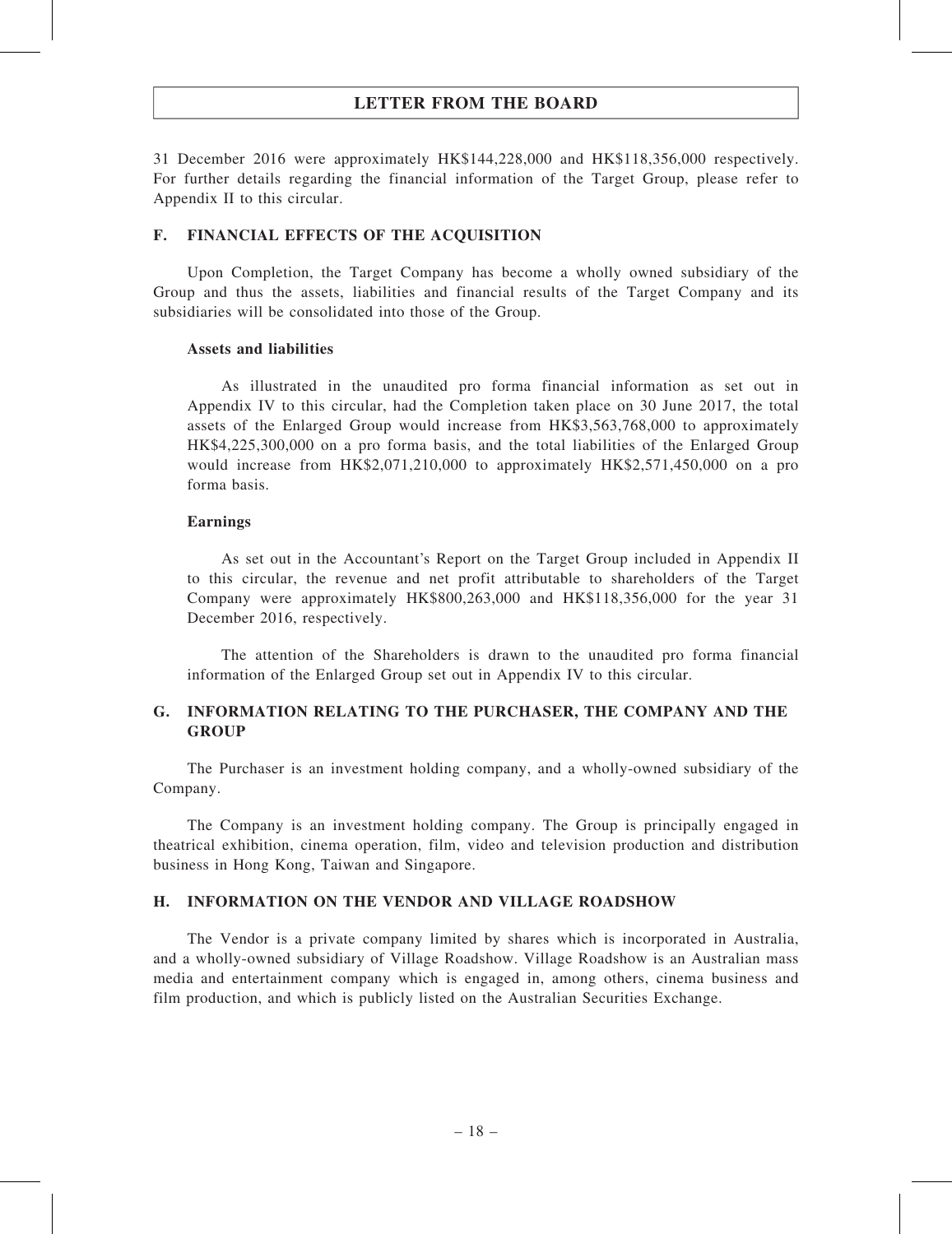31 December 2016 were approximately HK$144,228,000 and HK$118,356,000 respectively. For further details regarding the financial information of the Target Group, please refer to Appendix II to this circular.

## F. FINANCIAL EFFECTS OF THE ACQUISITION

Upon Completion, the Target Company has become a wholly owned subsidiary of the Group and thus the assets, liabilities and financial results of the Target Company and its subsidiaries will be consolidated into those of the Group.

### Assets and liabilities

As illustrated in the unaudited pro forma financial information as set out in Appendix IV to this circular, had the Completion taken place on 30 June 2017, the total assets of the Enlarged Group would increase from HK$3,563,768,000 to approximately HK$4,225,300,000 on a pro forma basis, and the total liabilities of the Enlarged Group would increase from HK$2,071,210,000 to approximately HK$2,571,450,000 on a pro forma basis.

### Earnings

As set out in the Accountant's Report on the Target Group included in Appendix II to this circular, the revenue and net profit attributable to shareholders of the Target Company were approximately HK$800,263,000 and HK$118,356,000 for the year 31 December 2016, respectively.

The attention of the Shareholders is drawn to the unaudited pro forma financial information of the Enlarged Group set out in Appendix IV to this circular.

## G. INFORMATION RELATING TO THE PURCHASER, THE COMPANY AND THE GROUP

The Purchaser is an investment holding company, and a wholly-owned subsidiary of the Company.

The Company is an investment holding company. The Group is principally engaged in theatrical exhibition, cinema operation, film, video and television production and distribution business in Hong Kong, Taiwan and Singapore.

## H. INFORMATION ON THE VENDOR AND VILLAGE ROADSHOW

The Vendor is a private company limited by shares which is incorporated in Australia, and a wholly-owned subsidiary of Village Roadshow. Village Roadshow is an Australian mass media and entertainment company which is engaged in, among others, cinema business and film production, and which is publicly listed on the Australian Securities Exchange.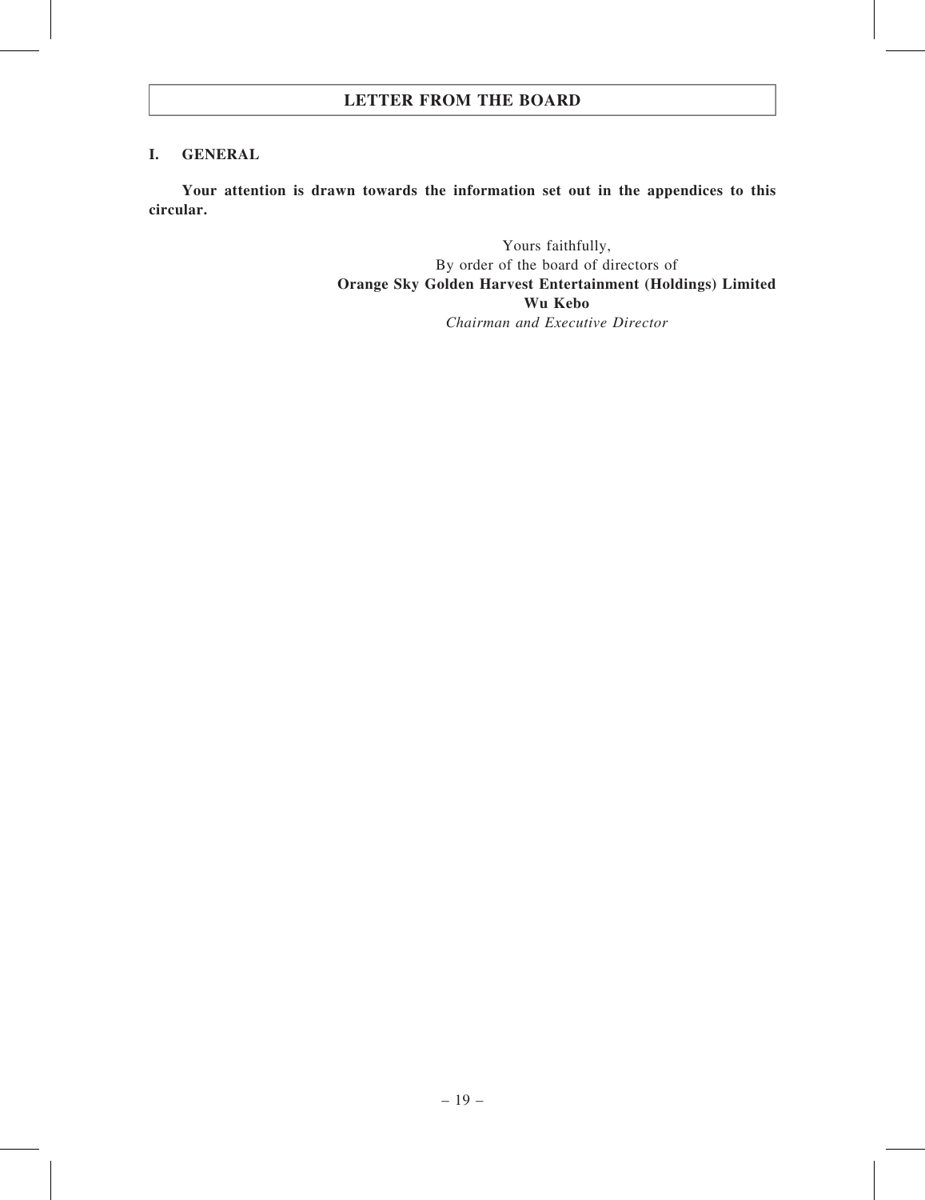## LETTER FROM THE BOARD

### I. GENERAL

**Your attention is drawn towards the information set out in the appendices to this circular.**

Yours faithfully,
By order of the board of directors of
**Orange Sky Golden Harvest Entertainment (Holdings) Limited**
**Wu Kebo**
*Chairman and Executive Director*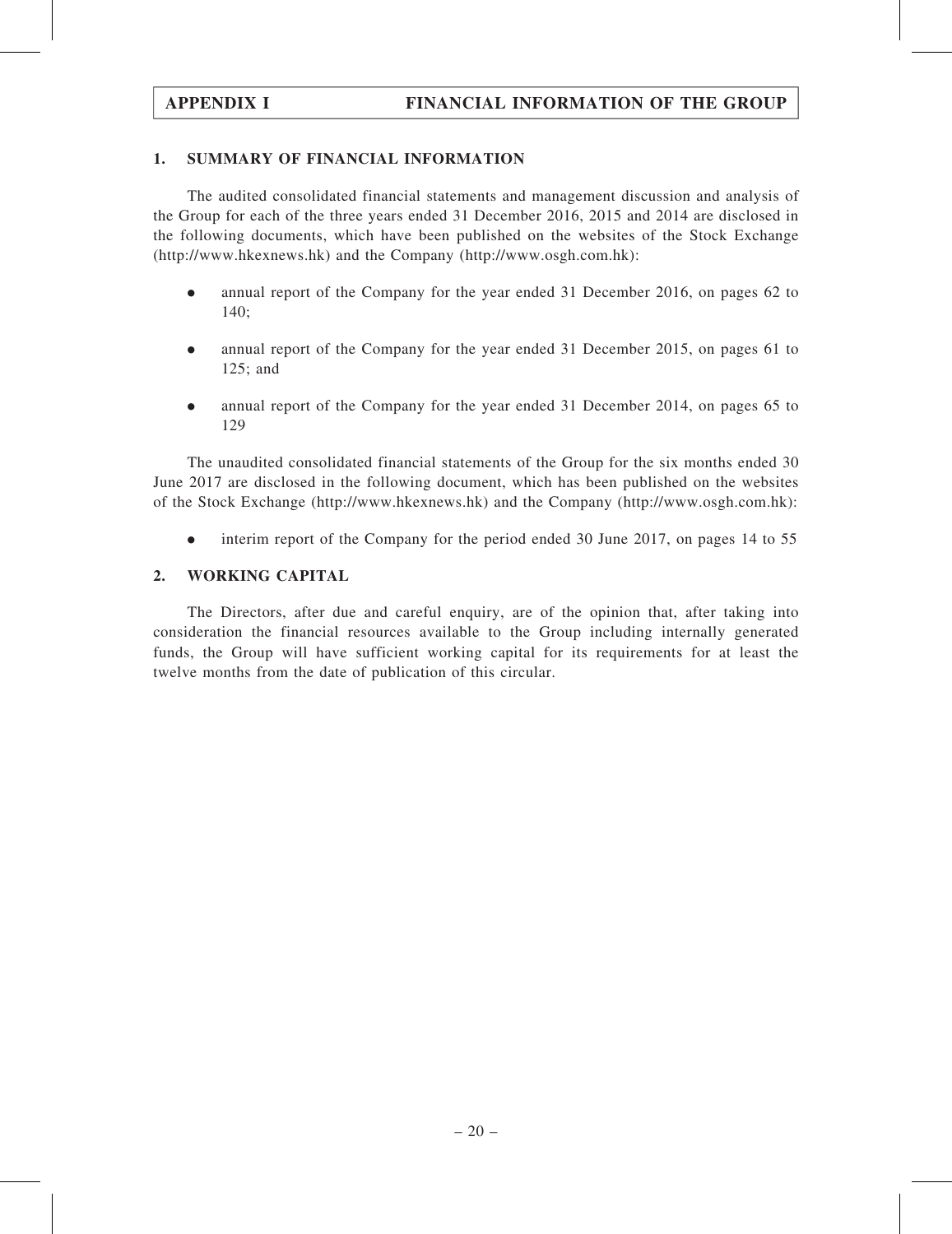# APPENDIX I FINANCIAL INFORMATION OF THE GROUP

## 1. SUMMARY OF FINANCIAL INFORMATION

The audited consolidated financial statements and management discussion and analysis of the Group for each of the three years ended 31 December 2016, 2015 and 2014 are disclosed in the following documents, which have been published on the websites of the Stock Exchange (http://www.hkexnews.hk) and the Company (http://www.osgh.com.hk):

- annual report of the Company for the year ended 31 December 2016, on pages 62 to 140;
- annual report of the Company for the year ended 31 December 2015, on pages 61 to 125; and
- annual report of the Company for the year ended 31 December 2014, on pages 65 to 129

The unaudited consolidated financial statements of the Group for the six months ended 30 June 2017 are disclosed in the following document, which has been published on the websites of the Stock Exchange (http://www.hkexnews.hk) and the Company (http://www.osgh.com.hk):

- interim report of the Company for the period ended 30 June 2017, on pages 14 to 55

## 2. WORKING CAPITAL

The Directors, after due and careful enquiry, are of the opinion that, after taking into consideration the financial resources available to the Group including internally generated funds, the Group will have sufficient working capital for its requirements for at least the twelve months from the date of publication of this circular.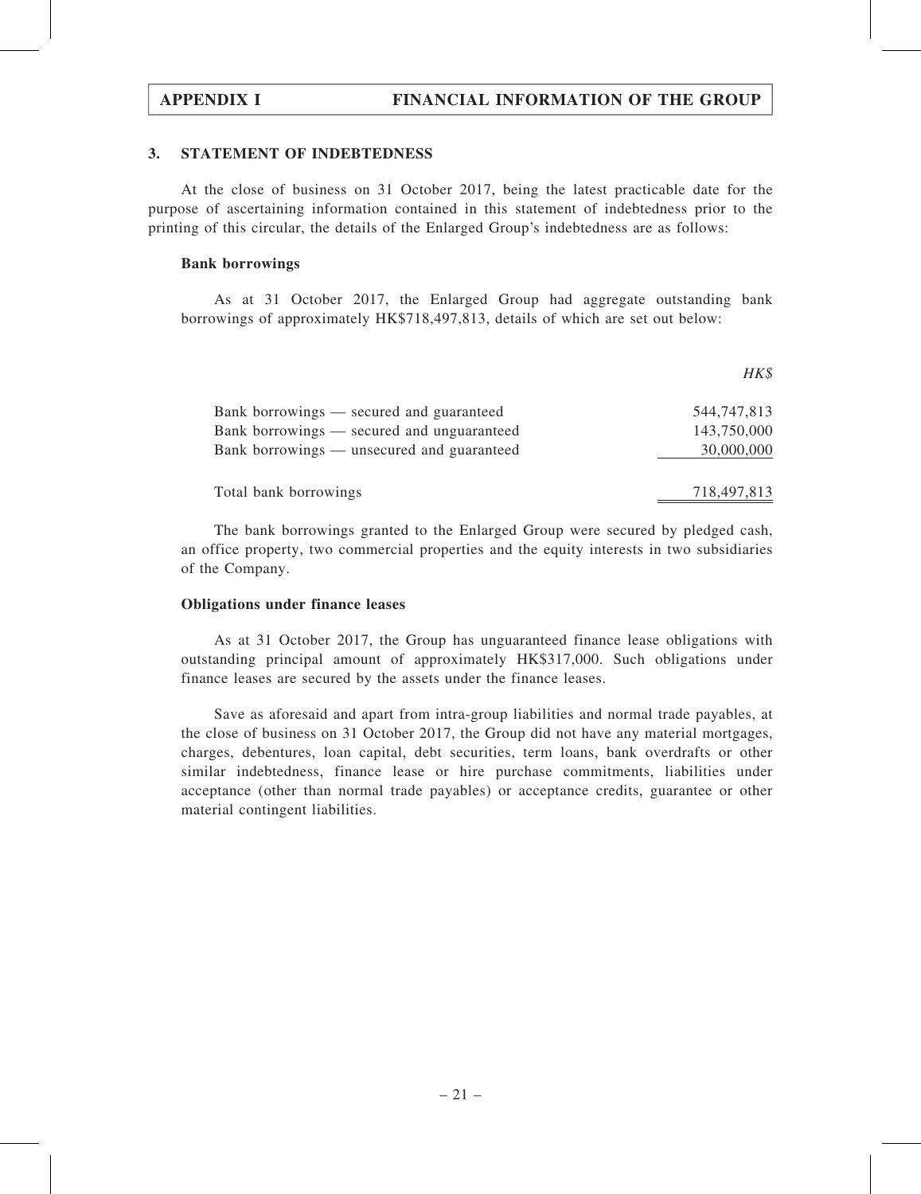### 3. STATEMENT OF INDEBTEDNESS

At the close of business on 31 October 2017, being the latest practicable date for the purpose of ascertaining information contained in this statement of indebtedness prior to the printing of this circular, the details of the Enlarged Group's indebtedness are as follows:

**Bank borrowings**

As at 31 October 2017, the Enlarged Group had aggregate outstanding bank borrowings of approximately HK$718,497,813, details of which are set out below:

| | *HK$* |
|---|---|
| Bank borrowings — secured and guaranteed | 544,747,813 |
| Bank borrowings — secured and unguaranteed | 143,750,000 |
| Bank borrowings — unsecured and guaranteed | 30,000,000 |
| Total bank borrowings | 718,497,813 |

The bank borrowings granted to the Enlarged Group were secured by pledged cash, an office property, two commercial properties and the equity interests in two subsidiaries of the Company.

**Obligations under finance leases**

As at 31 October 2017, the Group has unguaranteed finance lease obligations with outstanding principal amount of approximately HK$317,000. Such obligations under finance leases are secured by the assets under the finance leases.

Save as aforesaid and apart from intra-group liabilities and normal trade payables, at the close of business on 31 October 2017, the Group did not have any material mortgages, charges, debentures, loan capital, debt securities, term loans, bank overdrafts or other similar indebtedness, finance lease or hire purchase commitments, liabilities under acceptance (other than normal trade payables) or acceptance credits, guarantee or other material contingent liabilities.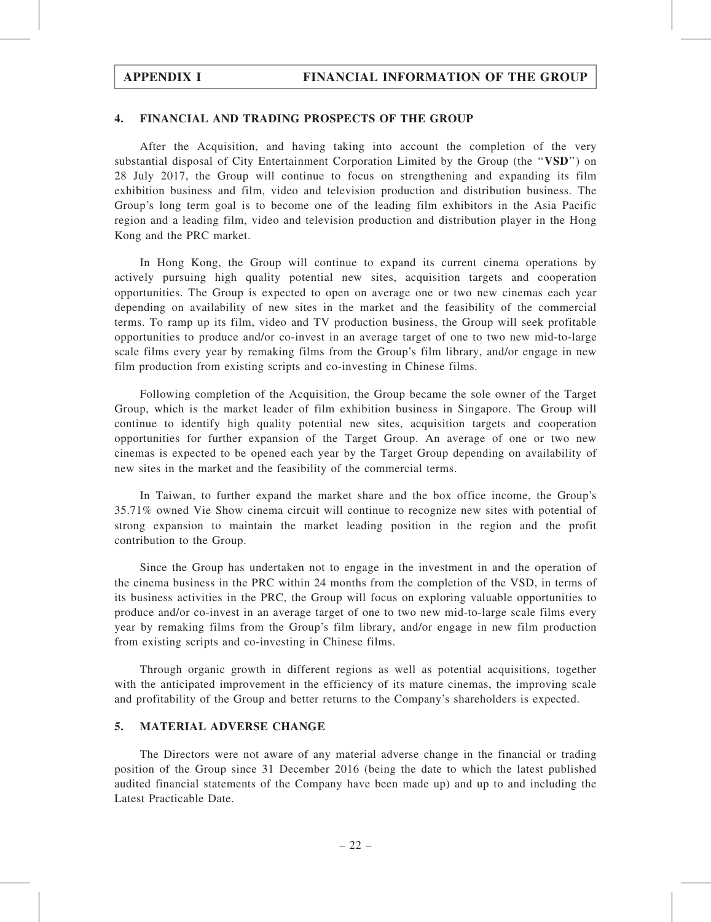## 4. FINANCIAL AND TRADING PROSPECTS OF THE GROUP

After the Acquisition, and having taking into account the completion of the very substantial disposal of City Entertainment Corporation Limited by the Group (the "**VSD**") on 28 July 2017, the Group will continue to focus on strengthening and expanding its film exhibition business and film, video and television production and distribution business. The Group's long term goal is to become one of the leading film exhibitors in the Asia Pacific region and a leading film, video and television production and distribution player in the Hong Kong and the PRC market.

In Hong Kong, the Group will continue to expand its current cinema operations by actively pursuing high quality potential new sites, acquisition targets and cooperation opportunities. The Group is expected to open on average one or two new cinemas each year depending on availability of new sites in the market and the feasibility of the commercial terms. To ramp up its film, video and TV production business, the Group will seek profitable opportunities to produce and/or co-invest in an average target of one to two new mid-to-large scale films every year by remaking films from the Group's film library, and/or engage in new film production from existing scripts and co-investing in Chinese films.

Following completion of the Acquisition, the Group became the sole owner of the Target Group, which is the market leader of film exhibition business in Singapore. The Group will continue to identify high quality potential new sites, acquisition targets and cooperation opportunities for further expansion of the Target Group. An average of one or two new cinemas is expected to be opened each year by the Target Group depending on availability of new sites in the market and the feasibility of the commercial terms.

In Taiwan, to further expand the market share and the box office income, the Group's 35.71% owned Vie Show cinema circuit will continue to recognize new sites with potential of strong expansion to maintain the market leading position in the region and the profit contribution to the Group.

Since the Group has undertaken not to engage in the investment in and the operation of the cinema business in the PRC within 24 months from the completion of the VSD, in terms of its business activities in the PRC, the Group will focus on exploring valuable opportunities to produce and/or co-invest in an average target of one to two new mid-to-large scale films every year by remaking films from the Group's film library, and/or engage in new film production from existing scripts and co-investing in Chinese films.

Through organic growth in different regions as well as potential acquisitions, together with the anticipated improvement in the efficiency of its mature cinemas, the improving scale and profitability of the Group and better returns to the Company's shareholders is expected.

## 5. MATERIAL ADVERSE CHANGE

The Directors were not aware of any material adverse change in the financial or trading position of the Group since 31 December 2016 (being the date to which the latest published audited financial statements of the Company have been made up) and up to and including the Latest Practicable Date.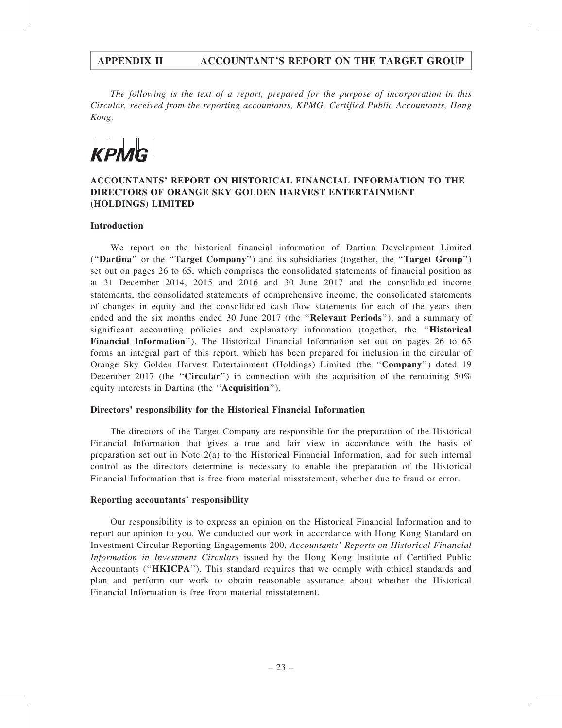*The following is the text of a report, prepared for the purpose of incorporation in this Circular, received from the reporting accountants, KPMG, Certified Public Accountants, Hong Kong.*

KPMG

## ACCOUNTANTS' REPORT ON HISTORICAL FINANCIAL INFORMATION TO THE DIRECTORS OF ORANGE SKY GOLDEN HARVEST ENTERTAINMENT (HOLDINGS) LIMITED

### Introduction

We report on the historical financial information of Dartina Development Limited (''**Dartina**'' or the ''**Target Company**'') and its subsidiaries (together, the ''**Target Group**'') set out on pages 26 to 65, which comprises the consolidated statements of financial position as at 31 December 2014, 2015 and 2016 and 30 June 2017 and the consolidated income statements, the consolidated statements of comprehensive income, the consolidated statements of changes in equity and the consolidated cash flow statements for each of the years then ended and the six months ended 30 June 2017 (the ''**Relevant Periods**''), and a summary of significant accounting policies and explanatory information (together, the ''**Historical Financial Information**''). The Historical Financial Information set out on pages 26 to 65 forms an integral part of this report, which has been prepared for inclusion in the circular of Orange Sky Golden Harvest Entertainment (Holdings) Limited (the ''**Company**'') dated 19 December 2017 (the ''**Circular**'') in connection with the acquisition of the remaining 50% equity interests in Dartina (the ''**Acquisition**'').

### Directors' responsibility for the Historical Financial Information

The directors of the Target Company are responsible for the preparation of the Historical Financial Information that gives a true and fair view in accordance with the basis of preparation set out in Note 2(a) to the Historical Financial Information, and for such internal control as the directors determine is necessary to enable the preparation of the Historical Financial Information that is free from material misstatement, whether due to fraud or error.

### Reporting accountants' responsibility

Our responsibility is to express an opinion on the Historical Financial Information and to report our opinion to you. We conducted our work in accordance with Hong Kong Standard on Investment Circular Reporting Engagements 200, *Accountants' Reports on Historical Financial Information in Investment Circulars* issued by the Hong Kong Institute of Certified Public Accountants (''**HKICPA**''). This standard requires that we comply with ethical standards and plan and perform our work to obtain reasonable assurance about whether the Historical Financial Information is free from material misstatement.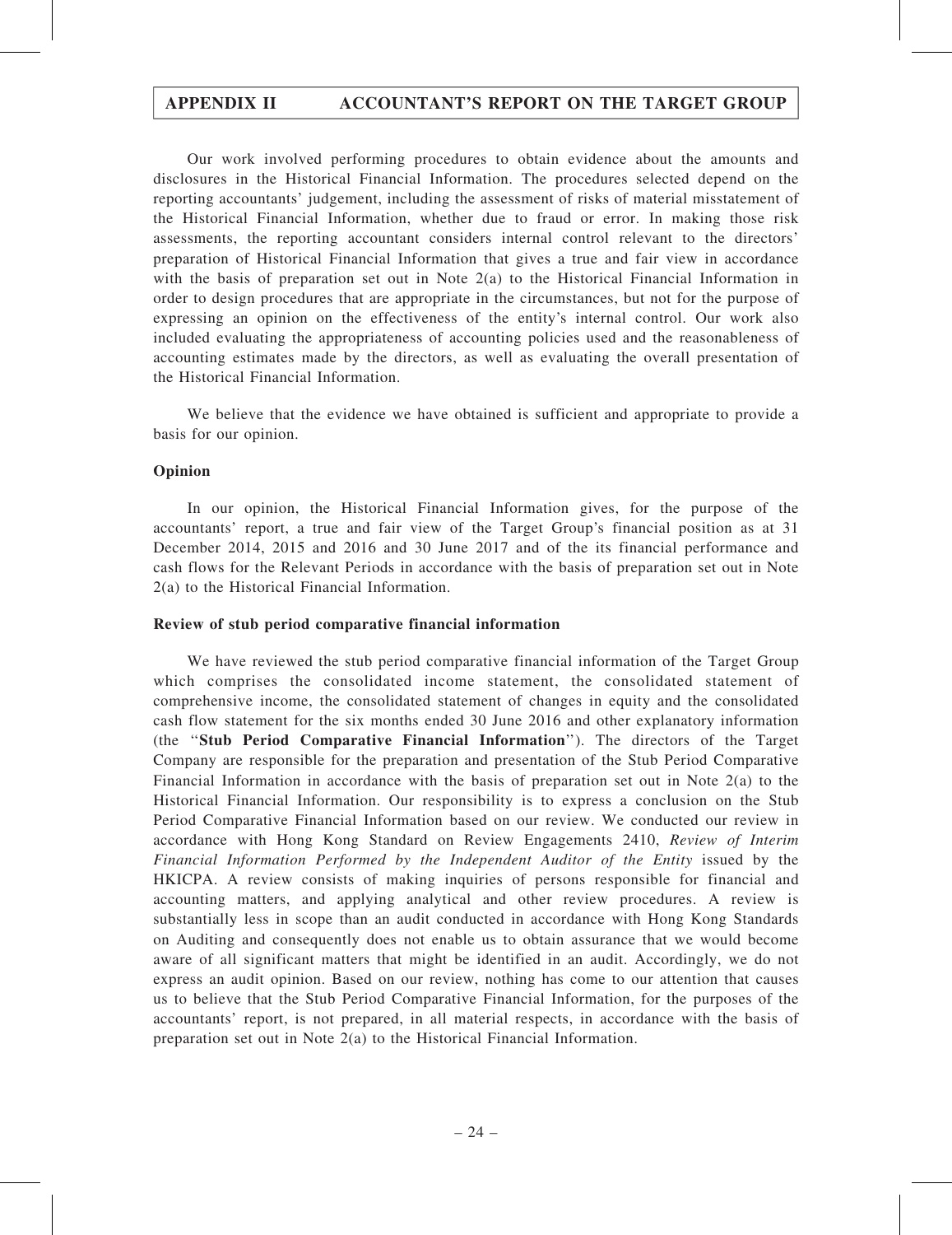Our work involved performing procedures to obtain evidence about the amounts and disclosures in the Historical Financial Information. The procedures selected depend on the reporting accountants' judgement, including the assessment of risks of material misstatement of the Historical Financial Information, whether due to fraud or error. In making those risk assessments, the reporting accountant considers internal control relevant to the directors' preparation of Historical Financial Information that gives a true and fair view in accordance with the basis of preparation set out in Note 2(a) to the Historical Financial Information in order to design procedures that are appropriate in the circumstances, but not for the purpose of expressing an opinion on the effectiveness of the entity's internal control. Our work also included evaluating the appropriateness of accounting policies used and the reasonableness of accounting estimates made by the directors, as well as evaluating the overall presentation of the Historical Financial Information.

We believe that the evidence we have obtained is sufficient and appropriate to provide a basis for our opinion.

**Opinion**

In our opinion, the Historical Financial Information gives, for the purpose of the accountants' report, a true and fair view of the Target Group's financial position as at 31 December 2014, 2015 and 2016 and 30 June 2017 and of the its financial performance and cash flows for the Relevant Periods in accordance with the basis of preparation set out in Note 2(a) to the Historical Financial Information.

**Review of stub period comparative financial information**

We have reviewed the stub period comparative financial information of the Target Group which comprises the consolidated income statement, the consolidated statement of comprehensive income, the consolidated statement of changes in equity and the consolidated cash flow statement for the six months ended 30 June 2016 and other explanatory information (the "**Stub Period Comparative Financial Information**"). The directors of the Target Company are responsible for the preparation and presentation of the Stub Period Comparative Financial Information in accordance with the basis of preparation set out in Note 2(a) to the Historical Financial Information. Our responsibility is to express a conclusion on the Stub Period Comparative Financial Information based on our review. We conducted our review in accordance with Hong Kong Standard on Review Engagements 2410, *Review of Interim Financial Information Performed by the Independent Auditor of the Entity* issued by the HKICPA. A review consists of making inquiries of persons responsible for financial and accounting matters, and applying analytical and other review procedures. A review is substantially less in scope than an audit conducted in accordance with Hong Kong Standards on Auditing and consequently does not enable us to obtain assurance that we would become aware of all significant matters that might be identified in an audit. Accordingly, we do not express an audit opinion. Based on our review, nothing has come to our attention that causes us to believe that the Stub Period Comparative Financial Information, for the purposes of the accountants' report, is not prepared, in all material respects, in accordance with the basis of preparation set out in Note 2(a) to the Historical Financial Information.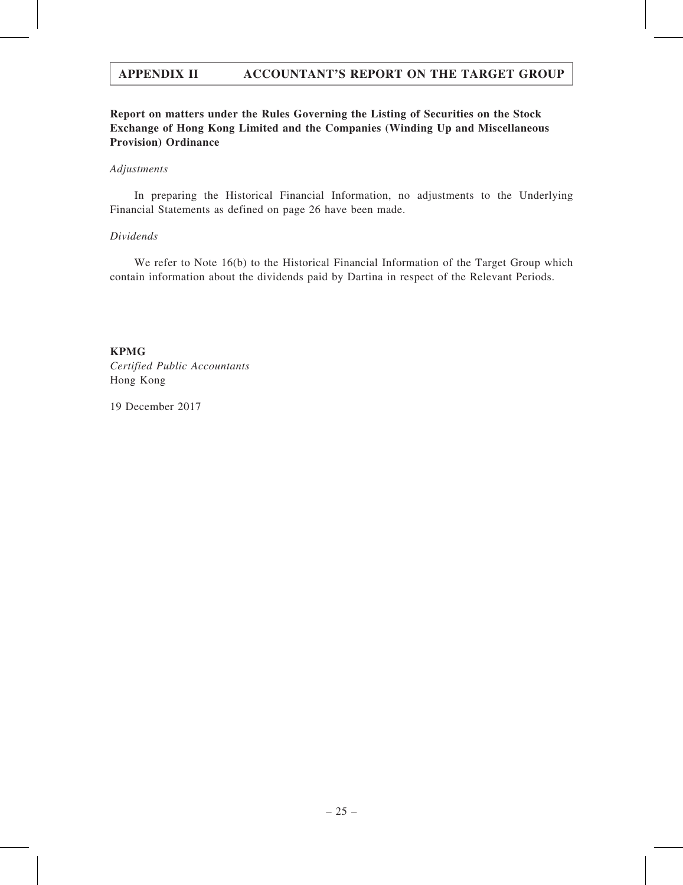**Report on matters under the Rules Governing the Listing of Securities on the Stock Exchange of Hong Kong Limited and the Companies (Winding Up and Miscellaneous Provision) Ordinance**

*Adjustments*

In preparing the Historical Financial Information, no adjustments to the Underlying Financial Statements as defined on page 26 have been made.

*Dividends*

We refer to Note 16(b) to the Historical Financial Information of the Target Group which contain information about the dividends paid by Dartina in respect of the Relevant Periods.

**KPMG**
*Certified Public Accountants*
Hong Kong

19 December 2017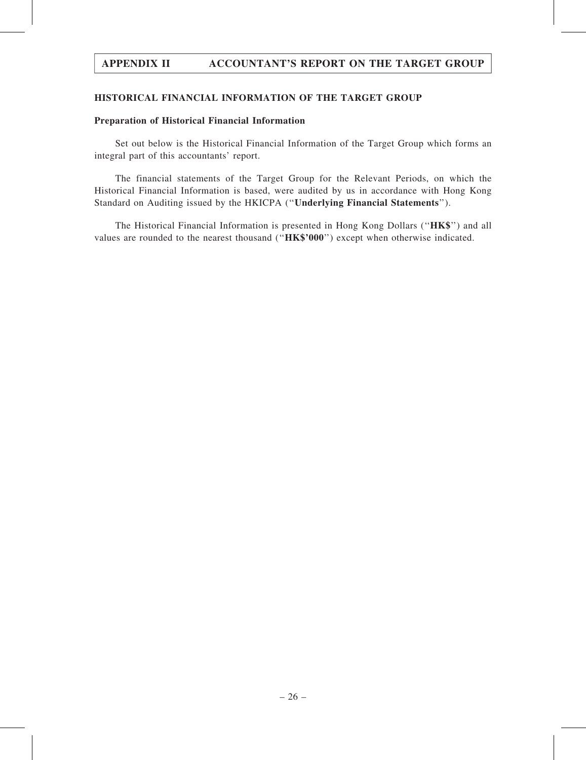## HISTORICAL FINANCIAL INFORMATION OF THE TARGET GROUP

### Preparation of Historical Financial Information

Set out below is the Historical Financial Information of the Target Group which forms an integral part of this accountants' report.

The financial statements of the Target Group for the Relevant Periods, on which the Historical Financial Information is based, were audited by us in accordance with Hong Kong Standard on Auditing issued by the HKICPA ("**Underlying Financial Statements**").

The Historical Financial Information is presented in Hong Kong Dollars ("**HK$**") and all values are rounded to the nearest thousand ("**HK$'000**") except when otherwise indicated.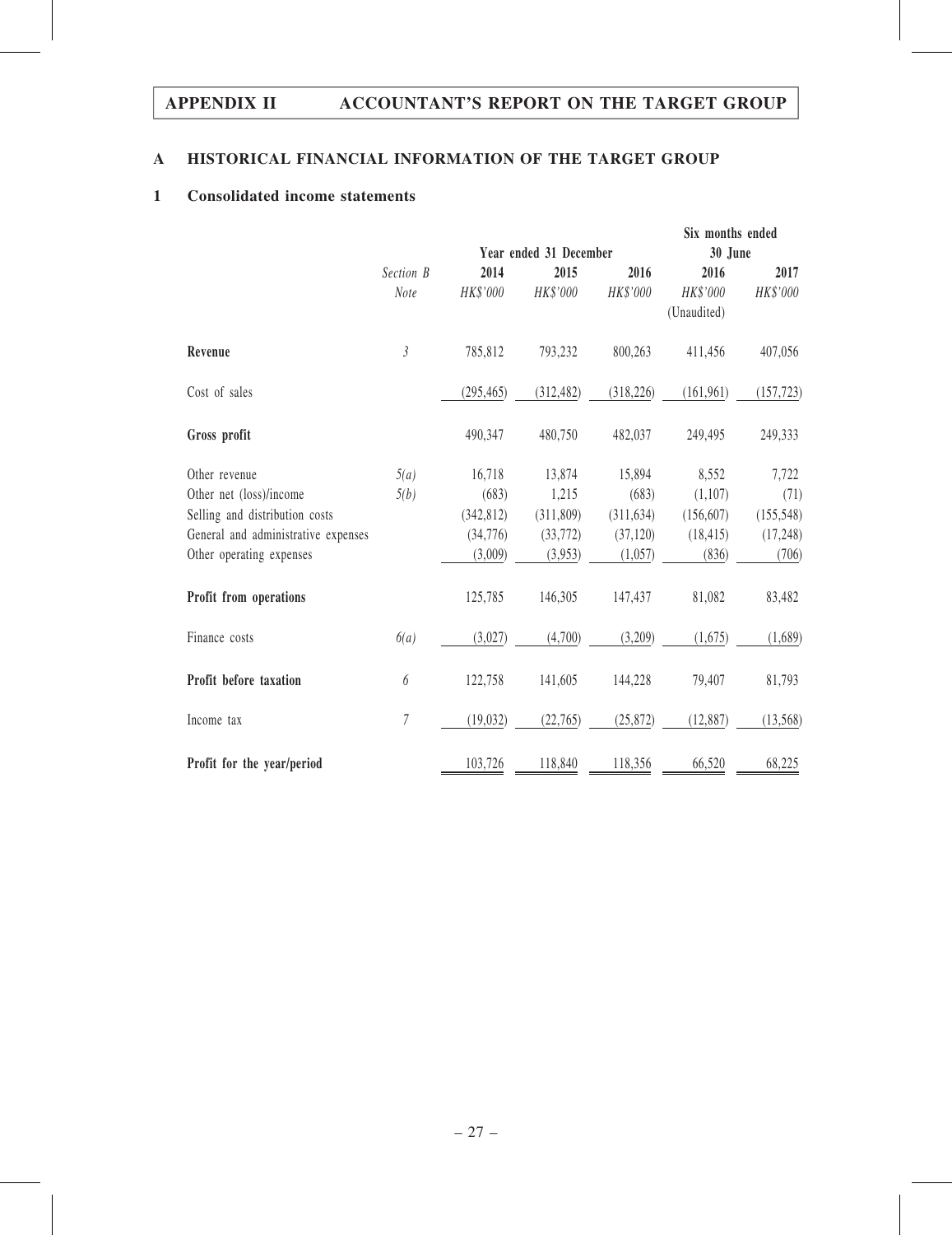## A HISTORICAL FINANCIAL INFORMATION OF THE TARGET GROUP

### 1 Consolidated income statements

| | Section B Note | Year ended 31 December 2014 HK$'000 | 2015 HK$'000 | 2016 HK$'000 | Six months ended 30 June 2016 HK$'000 (Unaudited) | 2017 HK$'000 |
|---|---|---|---|---|---|---|
| **Revenue** | 3 | 785,812 | 793,232 | 800,263 | 411,456 | 407,056 |
| Cost of sales | | (295,465) | (312,482) | (318,226) | (161,961) | (157,723) |
| **Gross profit** | | 490,347 | 480,750 | 482,037 | 249,495 | 249,333 |
| Other revenue | 5(a) | 16,718 | 13,874 | 15,894 | 8,552 | 7,722 |
| Other net (loss)/income | 5(b) | (683) | 1,215 | (683) | (1,107) | (71) |
| Selling and distribution costs | | (342,812) | (311,809) | (311,634) | (156,607) | (155,548) |
| General and administrative expenses | | (34,776) | (33,772) | (37,120) | (18,415) | (17,248) |
| Other operating expenses | | (3,009) | (3,953) | (1,057) | (836) | (706) |
| **Profit from operations** | | 125,785 | 146,305 | 147,437 | 81,082 | 83,482 |
| Finance costs | 6(a) | (3,027) | (4,700) | (3,209) | (1,675) | (1,689) |
| **Profit before taxation** | 6 | 122,758 | 141,605 | 144,228 | 79,407 | 81,793 |
| Income tax | 7 | (19,032) | (22,765) | (25,872) | (12,887) | (13,568) |
| **Profit for the year/period** | | 103,726 | 118,840 | 118,356 | 66,520 | 68,225 |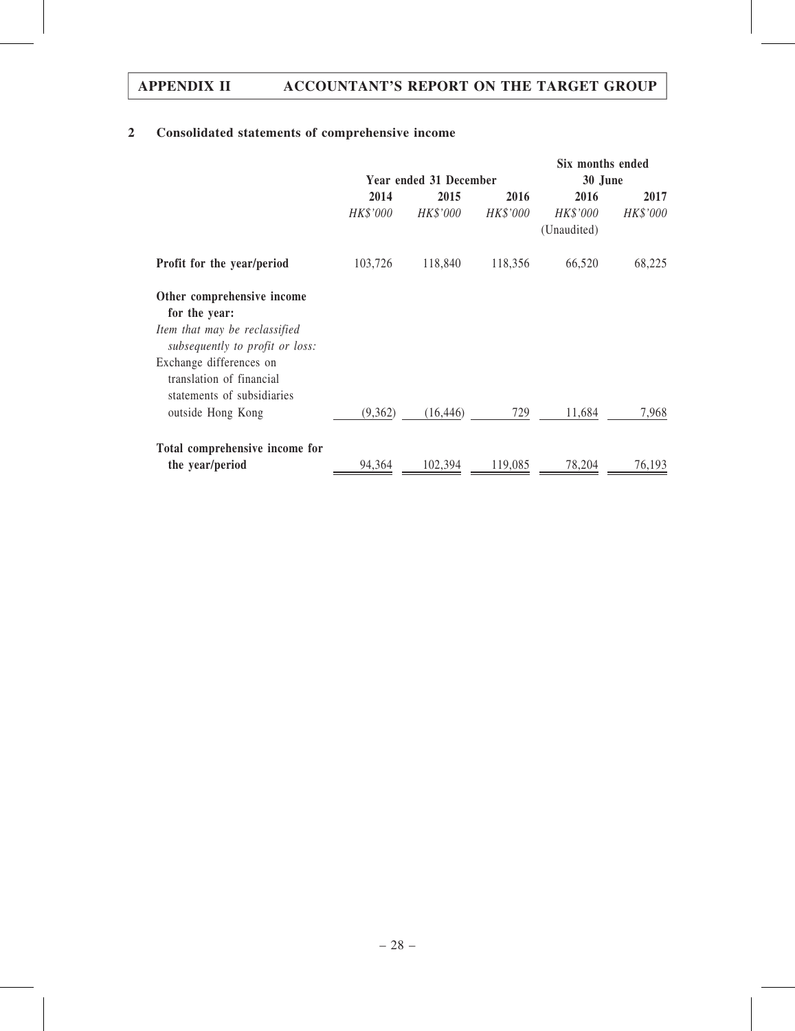## 2 Consolidated statements of comprehensive income

| | Year ended 31 December | | | Six months ended 30 June | |
|---|---|---|---|---|---|
| | 2014 | 2015 | 2016 | 2016 | 2017 |
| | *HK$'000* | *HK$'000* | *HK$'000* | *HK$'000* (Unaudited) | *HK$'000* |
| **Profit for the year/period** | 103,726 | 118,840 | 118,356 | 66,520 | 68,225 |
| **Other comprehensive income for the year:** | | | | | |
| *Item that may be reclassified subsequently to profit or loss:* | | | | | |
| Exchange differences on translation of financial statements of subsidiaries outside Hong Kong | (9,362) | (16,446) | 729 | 11,684 | 7,968 |
| **Total comprehensive income for the year/period** | 94,364 | 102,394 | 119,085 | 78,204 | 76,193 |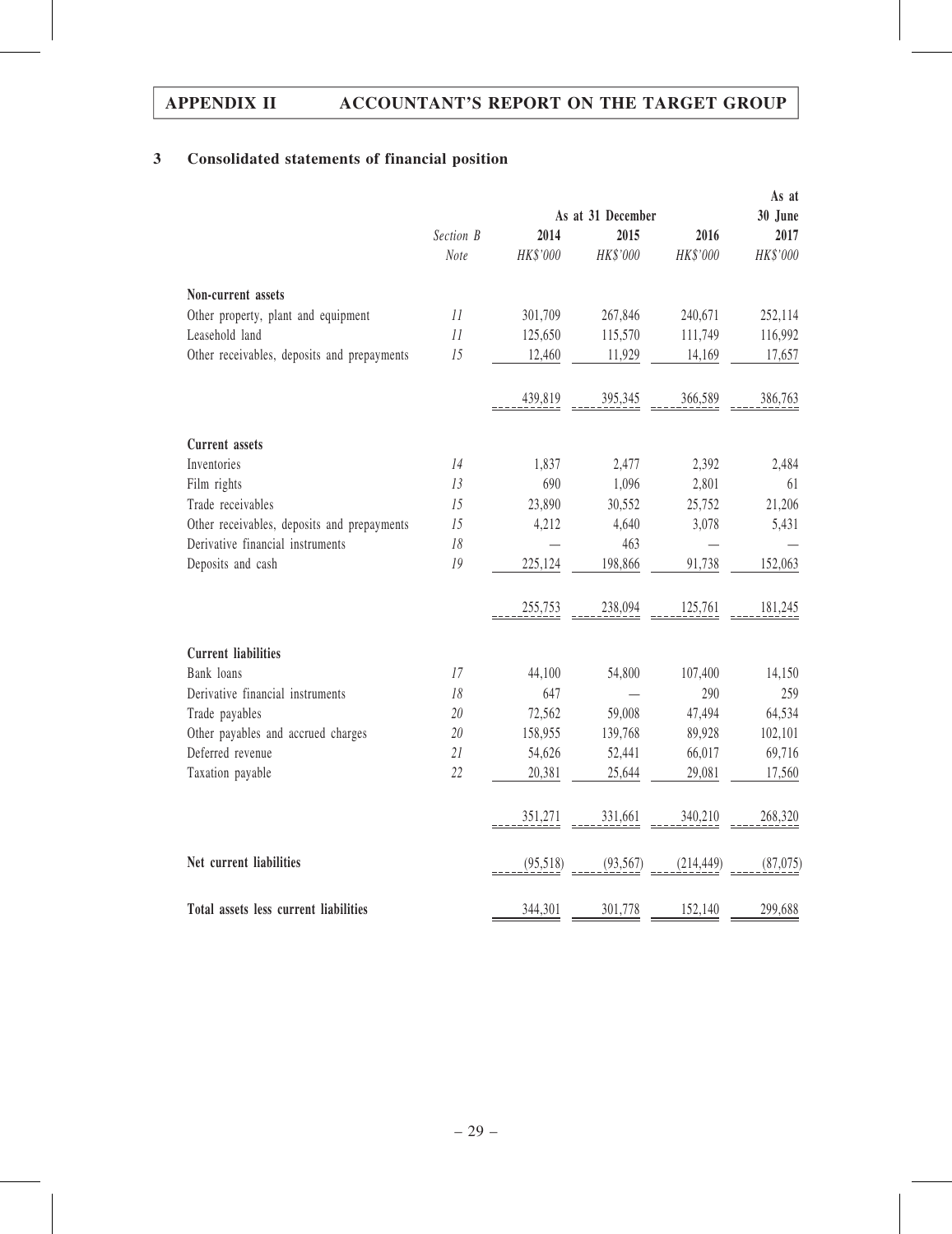## 3 Consolidated statements of financial position

| | Section B Note | As at 31 December 2014 HK$'000 | 2015 HK$'000 | 2016 HK$'000 | As at 30 June 2017 HK$'000 |
|---|---|---|---|---|---|
| **Non-current assets** | | | | | |
| Other property, plant and equipment | 11 | 301,709 | 267,846 | 240,671 | 252,114 |
| Leasehold land | 11 | 125,650 | 115,570 | 111,749 | 116,992 |
| Other receivables, deposits and prepayments | 15 | 12,460 | 11,929 | 14,169 | 17,657 |
| | | 439,819 | 395,345 | 366,589 | 386,763 |
| **Current assets** | | | | | |
| Inventories | 14 | 1,837 | 2,477 | 2,392 | 2,484 |
| Film rights | 13 | 690 | 1,096 | 2,801 | 61 |
| Trade receivables | 15 | 23,890 | 30,552 | 25,752 | 21,206 |
| Other receivables, deposits and prepayments | 15 | 4,212 | 4,640 | 3,078 | 5,431 |
| Derivative financial instruments | 18 | — | 463 | — | — |
| Deposits and cash | 19 | 225,124 | 198,866 | 91,738 | 152,063 |
| | | 255,753 | 238,094 | 125,761 | 181,245 |
| **Current liabilities** | | | | | |
| Bank loans | 17 | 44,100 | 54,800 | 107,400 | 14,150 |
| Derivative financial instruments | 18 | 647 | — | 290 | 259 |
| Trade payables | 20 | 72,562 | 59,008 | 47,494 | 64,534 |
| Other payables and accrued charges | 20 | 158,955 | 139,768 | 89,928 | 102,101 |
| Deferred revenue | 21 | 54,626 | 52,441 | 66,017 | 69,716 |
| Taxation payable | 22 | 20,381 | 25,644 | 29,081 | 17,560 |
| | | 351,271 | 331,661 | 340,210 | 268,320 |
| **Net current liabilities** | | (95,518) | (93,567) | (214,449) | (87,075) |
| **Total assets less current liabilities** | | 344,301 | 301,778 | 152,140 | 299,688 |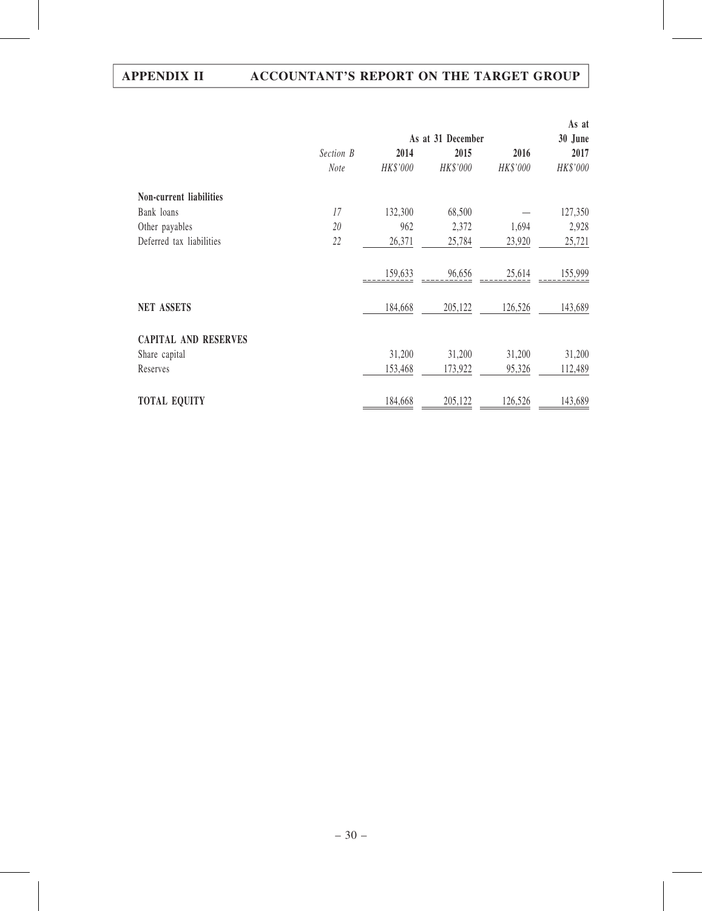| | Section B Note | As at 31 December 2014 HK$'000 | 2015 HK$'000 | 2016 HK$'000 | As at 30 June 2017 HK$'000 |
|---|---|---|---|---|---|
| **Non-current liabilities** | | | | | |
| Bank loans | 17 | 132,300 | 68,500 | — | 127,350 |
| Other payables | 20 | 962 | 2,372 | 1,694 | 2,928 |
| Deferred tax liabilities | 22 | 26,371 | 25,784 | 23,920 | 25,721 |
| | | 159,633 | 96,656 | 25,614 | 155,999 |
| **NET ASSETS** | | 184,668 | 205,122 | 126,526 | 143,689 |
| **CAPITAL AND RESERVES** | | | | | |
| Share capital | | 31,200 | 31,200 | 31,200 | 31,200 |
| Reserves | | 153,468 | 173,922 | 95,326 | 112,489 |
| **TOTAL EQUITY** | | 184,668 | 205,122 | 126,526 | 143,689 |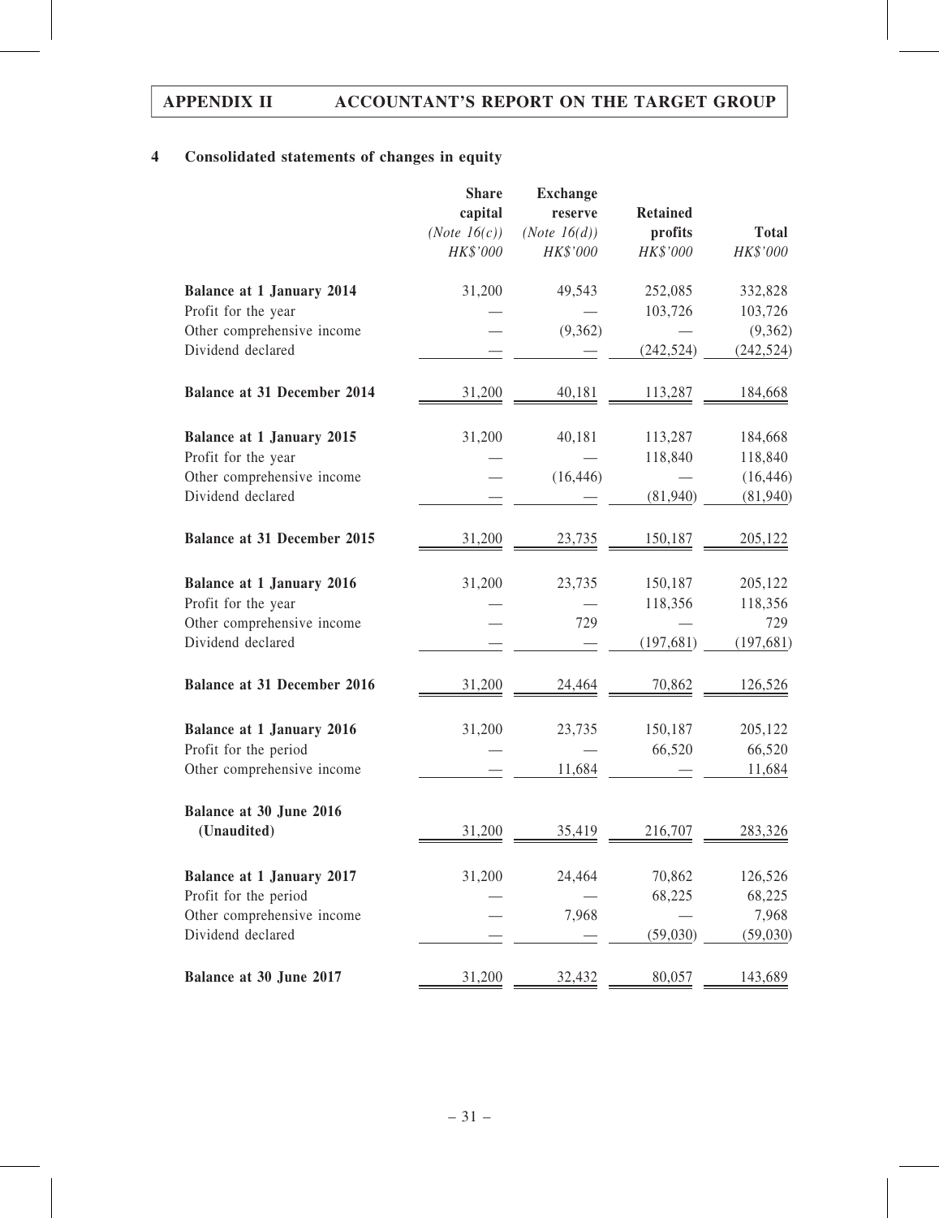## 4 Consolidated statements of changes in equity

| | Share capital (Note 16(c)) HK$'000 | Exchange reserve (Note 16(d)) HK$'000 | Retained profits HK$'000 | Total HK$'000 |
|---|---|---|---|---|
| **Balance at 1 January 2014** | 31,200 | 49,543 | 252,085 | 332,828 |
| Profit for the year | — | — | 103,726 | 103,726 |
| Other comprehensive income | — | (9,362) | — | (9,362) |
| Dividend declared | — | — | (242,524) | (242,524) |
| **Balance at 31 December 2014** | 31,200 | 40,181 | 113,287 | 184,668 |
| **Balance at 1 January 2015** | 31,200 | 40,181 | 113,287 | 184,668 |
| Profit for the year | — | — | 118,840 | 118,840 |
| Other comprehensive income | — | (16,446) | — | (16,446) |
| Dividend declared | — | — | (81,940) | (81,940) |
| **Balance at 31 December 2015** | 31,200 | 23,735 | 150,187 | 205,122 |
| **Balance at 1 January 2016** | 31,200 | 23,735 | 150,187 | 205,122 |
| Profit for the year | — | — | 118,356 | 118,356 |
| Other comprehensive income | — | 729 | — | 729 |
| Dividend declared | — | — | (197,681) | (197,681) |
| **Balance at 31 December 2016** | 31,200 | 24,464 | 70,862 | 126,526 |
| **Balance at 1 January 2016** | 31,200 | 23,735 | 150,187 | 205,122 |
| Profit for the period | — | — | 66,520 | 66,520 |
| Other comprehensive income | — | 11,684 | — | 11,684 |
| **Balance at 30 June 2016 (Unaudited)** | 31,200 | 35,419 | 216,707 | 283,326 |
| **Balance at 1 January 2017** | 31,200 | 24,464 | 70,862 | 126,526 |
| Profit for the period | — | — | 68,225 | 68,225 |
| Other comprehensive income | — | 7,968 | — | 7,968 |
| Dividend declared | — | — | (59,030) | (59,030) |
| **Balance at 30 June 2017** | 31,200 | 32,432 | 80,057 | 143,689 |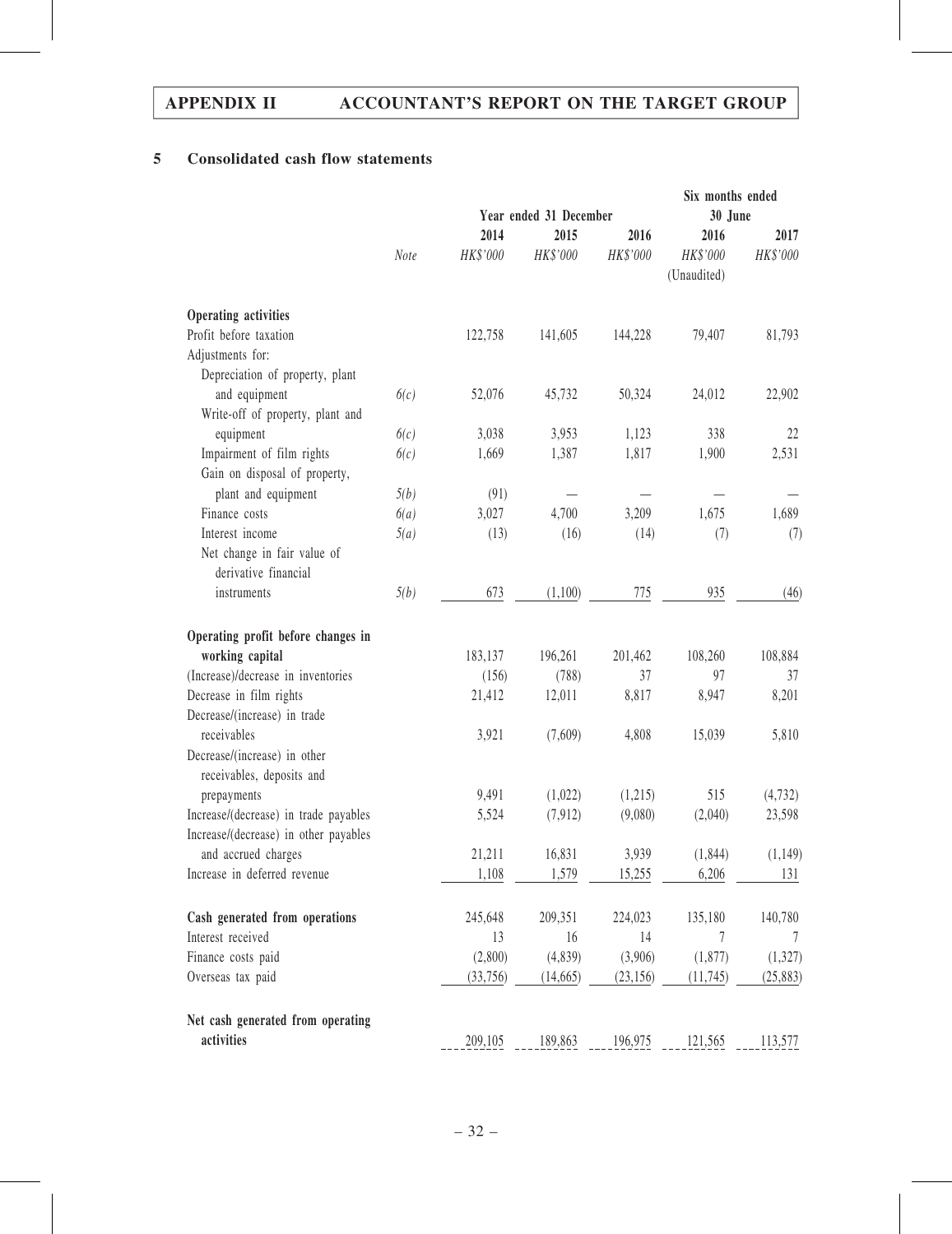## 5 Consolidated cash flow statements

| | Note | Year ended 31 December | | | Six months ended 30 June | |
|---|---|---|---|---|---|---|
| | | 2014 | 2015 | 2016 | 2016 | 2017 |
| | | HK$'000 | HK$'000 | HK$'000 | HK$'000 | HK$'000 |
| | | | | | (Unaudited) | |
| **Operating activities** | | | | | | |
| Profit before taxation | | 122,758 | 141,605 | 144,228 | 79,407 | 81,793 |
| Adjustments for: | | | | | | |
| Depreciation of property, plant and equipment | 6(c) | 52,076 | 45,732 | 50,324 | 24,012 | 22,902 |
| Write-off of property, plant and equipment | 6(c) | 3,038 | 3,953 | 1,123 | 338 | 22 |
| Impairment of film rights | 6(c) | 1,669 | 1,387 | 1,817 | 1,900 | 2,531 |
| Gain on disposal of property, plant and equipment | 5(b) | (91) | — | — | — | — |
| Finance costs | 6(a) | 3,027 | 4,700 | 3,209 | 1,675 | 1,689 |
| Interest income | 5(a) | (13) | (16) | (14) | (7) | (7) |
| Net change in fair value of derivative financial instruments | 5(b) | 673 | (1,100) | 775 | 935 | (46) |
| **Operating profit before changes in working capital** | | 183,137 | 196,261 | 201,462 | 108,260 | 108,884 |
| (Increase)/decrease in inventories | | (156) | (788) | 37 | 97 | 37 |
| Decrease in film rights | | 21,412 | 12,011 | 8,817 | 8,947 | 8,201 |
| Decrease/(increase) in trade receivables | | 3,921 | (7,609) | 4,808 | 15,039 | 5,810 |
| Decrease/(increase) in other receivables, deposits and prepayments | | 9,491 | (1,022) | (1,215) | 515 | (4,732) |
| Increase/(decrease) in trade payables | | 5,524 | (7,912) | (9,080) | (2,040) | 23,598 |
| Increase/(decrease) in other payables and accrued charges | | 21,211 | 16,831 | 3,939 | (1,844) | (1,149) |
| Increase in deferred revenue | | 1,108 | 1,579 | 15,255 | 6,206 | 131 |
| **Cash generated from operations** | | 245,648 | 209,351 | 224,023 | 135,180 | 140,780 |
| Interest received | | 13 | 16 | 14 | 7 | 7 |
| Finance costs paid | | (2,800) | (4,839) | (3,906) | (1,877) | (1,327) |
| Overseas tax paid | | (33,756) | (14,665) | (23,156) | (11,745) | (25,883) |
| **Net cash generated from operating activities** | | 209,105 | 189,863 | 196,975 | 121,565 | 113,577 |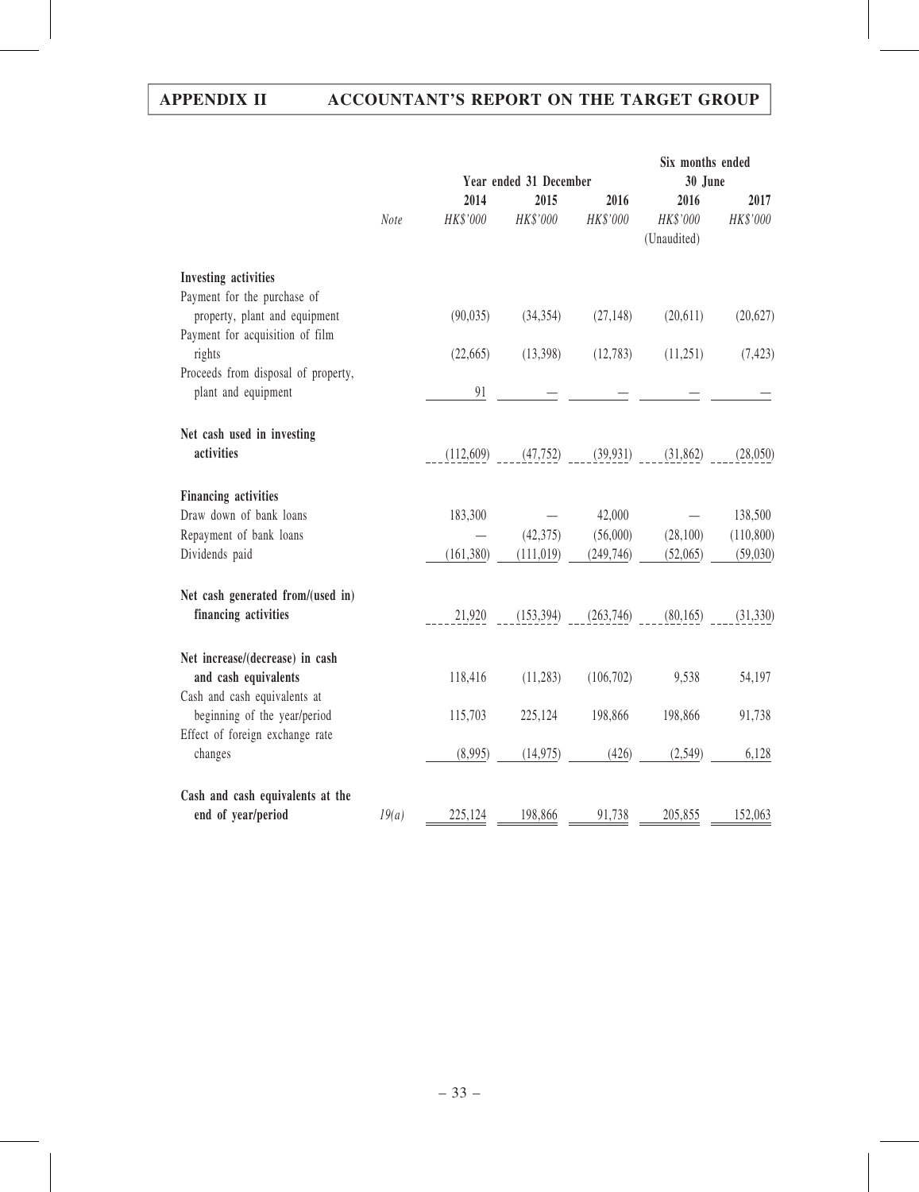| | Note | Year ended 31 December | | | Six months ended 30 June | |
|---|---|---|---|---|---|---|
| | | 2014 | 2015 | 2016 | 2016 | 2017 |
| | | *HK$'000* | *HK$'000* | *HK$'000* | *HK$'000* | *HK$'000* |
| | | | | | (Unaudited) | |
| **Investing activities** | | | | | | |
| Payment for the purchase of property, plant and equipment | | (90,035) | (34,354) | (27,148) | (20,611) | (20,627) |
| Payment for acquisition of film rights | | (22,665) | (13,398) | (12,783) | (11,251) | (7,423) |
| Proceeds from disposal of property, plant and equipment | | 91 | — | — | — | — |
| **Net cash used in investing activities** | | (112,609) | (47,752) | (39,931) | (31,862) | (28,050) |
| **Financing activities** | | | | | | |
| Draw down of bank loans | | 183,300 | — | 42,000 | — | 138,500 |
| Repayment of bank loans | | — | (42,375) | (56,000) | (28,100) | (110,800) |
| Dividends paid | | (161,380) | (111,019) | (249,746) | (52,065) | (59,030) |
| **Net cash generated from/(used in) financing activities** | | 21,920 | (153,394) | (263,746) | (80,165) | (31,330) |
| **Net increase/(decrease) in cash and cash equivalents** | | 118,416 | (11,283) | (106,702) | 9,538 | 54,197 |
| Cash and cash equivalents at beginning of the year/period | | 115,703 | 225,124 | 198,866 | 198,866 | 91,738 |
| Effect of foreign exchange rate changes | | (8,995) | (14,975) | (426) | (2,549) | 6,128 |
| **Cash and cash equivalents at the end of year/period** | *19(a)* | 225,124 | 198,866 | 91,738 | 205,855 | 152,063 |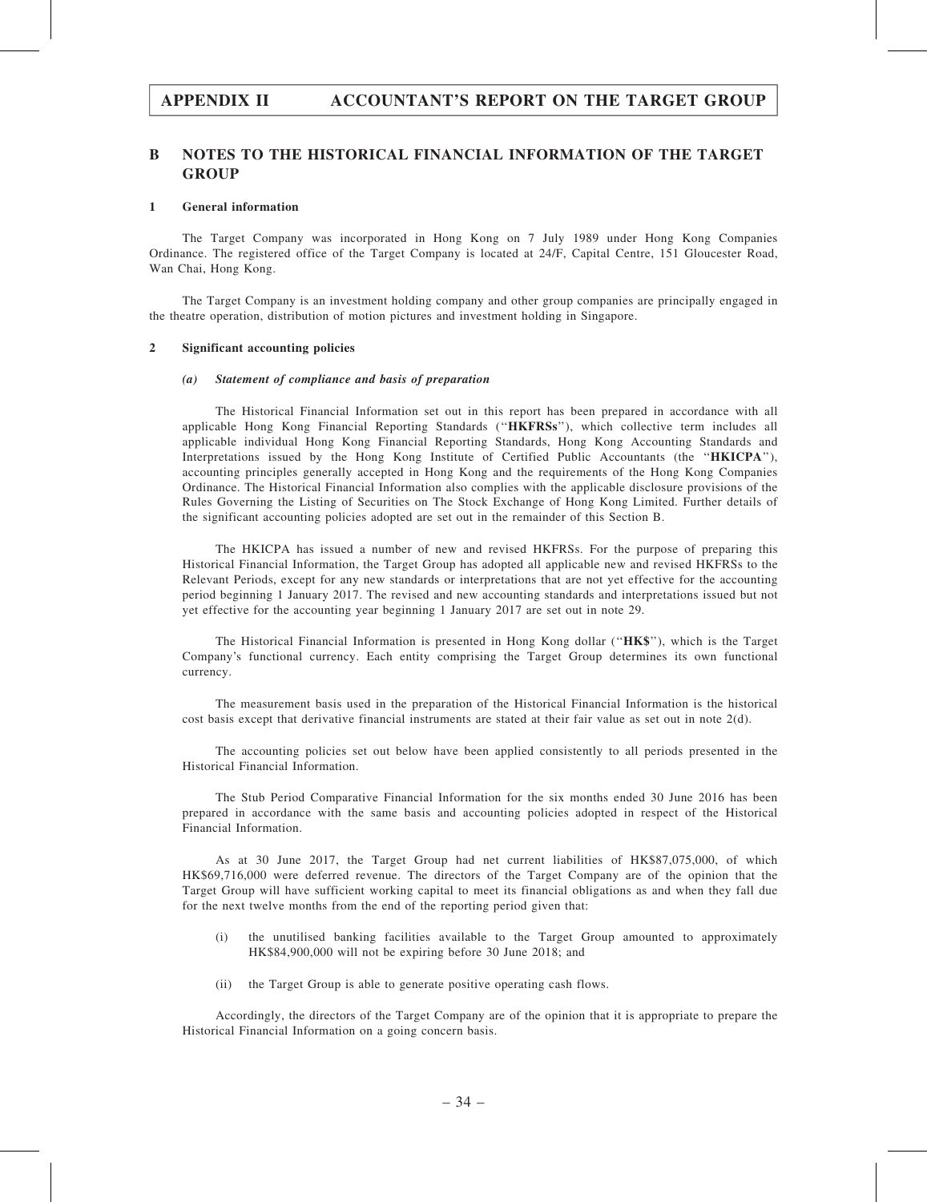## B NOTES TO THE HISTORICAL FINANCIAL INFORMATION OF THE TARGET GROUP

### 1 General information

The Target Company was incorporated in Hong Kong on 7 July 1989 under Hong Kong Companies Ordinance. The registered office of the Target Company is located at 24/F, Capital Centre, 151 Gloucester Road, Wan Chai, Hong Kong.

The Target Company is an investment holding company and other group companies are principally engaged in the theatre operation, distribution of motion pictures and investment holding in Singapore.

### 2 Significant accounting policies

#### *(a) Statement of compliance and basis of preparation*

The Historical Financial Information set out in this report has been prepared in accordance with all applicable Hong Kong Financial Reporting Standards ("**HKFRSs**"), which collective term includes all applicable individual Hong Kong Financial Reporting Standards, Hong Kong Accounting Standards and Interpretations issued by the Hong Kong Institute of Certified Public Accountants (the "**HKICPA**"), accounting principles generally accepted in Hong Kong and the requirements of the Hong Kong Companies Ordinance. The Historical Financial Information also complies with the applicable disclosure provisions of the Rules Governing the Listing of Securities on The Stock Exchange of Hong Kong Limited. Further details of the significant accounting policies adopted are set out in the remainder of this Section B.

The HKICPA has issued a number of new and revised HKFRSs. For the purpose of preparing this Historical Financial Information, the Target Group has adopted all applicable new and revised HKFRSs to the Relevant Periods, except for any new standards or interpretations that are not yet effective for the accounting period beginning 1 January 2017. The revised and new accounting standards and interpretations issued but not yet effective for the accounting year beginning 1 January 2017 are set out in note 29.

The Historical Financial Information is presented in Hong Kong dollar ("**HK$**"), which is the Target Company's functional currency. Each entity comprising the Target Group determines its own functional currency.

The measurement basis used in the preparation of the Historical Financial Information is the historical cost basis except that derivative financial instruments are stated at their fair value as set out in note 2(d).

The accounting policies set out below have been applied consistently to all periods presented in the Historical Financial Information.

The Stub Period Comparative Financial Information for the six months ended 30 June 2016 has been prepared in accordance with the same basis and accounting policies adopted in respect of the Historical Financial Information.

As at 30 June 2017, the Target Group had net current liabilities of HK$87,075,000, of which HK$69,716,000 were deferred revenue. The directors of the Target Company are of the opinion that the Target Group will have sufficient working capital to meet its financial obligations as and when they fall due for the next twelve months from the end of the reporting period given that:

(i) the unutilised banking facilities available to the Target Group amounted to approximately HK$84,900,000 will not be expiring before 30 June 2018; and

(ii) the Target Group is able to generate positive operating cash flows.

Accordingly, the directors of the Target Company are of the opinion that it is appropriate to prepare the Historical Financial Information on a going concern basis.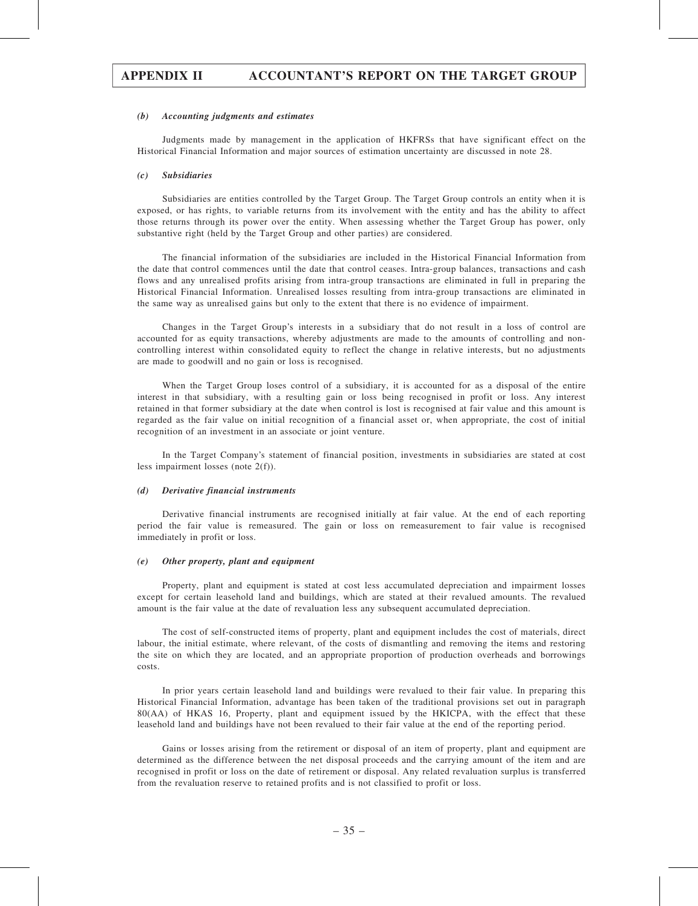#### *(b) Accounting judgments and estimates*

Judgments made by management in the application of HKFRSs that have significant effect on the Historical Financial Information and major sources of estimation uncertainty are discussed in note 28.

#### *(c) Subsidiaries*

Subsidiaries are entities controlled by the Target Group. The Target Group controls an entity when it is exposed, or has rights, to variable returns from its involvement with the entity and has the ability to affect those returns through its power over the entity. When assessing whether the Target Group has power, only substantive right (held by the Target Group and other parties) are considered.

The financial information of the subsidiaries are included in the Historical Financial Information from the date that control commences until the date that control ceases. Intra-group balances, transactions and cash flows and any unrealised profits arising from intra-group transactions are eliminated in full in preparing the Historical Financial Information. Unrealised losses resulting from intra-group transactions are eliminated in the same way as unrealised gains but only to the extent that there is no evidence of impairment.

Changes in the Target Group's interests in a subsidiary that do not result in a loss of control are accounted for as equity transactions, whereby adjustments are made to the amounts of controlling and non-controlling interest within consolidated equity to reflect the change in relative interests, but no adjustments are made to goodwill and no gain or loss is recognised.

When the Target Group loses control of a subsidiary, it is accounted for as a disposal of the entire interest in that subsidiary, with a resulting gain or loss being recognised in profit or loss. Any interest retained in that former subsidiary at the date when control is lost is recognised at fair value and this amount is regarded as the fair value on initial recognition of a financial asset or, when appropriate, the cost of initial recognition of an investment in an associate or joint venture.

In the Target Company's statement of financial position, investments in subsidiaries are stated at cost less impairment losses (note 2(f)).

#### *(d) Derivative financial instruments*

Derivative financial instruments are recognised initially at fair value. At the end of each reporting period the fair value is remeasured. The gain or loss on remeasurement to fair value is recognised immediately in profit or loss.

#### *(e) Other property, plant and equipment*

Property, plant and equipment is stated at cost less accumulated depreciation and impairment losses except for certain leasehold land and buildings, which are stated at their revalued amounts. The revalued amount is the fair value at the date of revaluation less any subsequent accumulated depreciation.

The cost of self-constructed items of property, plant and equipment includes the cost of materials, direct labour, the initial estimate, where relevant, of the costs of dismantling and removing the items and restoring the site on which they are located, and an appropriate proportion of production overheads and borrowings costs.

In prior years certain leasehold land and buildings were revalued to their fair value. In preparing this Historical Financial Information, advantage has been taken of the traditional provisions set out in paragraph 80(AA) of HKAS 16, Property, plant and equipment issued by the HKICPA, with the effect that these leasehold land and buildings have not been revalued to their fair value at the end of the reporting period.

Gains or losses arising from the retirement or disposal of an item of property, plant and equipment are determined as the difference between the net disposal proceeds and the carrying amount of the item and are recognised in profit or loss on the date of retirement or disposal. Any related revaluation surplus is transferred from the revaluation reserve to retained profits and is not classified to profit or loss.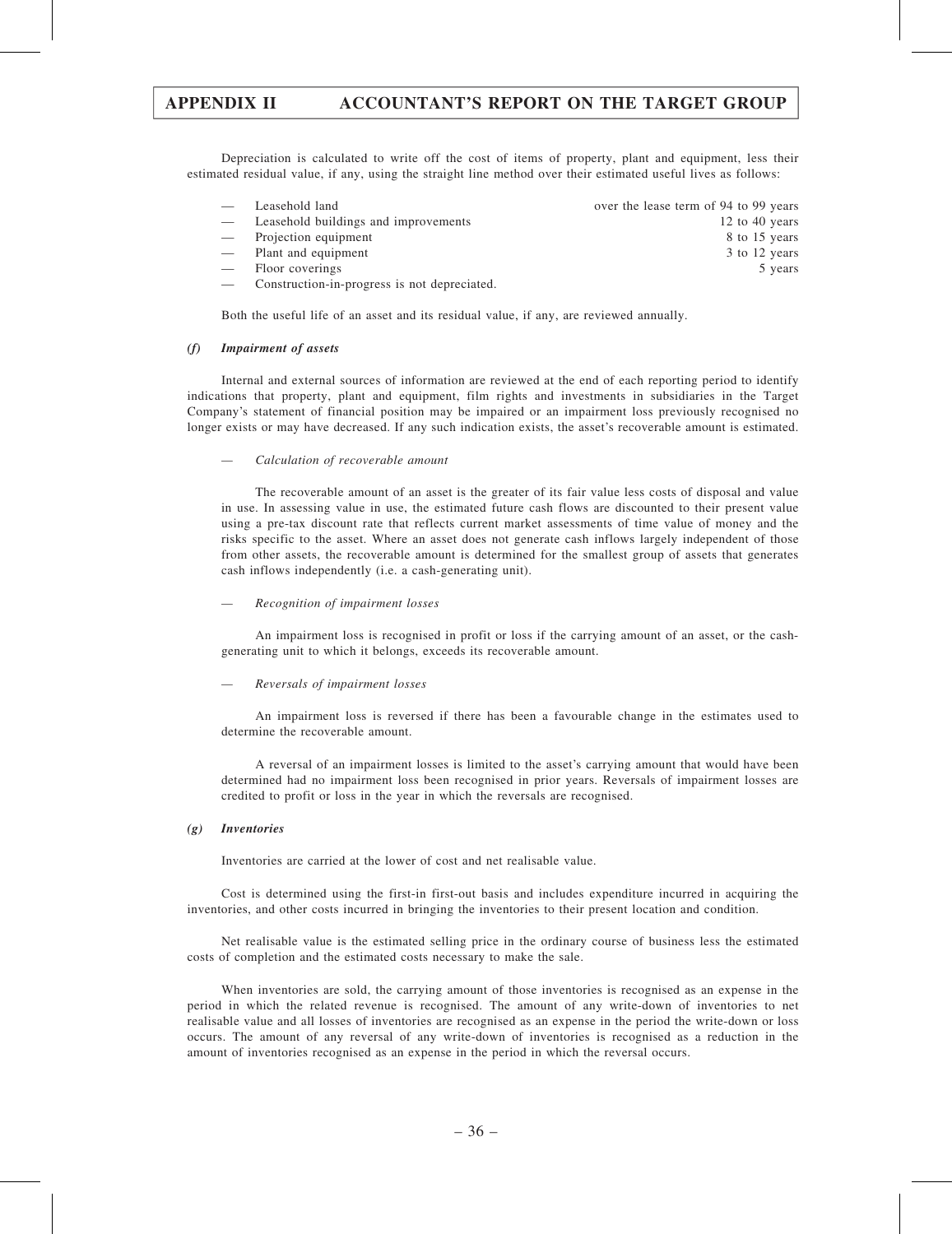Depreciation is calculated to write off the cost of items of property, plant and equipment, less their estimated residual value, if any, using the straight line method over their estimated useful lives as follows:

| | |
|---|---|
| — Leasehold land | over the lease term of 94 to 99 years |
| — Leasehold buildings and improvements | 12 to 40 years |
| — Projection equipment | 8 to 15 years |
| — Plant and equipment | 3 to 12 years |
| — Floor coverings | 5 years |
| — Construction-in-progress is not depreciated. | |

Both the useful life of an asset and its residual value, if any, are reviewed annually.

***(f) Impairment of assets***

Internal and external sources of information are reviewed at the end of each reporting period to identify indications that property, plant and equipment, film rights and investments in subsidiaries in the Target Company's statement of financial position may be impaired or an impairment loss previously recognised no longer exists or may have decreased. If any such indication exists, the asset's recoverable amount is estimated.

— *Calculation of recoverable amount*

The recoverable amount of an asset is the greater of its fair value less costs of disposal and value in use. In assessing value in use, the estimated future cash flows are discounted to their present value using a pre-tax discount rate that reflects current market assessments of time value of money and the risks specific to the asset. Where an asset does not generate cash inflows largely independent of those from other assets, the recoverable amount is determined for the smallest group of assets that generates cash inflows independently (i.e. a cash-generating unit).

— *Recognition of impairment losses*

An impairment loss is recognised in profit or loss if the carrying amount of an asset, or the cash-generating unit to which it belongs, exceeds its recoverable amount.

— *Reversals of impairment losses*

An impairment loss is reversed if there has been a favourable change in the estimates used to determine the recoverable amount.

A reversal of an impairment losses is limited to the asset's carrying amount that would have been determined had no impairment loss been recognised in prior years. Reversals of impairment losses are credited to profit or loss in the year in which the reversals are recognised.

***(g) Inventories***

Inventories are carried at the lower of cost and net realisable value.

Cost is determined using the first-in first-out basis and includes expenditure incurred in acquiring the inventories, and other costs incurred in bringing the inventories to their present location and condition.

Net realisable value is the estimated selling price in the ordinary course of business less the estimated costs of completion and the estimated costs necessary to make the sale.

When inventories are sold, the carrying amount of those inventories is recognised as an expense in the period in which the related revenue is recognised. The amount of any write-down of inventories to net realisable value and all losses of inventories are recognised as an expense in the period the write-down or loss occurs. The amount of any reversal of any write-down of inventories is recognised as a reduction in the amount of inventories recognised as an expense in the period in which the reversal occurs.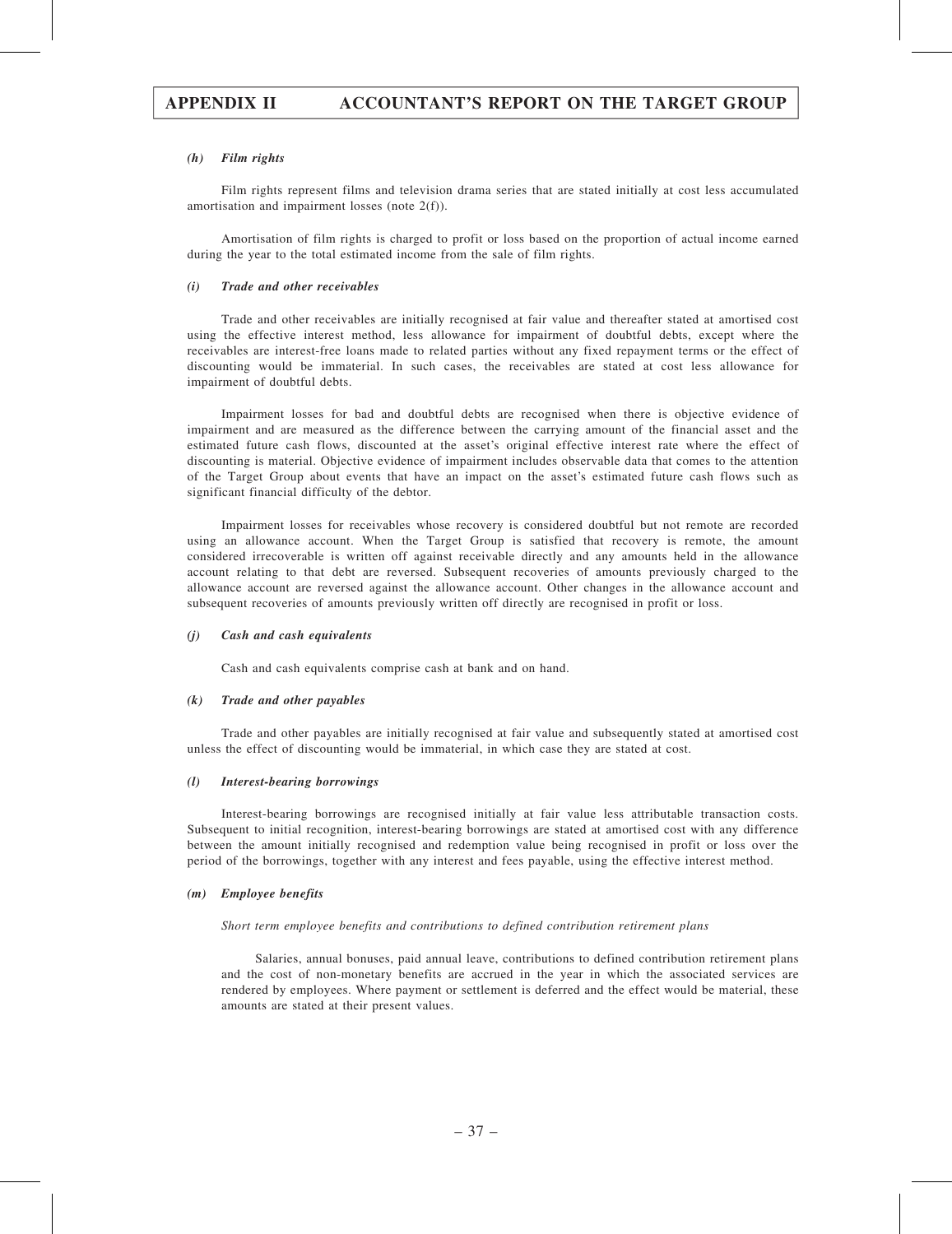#### *(h) Film rights*

Film rights represent films and television drama series that are stated initially at cost less accumulated amortisation and impairment losses (note 2(f)).

Amortisation of film rights is charged to profit or loss based on the proportion of actual income earned during the year to the total estimated income from the sale of film rights.

#### *(i) Trade and other receivables*

Trade and other receivables are initially recognised at fair value and thereafter stated at amortised cost using the effective interest method, less allowance for impairment of doubtful debts, except where the receivables are interest-free loans made to related parties without any fixed repayment terms or the effect of discounting would be immaterial. In such cases, the receivables are stated at cost less allowance for impairment of doubtful debts.

Impairment losses for bad and doubtful debts are recognised when there is objective evidence of impairment and are measured as the difference between the carrying amount of the financial asset and the estimated future cash flows, discounted at the asset's original effective interest rate where the effect of discounting is material. Objective evidence of impairment includes observable data that comes to the attention of the Target Group about events that have an impact on the asset's estimated future cash flows such as significant financial difficulty of the debtor.

Impairment losses for receivables whose recovery is considered doubtful but not remote are recorded using an allowance account. When the Target Group is satisfied that recovery is remote, the amount considered irrecoverable is written off against receivable directly and any amounts held in the allowance account relating to that debt are reversed. Subsequent recoveries of amounts previously charged to the allowance account are reversed against the allowance account. Other changes in the allowance account and subsequent recoveries of amounts previously written off directly are recognised in profit or loss.

#### *(j) Cash and cash equivalents*

Cash and cash equivalents comprise cash at bank and on hand.

#### *(k) Trade and other payables*

Trade and other payables are initially recognised at fair value and subsequently stated at amortised cost unless the effect of discounting would be immaterial, in which case they are stated at cost.

#### *(l) Interest-bearing borrowings*

Interest-bearing borrowings are recognised initially at fair value less attributable transaction costs. Subsequent to initial recognition, interest-bearing borrowings are stated at amortised cost with any difference between the amount initially recognised and redemption value being recognised in profit or loss over the period of the borrowings, together with any interest and fees payable, using the effective interest method.

#### *(m) Employee benefits*

*Short term employee benefits and contributions to defined contribution retirement plans*

Salaries, annual bonuses, paid annual leave, contributions to defined contribution retirement plans and the cost of non-monetary benefits are accrued in the year in which the associated services are rendered by employees. Where payment or settlement is deferred and the effect would be material, these amounts are stated at their present values.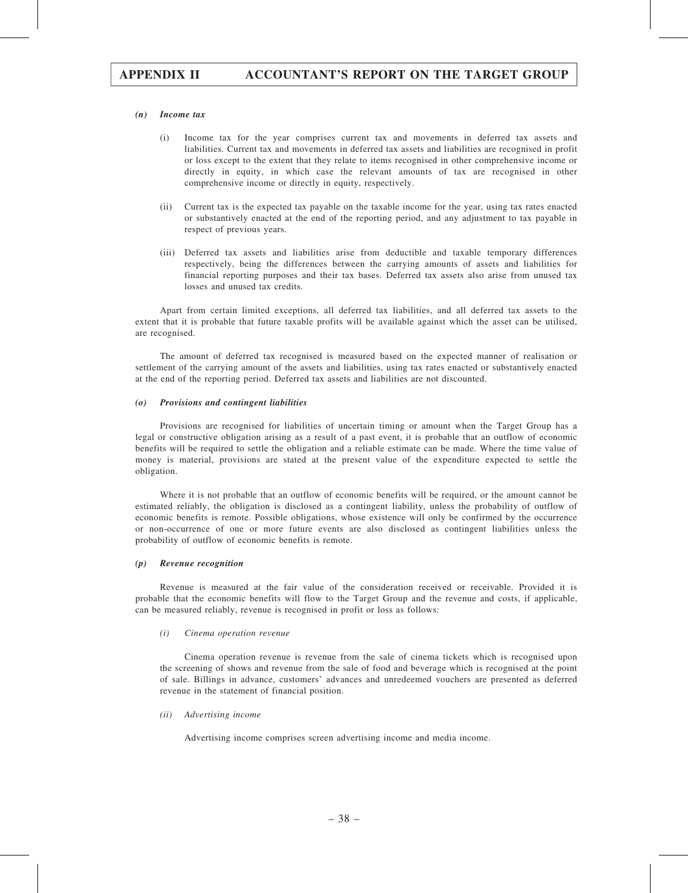#### *(n) Income tax*

(i) Income tax for the year comprises current tax and movements in deferred tax assets and liabilities. Current tax and movements in deferred tax assets and liabilities are recognised in profit or loss except to the extent that they relate to items recognised in other comprehensive income or directly in equity, in which case the relevant amounts of tax are recognised in other comprehensive income or directly in equity, respectively.

(ii) Current tax is the expected tax payable on the taxable income for the year, using tax rates enacted or substantively enacted at the end of the reporting period, and any adjustment to tax payable in respect of previous years.

(iii) Deferred tax assets and liabilities arise from deductible and taxable temporary differences respectively, being the differences between the carrying amounts of assets and liabilities for financial reporting purposes and their tax bases. Deferred tax assets also arise from unused tax losses and unused tax credits.

Apart from certain limited exceptions, all deferred tax liabilities, and all deferred tax assets to the extent that it is probable that future taxable profits will be available against which the asset can be utilised, are recognised.

The amount of deferred tax recognised is measured based on the expected manner of realisation or settlement of the carrying amount of the assets and liabilities, using tax rates enacted or substantively enacted at the end of the reporting period. Deferred tax assets and liabilities are not discounted.

#### *(o) Provisions and contingent liabilities*

Provisions are recognised for liabilities of uncertain timing or amount when the Target Group has a legal or constructive obligation arising as a result of a past event, it is probable that an outflow of economic benefits will be required to settle the obligation and a reliable estimate can be made. Where the time value of money is material, provisions are stated at the present value of the expenditure expected to settle the obligation.

Where it is not probable that an outflow of economic benefits will be required, or the amount cannot be estimated reliably, the obligation is disclosed as a contingent liability, unless the probability of outflow of economic benefits is remote. Possible obligations, whose existence will only be confirmed by the occurrence or non-occurrence of one or more future events are also disclosed as contingent liabilities unless the probability of outflow of economic benefits is remote.

#### *(p) Revenue recognition*

Revenue is measured at the fair value of the consideration received or receivable. Provided it is probable that the economic benefits will flow to the Target Group and the revenue and costs, if applicable, can be measured reliably, revenue is recognised in profit or loss as follows:

*(i) Cinema operation revenue*

Cinema operation revenue is revenue from the sale of cinema tickets which is recognised upon the screening of shows and revenue from the sale of food and beverage which is recognised at the point of sale. Billings in advance, customers' advances and unredeemed vouchers are presented as deferred revenue in the statement of financial position.

*(ii) Advertising income*

Advertising income comprises screen advertising income and media income.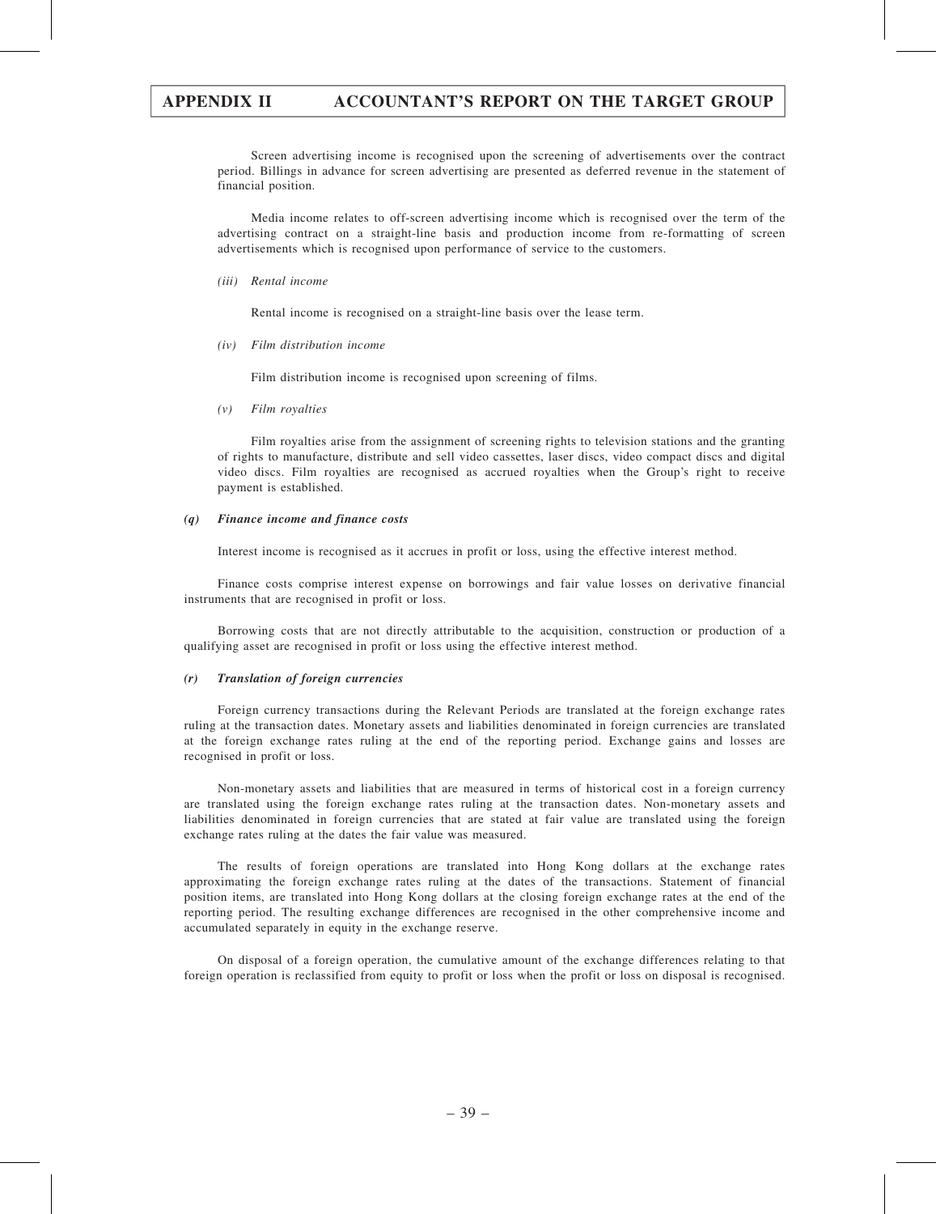Screen advertising income is recognised upon the screening of advertisements over the contract period. Billings in advance for screen advertising are presented as deferred revenue in the statement of financial position.

Media income relates to off-screen advertising income which is recognised over the term of the advertising contract on a straight-line basis and production income from re-formatting of screen advertisements which is recognised upon performance of service to the customers.

*(iii) Rental income*

Rental income is recognised on a straight-line basis over the lease term.

*(iv) Film distribution income*

Film distribution income is recognised upon screening of films.

*(v) Film royalties*

Film royalties arise from the assignment of screening rights to television stations and the granting of rights to manufacture, distribute and sell video cassettes, laser discs, video compact discs and digital video discs. Film royalties are recognised as accrued royalties when the Group's right to receive payment is established.

***(q) Finance income and finance costs***

Interest income is recognised as it accrues in profit or loss, using the effective interest method.

Finance costs comprise interest expense on borrowings and fair value losses on derivative financial instruments that are recognised in profit or loss.

Borrowing costs that are not directly attributable to the acquisition, construction or production of a qualifying asset are recognised in profit or loss using the effective interest method.

***(r) Translation of foreign currencies***

Foreign currency transactions during the Relevant Periods are translated at the foreign exchange rates ruling at the transaction dates. Monetary assets and liabilities denominated in foreign currencies are translated at the foreign exchange rates ruling at the end of the reporting period. Exchange gains and losses are recognised in profit or loss.

Non-monetary assets and liabilities that are measured in terms of historical cost in a foreign currency are translated using the foreign exchange rates ruling at the transaction dates. Non-monetary assets and liabilities denominated in foreign currencies that are stated at fair value are translated using the foreign exchange rates ruling at the dates the fair value was measured.

The results of foreign operations are translated into Hong Kong dollars at the exchange rates approximating the foreign exchange rates ruling at the dates of the transactions. Statement of financial position items, are translated into Hong Kong dollars at the closing foreign exchange rates at the end of the reporting period. The resulting exchange differences are recognised in the other comprehensive income and accumulated separately in equity in the exchange reserve.

On disposal of a foreign operation, the cumulative amount of the exchange differences relating to that foreign operation is reclassified from equity to profit or loss when the profit or loss on disposal is recognised.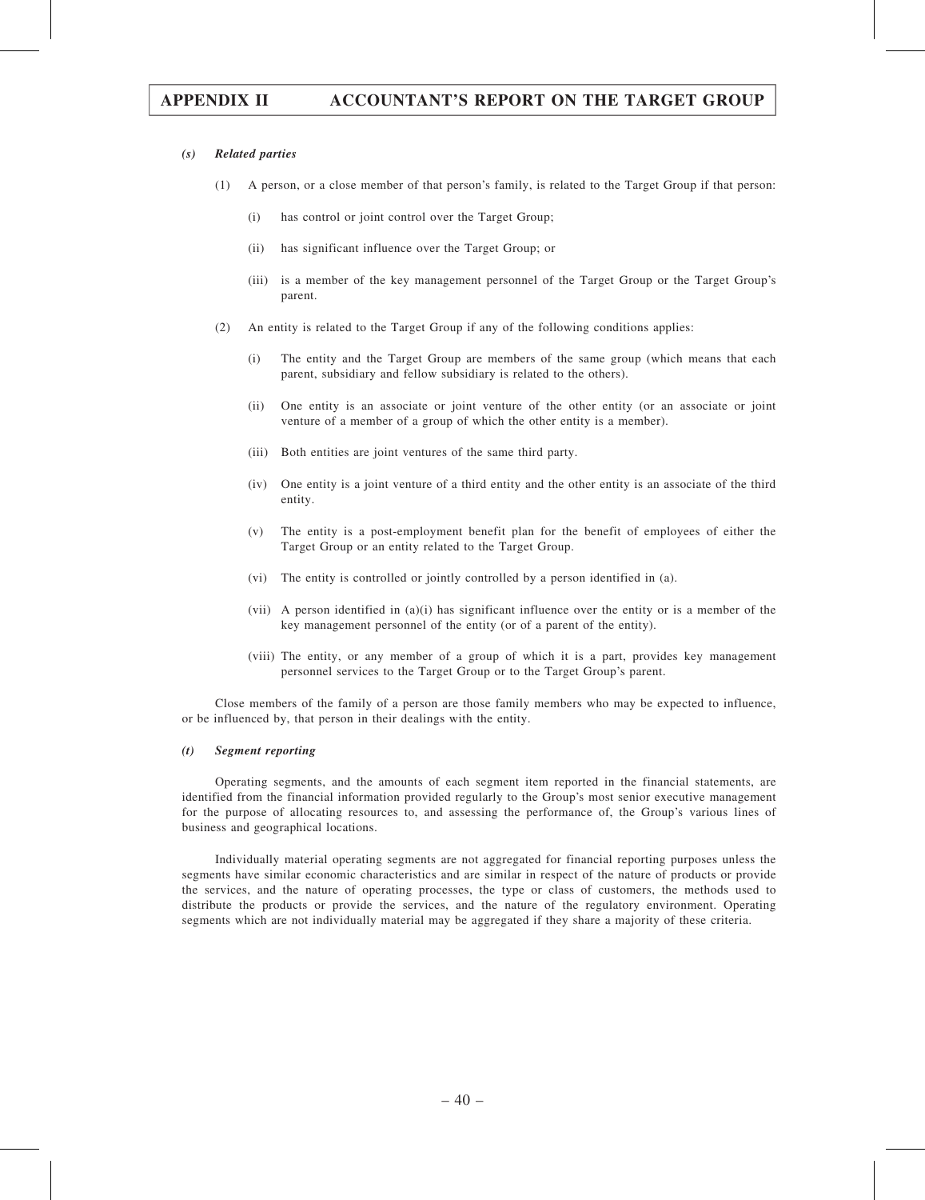### *(s) Related parties*

(1) A person, or a close member of that person's family, is related to the Target Group if that person:

   (i) has control or joint control over the Target Group;

   (ii) has significant influence over the Target Group; or

   (iii) is a member of the key management personnel of the Target Group or the Target Group's parent.

(2) An entity is related to the Target Group if any of the following conditions applies:

   (i) The entity and the Target Group are members of the same group (which means that each parent, subsidiary and fellow subsidiary is related to the others).

   (ii) One entity is an associate or joint venture of the other entity (or an associate or joint venture of a member of a group of which the other entity is a member).

   (iii) Both entities are joint ventures of the same third party.

   (iv) One entity is a joint venture of a third entity and the other entity is an associate of the third entity.

   (v) The entity is a post-employment benefit plan for the benefit of employees of either the Target Group or an entity related to the Target Group.

   (vi) The entity is controlled or jointly controlled by a person identified in (a).

   (vii) A person identified in (a)(i) has significant influence over the entity or is a member of the key management personnel of the entity (or of a parent of the entity).

   (viii) The entity, or any member of a group of which it is a part, provides key management personnel services to the Target Group or to the Target Group's parent.

Close members of the family of a person are those family members who may be expected to influence, or be influenced by, that person in their dealings with the entity.

### *(t) Segment reporting*

Operating segments, and the amounts of each segment item reported in the financial statements, are identified from the financial information provided regularly to the Group's most senior executive management for the purpose of allocating resources to, and assessing the performance of, the Group's various lines of business and geographical locations.

Individually material operating segments are not aggregated for financial reporting purposes unless the segments have similar economic characteristics and are similar in respect of the nature of products or provide the services, and the nature of operating processes, the type or class of customers, the methods used to distribute the products or provide the services, and the nature of the regulatory environment. Operating segments which are not individually material may be aggregated if they share a majority of these criteria.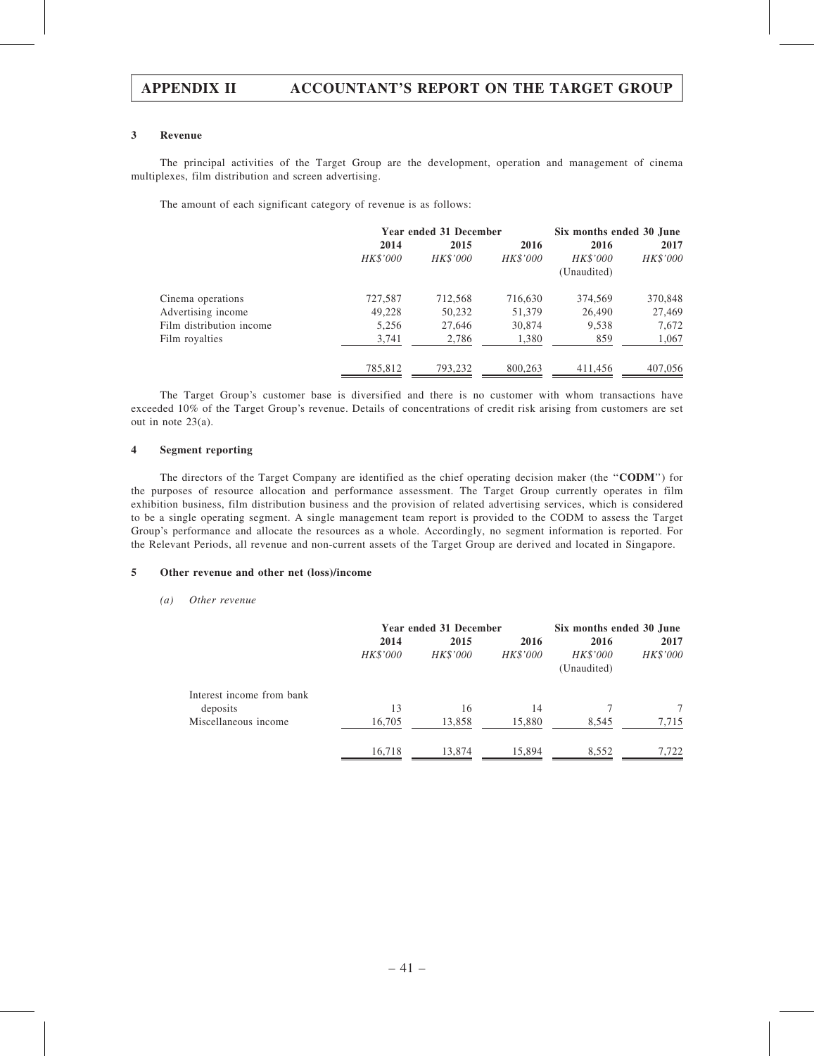### 3 Revenue

The principal activities of the Target Group are the development, operation and management of cinema multiplexes, film distribution and screen advertising.

The amount of each significant category of revenue is as follows:

| | Year ended 31 December | | | Six months ended 30 June | |
|---|---|---|---|---|---|
| | 2014 | 2015 | 2016 | 2016 | 2017 |
| | *HK$'000* | *HK$'000* | *HK$'000* | *HK$'000* (Unaudited) | *HK$'000* |
| Cinema operations | 727,587 | 712,568 | 716,630 | 374,569 | 370,848 |
| Advertising income | 49,228 | 50,232 | 51,379 | 26,490 | 27,469 |
| Film distribution income | 5,256 | 27,646 | 30,874 | 9,538 | 7,672 |
| Film royalties | 3,741 | 2,786 | 1,380 | 859 | 1,067 |
| | 785,812 | 793,232 | 800,263 | 411,456 | 407,056 |

The Target Group's customer base is diversified and there is no customer with whom transactions have exceeded 10% of the Target Group's revenue. Details of concentrations of credit risk arising from customers are set out in note 23(a).

### 4 Segment reporting

The directors of the Target Company are identified as the chief operating decision maker (the "**CODM**") for the purposes of resource allocation and performance assessment. The Target Group currently operates in film exhibition business, film distribution business and the provision of related advertising services, which is considered to be a single operating segment. A single management team report is provided to the CODM to assess the Target Group's performance and allocate the resources as a whole. Accordingly, no segment information is reported. For the Relevant Periods, all revenue and non-current assets of the Target Group are derived and located in Singapore.

### 5 Other revenue and other net (loss)/income

*(a) Other revenue*

| | Year ended 31 December | | | Six months ended 30 June | |
|---|---|---|---|---|---|
| | 2014 | 2015 | 2016 | 2016 | 2017 |
| | *HK$'000* | *HK$'000* | *HK$'000* | *HK$'000* (Unaudited) | *HK$'000* |
| Interest income from bank deposits | 13 | 16 | 14 | 7 | 7 |
| Miscellaneous income | 16,705 | 13,858 | 15,880 | 8,545 | 7,715 |
| | 16,718 | 13,874 | 15,894 | 8,552 | 7,722 |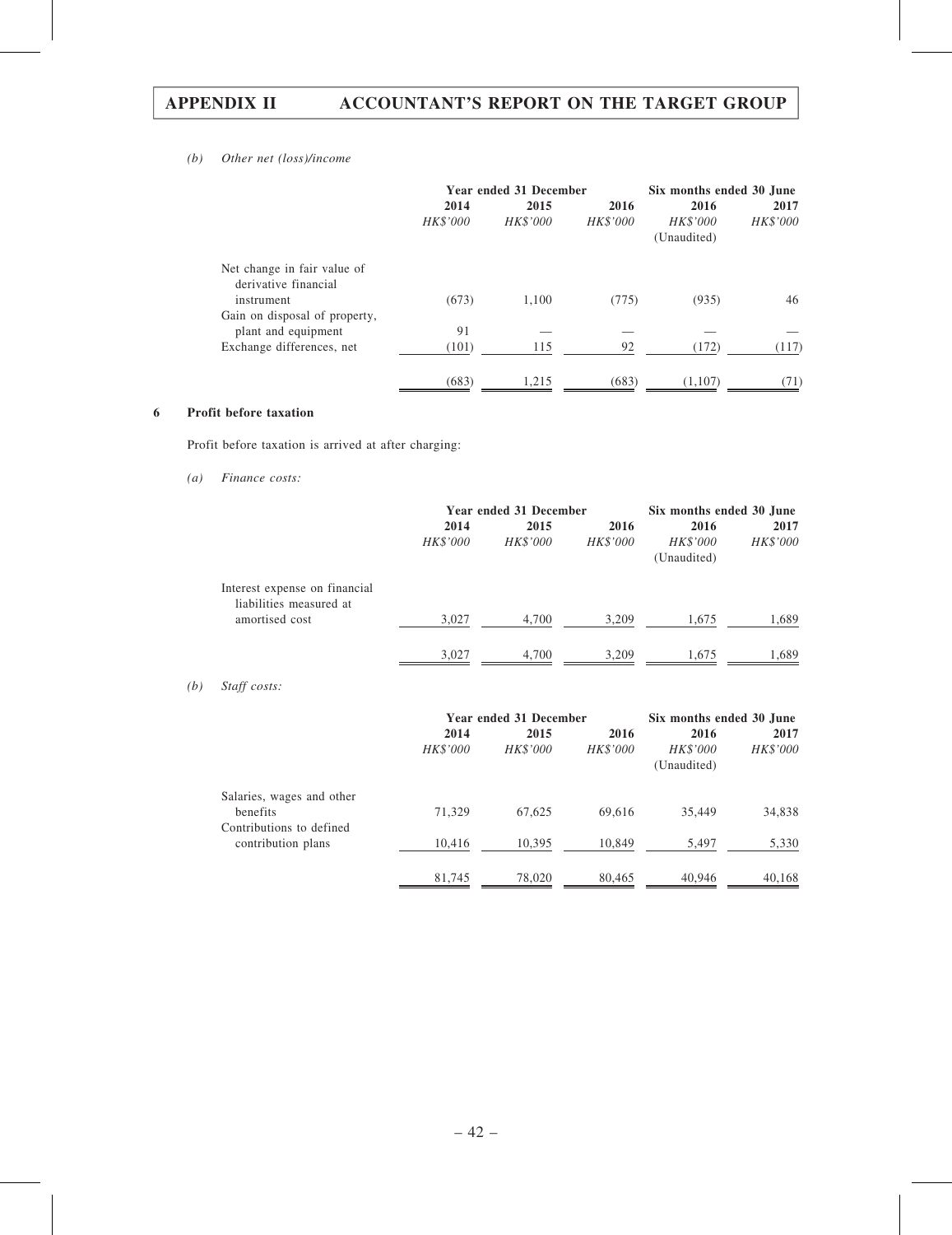*(b) Other net (loss)/income*

| | Year ended 31 December | | | Six months ended 30 June | |
|---|---|---|---|---|---|
| | 2014 | 2015 | 2016 | 2016 | 2017 |
| | *HK$'000* | *HK$'000* | *HK$'000* | *HK$'000* (Unaudited) | *HK$'000* |
| Net change in fair value of derivative financial instrument | (673) | 1,100 | (775) | (935) | 46 |
| Gain on disposal of property, plant and equipment | 91 | — | — | — | — |
| Exchange differences, net | (101) | 115 | 92 | (172) | (117) |
| | (683) | 1,215 | (683) | (1,107) | (71) |

## 6 Profit before taxation

Profit before taxation is arrived at after charging:

*(a) Finance costs:*

| | Year ended 31 December | | | Six months ended 30 June | |
|---|---|---|---|---|---|
| | 2014 | 2015 | 2016 | 2016 | 2017 |
| | *HK$'000* | *HK$'000* | *HK$'000* | *HK$'000* (Unaudited) | *HK$'000* |
| Interest expense on financial liabilities measured at amortised cost | 3,027 | 4,700 | 3,209 | 1,675 | 1,689 |
| | 3,027 | 4,700 | 3,209 | 1,675 | 1,689 |

*(b) Staff costs:*

| | Year ended 31 December | | | Six months ended 30 June | |
|---|---|---|---|---|---|
| | 2014 | 2015 | 2016 | 2016 | 2017 |
| | *HK$'000* | *HK$'000* | *HK$'000* | *HK$'000* (Unaudited) | *HK$'000* |
| Salaries, wages and other benefits | 71,329 | 67,625 | 69,616 | 35,449 | 34,838 |
| Contributions to defined contribution plans | 10,416 | 10,395 | 10,849 | 5,497 | 5,330 |
| | 81,745 | 78,020 | 80,465 | 40,946 | 40,168 |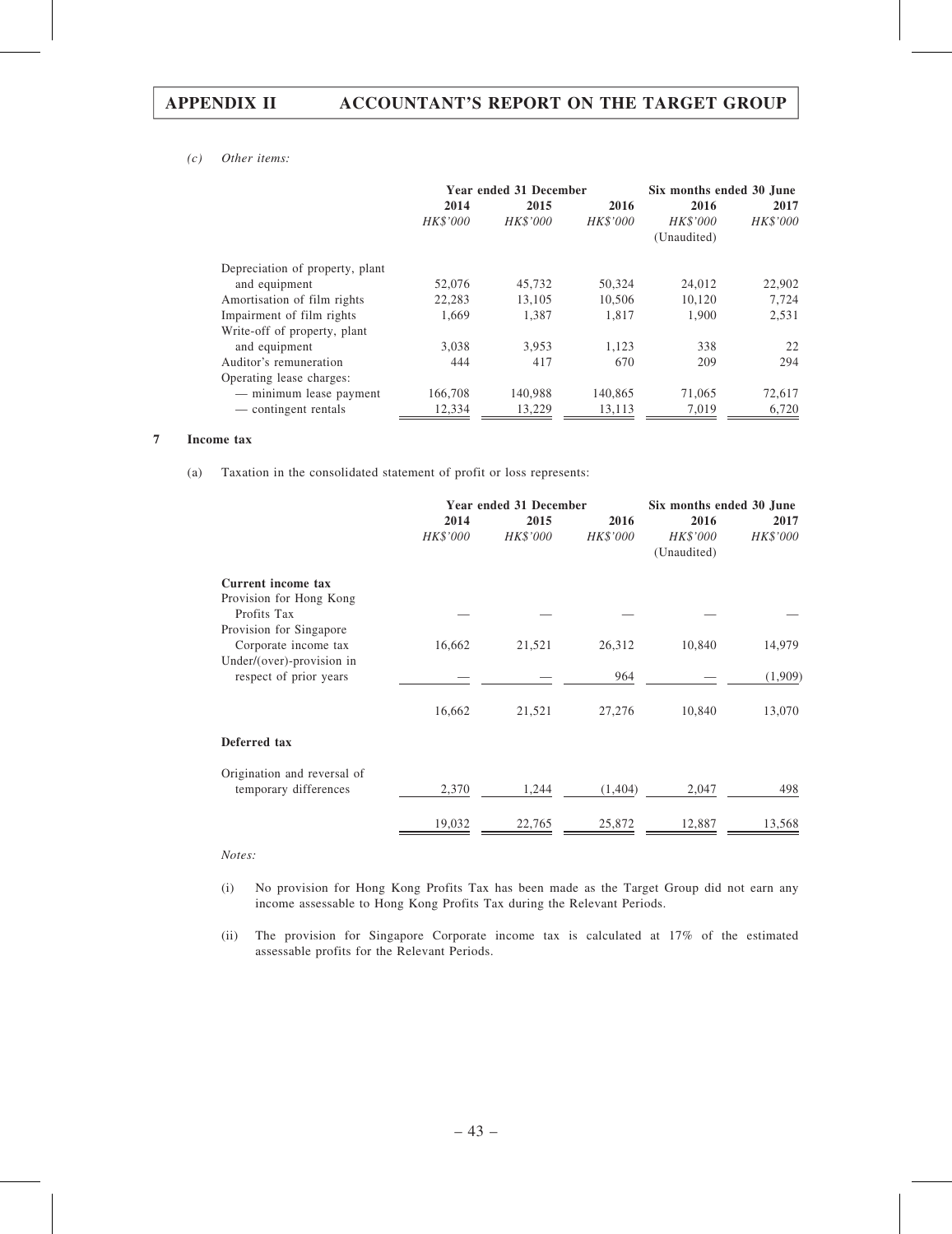*(c) Other items:*

| | Year ended 31 December | | | Six months ended 30 June | |
|---|---|---|---|---|---|
| | 2014 | 2015 | 2016 | 2016 | 2017 |
| | *HK$'000* | *HK$'000* | *HK$'000* | *HK$'000* (Unaudited) | *HK$'000* |
| Depreciation of property, plant and equipment | 52,076 | 45,732 | 50,324 | 24,012 | 22,902 |
| Amortisation of film rights | 22,283 | 13,105 | 10,506 | 10,120 | 7,724 |
| Impairment of film rights | 1,669 | 1,387 | 1,817 | 1,900 | 2,531 |
| Write-off of property, plant and equipment | 3,038 | 3,953 | 1,123 | 338 | 22 |
| Auditor's remuneration | 444 | 417 | 670 | 209 | 294 |
| Operating lease charges: | | | | | |
| — minimum lease payment | 166,708 | 140,988 | 140,865 | 71,065 | 72,617 |
| — contingent rentals | 12,334 | 13,229 | 13,113 | 7,019 | 6,720 |

## 7 Income tax

(a) Taxation in the consolidated statement of profit or loss represents:

| | Year ended 31 December | | | Six months ended 30 June | |
|---|---|---|---|---|---|
| | 2014 | 2015 | 2016 | 2016 | 2017 |
| | *HK$'000* | *HK$'000* | *HK$'000* | *HK$'000* (Unaudited) | *HK$'000* |
| **Current income tax** | | | | | |
| Provision for Hong Kong Profits Tax | — | — | — | — | — |
| Provision for Singapore Corporate income tax | 16,662 | 21,521 | 26,312 | 10,840 | 14,979 |
| Under/(over)-provision in respect of prior years | — | — | 964 | — | (1,909) |
| | 16,662 | 21,521 | 27,276 | 10,840 | 13,070 |
| **Deferred tax** | | | | | |
| Origination and reversal of temporary differences | 2,370 | 1,244 | (1,404) | 2,047 | 498 |
| | 19,032 | 22,765 | 25,872 | 12,887 | 13,568 |

*Notes:*

(i) No provision for Hong Kong Profits Tax has been made as the Target Group did not earn any income assessable to Hong Kong Profits Tax during the Relevant Periods.

(ii) The provision for Singapore Corporate income tax is calculated at 17% of the estimated assessable profits for the Relevant Periods.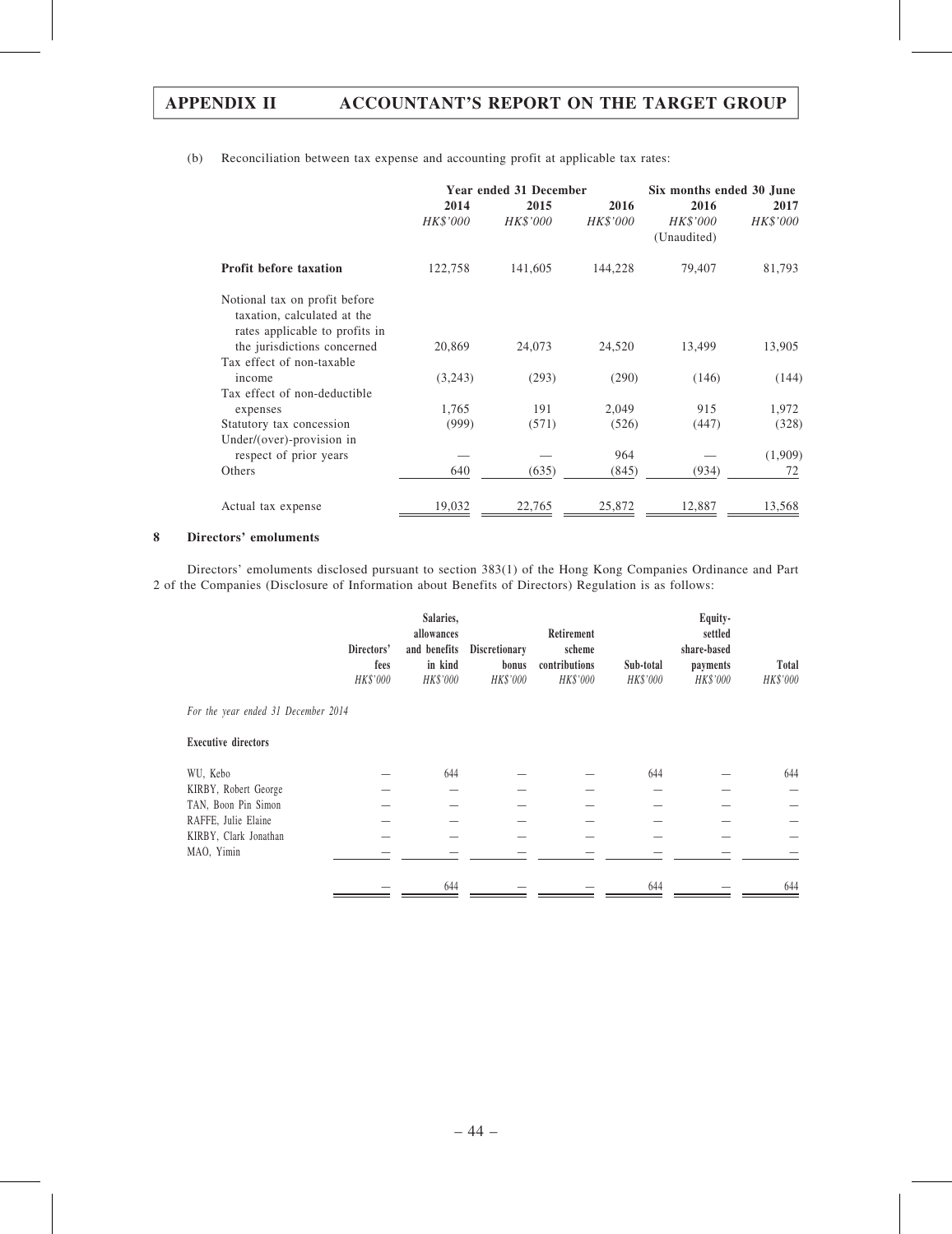(b) Reconciliation between tax expense and accounting profit at applicable tax rates:

| | Year ended 31 December | | | Six months ended 30 June | |
|---|---|---|---|---|---|
| | 2014 | 2015 | 2016 | 2016 | 2017 |
| | *HK$'000* | *HK$'000* | *HK$'000* | *HK$'000* (Unaudited) | *HK$'000* |
| **Profit before taxation** | 122,758 | 141,605 | 144,228 | 79,407 | 81,793 |
| Notional tax on profit before taxation, calculated at the rates applicable to profits in the jurisdictions concerned | 20,869 | 24,073 | 24,520 | 13,499 | 13,905 |
| Tax effect of non-taxable income | (3,243) | (293) | (290) | (146) | (144) |
| Tax effect of non-deductible expenses | 1,765 | 191 | 2,049 | 915 | 1,972 |
| Statutory tax concession | (999) | (571) | (526) | (447) | (328) |
| Under/(over)-provision in respect of prior years | — | — | 964 | — | (1,909) |
| Others | 640 | (635) | (845) | (934) | 72 |
| Actual tax expense | 19,032 | 22,765 | 25,872 | 12,887 | 13,568 |

## 8 Directors' emoluments

Directors' emoluments disclosed pursuant to section 383(1) of the Hong Kong Companies Ordinance and Part 2 of the Companies (Disclosure of Information about Benefits of Directors) Regulation is as follows:

| | Directors' fees | Salaries, allowances and benefits in kind | Discretionary bonus | Retirement scheme contributions | Sub-total | Equity-settled share-based payments | Total |
|---|---|---|---|---|---|---|---|
| | *HK$'000* | *HK$'000* | *HK$'000* | *HK$'000* | *HK$'000* | *HK$'000* | *HK$'000* |
| *For the year ended 31 December 2014* | | | | | | | |
| **Executive directors** | | | | | | | |
| WU, Kebo | — | 644 | — | — | 644 | — | 644 |
| KIRBY, Robert George | — | — | — | — | — | — | — |
| TAN, Boon Pin Simon | — | — | — | — | — | — | — |
| RAFFE, Julie Elaine | — | — | — | — | — | — | — |
| KIRBY, Clark Jonathan | — | — | — | — | — | — | — |
| MAO, Yimin | — | — | — | — | — | — | — |
| | — | 644 | — | — | 644 | — | 644 |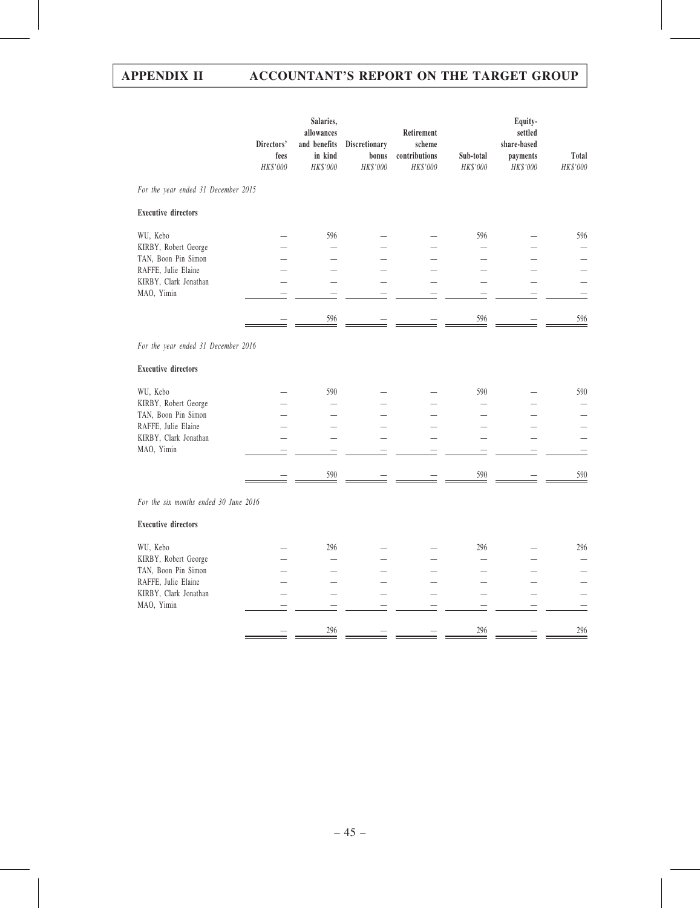| | Directors' fees | Salaries, allowances and benefits in kind | Discretionary bonus | Retirement scheme contributions | Sub-total | Equity-settled share-based payments | Total |
|---|---|---|---|---|---|---|---|
| | *HK$'000* | *HK$'000* | *HK$'000* | *HK$'000* | *HK$'000* | *HK$'000* | *HK$'000* |
| *For the year ended 31 December 2015* | | | | | | | |
| **Executive directors** | | | | | | | |
| WU, Kebo | — | 596 | — | — | 596 | — | 596 |
| KIRBY, Robert George | — | — | — | — | — | — | — |
| TAN, Boon Pin Simon | — | — | — | — | — | — | — |
| RAFFE, Julie Elaine | — | — | — | — | — | — | — |
| KIRBY, Clark Jonathan | — | — | — | — | — | — | — |
| MAO, Yimin | — | — | — | — | — | — | — |
| | — | 596 | — | — | 596 | — | 596 |
| *For the year ended 31 December 2016* | | | | | | | |
| **Executive directors** | | | | | | | |
| WU, Kebo | — | 590 | — | — | 590 | — | 590 |
| KIRBY, Robert George | — | — | — | — | — | — | — |
| TAN, Boon Pin Simon | — | — | — | — | — | — | — |
| RAFFE, Julie Elaine | — | — | — | — | — | — | — |
| KIRBY, Clark Jonathan | — | — | — | — | — | — | — |
| MAO, Yimin | — | — | — | — | — | — | — |
| | — | 590 | — | — | 590 | — | 590 |
| *For the six months ended 30 June 2016* | | | | | | | |
| **Executive directors** | | | | | | | |
| WU, Kebo | — | 296 | — | — | 296 | — | 296 |
| KIRBY, Robert George | — | — | — | — | — | — | — |
| TAN, Boon Pin Simon | — | — | — | — | — | — | — |
| RAFFE, Julie Elaine | — | — | — | — | — | — | — |
| KIRBY, Clark Jonathan | — | — | — | — | — | — | — |
| MAO, Yimin | — | — | — | — | — | — | — |
| | — | 296 | — | — | 296 | — | 296 |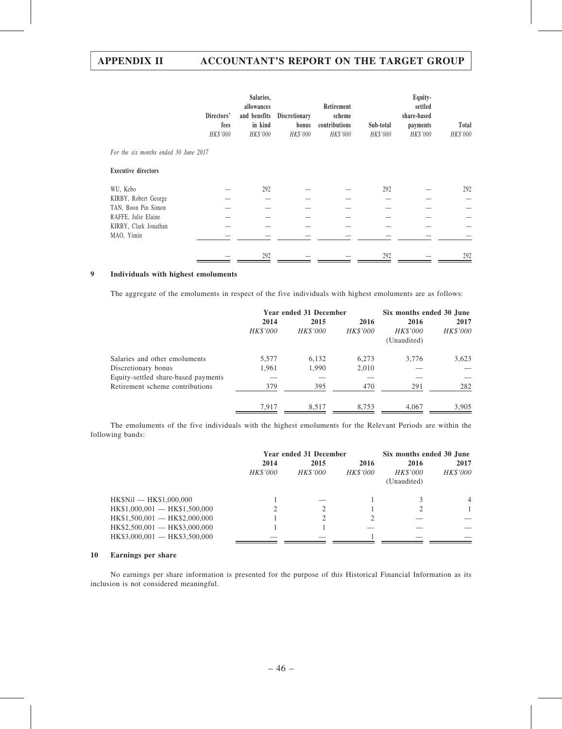| | Directors' fees HK$'000 | Salaries, allowances and benefits in kind HK$'000 | Discretionary bonus HK$'000 | Retirement scheme contributions HK$'000 | Sub-total HK$'000 | Equity-settled share-based payments HK$'000 | Total HK$'000 |
|---|---|---|---|---|---|---|---|
| *For the six months ended 30 June 2017* | | | | | | | |
| **Executive directors** | | | | | | | |
| WU, Kebo | — | 292 | — | — | 292 | — | 292 |
| KIRBY, Robert George | — | — | — | — | — | — | — |
| TAN, Boon Pin Simon | — | — | — | — | — | — | — |
| RAFFE, Julie Elaine | — | — | — | — | — | — | — |
| KIRBY, Clark Jonathan | — | — | — | — | — | — | — |
| MAO, Yimin | — | — | — | — | — | — | — |
| | — | 292 | — | — | 292 | — | 292 |

## 9 Individuals with highest emoluments

The aggregate of the emoluments in respect of the five individuals with highest emoluments are as follows:

| | Year ended 31 December | | | Six months ended 30 June | |
|---|---|---|---|---|---|
| | 2014 HK$'000 | 2015 HK$'000 | 2016 HK$'000 | 2016 HK$'000 (Unaudited) | 2017 HK$'000 |
| Salaries and other emoluments | 5,577 | 6,132 | 6,273 | 3,776 | 3,623 |
| Discretionary bonus | 1,961 | 1,990 | 2,010 | — | — |
| Equity-settled share-based payments | — | — | — | — | — |
| Retirement scheme contributions | 379 | 395 | 470 | 291 | 282 |
| | 7,917 | 8,517 | 8,753 | 4,067 | 3,905 |

The emoluments of the five individuals with the highest emoluments for the Relevant Periods are within the following bands:

| | Year ended 31 December | | | Six months ended 30 June | |
|---|---|---|---|---|---|
| | 2014 HK$'000 | 2015 HK$'000 | 2016 HK$'000 | 2016 HK$'000 (Unaudited) | 2017 HK$'000 |
| HK$Nil — HK$1,000,000 | 1 | — | 1 | 3 | 4 |
| HK$1,000,001 — HK$1,500,000 | 2 | 2 | 1 | 2 | 1 |
| HK$1,500,001 — HK$2,000,000 | 1 | 2 | 2 | — | — |
| HK$2,500,001 — HK$3,000,000 | 1 | 1 | — | — | — |
| HK$3,000,001 — HK$3,500,000 | — | — | 1 | — | — |

## 10 Earnings per share

No earnings per share information is presented for the purpose of this Historical Financial Information as its inclusion is not considered meaningful.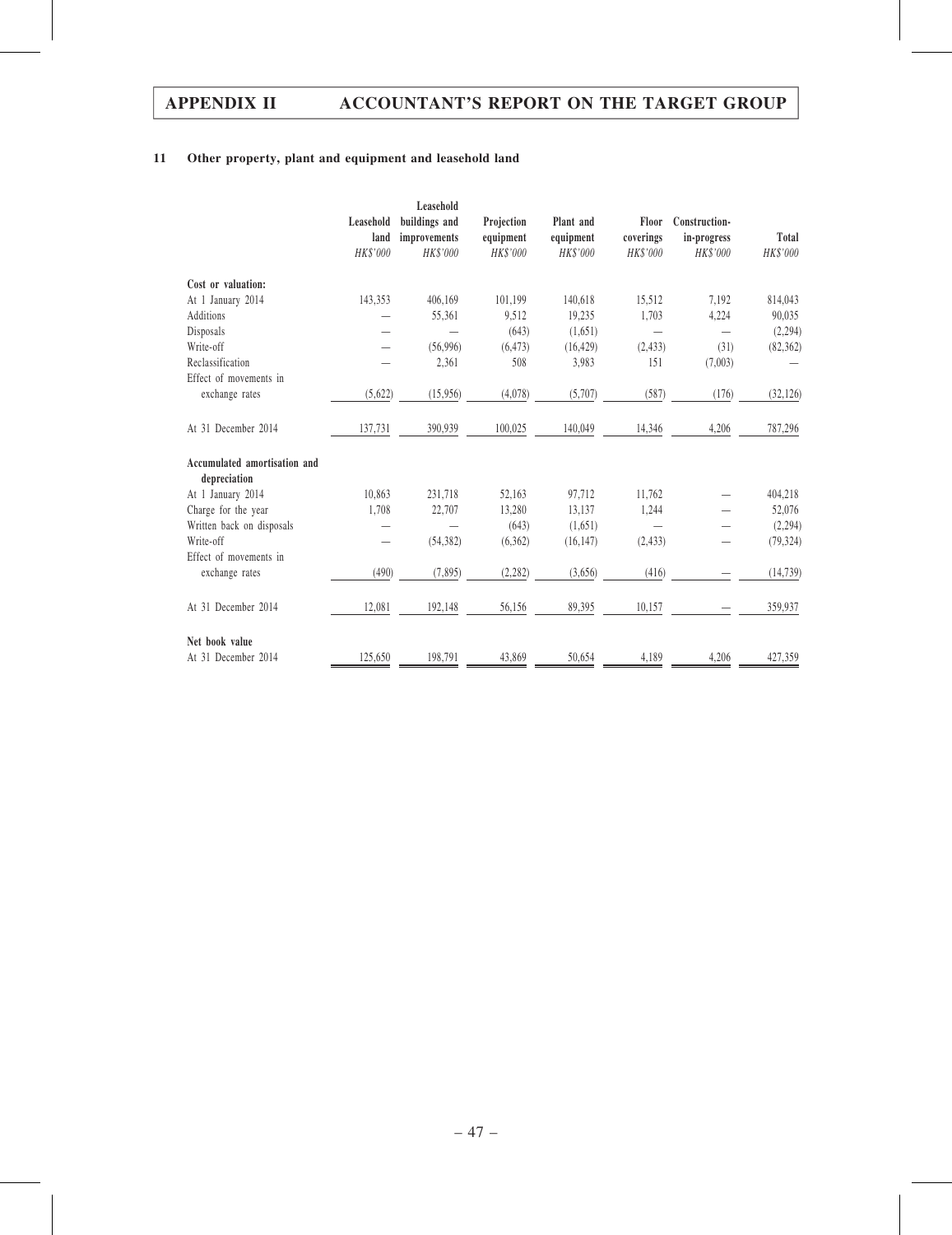## 11 Other property, plant and equipment and leasehold land

| | Leasehold land | Leasehold buildings and improvements | Projection equipment | Plant and equipment | Floor coverings | Construction-in-progress | Total |
|---|---|---|---|---|---|---|---|
| | *HK$'000* | *HK$'000* | *HK$'000* | *HK$'000* | *HK$'000* | *HK$'000* | *HK$'000* |
| **Cost or valuation:** | | | | | | | |
| At 1 January 2014 | 143,353 | 406,169 | 101,199 | 140,618 | 15,512 | 7,192 | 814,043 |
| Additions | — | 55,361 | 9,512 | 19,235 | 1,703 | 4,224 | 90,035 |
| Disposals | — | — | (643) | (1,651) | — | — | (2,294) |
| Write-off | — | (56,996) | (6,473) | (16,429) | (2,433) | (31) | (82,362) |
| Reclassification | — | 2,361 | 508 | 3,983 | 151 | (7,003) | — |
| Effect of movements in exchange rates | (5,622) | (15,956) | (4,078) | (5,707) | (587) | (176) | (32,126) |
| At 31 December 2014 | 137,731 | 390,939 | 100,025 | 140,049 | 14,346 | 4,206 | 787,296 |
| **Accumulated amortisation and depreciation** | | | | | | | |
| At 1 January 2014 | 10,863 | 231,718 | 52,163 | 97,712 | 11,762 | — | 404,218 |
| Charge for the year | 1,708 | 22,707 | 13,280 | 13,137 | 1,244 | — | 52,076 |
| Written back on disposals | — | — | (643) | (1,651) | — | — | (2,294) |
| Write-off | — | (54,382) | (6,362) | (16,147) | (2,433) | — | (79,324) |
| Effect of movements in exchange rates | (490) | (7,895) | (2,282) | (3,656) | (416) | — | (14,739) |
| At 31 December 2014 | 12,081 | 192,148 | 56,156 | 89,395 | 10,157 | — | 359,937 |
| **Net book value** | | | | | | | |
| At 31 December 2014 | 125,650 | 198,791 | 43,869 | 50,654 | 4,189 | 4,206 | 427,359 |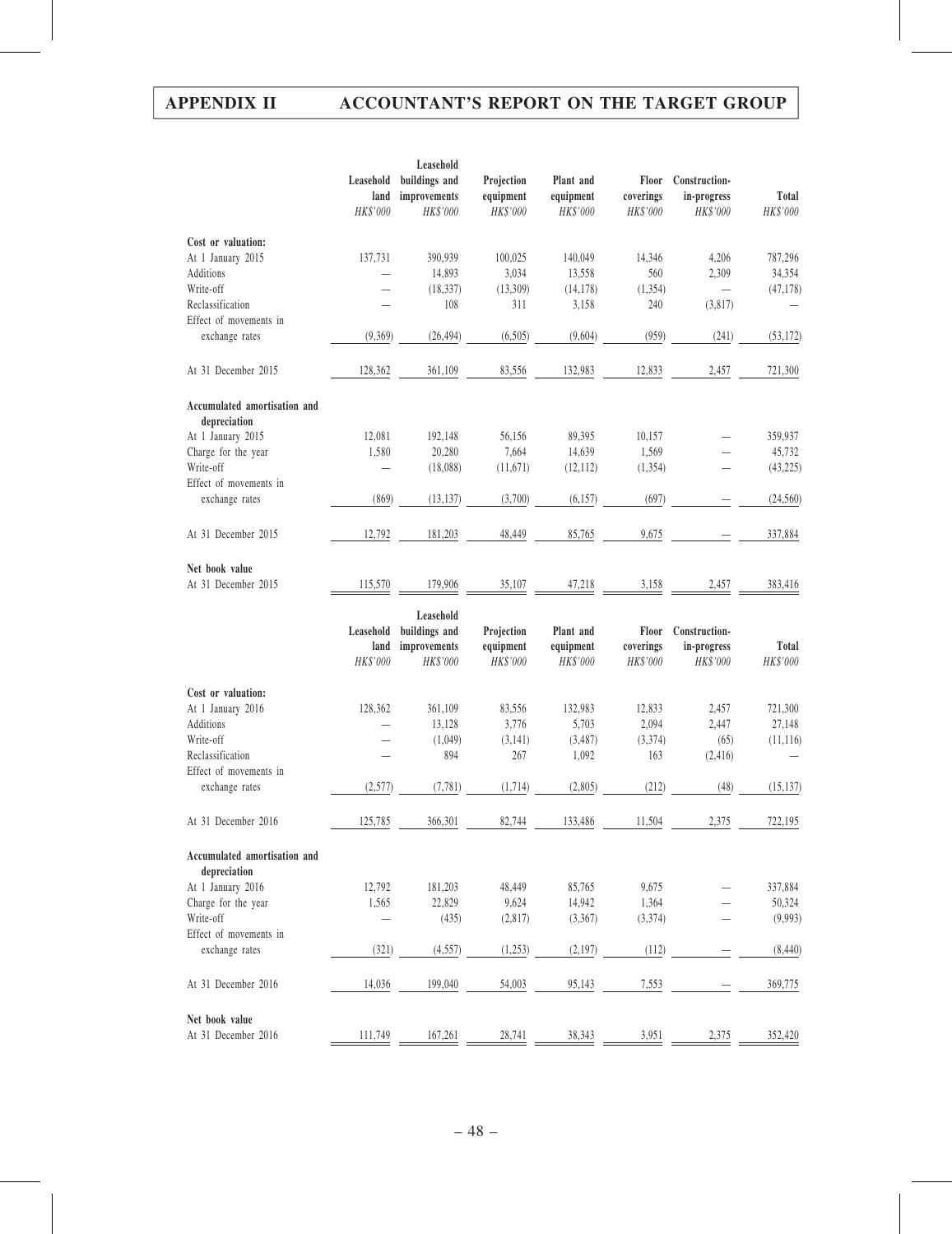| | Leasehold land | Leasehold buildings and improvements | Projection equipment | Plant and equipment | Floor coverings | Construction-in-progress | Total |
|---|---|---|---|---|---|---|---|
| | *HK$'000* | *HK$'000* | *HK$'000* | *HK$'000* | *HK$'000* | *HK$'000* | *HK$'000* |
| **Cost or valuation:** | | | | | | | |
| At 1 January 2015 | 137,731 | 390,939 | 100,025 | 140,049 | 14,346 | 4,206 | 787,296 |
| Additions | — | 14,893 | 3,034 | 13,558 | 560 | 2,309 | 34,354 |
| Write-off | — | (18,337) | (13,309) | (14,178) | (1,354) | — | (47,178) |
| Reclassification | — | 108 | 311 | 3,158 | 240 | (3,817) | — |
| Effect of movements in exchange rates | (9,369) | (26,494) | (6,505) | (9,604) | (959) | (241) | (53,172) |
| At 31 December 2015 | 128,362 | 361,109 | 83,556 | 132,983 | 12,833 | 2,457 | 721,300 |
| **Accumulated amortisation and depreciation** | | | | | | | |
| At 1 January 2015 | 12,081 | 192,148 | 56,156 | 89,395 | 10,157 | — | 359,937 |
| Charge for the year | 1,580 | 20,280 | 7,664 | 14,639 | 1,569 | — | 45,732 |
| Write-off | — | (18,088) | (11,671) | (12,112) | (1,354) | — | (43,225) |
| Effect of movements in exchange rates | (869) | (13,137) | (3,700) | (6,157) | (697) | — | (24,560) |
| At 31 December 2015 | 12,792 | 181,203 | 48,449 | 85,765 | 9,675 | — | 337,884 |
| **Net book value** | | | | | | | |
| At 31 December 2015 | 115,570 | 179,906 | 35,107 | 47,218 | 3,158 | 2,457 | 383,416 |

| | Leasehold land | Leasehold buildings and improvements | Projection equipment | Plant and equipment | Floor coverings | Construction-in-progress | Total |
|---|---|---|---|---|---|---|---|
| | *HK$'000* | *HK$'000* | *HK$'000* | *HK$'000* | *HK$'000* | *HK$'000* | *HK$'000* |
| **Cost or valuation:** | | | | | | | |
| At 1 January 2016 | 128,362 | 361,109 | 83,556 | 132,983 | 12,833 | 2,457 | 721,300 |
| Additions | — | 13,128 | 3,776 | 5,703 | 2,094 | 2,447 | 27,148 |
| Write-off | — | (1,049) | (3,141) | (3,487) | (3,374) | (65) | (11,116) |
| Reclassification | — | 894 | 267 | 1,092 | 163 | (2,416) | — |
| Effect of movements in exchange rates | (2,577) | (7,781) | (1,714) | (2,805) | (212) | (48) | (15,137) |
| At 31 December 2016 | 125,785 | 366,301 | 82,744 | 133,486 | 11,504 | 2,375 | 722,195 |
| **Accumulated amortisation and depreciation** | | | | | | | |
| At 1 January 2016 | 12,792 | 181,203 | 48,449 | 85,765 | 9,675 | — | 337,884 |
| Charge for the year | 1,565 | 22,829 | 9,624 | 14,942 | 1,364 | — | 50,324 |
| Write-off | — | (435) | (2,817) | (3,367) | (3,374) | — | (9,993) |
| Effect of movements in exchange rates | (321) | (4,557) | (1,253) | (2,197) | (112) | — | (8,440) |
| At 31 December 2016 | 14,036 | 199,040 | 54,003 | 95,143 | 7,553 | — | 369,775 |
| **Net book value** | | | | | | | |
| At 31 December 2016 | 111,749 | 167,261 | 28,741 | 38,343 | 3,951 | 2,375 | 352,420 |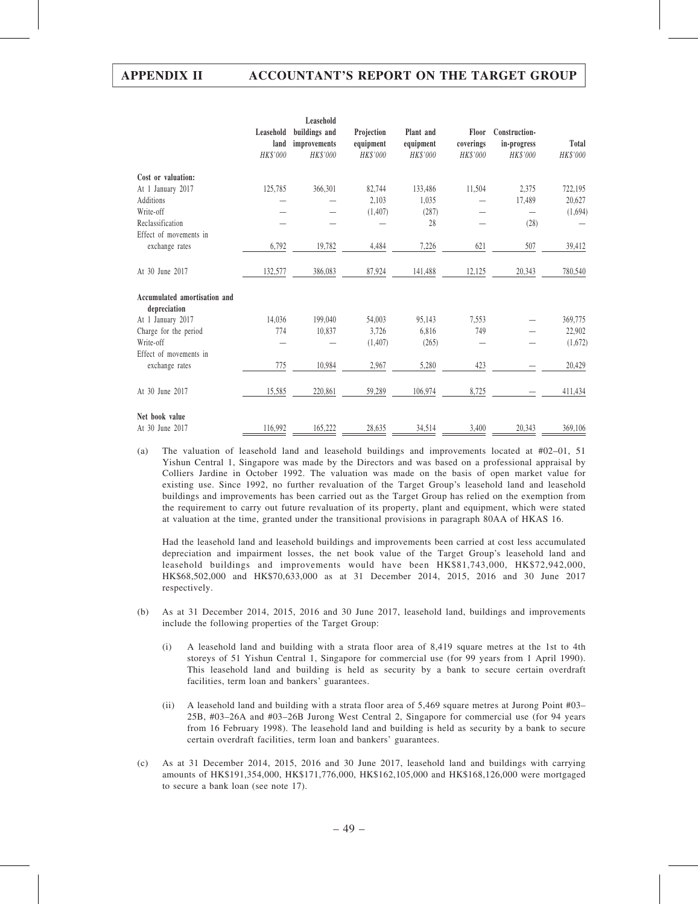| | Leasehold land | Leasehold buildings and improvements | Projection equipment | Plant and equipment | Floor coverings | Construction-in-progress | Total |
|---|---|---|---|---|---|---|---|
| | *HK$'000* | *HK$'000* | *HK$'000* | *HK$'000* | *HK$'000* | *HK$'000* | *HK$'000* |
| **Cost or valuation:** | | | | | | | |
| At 1 January 2017 | 125,785 | 366,301 | 82,744 | 133,486 | 11,504 | 2,375 | 722,195 |
| Additions | — | — | 2,103 | 1,035 | — | 17,489 | 20,627 |
| Write-off | — | — | (1,407) | (287) | — | — | (1,694) |
| Reclassification | — | — | — | 28 | — | (28) | — |
| Effect of movements in exchange rates | 6,792 | 19,782 | 4,484 | 7,226 | 621 | 507 | 39,412 |
| At 30 June 2017 | 132,577 | 386,083 | 87,924 | 141,488 | 12,125 | 20,343 | 780,540 |
| **Accumulated amortisation and depreciation** | | | | | | | |
| At 1 January 2017 | 14,036 | 199,040 | 54,003 | 95,143 | 7,553 | — | 369,775 |
| Charge for the period | 774 | 10,837 | 3,726 | 6,816 | 749 | — | 22,902 |
| Write-off | — | — | (1,407) | (265) | — | — | (1,672) |
| Effect of movements in exchange rates | 775 | 10,984 | 2,967 | 5,280 | 423 | — | 20,429 |
| At 30 June 2017 | 15,585 | 220,861 | 59,289 | 106,974 | 8,725 | — | 411,434 |
| **Net book value** | | | | | | | |
| At 30 June 2017 | 116,992 | 165,222 | 28,635 | 34,514 | 3,400 | 20,343 | 369,106 |

(a) The valuation of leasehold land and leasehold buildings and improvements located at #02–01, 51 Yishun Central 1, Singapore was made by the Directors and was based on a professional appraisal by Colliers Jardine in October 1992. The valuation was made on the basis of open market value for existing use. Since 1992, no further revaluation of the Target Group's leasehold land and leasehold buildings and improvements has been carried out as the Target Group has relied on the exemption from the requirement to carry out future revaluation of its property, plant and equipment, which were stated at valuation at the time, granted under the transitional provisions in paragraph 80AA of HKAS 16.

Had the leasehold land and leasehold buildings and improvements been carried at cost less accumulated depreciation and impairment losses, the net book value of the Target Group's leasehold land and leasehold buildings and improvements would have been HK$81,743,000, HK$72,942,000, HK$68,502,000 and HK$70,633,000 as at 31 December 2014, 2015, 2016 and 30 June 2017 respectively.

(b) As at 31 December 2014, 2015, 2016 and 30 June 2017, leasehold land, buildings and improvements include the following properties of the Target Group:

(i) A leasehold land and building with a strata floor area of 8,419 square metres at the 1st to 4th storeys of 51 Yishun Central 1, Singapore for commercial use (for 99 years from 1 April 1990). This leasehold land and building is held as security by a bank to secure certain overdraft facilities, term loan and bankers' guarantees.

(ii) A leasehold land and building with a strata floor area of 5,469 square metres at Jurong Point #03–25B, #03–26A and #03–26B Jurong West Central 2, Singapore for commercial use (for 94 years from 16 February 1998). The leasehold land and building is held as security by a bank to secure certain overdraft facilities, term loan and bankers' guarantees.

(c) As at 31 December 2014, 2015, 2016 and 30 June 2017, leasehold land and buildings with carrying amounts of HK$191,354,000, HK$171,776,000, HK$162,105,000 and HK$168,126,000 were mortgaged to secure a bank loan (see note 17).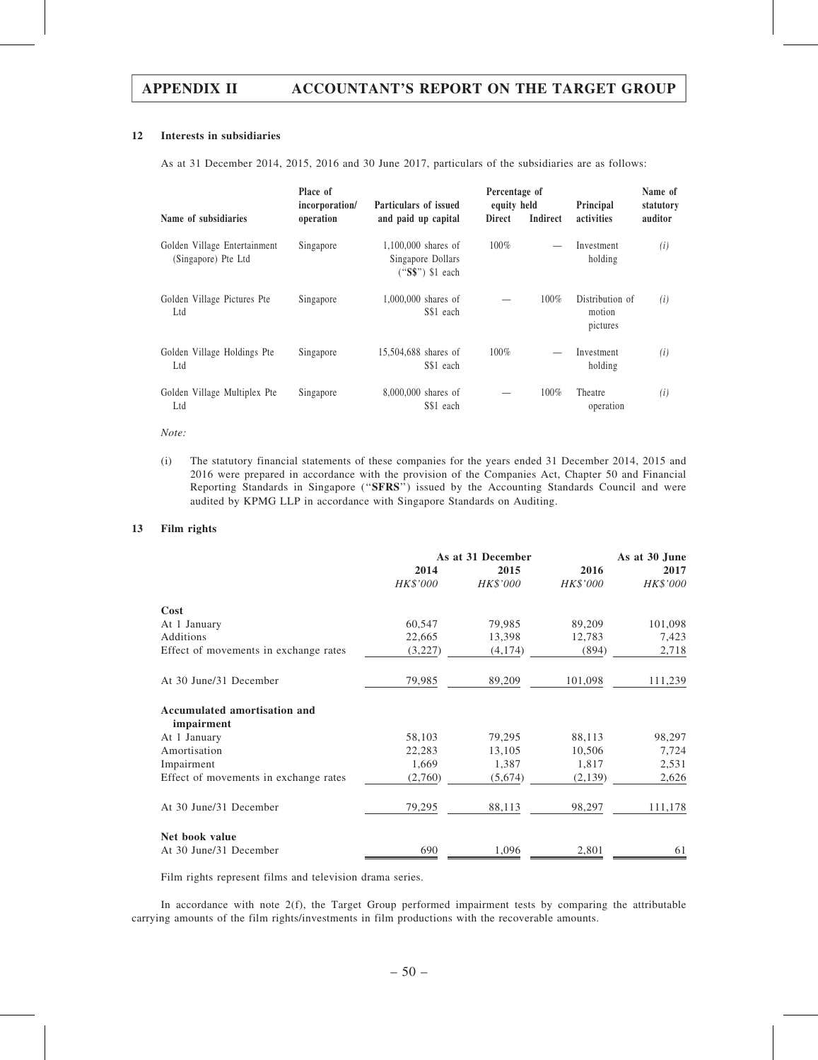### 12 Interests in subsidiaries

As at 31 December 2014, 2015, 2016 and 30 June 2017, particulars of the subsidiaries are as follows:

| Name of subsidiaries | Place of incorporation/ operation | Particulars of issued and paid up capital | Percentage of equity held Direct | Indirect | Principal activities | Name of statutory auditor |
|---|---|---|---|---|---|---|
| Golden Village Entertainment (Singapore) Pte Ltd | Singapore | 1,100,000 shares of Singapore Dollars ("**S$**") $1 each | 100% | — | Investment holding | *(i)* |
| Golden Village Pictures Pte Ltd | Singapore | 1,000,000 shares of S$1 each | — | 100% | Distribution of motion pictures | *(i)* |
| Golden Village Holdings Pte Ltd | Singapore | 15,504,688 shares of S$1 each | 100% | — | Investment holding | *(i)* |
| Golden Village Multiplex Pte Ltd | Singapore | 8,000,000 shares of S$1 each | — | 100% | Theatre operation | *(i)* |

*Note:*

(i) The statutory financial statements of these companies for the years ended 31 December 2014, 2015 and 2016 were prepared in accordance with the provision of the Companies Act, Chapter 50 and Financial Reporting Standards in Singapore ("**SFRS**") issued by the Accounting Standards Council and were audited by KPMG LLP in accordance with Singapore Standards on Auditing.

### 13 Film rights

| | As at 31 December | | | As at 30 June |
|---|---|---|---|---|
| | 2014 | 2015 | 2016 | 2017 |
| | *HK$'000* | *HK$'000* | *HK$'000* | *HK$'000* |
| **Cost** | | | | |
| At 1 January | 60,547 | 79,985 | 89,209 | 101,098 |
| Additions | 22,665 | 13,398 | 12,783 | 7,423 |
| Effect of movements in exchange rates | (3,227) | (4,174) | (894) | 2,718 |
| At 30 June/31 December | 79,985 | 89,209 | 101,098 | 111,239 |
| **Accumulated amortisation and impairment** | | | | |
| At 1 January | 58,103 | 79,295 | 88,113 | 98,297 |
| Amortisation | 22,283 | 13,105 | 10,506 | 7,724 |
| Impairment | 1,669 | 1,387 | 1,817 | 2,531 |
| Effect of movements in exchange rates | (2,760) | (5,674) | (2,139) | 2,626 |
| At 30 June/31 December | 79,295 | 88,113 | 98,297 | 111,178 |
| **Net book value** | | | | |
| At 30 June/31 December | 690 | 1,096 | 2,801 | 61 |

Film rights represent films and television drama series.

In accordance with note 2(f), the Target Group performed impairment tests by comparing the attributable carrying amounts of the film rights/investments in film productions with the recoverable amounts.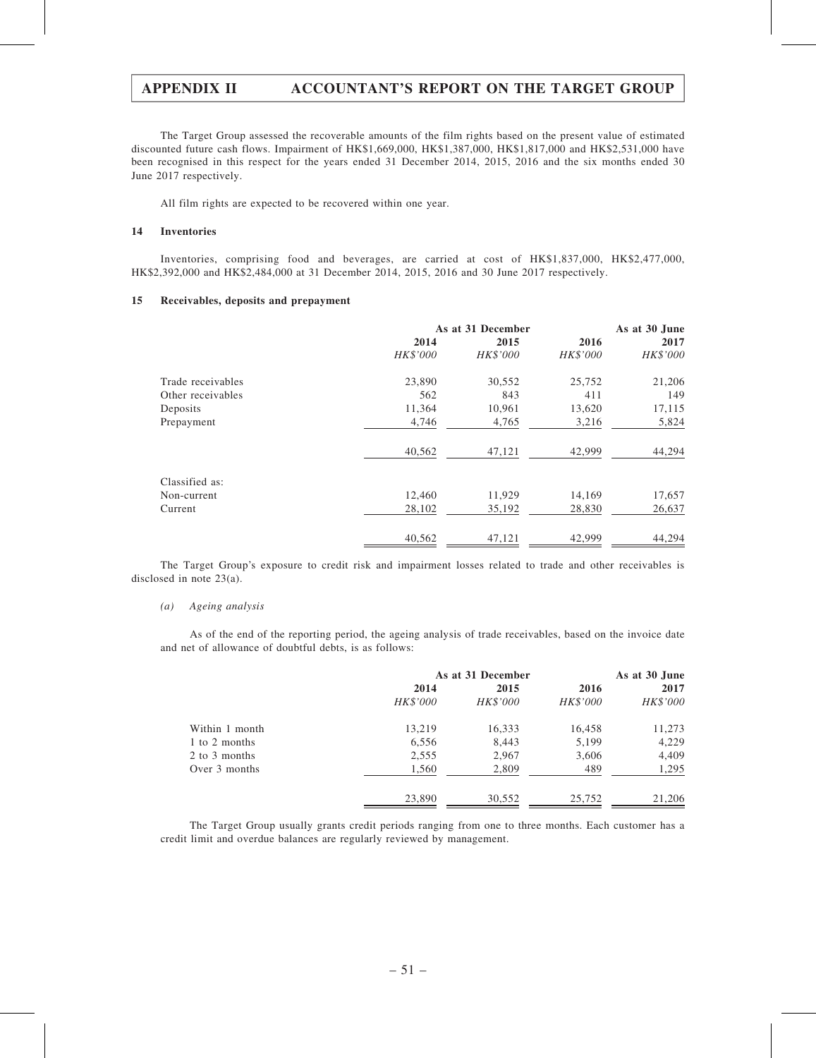The Target Group assessed the recoverable amounts of the film rights based on the present value of estimated discounted future cash flows. Impairment of HK$1,669,000, HK$1,387,000, HK$1,817,000 and HK$2,531,000 have been recognised in this respect for the years ended 31 December 2014, 2015, 2016 and the six months ended 30 June 2017 respectively.

All film rights are expected to be recovered within one year.

### 14 Inventories

Inventories, comprising food and beverages, are carried at cost of HK$1,837,000, HK$2,477,000, HK$2,392,000 and HK$2,484,000 at 31 December 2014, 2015, 2016 and 30 June 2017 respectively.

### 15 Receivables, deposits and prepayment

| | As at 31 December | | | As at 30 June |
|---|---|---|---|---|
| | 2014 | 2015 | 2016 | 2017 |
| | *HK$'000* | *HK$'000* | *HK$'000* | *HK$'000* |
| Trade receivables | 23,890 | 30,552 | 25,752 | 21,206 |
| Other receivables | 562 | 843 | 411 | 149 |
| Deposits | 11,364 | 10,961 | 13,620 | 17,115 |
| Prepayment | 4,746 | 4,765 | 3,216 | 5,824 |
| | 40,562 | 47,121 | 42,999 | 44,294 |
| Classified as: | | | | |
| Non-current | 12,460 | 11,929 | 14,169 | 17,657 |
| Current | 28,102 | 35,192 | 28,830 | 26,637 |
| | 40,562 | 47,121 | 42,999 | 44,294 |

The Target Group's exposure to credit risk and impairment losses related to trade and other receivables is disclosed in note 23(a).

*(a) Ageing analysis*

As of the end of the reporting period, the ageing analysis of trade receivables, based on the invoice date and net of allowance of doubtful debts, is as follows:

| | As at 31 December | | | As at 30 June |
|---|---|---|---|---|
| | 2014 | 2015 | 2016 | 2017 |
| | *HK$'000* | *HK$'000* | *HK$'000* | *HK$'000* |
| Within 1 month | 13,219 | 16,333 | 16,458 | 11,273 |
| 1 to 2 months | 6,556 | 8,443 | 5,199 | 4,229 |
| 2 to 3 months | 2,555 | 2,967 | 3,606 | 4,409 |
| Over 3 months | 1,560 | 2,809 | 489 | 1,295 |
| | 23,890 | 30,552 | 25,752 | 21,206 |

The Target Group usually grants credit periods ranging from one to three months. Each customer has a credit limit and overdue balances are regularly reviewed by management.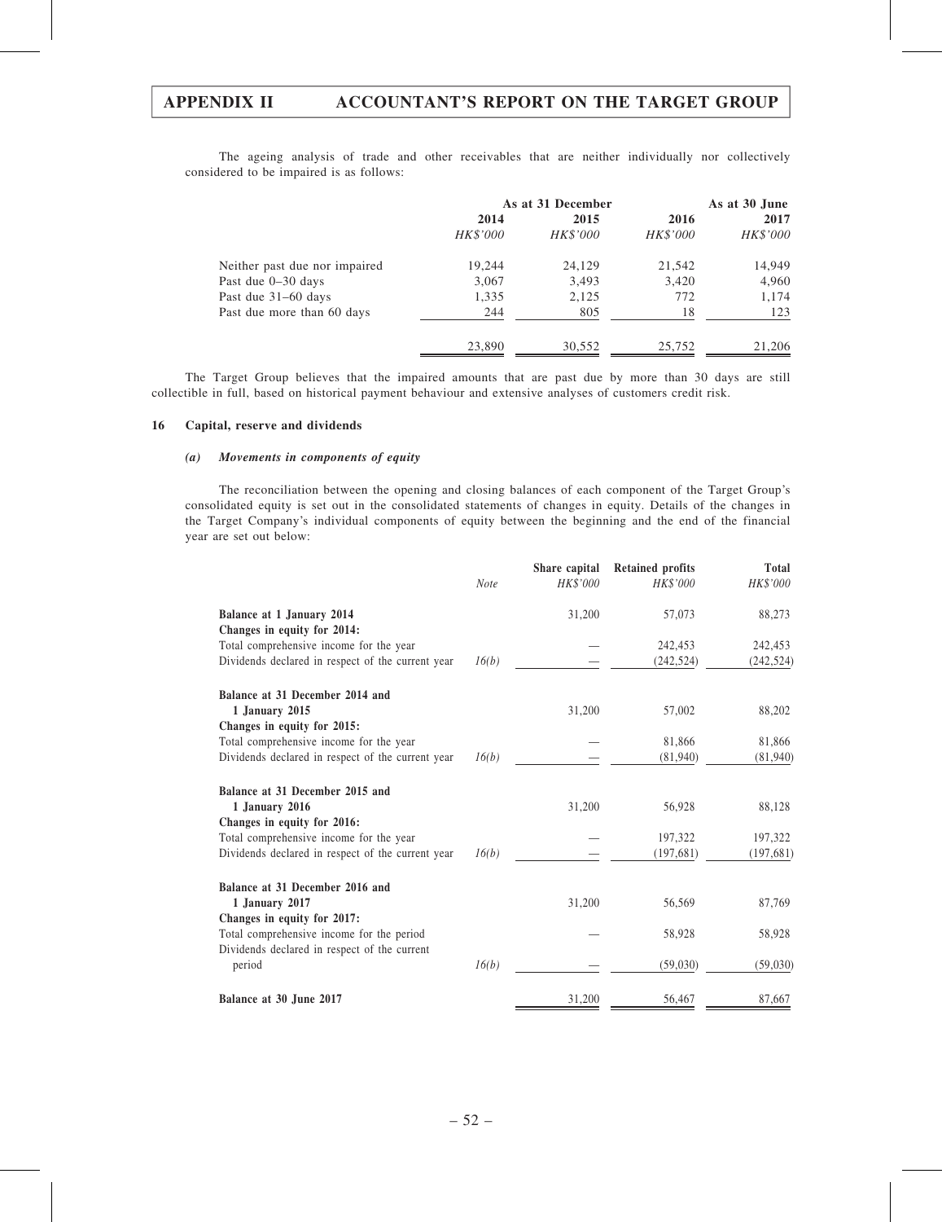The ageing analysis of trade and other receivables that are neither individually nor collectively considered to be impaired is as follows:

| | As at 31 December | | | As at 30 June |
|---|---|---|---|---|
| | 2014 | 2015 | 2016 | 2017 |
| | *HK$'000* | *HK$'000* | *HK$'000* | *HK$'000* |
| Neither past due nor impaired | 19,244 | 24,129 | 21,542 | 14,949 |
| Past due 0–30 days | 3,067 | 3,493 | 3,420 | 4,960 |
| Past due 31–60 days | 1,335 | 2,125 | 772 | 1,174 |
| Past due more than 60 days | 244 | 805 | 18 | 123 |
| | 23,890 | 30,552 | 25,752 | 21,206 |

The Target Group believes that the impaired amounts that are past due by more than 30 days are still collectible in full, based on historical payment behaviour and extensive analyses of customers credit risk.

## 16 Capital, reserve and dividends

### *(a) Movements in components of equity*

The reconciliation between the opening and closing balances of each component of the Target Group's consolidated equity is set out in the consolidated statements of changes in equity. Details of the changes in the Target Company's individual components of equity between the beginning and the end of the financial year are set out below:

| | *Note* | Share capital *HK$'000* | Retained profits *HK$'000* | Total *HK$'000* |
|---|---|---|---|---|
| **Balance at 1 January 2014** | | 31,200 | 57,073 | 88,273 |
| **Changes in equity for 2014:** | | | | |
| Total comprehensive income for the year | | — | 242,453 | 242,453 |
| Dividends declared in respect of the current year | *16(b)* | — | (242,524) | (242,524) |
| **Balance at 31 December 2014 and 1 January 2015** | | 31,200 | 57,002 | 88,202 |
| **Changes in equity for 2015:** | | | | |
| Total comprehensive income for the year | | — | 81,866 | 81,866 |
| Dividends declared in respect of the current year | *16(b)* | — | (81,940) | (81,940) |
| **Balance at 31 December 2015 and 1 January 2016** | | 31,200 | 56,928 | 88,128 |
| **Changes in equity for 2016:** | | | | |
| Total comprehensive income for the year | | — | 197,322 | 197,322 |
| Dividends declared in respect of the current year | *16(b)* | — | (197,681) | (197,681) |
| **Balance at 31 December 2016 and 1 January 2017** | | 31,200 | 56,569 | 87,769 |
| **Changes in equity for 2017:** | | | | |
| Total comprehensive income for the period | | — | 58,928 | 58,928 |
| Dividends declared in respect of the current period | *16(b)* | — | (59,030) | (59,030) |
| **Balance at 30 June 2017** | | 31,200 | 56,467 | 87,667 |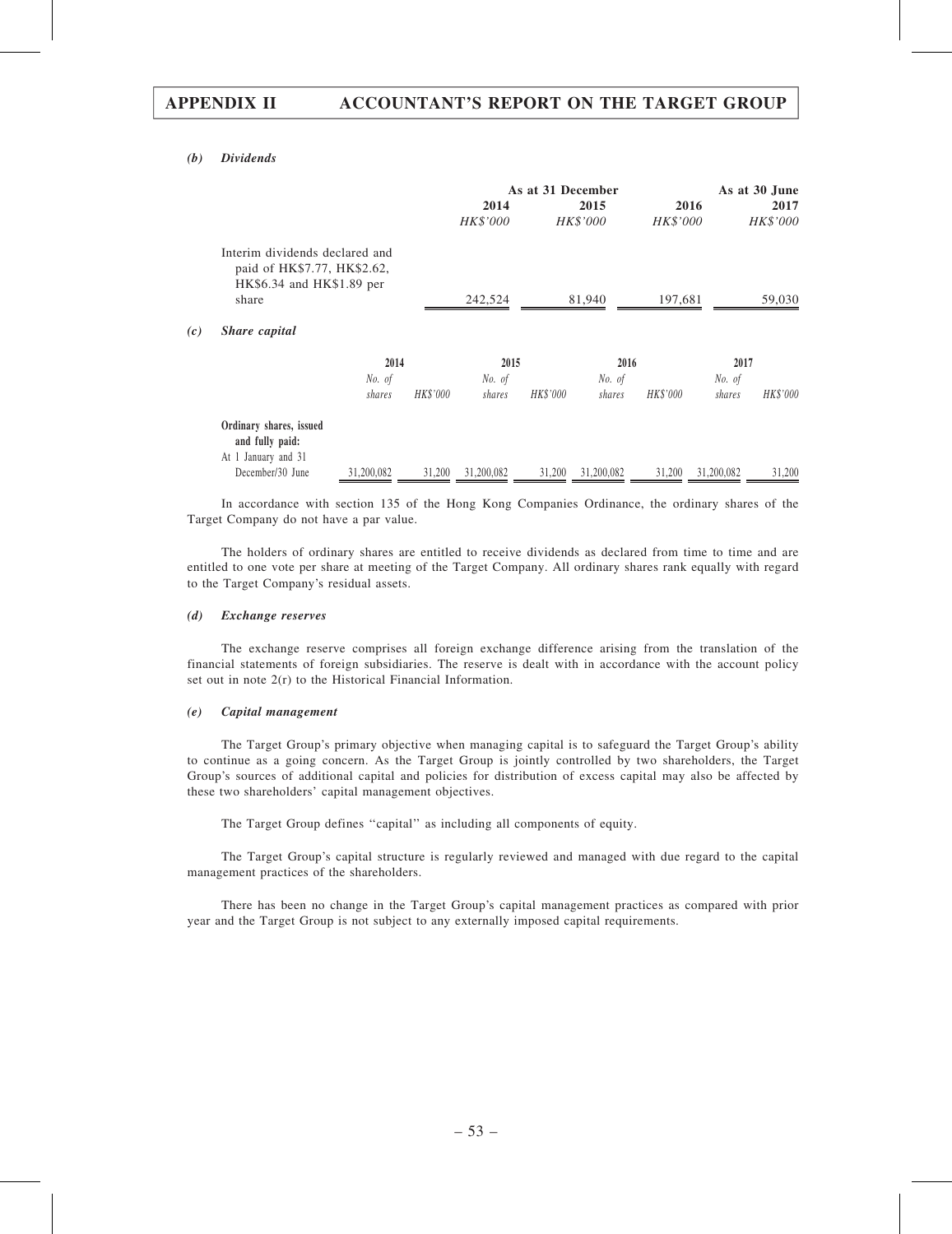### *(b) Dividends*

| | As at 31 December | | | As at 30 June |
|---|---|---|---|---|
| | 2014 | 2015 | 2016 | 2017 |
| | *HK$'000* | *HK$'000* | *HK$'000* | *HK$'000* |
| Interim dividends declared and paid of HK$7.77, HK$2.62, HK$6.34 and HK$1.89 per share | 242,524 | 81,940 | 197,681 | 59,030 |

### *(c) Share capital*

| | 2014 | | 2015 | | 2016 | | 2017 | |
|---|---|---|---|---|---|---|---|---|
| | *No. of shares* | *HK$'000* | *No. of shares* | *HK$'000* | *No. of shares* | *HK$'000* | *No. of shares* | *HK$'000* |
| **Ordinary shares, issued and fully paid:** | | | | | | | | |
| At 1 January and 31 December/30 June | 31,200,082 | 31,200 | 31,200,082 | 31,200 | 31,200,082 | 31,200 | 31,200,082 | 31,200 |

In accordance with section 135 of the Hong Kong Companies Ordinance, the ordinary shares of the Target Company do not have a par value.

The holders of ordinary shares are entitled to receive dividends as declared from time to time and are entitled to one vote per share at meeting of the Target Company. All ordinary shares rank equally with regard to the Target Company's residual assets.

### *(d) Exchange reserves*

The exchange reserve comprises all foreign exchange difference arising from the translation of the financial statements of foreign subsidiaries. The reserve is dealt with in accordance with the account policy set out in note 2(r) to the Historical Financial Information.

### *(e) Capital management*

The Target Group's primary objective when managing capital is to safeguard the Target Group's ability to continue as a going concern. As the Target Group is jointly controlled by two shareholders, the Target Group's sources of additional capital and policies for distribution of excess capital may also be affected by these two shareholders' capital management objectives.

The Target Group defines ''capital'' as including all components of equity.

The Target Group's capital structure is regularly reviewed and managed with due regard to the capital management practices of the shareholders.

There has been no change in the Target Group's capital management practices as compared with prior year and the Target Group is not subject to any externally imposed capital requirements.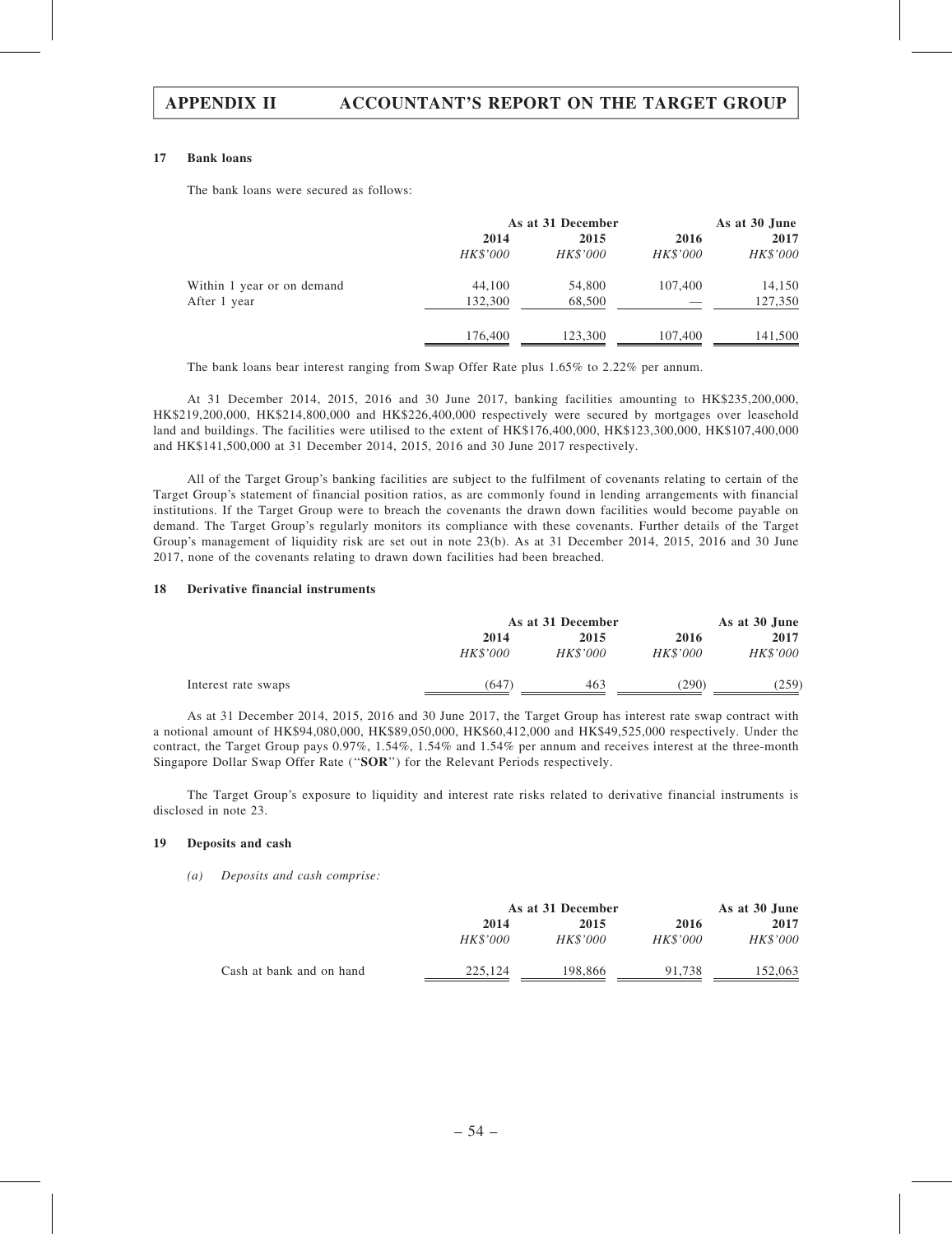### 17 Bank loans

The bank loans were secured as follows:

| | As at 31 December | | | As at 30 June |
|---|---|---|---|---|
| | 2014 | 2015 | 2016 | 2017 |
| | *HK$'000* | *HK$'000* | *HK$'000* | *HK$'000* |
| Within 1 year or on demand | 44,100 | 54,800 | 107,400 | 14,150 |
| After 1 year | 132,300 | 68,500 | — | 127,350 |
| | 176,400 | 123,300 | 107,400 | 141,500 |

The bank loans bear interest ranging from Swap Offer Rate plus 1.65% to 2.22% per annum.

At 31 December 2014, 2015, 2016 and 30 June 2017, banking facilities amounting to HK$235,200,000, HK$219,200,000, HK$214,800,000 and HK$226,400,000 respectively were secured by mortgages over leasehold land and buildings. The facilities were utilised to the extent of HK$176,400,000, HK$123,300,000, HK$107,400,000 and HK$141,500,000 at 31 December 2014, 2015, 2016 and 30 June 2017 respectively.

All of the Target Group's banking facilities are subject to the fulfilment of covenants relating to certain of the Target Group's statement of financial position ratios, as are commonly found in lending arrangements with financial institutions. If the Target Group were to breach the covenants the drawn down facilities would become payable on demand. The Target Group's regularly monitors its compliance with these covenants. Further details of the Target Group's management of liquidity risk are set out in note 23(b). As at 31 December 2014, 2015, 2016 and 30 June 2017, none of the covenants relating to drawn down facilities had been breached.

### 18 Derivative financial instruments

| | As at 31 December | | | As at 30 June |
|---|---|---|---|---|
| | 2014 | 2015 | 2016 | 2017 |
| | *HK$'000* | *HK$'000* | *HK$'000* | *HK$'000* |
| Interest rate swaps | (647) | 463 | (290) | (259) |

As at 31 December 2014, 2015, 2016 and 30 June 2017, the Target Group has interest rate swap contract with a notional amount of HK$94,080,000, HK$89,050,000, HK$60,412,000 and HK$49,525,000 respectively. Under the contract, the Target Group pays 0.97%, 1.54%, 1.54% and 1.54% per annum and receives interest at the three-month Singapore Dollar Swap Offer Rate ("**SOR**") for the Relevant Periods respectively.

The Target Group's exposure to liquidity and interest rate risks related to derivative financial instruments is disclosed in note 23.

### 19 Deposits and cash

*(a) Deposits and cash comprise:*

| | As at 31 December | | | As at 30 June |
|---|---|---|---|---|
| | 2014 | 2015 | 2016 | 2017 |
| | *HK$'000* | *HK$'000* | *HK$'000* | *HK$'000* |
| Cash at bank and on hand | 225,124 | 198,866 | 91,738 | 152,063 |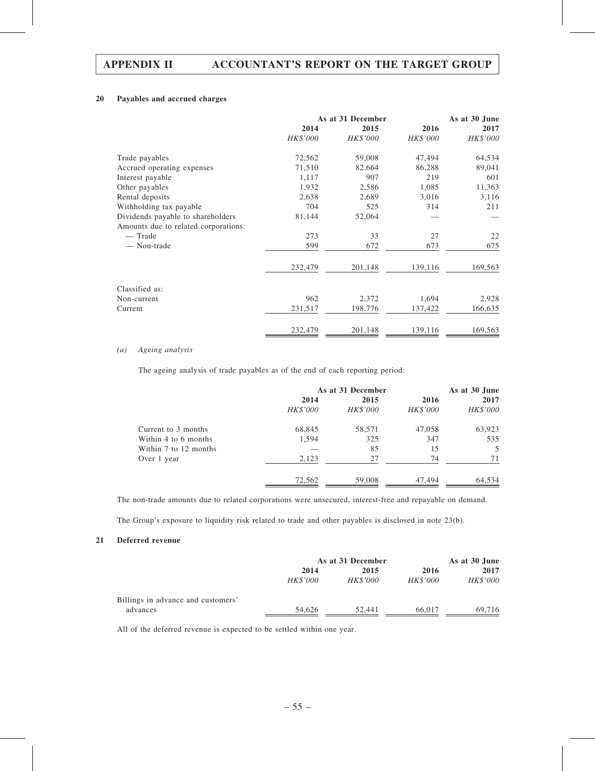## 20 Payables and accrued charges

| | As at 31 December | | | As at 30 June |
|---|---|---|---|---|
| | 2014 | 2015 | 2016 | 2017 |
| | *HK$'000* | *HK$'000* | *HK$'000* | *HK$'000* |
| Trade payables | 72,562 | 59,008 | 47,494 | 64,534 |
| Accrued operating expenses | 71,510 | 82,664 | 86,288 | 89,041 |
| Interest payable | 1,117 | 907 | 219 | 601 |
| Other payables | 1,932 | 2,586 | 1,085 | 11,363 |
| Rental deposits | 2,638 | 2,689 | 3,016 | 3,116 |
| Withholding tax payable | 704 | 525 | 314 | 211 |
| Dividends payable to shareholders | 81,144 | 52,064 | — | — |
| Amounts due to related corporations: | | | | |
| — Trade | 273 | 33 | 27 | 22 |
| — Non-trade | 599 | 672 | 673 | 675 |
| | 232,479 | 201,148 | 139,116 | 169,563 |
| Classified as: | | | | |
| Non-current | 962 | 2,372 | 1,694 | 2,928 |
| Current | 231,517 | 198,776 | 137,422 | 166,635 |
| | 232,479 | 201,148 | 139,116 | 169,563 |

*(a) Ageing analysis*

The ageing analysis of trade payables as of the end of each reporting period:

| | As at 31 December | | | As at 30 June |
|---|---|---|---|---|
| | 2014 | 2015 | 2016 | 2017 |
| | *HK$'000* | *HK$'000* | *HK$'000* | *HK$'000* |
| Current to 3 months | 68,845 | 58,571 | 47,058 | 63,923 |
| Within 4 to 6 months | 1,594 | 325 | 347 | 535 |
| Within 7 to 12 months | — | 85 | 15 | 5 |
| Over 1 year | 2,123 | 27 | 74 | 71 |
| | 72,562 | 59,008 | 47,494 | 64,534 |

The non-trade amounts due to related corporations were unsecured, interest-free and repayable on demand.

The Group's exposure to liquidity risk related to trade and other payables is disclosed in note 23(b).

## 21 Deferred revenue

| | As at 31 December | | | As at 30 June |
|---|---|---|---|---|
| | 2014 | 2015 | 2016 | 2017 |
| | *HK$'000* | *HK$'000* | *HK$'000* | *HK$'000* |
| Billings in advance and customers' advances | 54,626 | 52,441 | 66,017 | 69,716 |

All of the deferred revenue is expected to be settled within one year.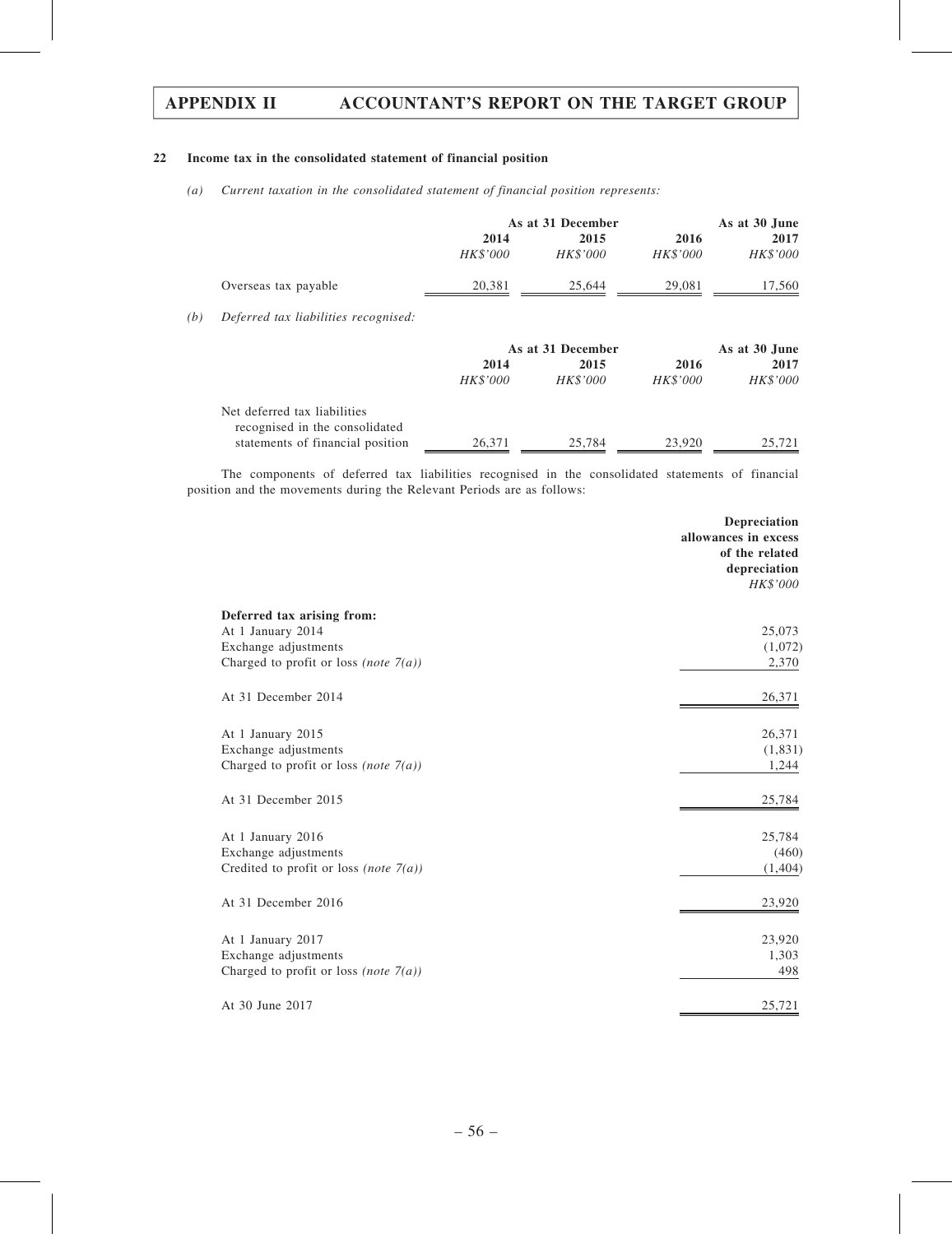## 22 Income tax in the consolidated statement of financial position

*(a) Current taxation in the consolidated statement of financial position represents:*

| | As at 31 December | | | As at 30 June |
|---|---|---|---|---|
| | 2014 | 2015 | 2016 | 2017 |
| | *HK$'000* | *HK$'000* | *HK$'000* | *HK$'000* |
| Overseas tax payable | 20,381 | 25,644 | 29,081 | 17,560 |

*(b) Deferred tax liabilities recognised:*

| | As at 31 December | | | As at 30 June |
|---|---|---|---|---|
| | 2014 | 2015 | 2016 | 2017 |
| | *HK$'000* | *HK$'000* | *HK$'000* | *HK$'000* |
| Net deferred tax liabilities recognised in the consolidated statements of financial position | 26,371 | 25,784 | 23,920 | 25,721 |

The components of deferred tax liabilities recognised in the consolidated statements of financial position and the movements during the Relevant Periods are as follows:

| | Depreciation allowances in excess of the related depreciation |
|---|---|
| | *HK$'000* |
| **Deferred tax arising from:** | |
| At 1 January 2014 | 25,073 |
| Exchange adjustments | (1,072) |
| Charged to profit or loss *(note 7(a))* | 2,370 |
| At 31 December 2014 | 26,371 |
| At 1 January 2015 | 26,371 |
| Exchange adjustments | (1,831) |
| Charged to profit or loss *(note 7(a))* | 1,244 |
| At 31 December 2015 | 25,784 |
| At 1 January 2016 | 25,784 |
| Exchange adjustments | (460) |
| Credited to profit or loss *(note 7(a))* | (1,404) |
| At 31 December 2016 | 23,920 |
| At 1 January 2017 | 23,920 |
| Exchange adjustments | 1,303 |
| Charged to profit or loss *(note 7(a))* | 498 |
| At 30 June 2017 | 25,721 |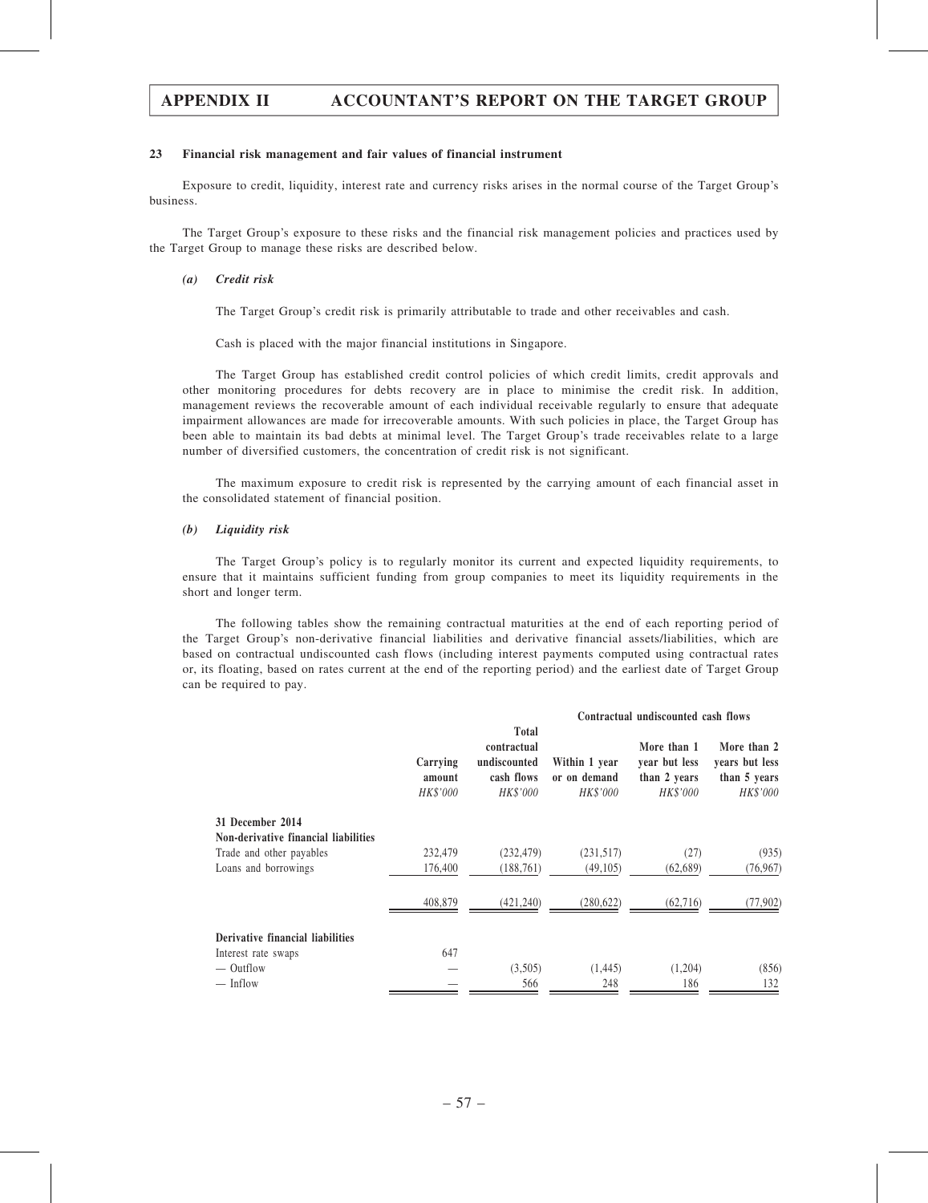#### 23 Financial risk management and fair values of financial instrument

Exposure to credit, liquidity, interest rate and currency risks arises in the normal course of the Target Group's business.

The Target Group's exposure to these risks and the financial risk management policies and practices used by the Target Group to manage these risks are described below.

##### *(a) Credit risk*

The Target Group's credit risk is primarily attributable to trade and other receivables and cash.

Cash is placed with the major financial institutions in Singapore.

The Target Group has established credit control policies of which credit limits, credit approvals and other monitoring procedures for debts recovery are in place to minimise the credit risk. In addition, management reviews the recoverable amount of each individual receivable regularly to ensure that adequate impairment allowances are made for irrecoverable amounts. With such policies in place, the Target Group has been able to maintain its bad debts at minimal level. The Target Group's trade receivables relate to a large number of diversified customers, the concentration of credit risk is not significant.

The maximum exposure to credit risk is represented by the carrying amount of each financial asset in the consolidated statement of financial position.

##### *(b) Liquidity risk*

The Target Group's policy is to regularly monitor its current and expected liquidity requirements, to ensure that it maintains sufficient funding from group companies to meet its liquidity requirements in the short and longer term.

The following tables show the remaining contractual maturities at the end of each reporting period of the Target Group's non-derivative financial liabilities and derivative financial assets/liabilities, which are based on contractual undiscounted cash flows (including interest payments computed using contractual rates or, its floating, based on rates current at the end of the reporting period) and the earliest date of Target Group can be required to pay.

| | | | Contractual undiscounted cash flows | | |
|---|---|---|---|---|---|
| | Carrying amount | Total contractual undiscounted cash flows | Within 1 year or on demand | More than 1 year but less than 2 years | More than 2 years but less than 5 years |
| | *HK$'000* | *HK$'000* | *HK$'000* | *HK$'000* | *HK$'000* |
| **31 December 2014** | | | | | |
| **Non-derivative financial liabilities** | | | | | |
| Trade and other payables | 232,479 | (232,479) | (231,517) | (27) | (935) |
| Loans and borrowings | 176,400 | (188,761) | (49,105) | (62,689) | (76,967) |
| | 408,879 | (421,240) | (280,622) | (62,716) | (77,902) |
| **Derivative financial liabilities** | | | | | |
| Interest rate swaps | 647 | | | | |
| — Outflow | — | (3,505) | (1,445) | (1,204) | (856) |
| — Inflow | — | 566 | 248 | 186 | 132 |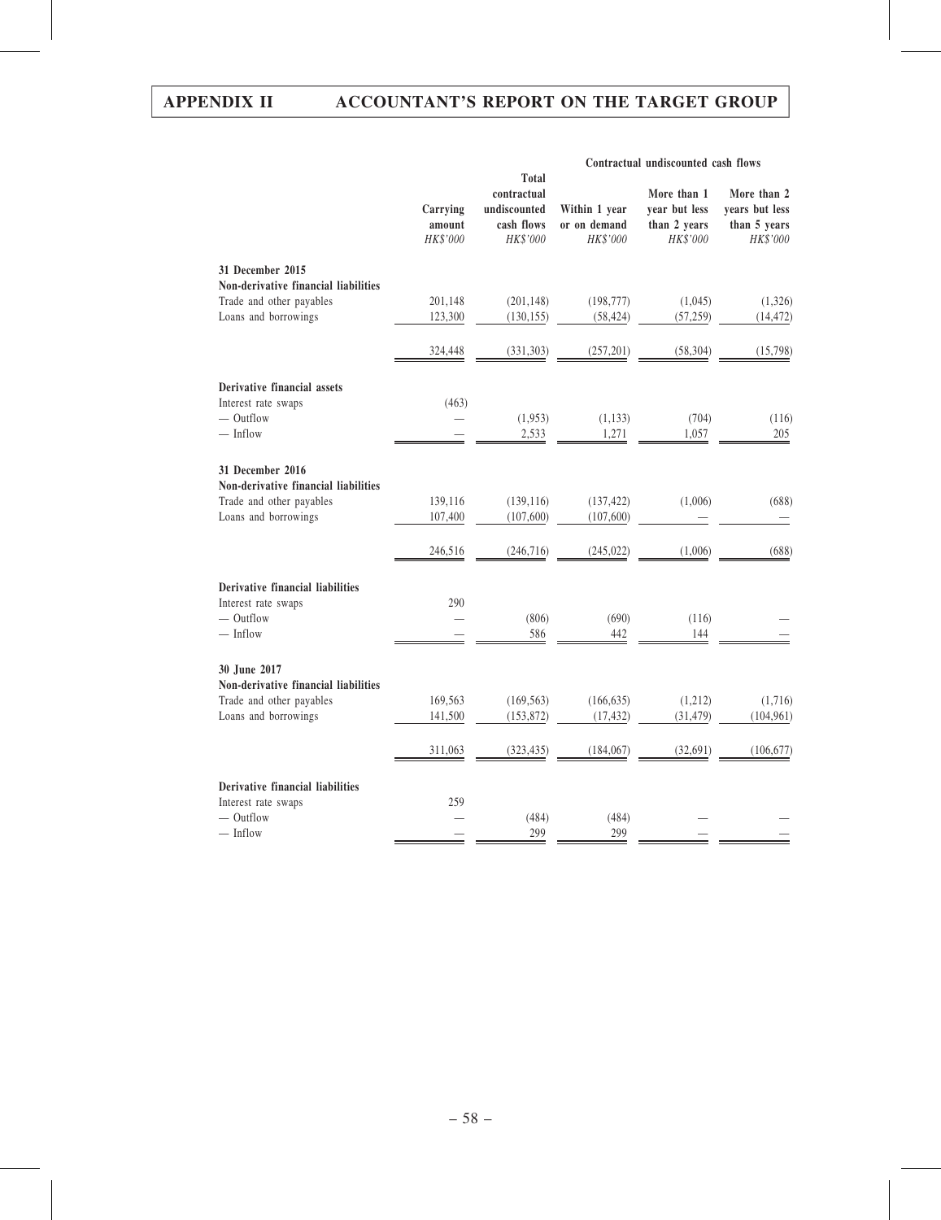| | Carrying amount HK$'000 | Total contractual undiscounted cash flows HK$'000 | Contractual undiscounted cash flows | | |
|---|---|---|---|---|---|
| | | | Within 1 year or on demand HK$'000 | More than 1 year but less than 2 years HK$'000 | More than 2 years but less than 5 years HK$'000 |
| **31 December 2015** | | | | | |
| **Non-derivative financial liabilities** | | | | | |
| Trade and other payables | 201,148 | (201,148) | (198,777) | (1,045) | (1,326) |
| Loans and borrowings | 123,300 | (130,155) | (58,424) | (57,259) | (14,472) |
| | 324,448 | (331,303) | (257,201) | (58,304) | (15,798) |
| **Derivative financial assets** | | | | | |
| Interest rate swaps | (463) | | | | |
| — Outflow | — | (1,953) | (1,133) | (704) | (116) |
| — Inflow | — | 2,533 | 1,271 | 1,057 | 205 |
| **31 December 2016** | | | | | |
| **Non-derivative financial liabilities** | | | | | |
| Trade and other payables | 139,116 | (139,116) | (137,422) | (1,006) | (688) |
| Loans and borrowings | 107,400 | (107,600) | (107,600) | — | — |
| | 246,516 | (246,716) | (245,022) | (1,006) | (688) |
| **Derivative financial liabilities** | | | | | |
| Interest rate swaps | 290 | | | | |
| — Outflow | — | (806) | (690) | (116) | — |
| — Inflow | — | 586 | 442 | 144 | — |
| **30 June 2017** | | | | | |
| **Non-derivative financial liabilities** | | | | | |
| Trade and other payables | 169,563 | (169,563) | (166,635) | (1,212) | (1,716) |
| Loans and borrowings | 141,500 | (153,872) | (17,432) | (31,479) | (104,961) |
| | 311,063 | (323,435) | (184,067) | (32,691) | (106,677) |
| **Derivative financial liabilities** | | | | | |
| Interest rate swaps | 259 | | | | |
| — Outflow | — | (484) | (484) | — | — |
| — Inflow | — | 299 | 299 | — | — |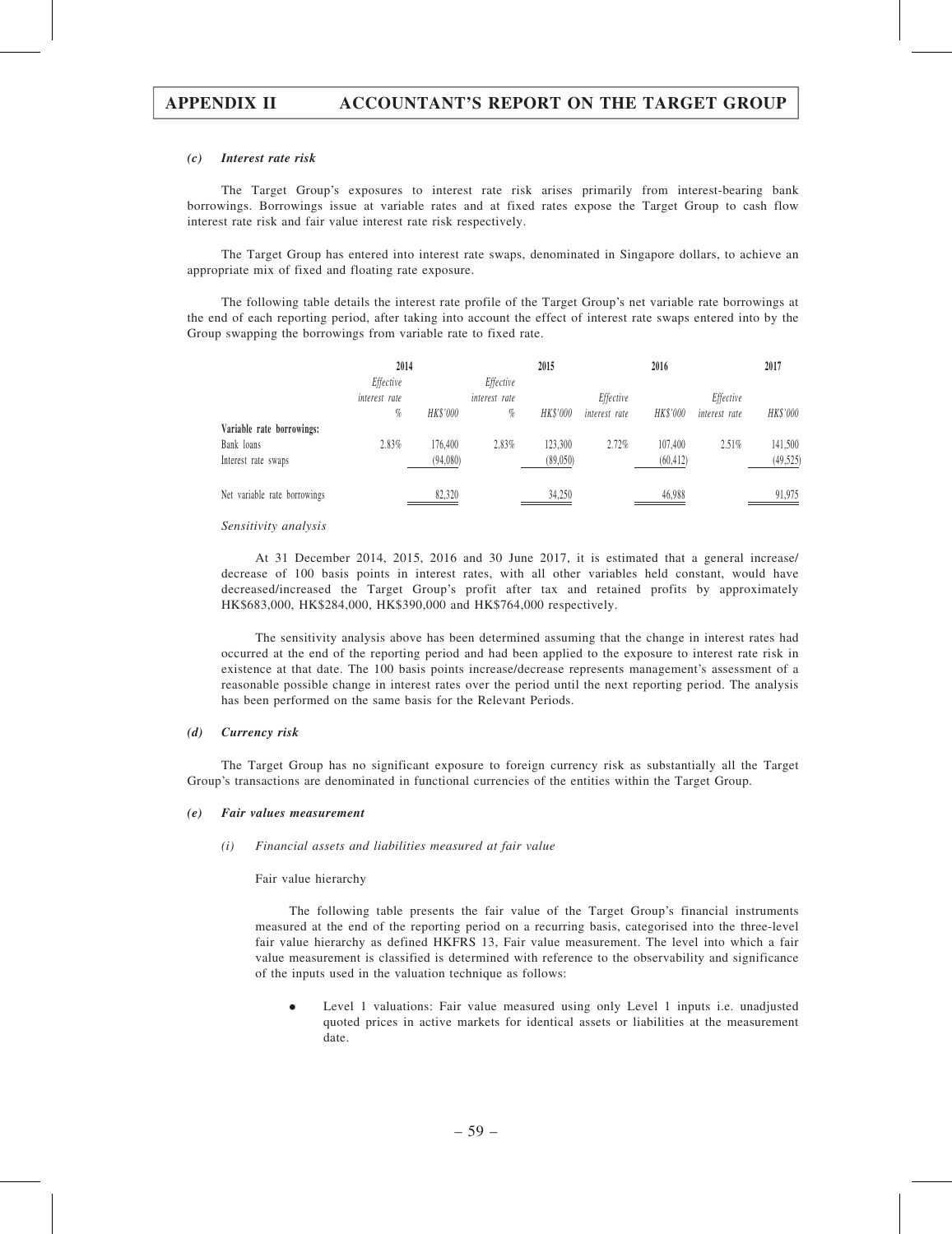#### (c) *Interest rate risk*

The Target Group's exposures to interest rate risk arises primarily from interest-bearing bank borrowings. Borrowings issue at variable rates and at fixed rates expose the Target Group to cash flow interest rate risk and fair value interest rate risk respectively.

The Target Group has entered into interest rate swaps, denominated in Singapore dollars, to achieve an appropriate mix of fixed and floating rate exposure.

The following table details the interest rate profile of the Target Group's net variable rate borrowings at the end of each reporting period, after taking into account the effect of interest rate swaps entered into by the Group swapping the borrowings from variable rate to fixed rate.

| | 2014 | | 2015 | | 2016 | | 2017 | |
|---|---|---|---|---|---|---|---|---|
| | *Effective interest rate %* | *HK$'000* | *Effective interest rate %* | *HK$'000* | *Effective interest rate* | *HK$'000* | *Effective interest rate* | *HK$'000* |
| **Variable rate borrowings:** | | | | | | | | |
| Bank loans | 2.83% | 176,400 | 2.83% | 123,300 | 2.72% | 107,400 | 2.51% | 141,500 |
| Interest rate swaps | | (94,080) | | (89,050) | | (60,412) | | (49,525) |
| Net variable rate borrowings | | 82,320 | | 34,250 | | 46,988 | | 91,975 |

*Sensitivity analysis*

At 31 December 2014, 2015, 2016 and 30 June 2017, it is estimated that a general increase/ decrease of 100 basis points in interest rates, with all other variables held constant, would have decreased/increased the Target Group's profit after tax and retained profits by approximately HK$683,000, HK$284,000, HK$390,000 and HK$764,000 respectively.

The sensitivity analysis above has been determined assuming that the change in interest rates had occurred at the end of the reporting period and had been applied to the exposure to interest rate risk in existence at that date. The 100 basis points increase/decrease represents management's assessment of a reasonable possible change in interest rates over the period until the next reporting period. The analysis has been performed on the same basis for the Relevant Periods.

#### (d) *Currency risk*

The Target Group has no significant exposure to foreign currency risk as substantially all the Target Group's transactions are denominated in functional currencies of the entities within the Target Group.

#### (e) *Fair values measurement*

##### (i) *Financial assets and liabilities measured at fair value*

Fair value hierarchy

The following table presents the fair value of the Target Group's financial instruments measured at the end of the reporting period on a recurring basis, categorised into the three-level fair value hierarchy as defined HKFRS 13, Fair value measurement. The level into which a fair value measurement is classified is determined with reference to the observability and significance of the inputs used in the valuation technique as follows:

- Level 1 valuations: Fair value measured using only Level 1 inputs i.e. unadjusted quoted prices in active markets for identical assets or liabilities at the measurement date.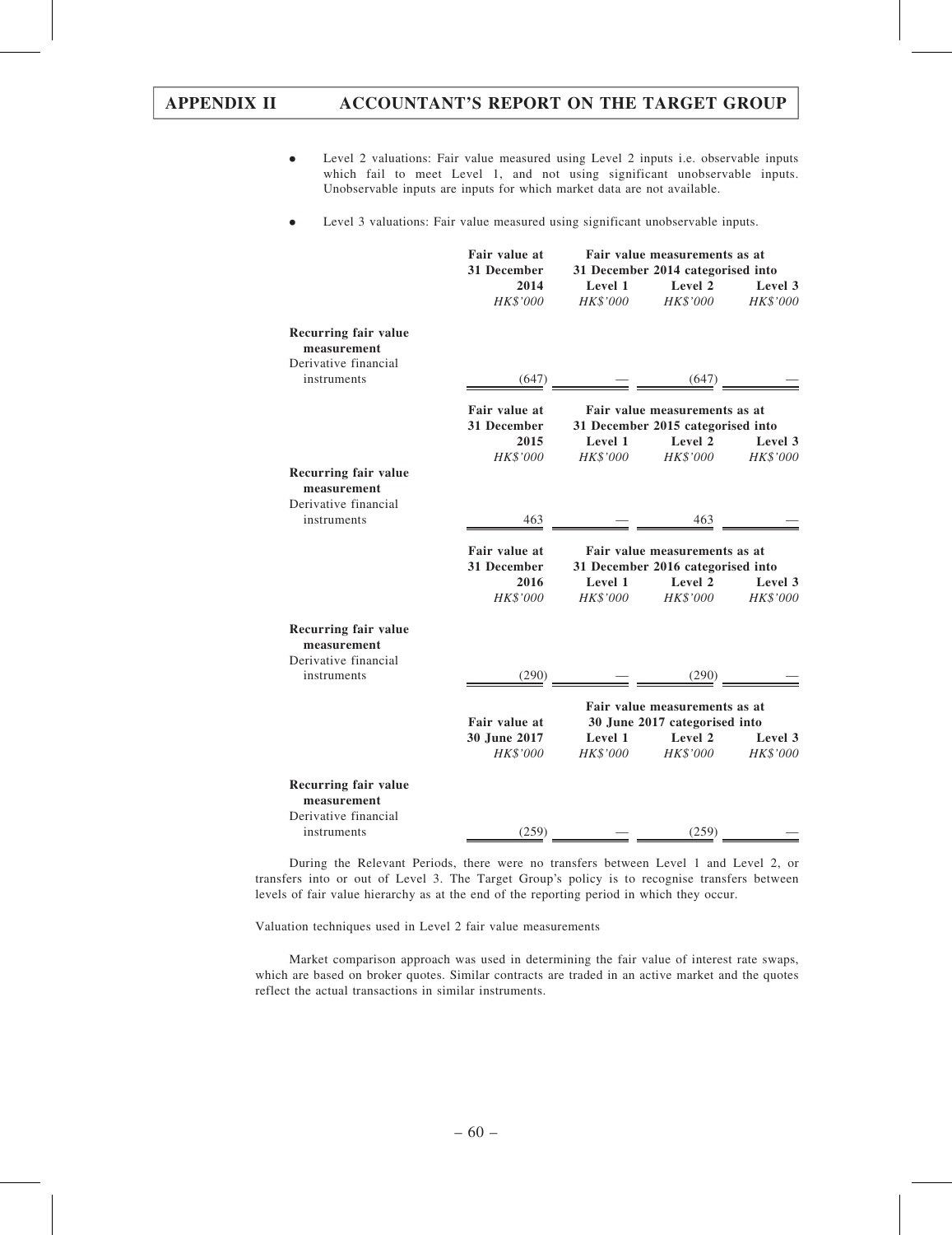- Level 2 valuations: Fair value measured using Level 2 inputs i.e. observable inputs which fail to meet Level 1, and not using significant unobservable inputs. Unobservable inputs are inputs for which market data are not available.

- Level 3 valuations: Fair value measured using significant unobservable inputs.

| | Fair value at 31 December 2014 | Fair value measurements as at 31 December 2014 categorised into | | |
|---|---|---|---|---|
| | | Level 1 | Level 2 | Level 3 |
| | *HK$'000* | *HK$'000* | *HK$'000* | *HK$'000* |
| **Recurring fair value measurement** | | | | |
| Derivative financial instruments | (647) | — | (647) | — |

| | Fair value at 31 December 2015 | Fair value measurements as at 31 December 2015 categorised into | | |
|---|---|---|---|---|
| | | Level 1 | Level 2 | Level 3 |
| | *HK$'000* | *HK$'000* | *HK$'000* | *HK$'000* |
| **Recurring fair value measurement** | | | | |
| Derivative financial instruments | 463 | — | 463 | — |

| | Fair value at 31 December 2016 | Fair value measurements as at 31 December 2016 categorised into | | |
|---|---|---|---|---|
| | | Level 1 | Level 2 | Level 3 |
| | *HK$'000* | *HK$'000* | *HK$'000* | *HK$'000* |
| **Recurring fair value measurement** | | | | |
| Derivative financial instruments | (290) | — | (290) | — |

| | Fair value at 30 June 2017 | Fair value measurements as at 30 June 2017 categorised into | | |
|---|---|---|---|---|
| | | Level 1 | Level 2 | Level 3 |
| | *HK$'000* | *HK$'000* | *HK$'000* | *HK$'000* |
| **Recurring fair value measurement** | | | | |
| Derivative financial instruments | (259) | — | (259) | — |

During the Relevant Periods, there were no transfers between Level 1 and Level 2, or transfers into or out of Level 3. The Target Group's policy is to recognise transfers between levels of fair value hierarchy as at the end of the reporting period in which they occur.

Valuation techniques used in Level 2 fair value measurements

Market comparison approach was used in determining the fair value of interest rate swaps, which are based on broker quotes. Similar contracts are traded in an active market and the quotes reflect the actual transactions in similar instruments.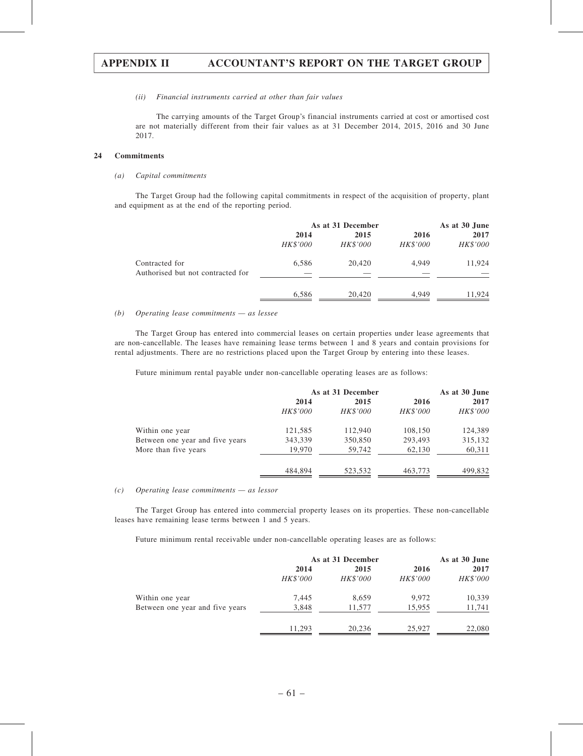*(ii) Financial instruments carried at other than fair values*

The carrying amounts of the Target Group's financial instruments carried at cost or amortised cost are not materially different from their fair values as at 31 December 2014, 2015, 2016 and 30 June 2017.

## 24 Commitments

*(a) Capital commitments*

The Target Group had the following capital commitments in respect of the acquisition of property, plant and equipment as at the end of the reporting period.

| | As at 31 December | | | As at 30 June |
|---|---|---|---|---|
| | 2014 | 2015 | 2016 | 2017 |
| | *HK$'000* | *HK$'000* | *HK$'000* | *HK$'000* |
| Contracted for | 6,586 | 20,420 | 4,949 | 11,924 |
| Authorised but not contracted for | — | — | — | — |
| | 6,586 | 20,420 | 4,949 | 11,924 |

*(b) Operating lease commitments — as lessee*

The Target Group has entered into commercial leases on certain properties under lease agreements that are non-cancellable. The leases have remaining lease terms between 1 and 8 years and contain provisions for rental adjustments. There are no restrictions placed upon the Target Group by entering into these leases.

Future minimum rental payable under non-cancellable operating leases are as follows:

| | As at 31 December | | | As at 30 June |
|---|---|---|---|---|
| | 2014 | 2015 | 2016 | 2017 |
| | *HK$'000* | *HK$'000* | *HK$'000* | *HK$'000* |
| Within one year | 121,585 | 112,940 | 108,150 | 124,389 |
| Between one year and five years | 343,339 | 350,850 | 293,493 | 315,132 |
| More than five years | 19,970 | 59,742 | 62,130 | 60,311 |
| | 484,894 | 523,532 | 463,773 | 499,832 |

*(c) Operating lease commitments — as lessor*

The Target Group has entered into commercial property leases on its properties. These non-cancellable leases have remaining lease terms between 1 and 5 years.

Future minimum rental receivable under non-cancellable operating leases are as follows:

| | As at 31 December | | | As at 30 June |
|---|---|---|---|---|
| | 2014 | 2015 | 2016 | 2017 |
| | *HK$'000* | *HK$'000* | *HK$'000* | *HK$'000* |
| Within one year | 7,445 | 8,659 | 9,972 | 10,339 |
| Between one year and five years | 3,848 | 11,577 | 15,955 | 11,741 |
| | 11,293 | 20,236 | 25,927 | 22,080 |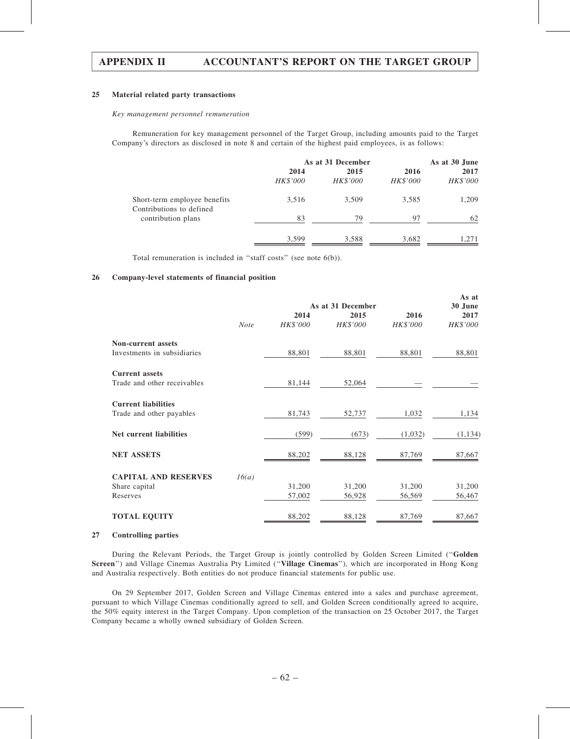### 25 Material related party transactions

*Key management personnel remuneration*

Remuneration for key management personnel of the Target Group, including amounts paid to the Target Company's directors as disclosed in note 8 and certain of the highest paid employees, is as follows:

| | As at 31 December | | | As at 30 June |
|---|---|---|---|---|
| | 2014 | 2015 | 2016 | 2017 |
| | *HK$'000* | *HK$'000* | *HK$'000* | *HK$'000* |
| Short-term employee benefits | 3,516 | 3,509 | 3,585 | 1,209 |
| Contributions to defined contribution plans | 83 | 79 | 97 | 62 |
| | 3,599 | 3,588 | 3,682 | 1,271 |

Total remuneration is included in "staff costs" (see note 6(b)).

### 26 Company-level statements of financial position

| | | As at 31 December | | | As at 30 June |
|---|---|---|---|---|---|
| | | 2014 | 2015 | 2016 | 2017 |
| | *Note* | *HK$'000* | *HK$'000* | *HK$'000* | *HK$'000* |
| **Non-current assets** | | | | | |
| Investments in subsidiaries | | 88,801 | 88,801 | 88,801 | 88,801 |
| **Current assets** | | | | | |
| Trade and other receivables | | 81,144 | 52,064 | — | — |
| **Current liabilities** | | | | | |
| Trade and other payables | | 81,743 | 52,737 | 1,032 | 1,134 |
| **Net current liabilities** | | (599) | (673) | (1,032) | (1,134) |
| **NET ASSETS** | | 88,202 | 88,128 | 87,769 | 87,667 |
| **CAPITAL AND RESERVES** | *16(a)* | | | | |
| Share capital | | 31,200 | 31,200 | 31,200 | 31,200 |
| Reserves | | 57,002 | 56,928 | 56,569 | 56,467 |
| **TOTAL EQUITY** | | 88,202 | 88,128 | 87,769 | 87,667 |

### 27 Controlling parties

During the Relevant Periods, the Target Group is jointly controlled by Golden Screen Limited ("**Golden Screen**") and Village Cinemas Australia Pty Limited ("**Village Cinemas**"), which are incorporated in Hong Kong and Australia respectively. Both entities do not produce financial statements for public use.

On 29 September 2017, Golden Screen and Village Cinemas entered into a sales and purchase agreement, pursuant to which Village Cinemas conditionally agreed to sell, and Golden Screen conditionally agreed to acquire, the 50% equity interest in the Target Company. Upon completion of the transaction on 25 October 2017, the Target Company became a wholly owned subsidiary of Golden Screen.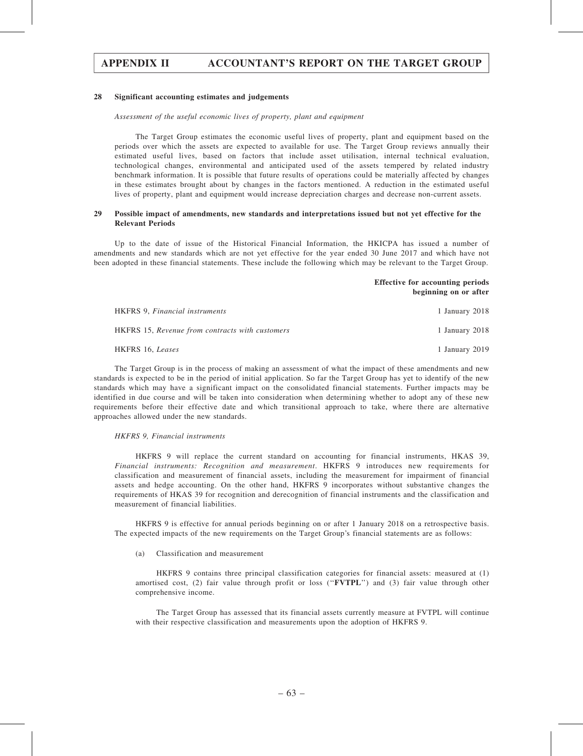### 28 Significant accounting estimates and judgements

*Assessment of the useful economic lives of property, plant and equipment*

The Target Group estimates the economic useful lives of property, plant and equipment based on the periods over which the assets are expected to available for use. The Target Group reviews annually their estimated useful lives, based on factors that include asset utilisation, internal technical evaluation, technological changes, environmental and anticipated used of the assets tempered by related industry benchmark information. It is possible that future results of operations could be materially affected by changes in these estimates brought about by changes in the factors mentioned. A reduction in the estimated useful lives of property, plant and equipment would increase depreciation charges and decrease non-current assets.

### 29 Possible impact of amendments, new standards and interpretations issued but not yet effective for the Relevant Periods

Up to the date of issue of the Historical Financial Information, the HKICPA has issued a number of amendments and new standards which are not yet effective for the year ended 30 June 2017 and which have not been adopted in these financial statements. These include the following which may be relevant to the Target Group.

| | **Effective for accounting periods beginning on or after** |
|---|---|
| HKFRS 9, *Financial instruments* | 1 January 2018 |
| HKFRS 15, *Revenue from contracts with customers* | 1 January 2018 |
| HKFRS 16, *Leases* | 1 January 2019 |

The Target Group is in the process of making an assessment of what the impact of these amendments and new standards is expected to be in the period of initial application. So far the Target Group has yet to identify of the new standards which may have a significant impact on the consolidated financial statements. Further impacts may be identified in due course and will be taken into consideration when determining whether to adopt any of these new requirements before their effective date and which transitional approach to take, where there are alternative approaches allowed under the new standards.

*HKFRS 9, Financial instruments*

HKFRS 9 will replace the current standard on accounting for financial instruments, HKAS 39, *Financial instruments: Recognition and measurement*. HKFRS 9 introduces new requirements for classification and measurement of financial assets, including the measurement for impairment of financial assets and hedge accounting. On the other hand, HKFRS 9 incorporates without substantive changes the requirements of HKAS 39 for recognition and derecognition of financial instruments and the classification and measurement of financial liabilities.

HKFRS 9 is effective for annual periods beginning on or after 1 January 2018 on a retrospective basis. The expected impacts of the new requirements on the Target Group's financial statements are as follows:

(a) Classification and measurement

HKFRS 9 contains three principal classification categories for financial assets: measured at (1) amortised cost, (2) fair value through profit or loss ("**FVTPL**") and (3) fair value through other comprehensive income.

The Target Group has assessed that its financial assets currently measure at FVTPL will continue with their respective classification and measurements upon the adoption of HKFRS 9.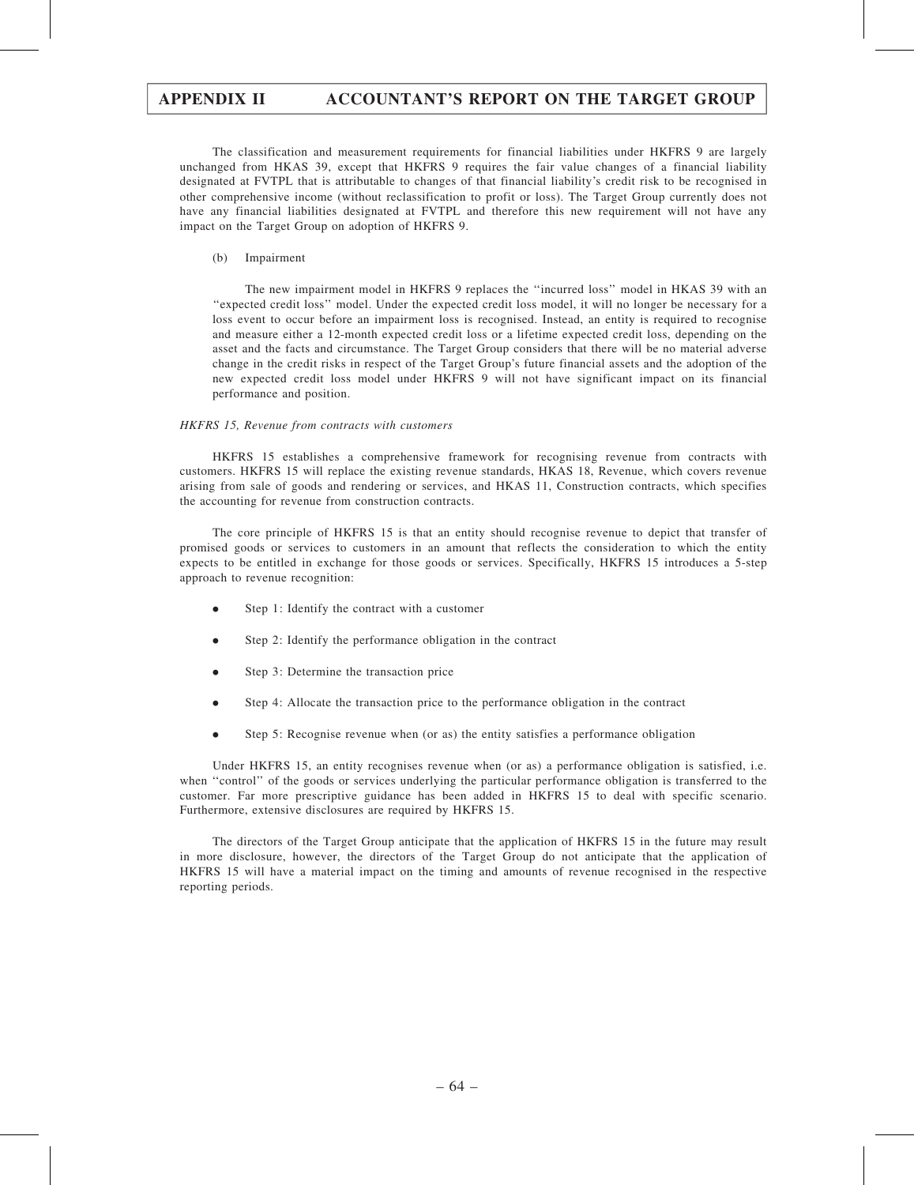The classification and measurement requirements for financial liabilities under HKFRS 9 are largely unchanged from HKAS 39, except that HKFRS 9 requires the fair value changes of a financial liability designated at FVTPL that is attributable to changes of that financial liability's credit risk to be recognised in other comprehensive income (without reclassification to profit or loss). The Target Group currently does not have any financial liabilities designated at FVTPL and therefore this new requirement will not have any impact on the Target Group on adoption of HKFRS 9.

(b) Impairment

The new impairment model in HKFRS 9 replaces the ''incurred loss'' model in HKAS 39 with an ''expected credit loss'' model. Under the expected credit loss model, it will no longer be necessary for a loss event to occur before an impairment loss is recognised. Instead, an entity is required to recognise and measure either a 12-month expected credit loss or a lifetime expected credit loss, depending on the asset and the facts and circumstance. The Target Group considers that there will be no material adverse change in the credit risks in respect of the Target Group's future financial assets and the adoption of the new expected credit loss model under HKFRS 9 will not have significant impact on its financial performance and position.

*HKFRS 15, Revenue from contracts with customers*

HKFRS 15 establishes a comprehensive framework for recognising revenue from contracts with customers. HKFRS 15 will replace the existing revenue standards, HKAS 18, Revenue, which covers revenue arising from sale of goods and rendering or services, and HKAS 11, Construction contracts, which specifies the accounting for revenue from construction contracts.

The core principle of HKFRS 15 is that an entity should recognise revenue to depict that transfer of promised goods or services to customers in an amount that reflects the consideration to which the entity expects to be entitled in exchange for those goods or services. Specifically, HKFRS 15 introduces a 5-step approach to revenue recognition:

- Step 1: Identify the contract with a customer
- Step 2: Identify the performance obligation in the contract
- Step 3: Determine the transaction price
- Step 4: Allocate the transaction price to the performance obligation in the contract
- Step 5: Recognise revenue when (or as) the entity satisfies a performance obligation

Under HKFRS 15, an entity recognises revenue when (or as) a performance obligation is satisfied, i.e. when ''control'' of the goods or services underlying the particular performance obligation is transferred to the customer. Far more prescriptive guidance has been added in HKFRS 15 to deal with specific scenario. Furthermore, extensive disclosures are required by HKFRS 15.

The directors of the Target Group anticipate that the application of HKFRS 15 in the future may result in more disclosure, however, the directors of the Target Group do not anticipate that the application of HKFRS 15 will have a material impact on the timing and amounts of revenue recognised in the respective reporting periods.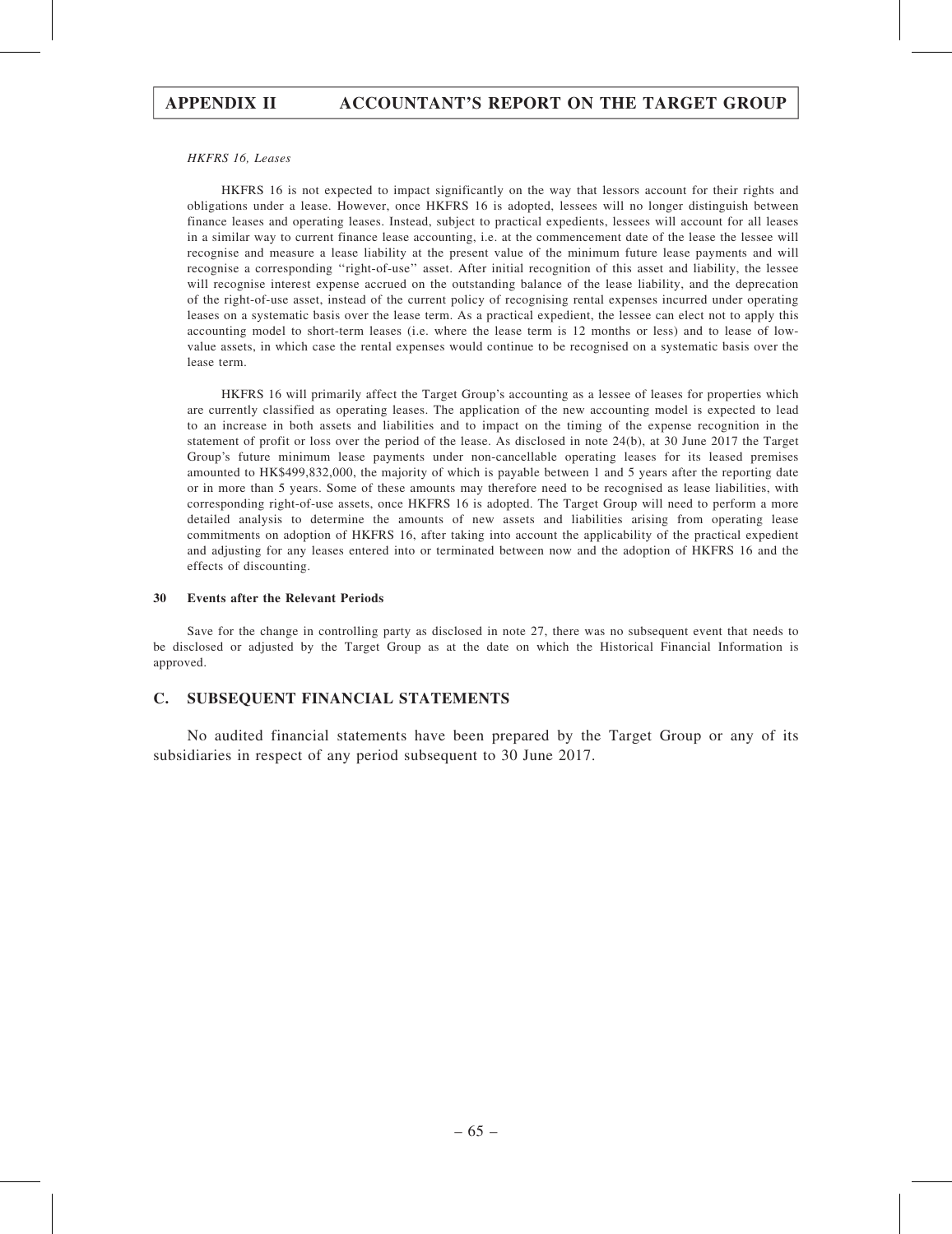*HKFRS 16, Leases*

HKFRS 16 is not expected to impact significantly on the way that lessors account for their rights and obligations under a lease. However, once HKFRS 16 is adopted, lessees will no longer distinguish between finance leases and operating leases. Instead, subject to practical expedients, lessees will account for all leases in a similar way to current finance lease accounting, i.e. at the commencement date of the lease the lessee will recognise and measure a lease liability at the present value of the minimum future lease payments and will recognise a corresponding ''right-of-use'' asset. After initial recognition of this asset and liability, the lessee will recognise interest expense accrued on the outstanding balance of the lease liability, and the deprecation of the right-of-use asset, instead of the current policy of recognising rental expenses incurred under operating leases on a systematic basis over the lease term. As a practical expedient, the lessee can elect not to apply this accounting model to short-term leases (i.e. where the lease term is 12 months or less) and to lease of low-value assets, in which case the rental expenses would continue to be recognised on a systematic basis over the lease term.

HKFRS 16 will primarily affect the Target Group's accounting as a lessee of leases for properties which are currently classified as operating leases. The application of the new accounting model is expected to lead to an increase in both assets and liabilities and to impact on the timing of the expense recognition in the statement of profit or loss over the period of the lease. As disclosed in note 24(b), at 30 June 2017 the Target Group's future minimum lease payments under non-cancellable operating leases for its leased premises amounted to HK$499,832,000, the majority of which is payable between 1 and 5 years after the reporting date or in more than 5 years. Some of these amounts may therefore need to be recognised as lease liabilities, with corresponding right-of-use assets, once HKFRS 16 is adopted. The Target Group will need to perform a more detailed analysis to determine the amounts of new assets and liabilities arising from operating lease commitments on adoption of HKFRS 16, after taking into account the applicability of the practical expedient and adjusting for any leases entered into or terminated between now and the adoption of HKFRS 16 and the effects of discounting.

### 30 Events after the Relevant Periods

Save for the change in controlling party as disclosed in note 27, there was no subsequent event that needs to be disclosed or adjusted by the Target Group as at the date on which the Historical Financial Information is approved.

## C. SUBSEQUENT FINANCIAL STATEMENTS

No audited financial statements have been prepared by the Target Group or any of its subsidiaries in respect of any period subsequent to 30 June 2017.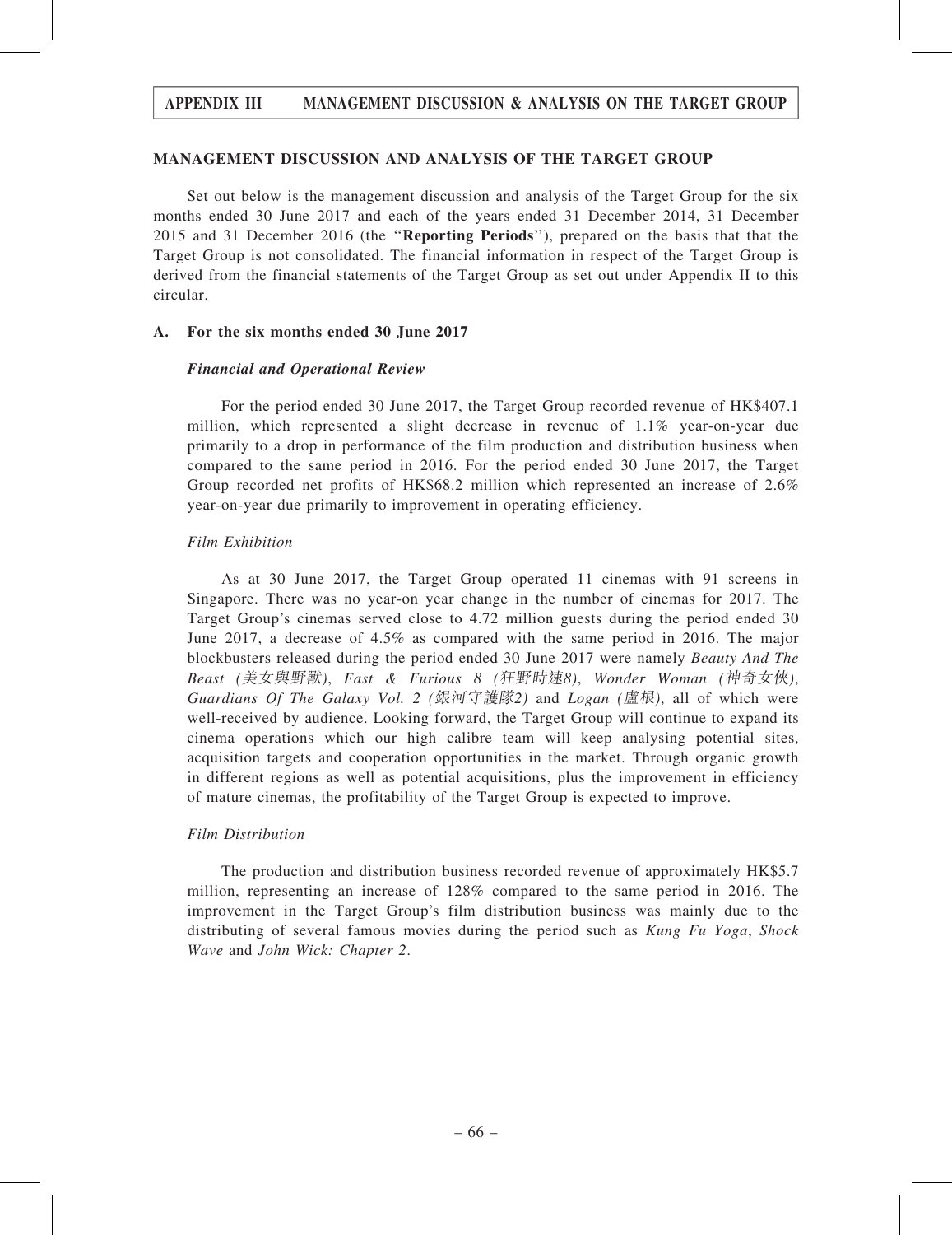## MANAGEMENT DISCUSSION AND ANALYSIS OF THE TARGET GROUP

Set out below is the management discussion and analysis of the Target Group for the six months ended 30 June 2017 and each of the years ended 31 December 2014, 31 December 2015 and 31 December 2016 (the "**Reporting Periods**"), prepared on the basis that that the Target Group is not consolidated. The financial information in respect of the Target Group is derived from the financial statements of the Target Group as set out under Appendix II to this circular.

### A. For the six months ended 30 June 2017

#### *Financial and Operational Review*

For the period ended 30 June 2017, the Target Group recorded revenue of HK$407.1 million, which represented a slight decrease in revenue of 1.1% year-on-year due primarily to a drop in performance of the film production and distribution business when compared to the same period in 2016. For the period ended 30 June 2017, the Target Group recorded net profits of HK$68.2 million which represented an increase of 2.6% year-on-year due primarily to improvement in operating efficiency.

*Film Exhibition*

As at 30 June 2017, the Target Group operated 11 cinemas with 91 screens in Singapore. There was no year-on year change in the number of cinemas for 2017. The Target Group's cinemas served close to 4.72 million guests during the period ended 30 June 2017, a decrease of 4.5% as compared with the same period in 2016. The major blockbusters released during the period ended 30 June 2017 were namely *Beauty And The Beast (美女與野獸)*, *Fast & Furious 8 (狂野時速8)*, *Wonder Woman (神奇女俠)*, *Guardians Of The Galaxy Vol. 2 (銀河守護隊2)* and *Logan (盧根)*, all of which were well-received by audience. Looking forward, the Target Group will continue to expand its cinema operations which our high calibre team will keep analysing potential sites, acquisition targets and cooperation opportunities in the market. Through organic growth in different regions as well as potential acquisitions, plus the improvement in efficiency of mature cinemas, the profitability of the Target Group is expected to improve.

*Film Distribution*

The production and distribution business recorded revenue of approximately HK$5.7 million, representing an increase of 128% compared to the same period in 2016. The improvement in the Target Group's film distribution business was mainly due to the distributing of several famous movies during the period such as *Kung Fu Yoga*, *Shock Wave* and *John Wick: Chapter 2*.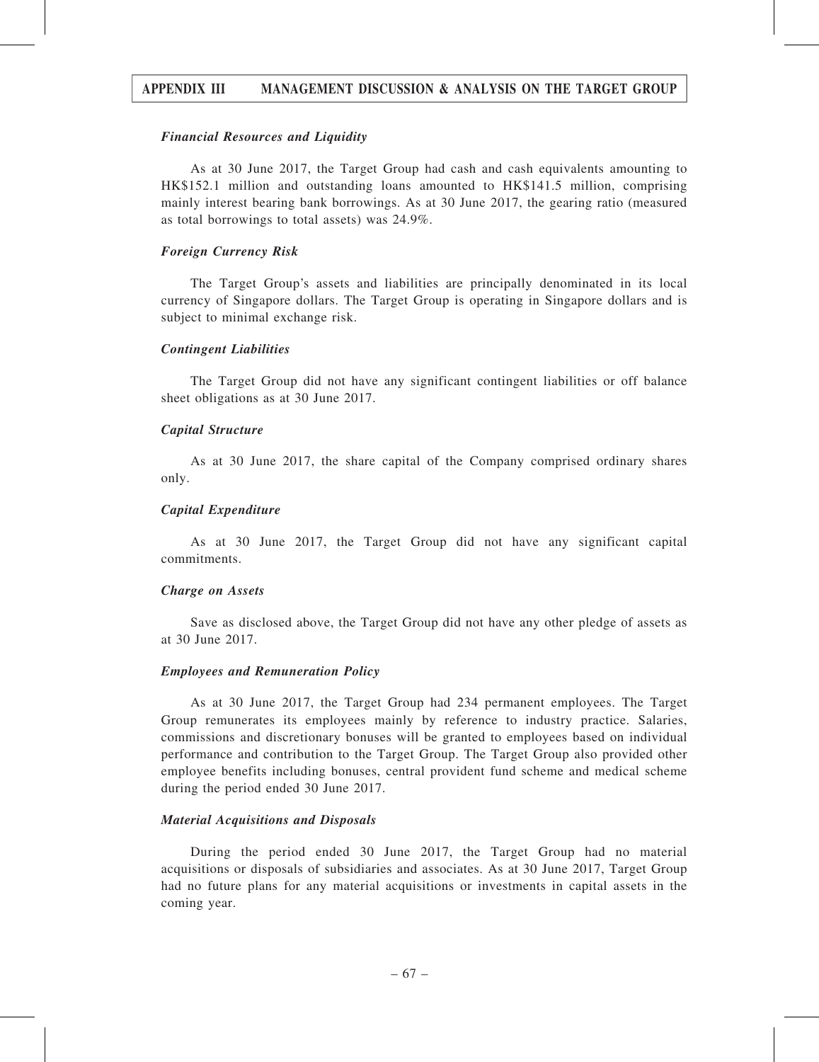### *Financial Resources and Liquidity*

As at 30 June 2017, the Target Group had cash and cash equivalents amounting to HK$152.1 million and outstanding loans amounted to HK$141.5 million, comprising mainly interest bearing bank borrowings. As at 30 June 2017, the gearing ratio (measured as total borrowings to total assets) was 24.9%.

### *Foreign Currency Risk*

The Target Group's assets and liabilities are principally denominated in its local currency of Singapore dollars. The Target Group is operating in Singapore dollars and is subject to minimal exchange risk.

### *Contingent Liabilities*

The Target Group did not have any significant contingent liabilities or off balance sheet obligations as at 30 June 2017.

### *Capital Structure*

As at 30 June 2017, the share capital of the Company comprised ordinary shares only.

### *Capital Expenditure*

As at 30 June 2017, the Target Group did not have any significant capital commitments.

### *Charge on Assets*

Save as disclosed above, the Target Group did not have any other pledge of assets as at 30 June 2017.

### *Employees and Remuneration Policy*

As at 30 June 2017, the Target Group had 234 permanent employees. The Target Group remunerates its employees mainly by reference to industry practice. Salaries, commissions and discretionary bonuses will be granted to employees based on individual performance and contribution to the Target Group. The Target Group also provided other employee benefits including bonuses, central provident fund scheme and medical scheme during the period ended 30 June 2017.

### *Material Acquisitions and Disposals*

During the period ended 30 June 2017, the Target Group had no material acquisitions or disposals of subsidiaries and associates. As at 30 June 2017, Target Group had no future plans for any material acquisitions or investments in capital assets in the coming year.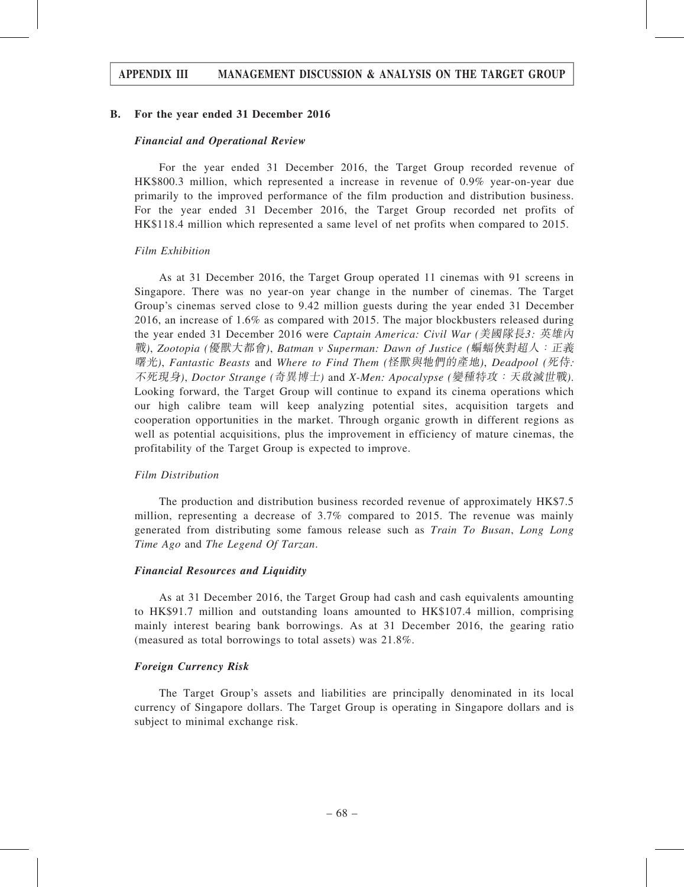## B. For the year ended 31 December 2016

### *Financial and Operational Review*

For the year ended 31 December 2016, the Target Group recorded revenue of HK$800.3 million, which represented a increase in revenue of 0.9% year-on-year due primarily to the improved performance of the film production and distribution business. For the year ended 31 December 2016, the Target Group recorded net profits of HK$118.4 million which represented a same level of net profits when compared to 2015.

*Film Exhibition*

As at 31 December 2016, the Target Group operated 11 cinemas with 91 screens in Singapore. There was no year-on year change in the number of cinemas. The Target Group's cinemas served close to 9.42 million guests during the year ended 31 December 2016, an increase of 1.6% as compared with 2015. The major blockbusters released during the year ended 31 December 2016 were *Captain America: Civil War (美國隊長3: 英雄內戰)*, *Zootopia (優獸大都會)*, *Batman v Superman: Dawn of Justice (蝙蝠俠對超人：正義曙光)*, *Fantastic Beasts* and *Where to Find Them (怪獸與牠們的產地)*, *Deadpool (死侍: 不死現身)*, *Doctor Strange (奇異博士)* and *X-Men: Apocalypse (變種特攻：天啟滅世戰)*. Looking forward, the Target Group will continue to expand its cinema operations which our high calibre team will keep analyzing potential sites, acquisition targets and cooperation opportunities in the market. Through organic growth in different regions as well as potential acquisitions, plus the improvement in efficiency of mature cinemas, the profitability of the Target Group is expected to improve.

*Film Distribution*

The production and distribution business recorded revenue of approximately HK$7.5 million, representing a decrease of 3.7% compared to 2015. The revenue was mainly generated from distributing some famous release such as *Train To Busan*, *Long Long Time Ago* and *The Legend Of Tarzan*.

### *Financial Resources and Liquidity*

As at 31 December 2016, the Target Group had cash and cash equivalents amounting to HK$91.7 million and outstanding loans amounted to HK$107.4 million, comprising mainly interest bearing bank borrowings. As at 31 December 2016, the gearing ratio (measured as total borrowings to total assets) was 21.8%.

### *Foreign Currency Risk*

The Target Group's assets and liabilities are principally denominated in its local currency of Singapore dollars. The Target Group is operating in Singapore dollars and is subject to minimal exchange risk.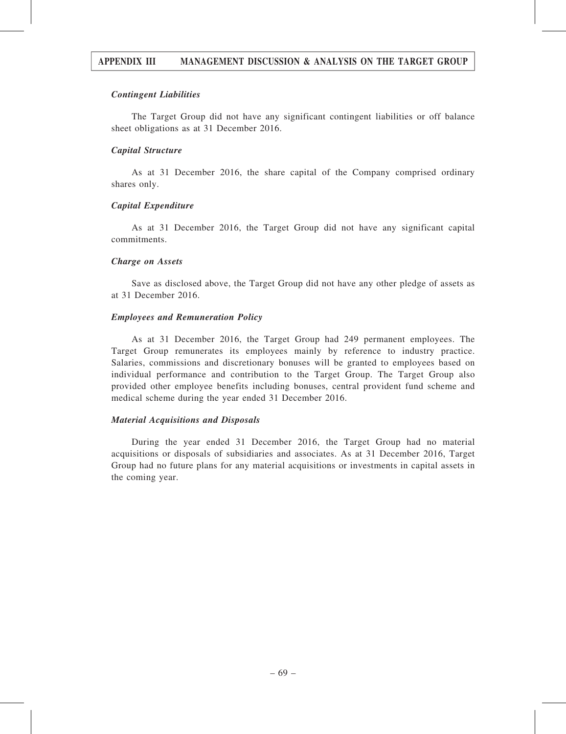### *Contingent Liabilities*

The Target Group did not have any significant contingent liabilities or off balance sheet obligations as at 31 December 2016.

### *Capital Structure*

As at 31 December 2016, the share capital of the Company comprised ordinary shares only.

### *Capital Expenditure*

As at 31 December 2016, the Target Group did not have any significant capital commitments.

### *Charge on Assets*

Save as disclosed above, the Target Group did not have any other pledge of assets as at 31 December 2016.

### *Employees and Remuneration Policy*

As at 31 December 2016, the Target Group had 249 permanent employees. The Target Group remunerates its employees mainly by reference to industry practice. Salaries, commissions and discretionary bonuses will be granted to employees based on individual performance and contribution to the Target Group. The Target Group also provided other employee benefits including bonuses, central provident fund scheme and medical scheme during the year ended 31 December 2016.

### *Material Acquisitions and Disposals*

During the year ended 31 December 2016, the Target Group had no material acquisitions or disposals of subsidiaries and associates. As at 31 December 2016, Target Group had no future plans for any material acquisitions or investments in capital assets in the coming year.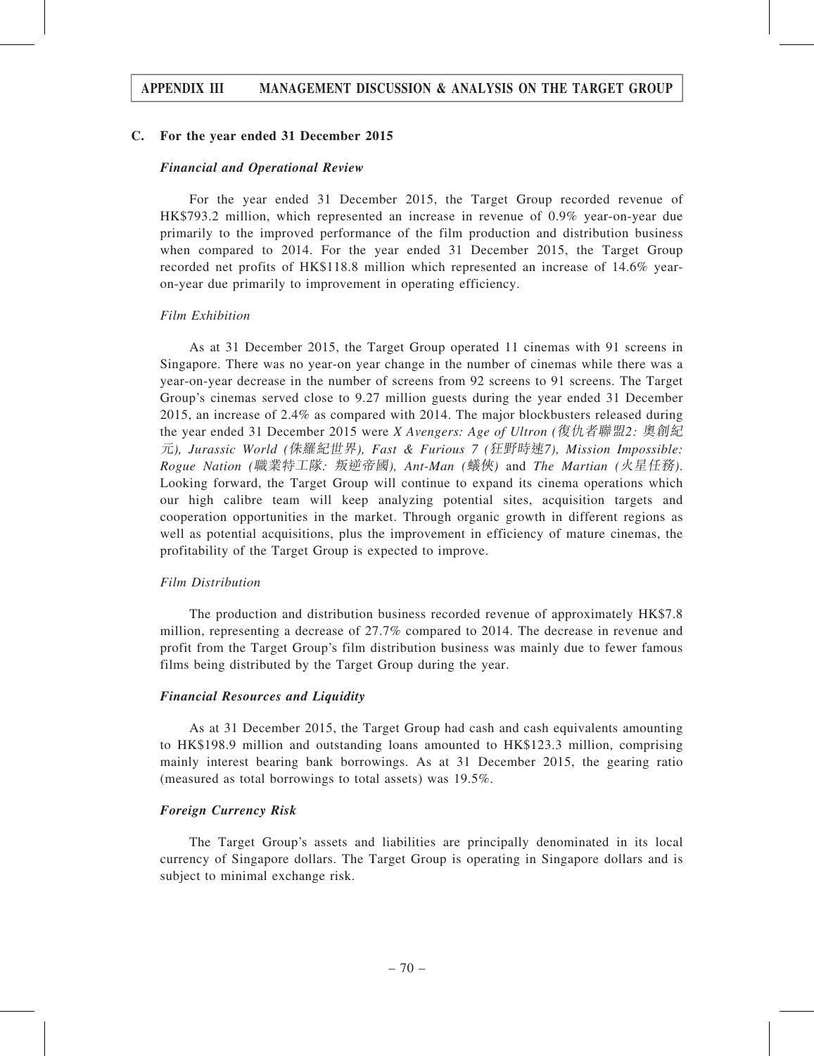## C. For the year ended 31 December 2015

### *Financial and Operational Review*

For the year ended 31 December 2015, the Target Group recorded revenue of HK$793.2 million, which represented an increase in revenue of 0.9% year-on-year due primarily to the improved performance of the film production and distribution business when compared to 2014. For the year ended 31 December 2015, the Target Group recorded net profits of HK$118.8 million which represented an increase of 14.6% year-on-year due primarily to improvement in operating efficiency.

*Film Exhibition*

As at 31 December 2015, the Target Group operated 11 cinemas with 91 screens in Singapore. There was no year-on year change in the number of cinemas while there was a year-on-year decrease in the number of screens from 92 screens to 91 screens. The Target Group's cinemas served close to 9.27 million guests during the year ended 31 December 2015, an increase of 2.4% as compared with 2014. The major blockbusters released during the year ended 31 December 2015 were *X Avengers: Age of Ultron (復仇者聯盟2: 奧創紀元), Jurassic World (侏羅紀世界), Fast & Furious 7 (狂野時速7), Mission Impossible: Rogue Nation (職業特工隊: 叛逆帝國), Ant-Man (蟻俠)* and *The Martian (火星任務)*. Looking forward, the Target Group will continue to expand its cinema operations which our high calibre team will keep analyzing potential sites, acquisition targets and cooperation opportunities in the market. Through organic growth in different regions as well as potential acquisitions, plus the improvement in efficiency of mature cinemas, the profitability of the Target Group is expected to improve.

*Film Distribution*

The production and distribution business recorded revenue of approximately HK$7.8 million, representing a decrease of 27.7% compared to 2014. The decrease in revenue and profit from the Target Group's film distribution business was mainly due to fewer famous films being distributed by the Target Group during the year.

### *Financial Resources and Liquidity*

As at 31 December 2015, the Target Group had cash and cash equivalents amounting to HK$198.9 million and outstanding loans amounted to HK$123.3 million, comprising mainly interest bearing bank borrowings. As at 31 December 2015, the gearing ratio (measured as total borrowings to total assets) was 19.5%.

### *Foreign Currency Risk*

The Target Group's assets and liabilities are principally denominated in its local currency of Singapore dollars. The Target Group is operating in Singapore dollars and is subject to minimal exchange risk.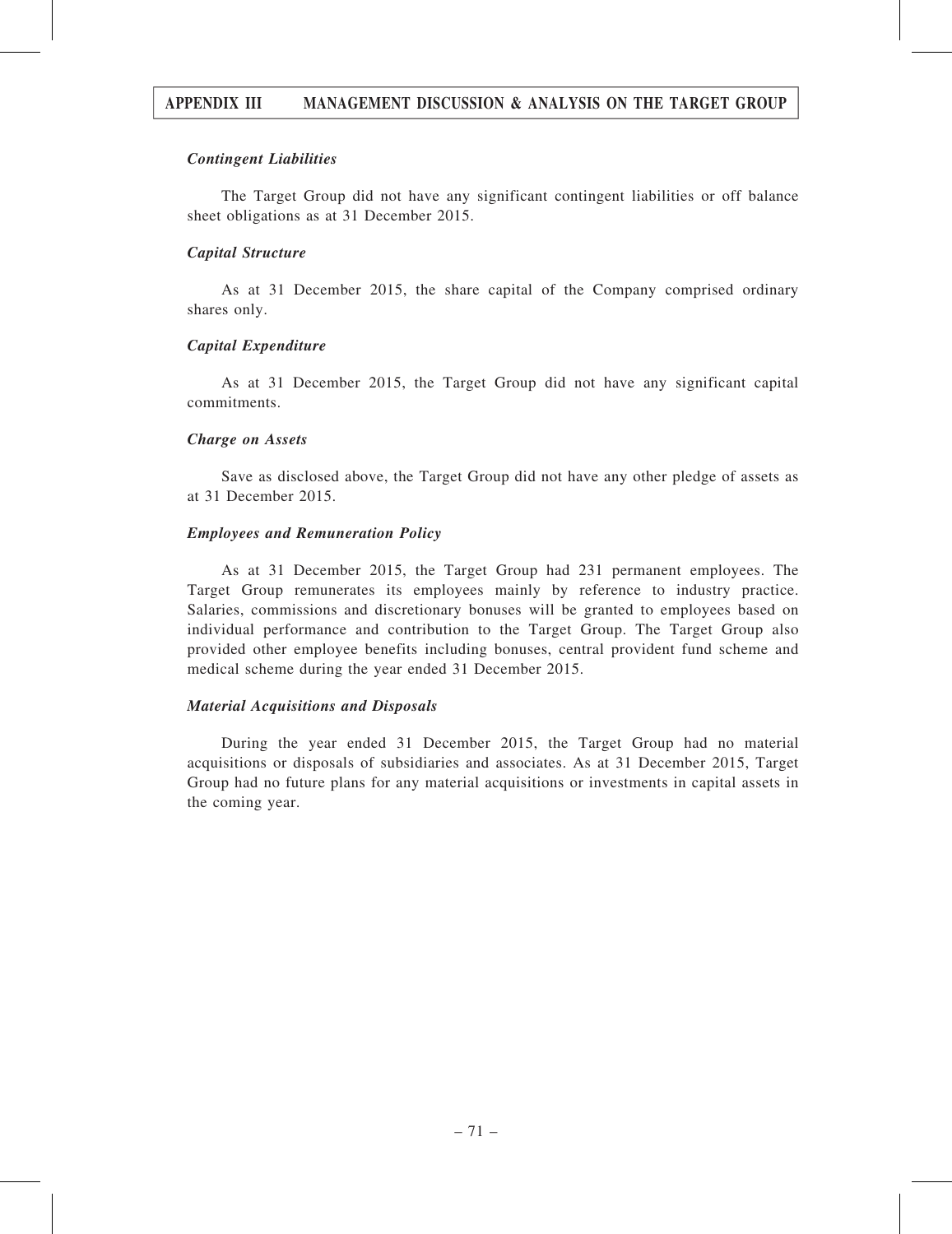### *Contingent Liabilities*

The Target Group did not have any significant contingent liabilities or off balance sheet obligations as at 31 December 2015.

### *Capital Structure*

As at 31 December 2015, the share capital of the Company comprised ordinary shares only.

### *Capital Expenditure*

As at 31 December 2015, the Target Group did not have any significant capital commitments.

### *Charge on Assets*

Save as disclosed above, the Target Group did not have any other pledge of assets as at 31 December 2015.

### *Employees and Remuneration Policy*

As at 31 December 2015, the Target Group had 231 permanent employees. The Target Group remunerates its employees mainly by reference to industry practice. Salaries, commissions and discretionary bonuses will be granted to employees based on individual performance and contribution to the Target Group. The Target Group also provided other employee benefits including bonuses, central provident fund scheme and medical scheme during the year ended 31 December 2015.

### *Material Acquisitions and Disposals*

During the year ended 31 December 2015, the Target Group had no material acquisitions or disposals of subsidiaries and associates. As at 31 December 2015, Target Group had no future plans for any material acquisitions or investments in capital assets in the coming year.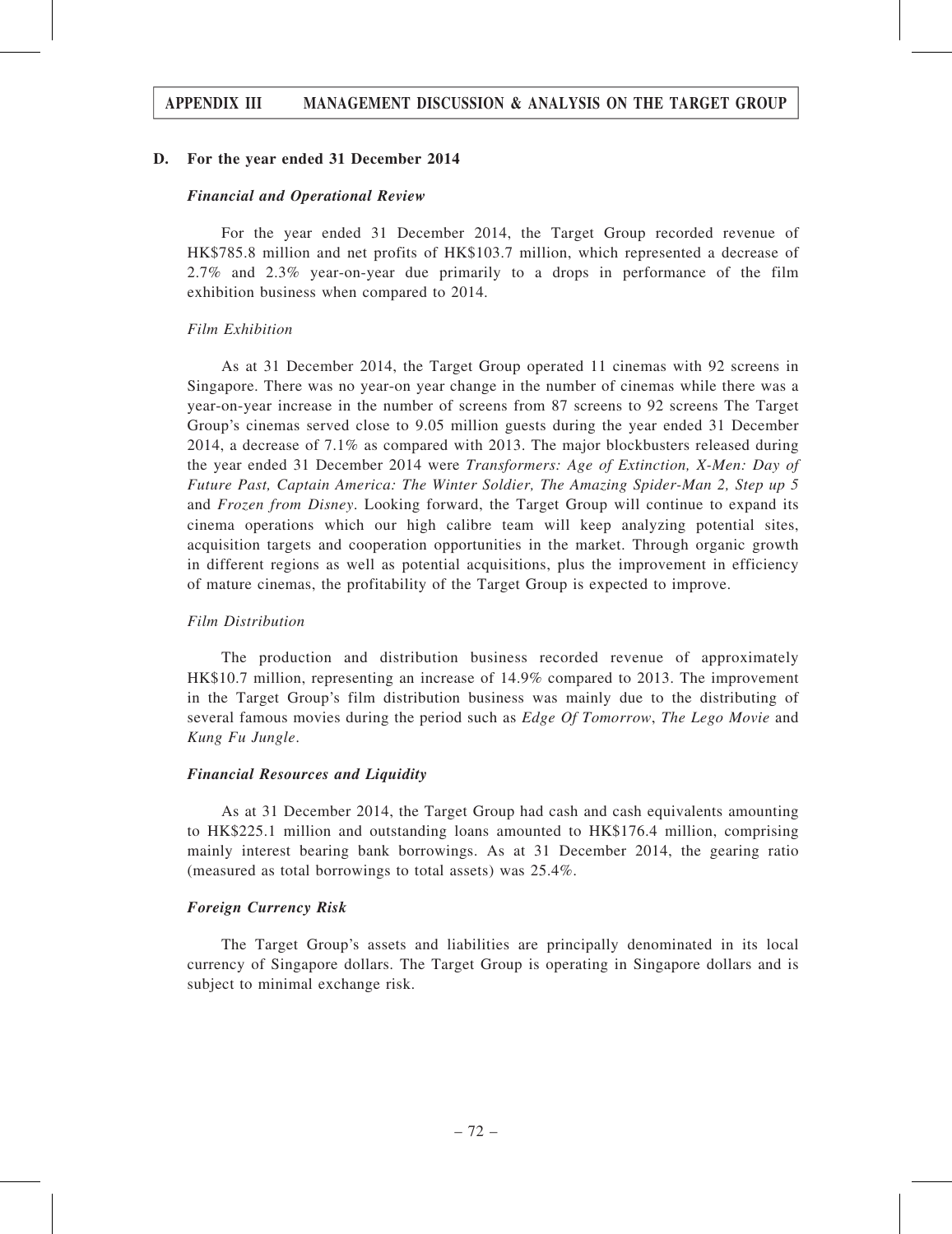## D. For the year ended 31 December 2014

### *Financial and Operational Review*

For the year ended 31 December 2014, the Target Group recorded revenue of HK$785.8 million and net profits of HK$103.7 million, which represented a decrease of 2.7% and 2.3% year-on-year due primarily to a drops in performance of the film exhibition business when compared to 2014.

*Film Exhibition*

As at 31 December 2014, the Target Group operated 11 cinemas with 92 screens in Singapore. There was no year-on year change in the number of cinemas while there was a year-on-year increase in the number of screens from 87 screens to 92 screens The Target Group's cinemas served close to 9.05 million guests during the year ended 31 December 2014, a decrease of 7.1% as compared with 2013. The major blockbusters released during the year ended 31 December 2014 were *Transformers: Age of Extinction, X-Men: Day of Future Past, Captain America: The Winter Soldier, The Amazing Spider-Man 2, Step up 5* and *Frozen from Disney*. Looking forward, the Target Group will continue to expand its cinema operations which our high calibre team will keep analyzing potential sites, acquisition targets and cooperation opportunities in the market. Through organic growth in different regions as well as potential acquisitions, plus the improvement in efficiency of mature cinemas, the profitability of the Target Group is expected to improve.

*Film Distribution*

The production and distribution business recorded revenue of approximately HK$10.7 million, representing an increase of 14.9% compared to 2013. The improvement in the Target Group's film distribution business was mainly due to the distributing of several famous movies during the period such as *Edge Of Tomorrow*, *The Lego Movie* and *Kung Fu Jungle*.

### *Financial Resources and Liquidity*

As at 31 December 2014, the Target Group had cash and cash equivalents amounting to HK$225.1 million and outstanding loans amounted to HK$176.4 million, comprising mainly interest bearing bank borrowings. As at 31 December 2014, the gearing ratio (measured as total borrowings to total assets) was 25.4%.

### *Foreign Currency Risk*

The Target Group's assets and liabilities are principally denominated in its local currency of Singapore dollars. The Target Group is operating in Singapore dollars and is subject to minimal exchange risk.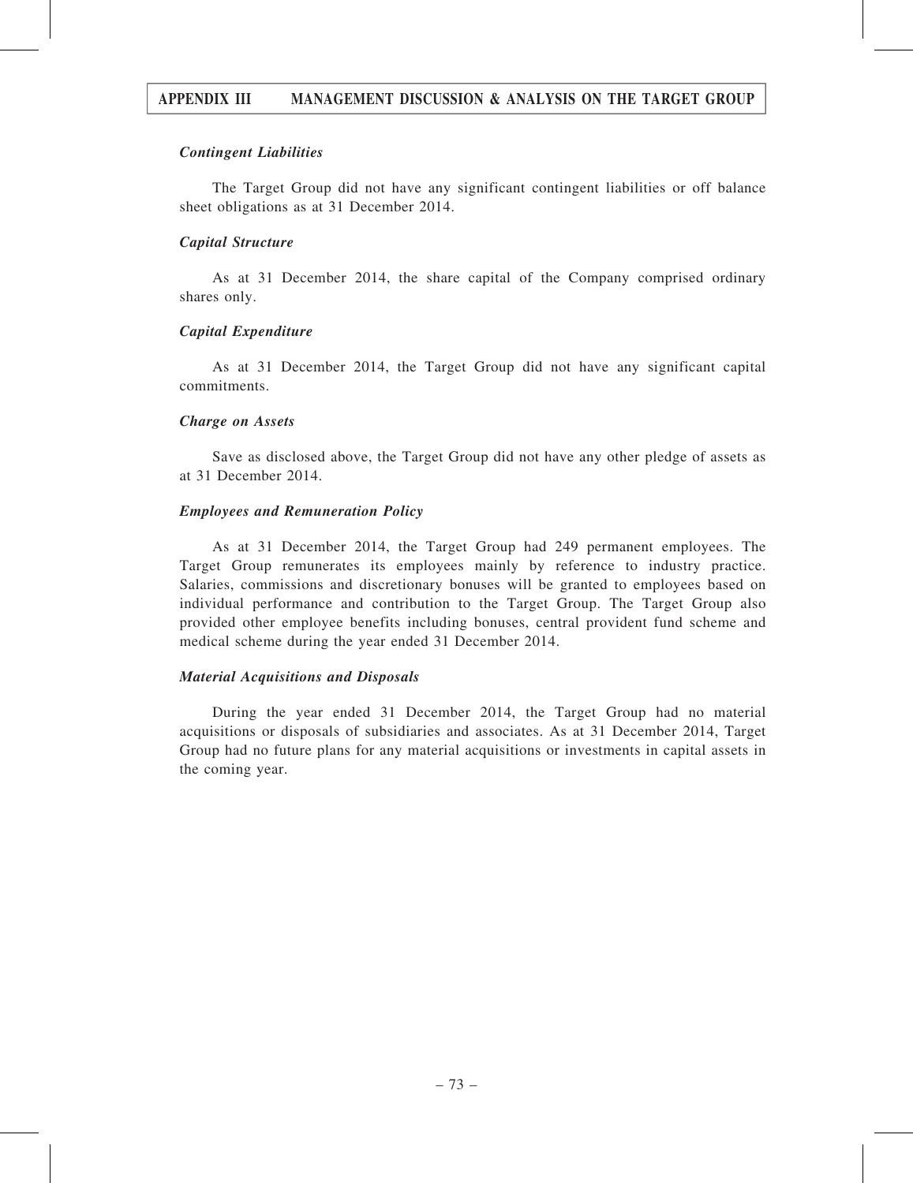### *Contingent Liabilities*

The Target Group did not have any significant contingent liabilities or off balance sheet obligations as at 31 December 2014.

### *Capital Structure*

As at 31 December 2014, the share capital of the Company comprised ordinary shares only.

### *Capital Expenditure*

As at 31 December 2014, the Target Group did not have any significant capital commitments.

### *Charge on Assets*

Save as disclosed above, the Target Group did not have any other pledge of assets as at 31 December 2014.

### *Employees and Remuneration Policy*

As at 31 December 2014, the Target Group had 249 permanent employees. The Target Group remunerates its employees mainly by reference to industry practice. Salaries, commissions and discretionary bonuses will be granted to employees based on individual performance and contribution to the Target Group. The Target Group also provided other employee benefits including bonuses, central provident fund scheme and medical scheme during the year ended 31 December 2014.

### *Material Acquisitions and Disposals*

During the year ended 31 December 2014, the Target Group had no material acquisitions or disposals of subsidiaries and associates. As at 31 December 2014, Target Group had no future plans for any material acquisitions or investments in capital assets in the coming year.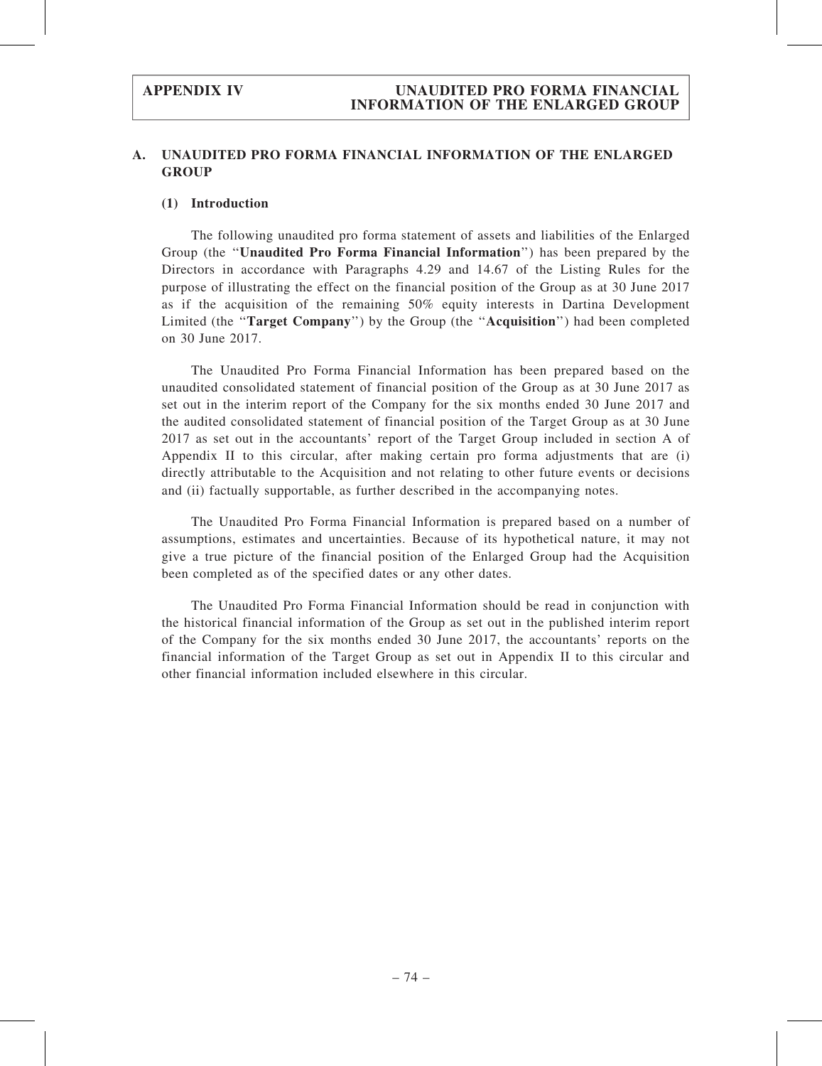## A. UNAUDITED PRO FORMA FINANCIAL INFORMATION OF THE ENLARGED GROUP

### (1) Introduction

The following unaudited pro forma statement of assets and liabilities of the Enlarged Group (the "**Unaudited Pro Forma Financial Information**") has been prepared by the Directors in accordance with Paragraphs 4.29 and 14.67 of the Listing Rules for the purpose of illustrating the effect on the financial position of the Group as at 30 June 2017 as if the acquisition of the remaining 50% equity interests in Dartina Development Limited (the "**Target Company**") by the Group (the "**Acquisition**") had been completed on 30 June 2017.

The Unaudited Pro Forma Financial Information has been prepared based on the unaudited consolidated statement of financial position of the Group as at 30 June 2017 as set out in the interim report of the Company for the six months ended 30 June 2017 and the audited consolidated statement of financial position of the Target Group as at 30 June 2017 as set out in the accountants' report of the Target Group included in section A of Appendix II to this circular, after making certain pro forma adjustments that are (i) directly attributable to the Acquisition and not relating to other future events or decisions and (ii) factually supportable, as further described in the accompanying notes.

The Unaudited Pro Forma Financial Information is prepared based on a number of assumptions, estimates and uncertainties. Because of its hypothetical nature, it may not give a true picture of the financial position of the Enlarged Group had the Acquisition been completed as of the specified dates or any other dates.

The Unaudited Pro Forma Financial Information should be read in conjunction with the historical financial information of the Group as set out in the published interim report of the Company for the six months ended 30 June 2017, the accountants' reports on the financial information of the Target Group as set out in Appendix II to this circular and other financial information included elsewhere in this circular.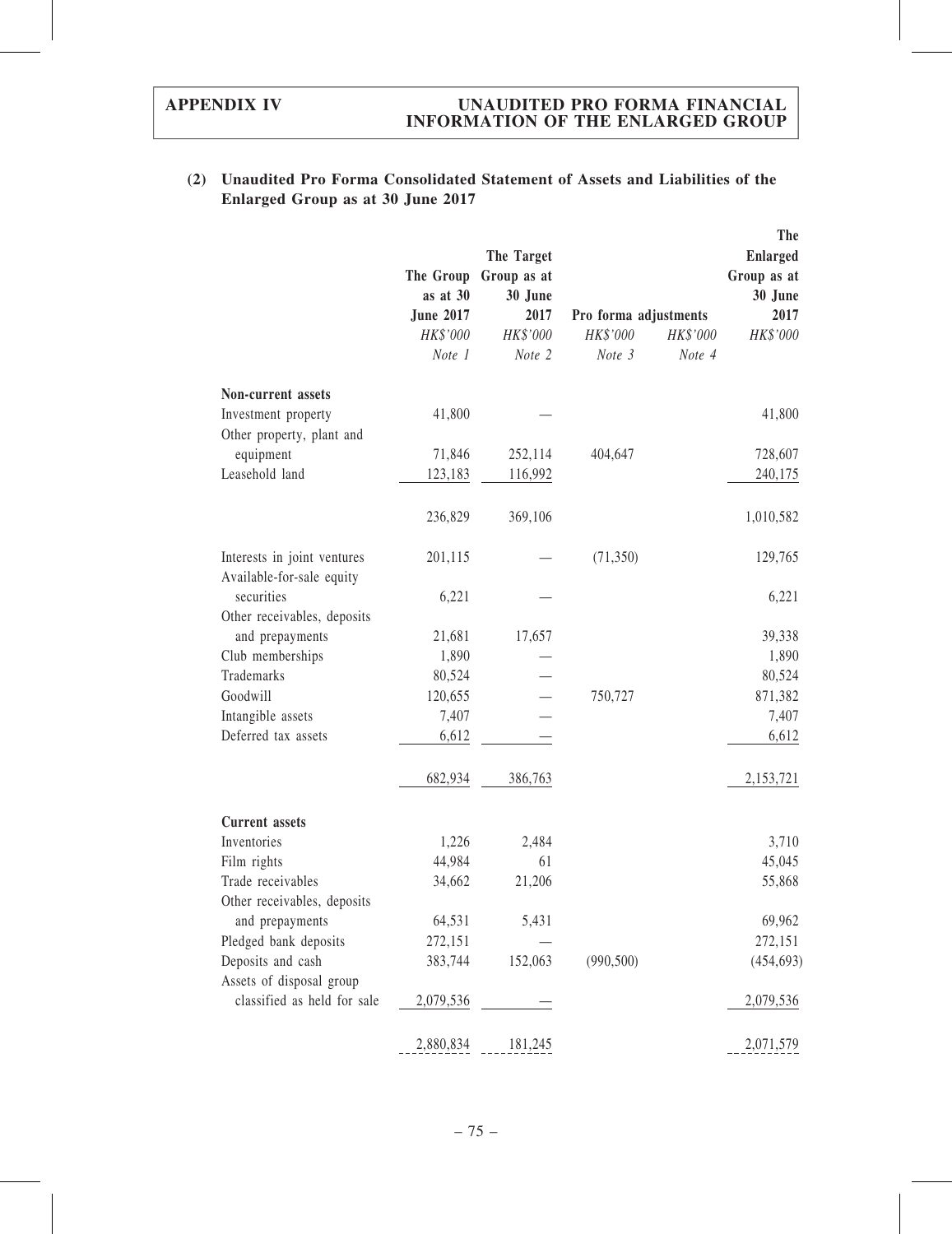### (2) Unaudited Pro Forma Consolidated Statement of Assets and Liabilities of the Enlarged Group as at 30 June 2017

| | The Group as at 30 June 2017 | The Target Group as at 30 June 2017 | Pro forma adjustments | | The Enlarged Group as at 30 June 2017 |
|---|---|---|---|---|---|
| | *HK$'000* | *HK$'000* | *HK$'000* | *HK$'000* | *HK$'000* |
| | *Note 1* | *Note 2* | *Note 3* | *Note 4* | |
| **Non-current assets** | | | | | |
| Investment property | 41,800 | — | | | 41,800 |
| Other property, plant and equipment | 71,846 | 252,114 | 404,647 | | 728,607 |
| Leasehold land | 123,183 | 116,992 | | | 240,175 |
| | 236,829 | 369,106 | | | 1,010,582 |
| Interests in joint ventures | 201,115 | — | (71,350) | | 129,765 |
| Available-for-sale equity securities | 6,221 | — | | | 6,221 |
| Other receivables, deposits and prepayments | 21,681 | 17,657 | | | 39,338 |
| Club memberships | 1,890 | — | | | 1,890 |
| Trademarks | 80,524 | — | | | 80,524 |
| Goodwill | 120,655 | — | 750,727 | | 871,382 |
| Intangible assets | 7,407 | — | | | 7,407 |
| Deferred tax assets | 6,612 | — | | | 6,612 |
| | 682,934 | 386,763 | | | 2,153,721 |
| **Current assets** | | | | | |
| Inventories | 1,226 | 2,484 | | | 3,710 |
| Film rights | 44,984 | 61 | | | 45,045 |
| Trade receivables | 34,662 | 21,206 | | | 55,868 |
| Other receivables, deposits and prepayments | 64,531 | 5,431 | | | 69,962 |
| Pledged bank deposits | 272,151 | — | | | 272,151 |
| Deposits and cash | 383,744 | 152,063 | (990,500) | | (454,693) |
| Assets of disposal group classified as held for sale | 2,079,536 | — | | | 2,079,536 |
| | 2,880,834 | 181,245 | | | 2,071,579 |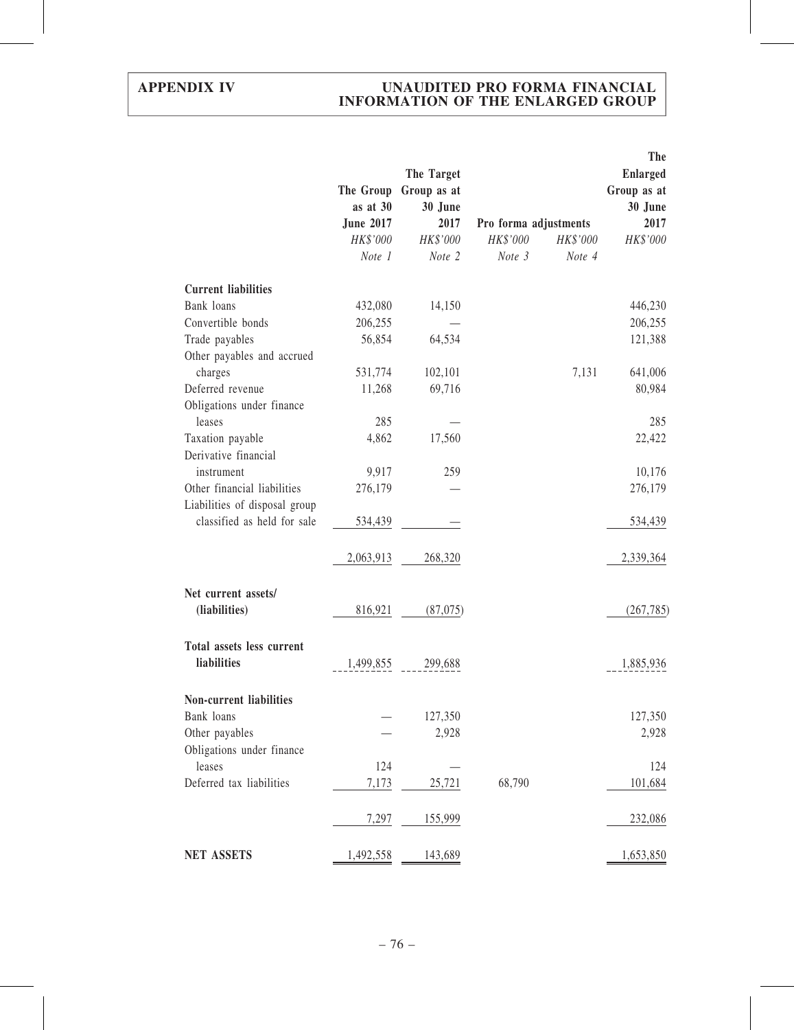| | The Group as at 30 June 2017 | The Target Group as at 30 June 2017 | Pro forma adjustments | | The Enlarged Group as at 30 June 2017 |
|---|---|---|---|---|---|
| | *HK$'000* | *HK$'000* | *HK$'000* | *HK$'000* | *HK$'000* |
| | *Note 1* | *Note 2* | *Note 3* | *Note 4* | |
| **Current liabilities** | | | | | |
| Bank loans | 432,080 | 14,150 | | | 446,230 |
| Convertible bonds | 206,255 | — | | | 206,255 |
| Trade payables | 56,854 | 64,534 | | | 121,388 |
| Other payables and accrued charges | 531,774 | 102,101 | | 7,131 | 641,006 |
| Deferred revenue | 11,268 | 69,716 | | | 80,984 |
| Obligations under finance leases | 285 | — | | | 285 |
| Taxation payable | 4,862 | 17,560 | | | 22,422 |
| Derivative financial instrument | 9,917 | 259 | | | 10,176 |
| Other financial liabilities | 276,179 | — | | | 276,179 |
| Liabilities of disposal group classified as held for sale | 534,439 | — | | | 534,439 |
| | 2,063,913 | 268,320 | | | 2,339,364 |
| **Net current assets/ (liabilities)** | 816,921 | (87,075) | | | (267,785) |
| **Total assets less current liabilities** | 1,499,855 | 299,688 | | | 1,885,936 |
| **Non-current liabilities** | | | | | |
| Bank loans | — | 127,350 | | | 127,350 |
| Other payables | — | 2,928 | | | 2,928 |
| Obligations under finance leases | 124 | — | | | 124 |
| Deferred tax liabilities | 7,173 | 25,721 | 68,790 | | 101,684 |
| | 7,297 | 155,999 | | | 232,086 |
| **NET ASSETS** | 1,492,558 | 143,689 | | | 1,653,850 |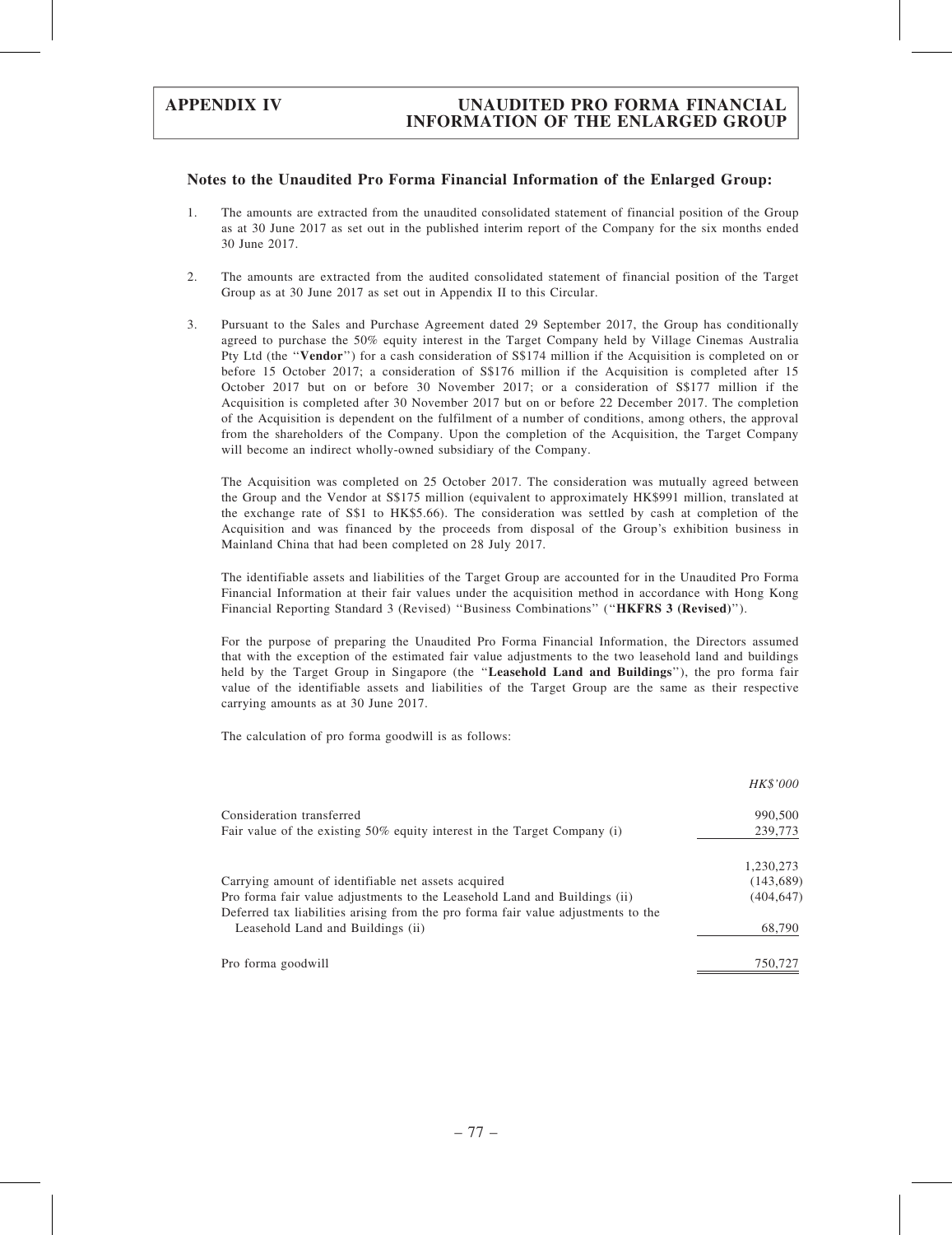## Notes to the Unaudited Pro Forma Financial Information of the Enlarged Group:

1. The amounts are extracted from the unaudited consolidated statement of financial position of the Group as at 30 June 2017 as set out in the published interim report of the Company for the six months ended 30 June 2017.

2. The amounts are extracted from the audited consolidated statement of financial position of the Target Group as at 30 June 2017 as set out in Appendix II to this Circular.

3. Pursuant to the Sales and Purchase Agreement dated 29 September 2017, the Group has conditionally agreed to purchase the 50% equity interest in the Target Company held by Village Cinemas Australia Pty Ltd (the "**Vendor**") for a cash consideration of S$174 million if the Acquisition is completed on or before 15 October 2017; a consideration of S$176 million if the Acquisition is completed after 15 October 2017 but on or before 30 November 2017; or a consideration of S$177 million if the Acquisition is completed after 30 November 2017 but on or before 22 December 2017. The completion of the Acquisition is dependent on the fulfilment of a number of conditions, among others, the approval from the shareholders of the Company. Upon the completion of the Acquisition, the Target Company will become an indirect wholly-owned subsidiary of the Company.

   The Acquisition was completed on 25 October 2017. The consideration was mutually agreed between the Group and the Vendor at S$175 million (equivalent to approximately HK$991 million, translated at the exchange rate of S$1 to HK$5.66). The consideration was settled by cash at completion of the Acquisition and was financed by the proceeds from disposal of the Group's exhibition business in Mainland China that had been completed on 28 July 2017.

   The identifiable assets and liabilities of the Target Group are accounted for in the Unaudited Pro Forma Financial Information at their fair values under the acquisition method in accordance with Hong Kong Financial Reporting Standard 3 (Revised) "Business Combinations" ("**HKFRS 3 (Revised)**").

   For the purpose of preparing the Unaudited Pro Forma Financial Information, the Directors assumed that with the exception of the estimated fair value adjustments to the two leasehold land and buildings held by the Target Group in Singapore (the "**Leasehold Land and Buildings**"), the pro forma fair value of the identifiable assets and liabilities of the Target Group are the same as their respective carrying amounts as at 30 June 2017.

   The calculation of pro forma goodwill is as follows:

| | *HK$'000* |
|---|---|
| Consideration transferred | 990,500 |
| Fair value of the existing 50% equity interest in the Target Company (i) | 239,773 |
| | 1,230,273 |
| Carrying amount of identifiable net assets acquired | (143,689) |
| Pro forma fair value adjustments to the Leasehold Land and Buildings (ii) | (404,647) |
| Deferred tax liabilities arising from the pro forma fair value adjustments to the Leasehold Land and Buildings (ii) | 68,790 |
| Pro forma goodwill | 750,727 |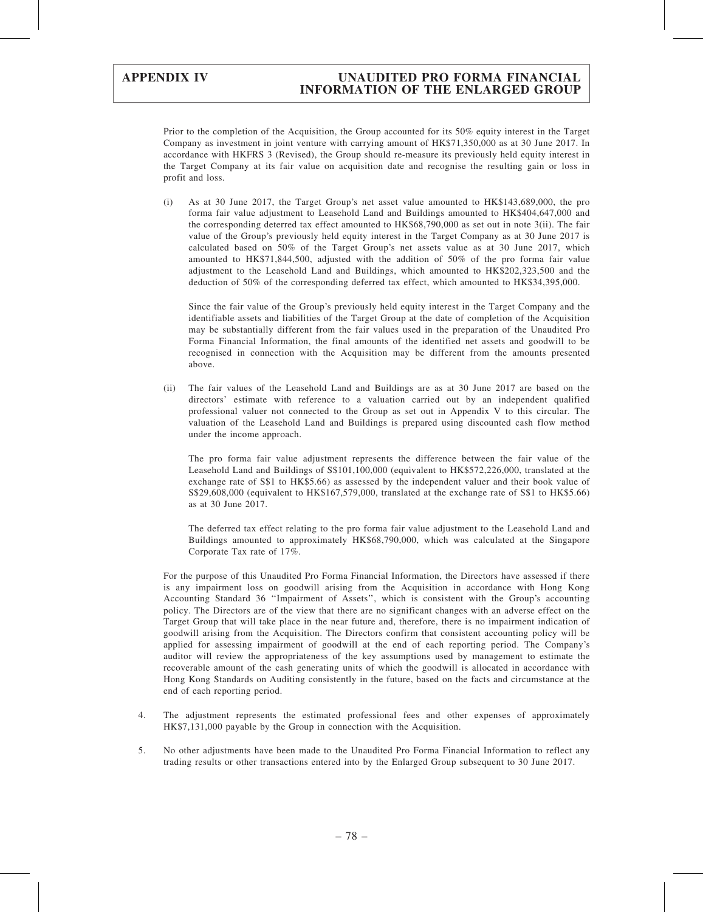Prior to the completion of the Acquisition, the Group accounted for its 50% equity interest in the Target Company as investment in joint venture with carrying amount of HK$71,350,000 as at 30 June 2017. In accordance with HKFRS 3 (Revised), the Group should re-measure its previously held equity interest in the Target Company at its fair value on acquisition date and recognise the resulting gain or loss in profit and loss.

(i) As at 30 June 2017, the Target Group's net asset value amounted to HK$143,689,000, the pro forma fair value adjustment to Leasehold Land and Buildings amounted to HK$404,647,000 and the corresponding deferred tax effect amounted to HK$68,790,000 as set out in note 3(ii). The fair value of the Group's previously held equity interest in the Target Company as at 30 June 2017 is calculated based on 50% of the Target Group's net assets value as at 30 June 2017, which amounted to HK$71,844,500, adjusted with the addition of 50% of the pro forma fair value adjustment to the Leasehold Land and Buildings, which amounted to HK$202,323,500 and the deduction of 50% of the corresponding deferred tax effect, which amounted to HK$34,395,000.

Since the fair value of the Group's previously held equity interest in the Target Company and the identifiable assets and liabilities of the Target Group at the date of completion of the Acquisition may be substantially different from the fair values used in the preparation of the Unaudited Pro Forma Financial Information, the final amounts of the identified net assets and goodwill to be recognised in connection with the Acquisition may be different from the amounts presented above.

(ii) The fair values of the Leasehold Land and Buildings are as at 30 June 2017 are based on the directors' estimate with reference to a valuation carried out by an independent qualified professional valuer not connected to the Group as set out in Appendix V to this circular. The valuation of the Leasehold Land and Buildings is prepared using discounted cash flow method under the income approach.

The pro forma fair value adjustment represents the difference between the fair value of the Leasehold Land and Buildings of S$101,100,000 (equivalent to HK$572,226,000, translated at the exchange rate of S$1 to HK$5.66) as assessed by the independent valuer and their book value of S$29,608,000 (equivalent to HK$167,579,000, translated at the exchange rate of S$1 to HK$5.66) as at 30 June 2017.

The deferred tax effect relating to the pro forma fair value adjustment to the Leasehold Land and Buildings amounted to approximately HK$68,790,000, which was calculated at the Singapore Corporate Tax rate of 17%.

For the purpose of this Unaudited Pro Forma Financial Information, the Directors have assessed if there is any impairment loss on goodwill arising from the Acquisition in accordance with Hong Kong Accounting Standard 36 "Impairment of Assets", which is consistent with the Group's accounting policy. The Directors are of the view that there are no significant changes with an adverse effect on the Target Group that will take place in the near future and, therefore, there is no impairment indication of goodwill arising from the Acquisition. The Directors confirm that consistent accounting policy will be applied for assessing impairment of goodwill at the end of each reporting period. The Company's auditor will review the appropriateness of the key assumptions used by management to estimate the recoverable amount of the cash generating units of which the goodwill is allocated in accordance with Hong Kong Standards on Auditing consistently in the future, based on the facts and circumstance at the end of each reporting period.

4. The adjustment represents the estimated professional fees and other expenses of approximately HK$7,131,000 payable by the Group in connection with the Acquisition.

5. No other adjustments have been made to the Unaudited Pro Forma Financial Information to reflect any trading results or other transactions entered into by the Enlarged Group subsequent to 30 June 2017.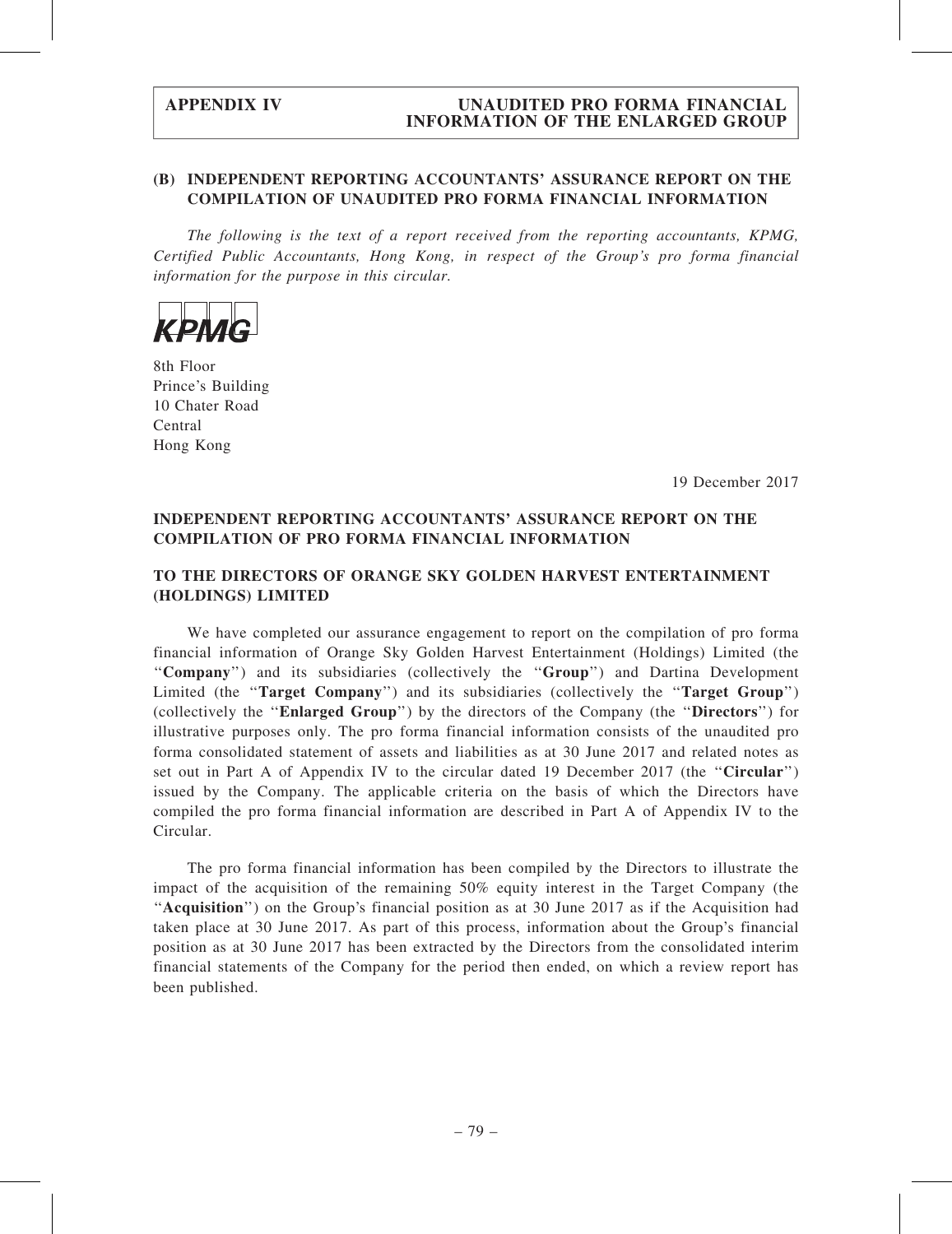## (B) INDEPENDENT REPORTING ACCOUNTANTS' ASSURANCE REPORT ON THE COMPILATION OF UNAUDITED PRO FORMA FINANCIAL INFORMATION

*The following is the text of a report received from the reporting accountants, KPMG, Certified Public Accountants, Hong Kong, in respect of the Group's pro forma financial information for the purpose in this circular.*

KPMG

8th Floor
Prince's Building
10 Chater Road
Central
Hong Kong

19 December 2017

### INDEPENDENT REPORTING ACCOUNTANTS' ASSURANCE REPORT ON THE COMPILATION OF PRO FORMA FINANCIAL INFORMATION

### TO THE DIRECTORS OF ORANGE SKY GOLDEN HARVEST ENTERTAINMENT (HOLDINGS) LIMITED

We have completed our assurance engagement to report on the compilation of pro forma financial information of Orange Sky Golden Harvest Entertainment (Holdings) Limited (the "**Company**") and its subsidiaries (collectively the "**Group**") and Dartina Development Limited (the "**Target Company**") and its subsidiaries (collectively the "**Target Group**") (collectively the "**Enlarged Group**") by the directors of the Company (the "**Directors**") for illustrative purposes only. The pro forma financial information consists of the unaudited pro forma consolidated statement of assets and liabilities as at 30 June 2017 and related notes as set out in Part A of Appendix IV to the circular dated 19 December 2017 (the "**Circular**") issued by the Company. The applicable criteria on the basis of which the Directors have compiled the pro forma financial information are described in Part A of Appendix IV to the Circular.

The pro forma financial information has been compiled by the Directors to illustrate the impact of the acquisition of the remaining 50% equity interest in the Target Company (the "**Acquisition**") on the Group's financial position as at 30 June 2017 as if the Acquisition had taken place at 30 June 2017. As part of this process, information about the Group's financial position as at 30 June 2017 has been extracted by the Directors from the consolidated interim financial statements of the Company for the period then ended, on which a review report has been published.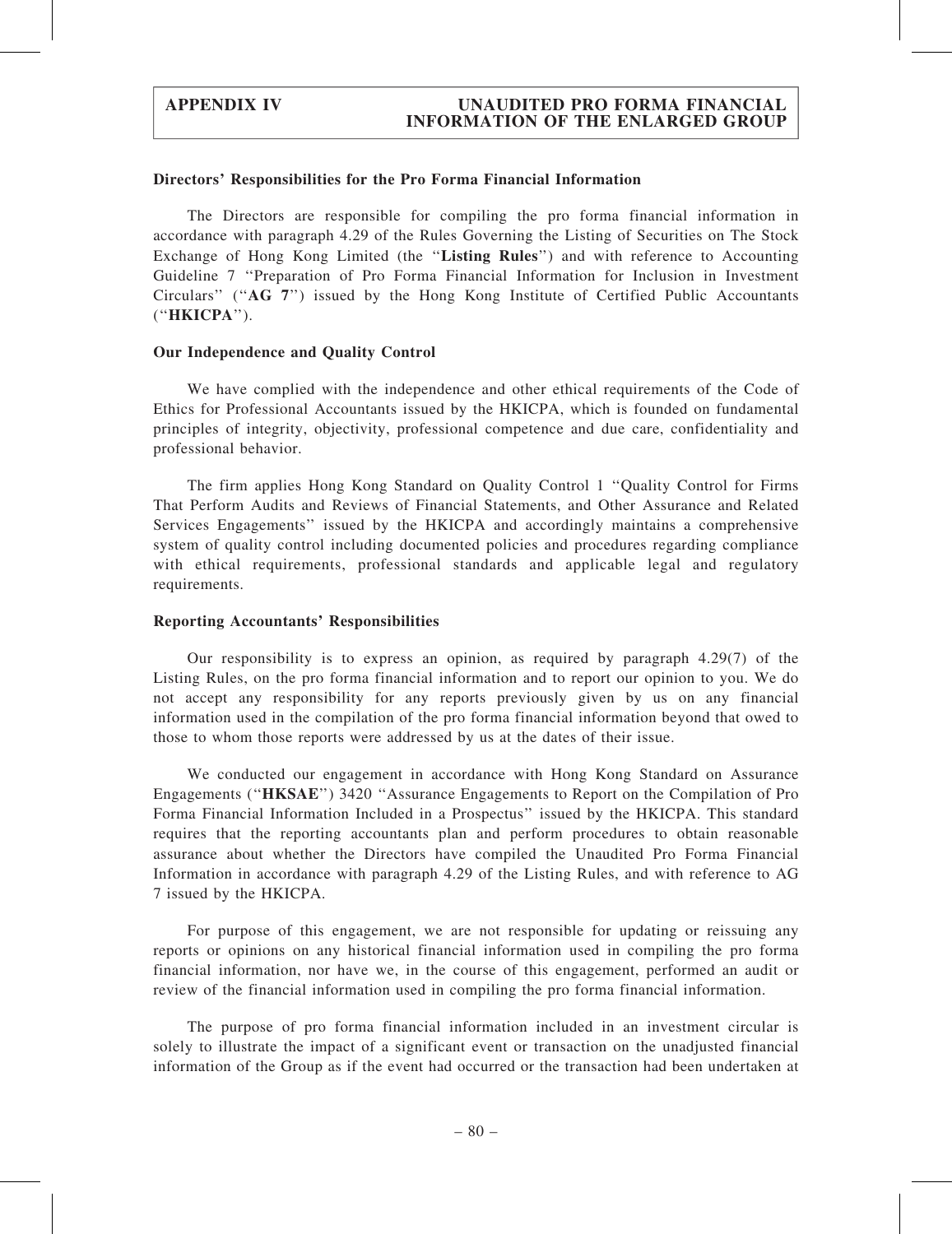**Directors' Responsibilities for the Pro Forma Financial Information**

The Directors are responsible for compiling the pro forma financial information in accordance with paragraph 4.29 of the Rules Governing the Listing of Securities on The Stock Exchange of Hong Kong Limited (the "**Listing Rules**") and with reference to Accounting Guideline 7 "Preparation of Pro Forma Financial Information for Inclusion in Investment Circulars" ("**AG 7**") issued by the Hong Kong Institute of Certified Public Accountants ("**HKICPA**").

**Our Independence and Quality Control**

We have complied with the independence and other ethical requirements of the Code of Ethics for Professional Accountants issued by the HKICPA, which is founded on fundamental principles of integrity, objectivity, professional competence and due care, confidentiality and professional behavior.

The firm applies Hong Kong Standard on Quality Control 1 "Quality Control for Firms That Perform Audits and Reviews of Financial Statements, and Other Assurance and Related Services Engagements" issued by the HKICPA and accordingly maintains a comprehensive system of quality control including documented policies and procedures regarding compliance with ethical requirements, professional standards and applicable legal and regulatory requirements.

**Reporting Accountants' Responsibilities**

Our responsibility is to express an opinion, as required by paragraph 4.29(7) of the Listing Rules, on the pro forma financial information and to report our opinion to you. We do not accept any responsibility for any reports previously given by us on any financial information used in the compilation of the pro forma financial information beyond that owed to those to whom those reports were addressed by us at the dates of their issue.

We conducted our engagement in accordance with Hong Kong Standard on Assurance Engagements ("**HKSAE**") 3420 "Assurance Engagements to Report on the Compilation of Pro Forma Financial Information Included in a Prospectus" issued by the HKICPA. This standard requires that the reporting accountants plan and perform procedures to obtain reasonable assurance about whether the Directors have compiled the Unaudited Pro Forma Financial Information in accordance with paragraph 4.29 of the Listing Rules, and with reference to AG 7 issued by the HKICPA.

For purpose of this engagement, we are not responsible for updating or reissuing any reports or opinions on any historical financial information used in compiling the pro forma financial information, nor have we, in the course of this engagement, performed an audit or review of the financial information used in compiling the pro forma financial information.

The purpose of pro forma financial information included in an investment circular is solely to illustrate the impact of a significant event or transaction on the unadjusted financial information of the Group as if the event had occurred or the transaction had been undertaken at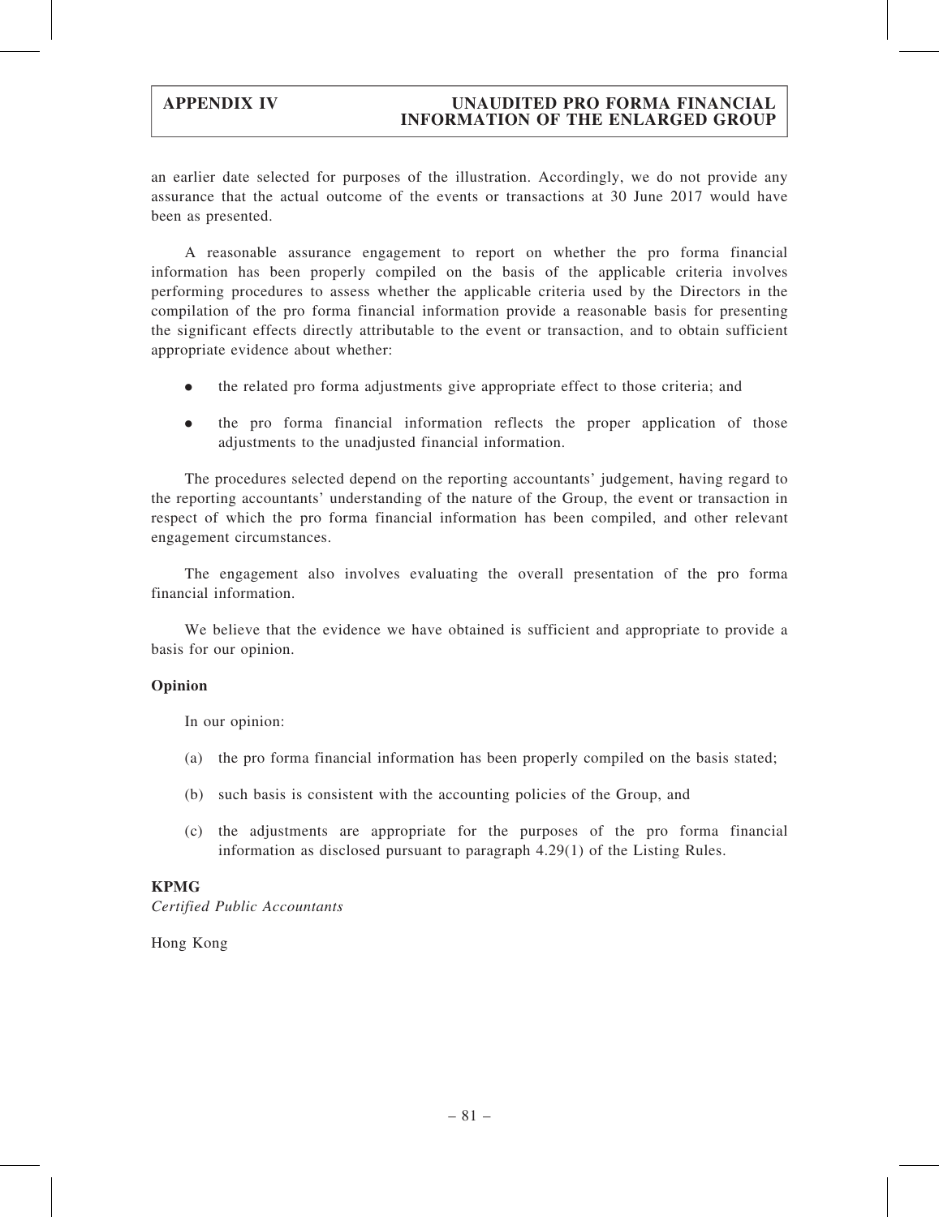an earlier date selected for purposes of the illustration. Accordingly, we do not provide any assurance that the actual outcome of the events or transactions at 30 June 2017 would have been as presented.

A reasonable assurance engagement to report on whether the pro forma financial information has been properly compiled on the basis of the applicable criteria involves performing procedures to assess whether the applicable criteria used by the Directors in the compilation of the pro forma financial information provide a reasonable basis for presenting the significant effects directly attributable to the event or transaction, and to obtain sufficient appropriate evidence about whether:

- the related pro forma adjustments give appropriate effect to those criteria; and
- the pro forma financial information reflects the proper application of those adjustments to the unadjusted financial information.

The procedures selected depend on the reporting accountants' judgement, having regard to the reporting accountants' understanding of the nature of the Group, the event or transaction in respect of which the pro forma financial information has been compiled, and other relevant engagement circumstances.

The engagement also involves evaluating the overall presentation of the pro forma financial information.

We believe that the evidence we have obtained is sufficient and appropriate to provide a basis for our opinion.

**Opinion**

In our opinion:

(a) the pro forma financial information has been properly compiled on the basis stated;

(b) such basis is consistent with the accounting policies of the Group, and

(c) the adjustments are appropriate for the purposes of the pro forma financial information as disclosed pursuant to paragraph 4.29(1) of the Listing Rules.

**KPMG**
*Certified Public Accountants*

Hong Kong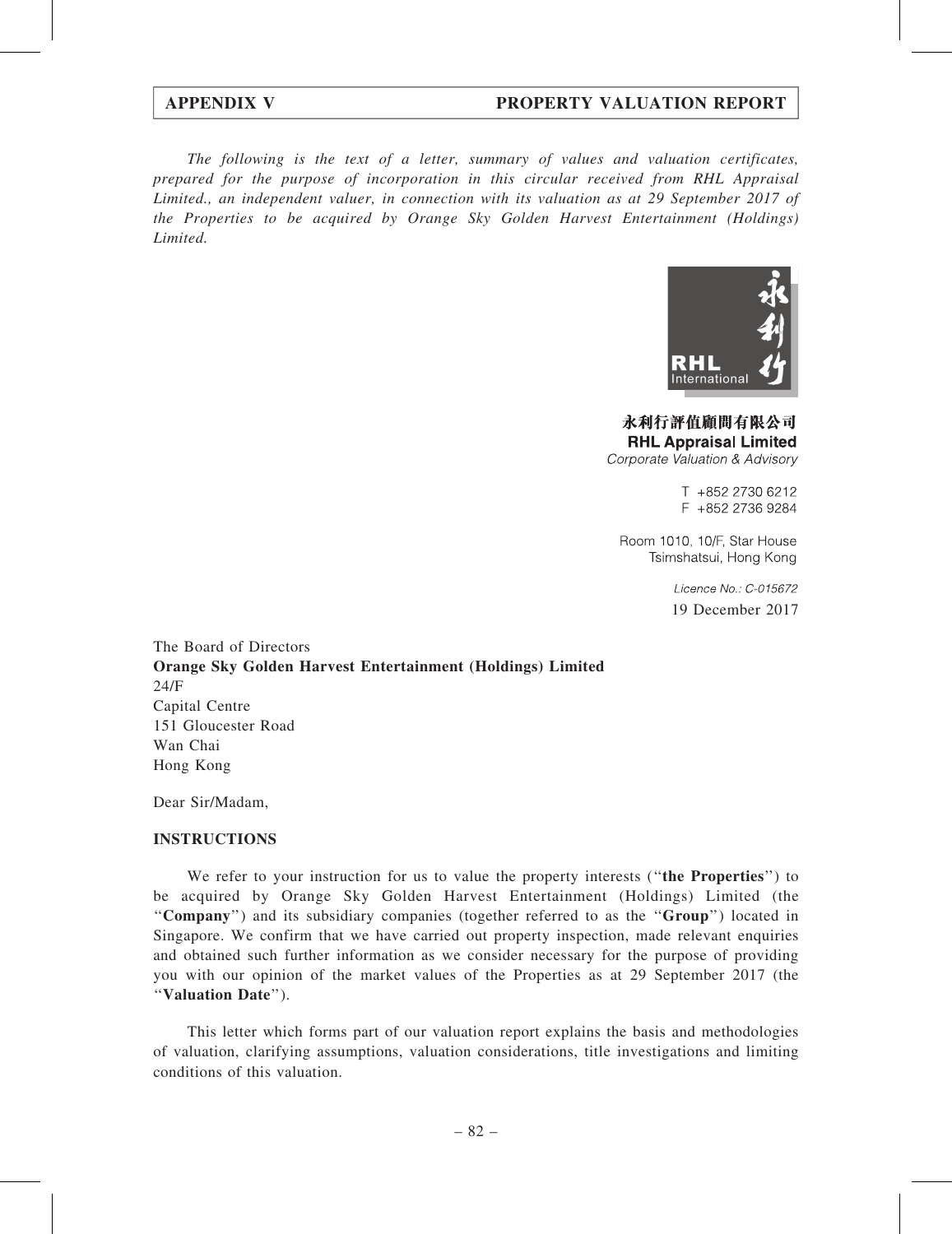*The following is the text of a letter, summary of values and valuation certificates, prepared for the purpose of incorporation in this circular received from RHL Appraisal Limited., an independent valuer, in connection with its valuation as at 29 September 2017 of the Properties to be acquired by Orange Sky Golden Harvest Entertainment (Holdings) Limited.*

永利行評值顧問有限公司
**RHL Appraisal Limited**
*Corporate Valuation & Advisory*

T +852 2730 6212
F +852 2736 9284

Room 1010, 10/F, Star House
Tsimshatsui, Hong Kong

*Licence No.: C-015672*

19 December 2017

The Board of Directors
**Orange Sky Golden Harvest Entertainment (Holdings) Limited**
24/F
Capital Centre
151 Gloucester Road
Wan Chai
Hong Kong

Dear Sir/Madam,

**INSTRUCTIONS**

We refer to your instruction for us to value the property interests (''**the Properties**'') to be acquired by Orange Sky Golden Harvest Entertainment (Holdings) Limited (the ''**Company**'') and its subsidiary companies (together referred to as the ''**Group**'') located in Singapore. We confirm that we have carried out property inspection, made relevant enquiries and obtained such further information as we consider necessary for the purpose of providing you with our opinion of the market values of the Properties as at 29 September 2017 (the ''**Valuation Date**'').

This letter which forms part of our valuation report explains the basis and methodologies of valuation, clarifying assumptions, valuation considerations, title investigations and limiting conditions of this valuation.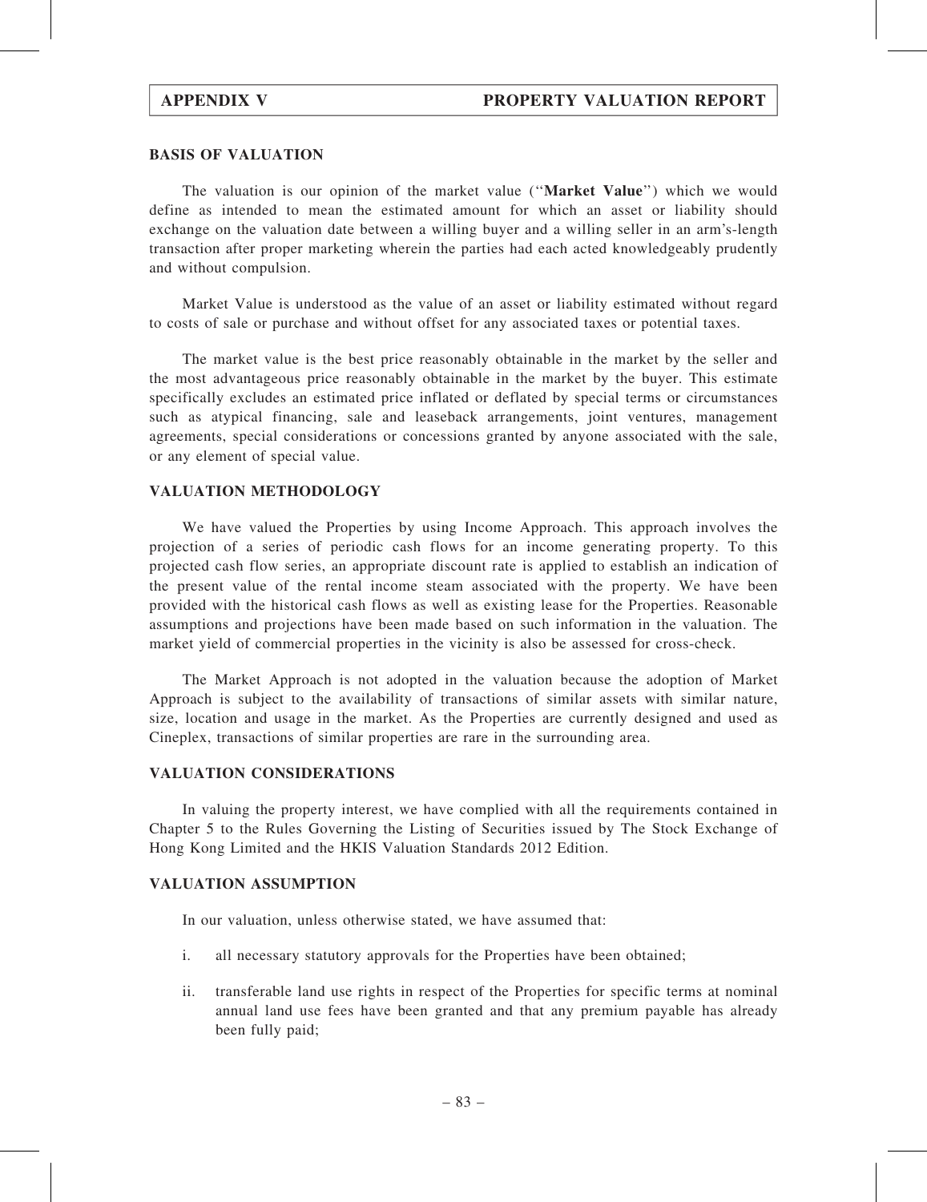## BASIS OF VALUATION

The valuation is our opinion of the market value ("**Market Value**") which we would define as intended to mean the estimated amount for which an asset or liability should exchange on the valuation date between a willing buyer and a willing seller in an arm's-length transaction after proper marketing wherein the parties had each acted knowledgeably prudently and without compulsion.

Market Value is understood as the value of an asset or liability estimated without regard to costs of sale or purchase and without offset for any associated taxes or potential taxes.

The market value is the best price reasonably obtainable in the market by the seller and the most advantageous price reasonably obtainable in the market by the buyer. This estimate specifically excludes an estimated price inflated or deflated by special terms or circumstances such as atypical financing, sale and leaseback arrangements, joint ventures, management agreements, special considerations or concessions granted by anyone associated with the sale, or any element of special value.

## VALUATION METHODOLOGY

We have valued the Properties by using Income Approach. This approach involves the projection of a series of periodic cash flows for an income generating property. To this projected cash flow series, an appropriate discount rate is applied to establish an indication of the present value of the rental income steam associated with the property. We have been provided with the historical cash flows as well as existing lease for the Properties. Reasonable assumptions and projections have been made based on such information in the valuation. The market yield of commercial properties in the vicinity is also be assessed for cross-check.

The Market Approach is not adopted in the valuation because the adoption of Market Approach is subject to the availability of transactions of similar assets with similar nature, size, location and usage in the market. As the Properties are currently designed and used as Cineplex, transactions of similar properties are rare in the surrounding area.

## VALUATION CONSIDERATIONS

In valuing the property interest, we have complied with all the requirements contained in Chapter 5 to the Rules Governing the Listing of Securities issued by The Stock Exchange of Hong Kong Limited and the HKIS Valuation Standards 2012 Edition.

## VALUATION ASSUMPTION

In our valuation, unless otherwise stated, we have assumed that:

i. all necessary statutory approvals for the Properties have been obtained;

ii. transferable land use rights in respect of the Properties for specific terms at nominal annual land use fees have been granted and that any premium payable has already been fully paid;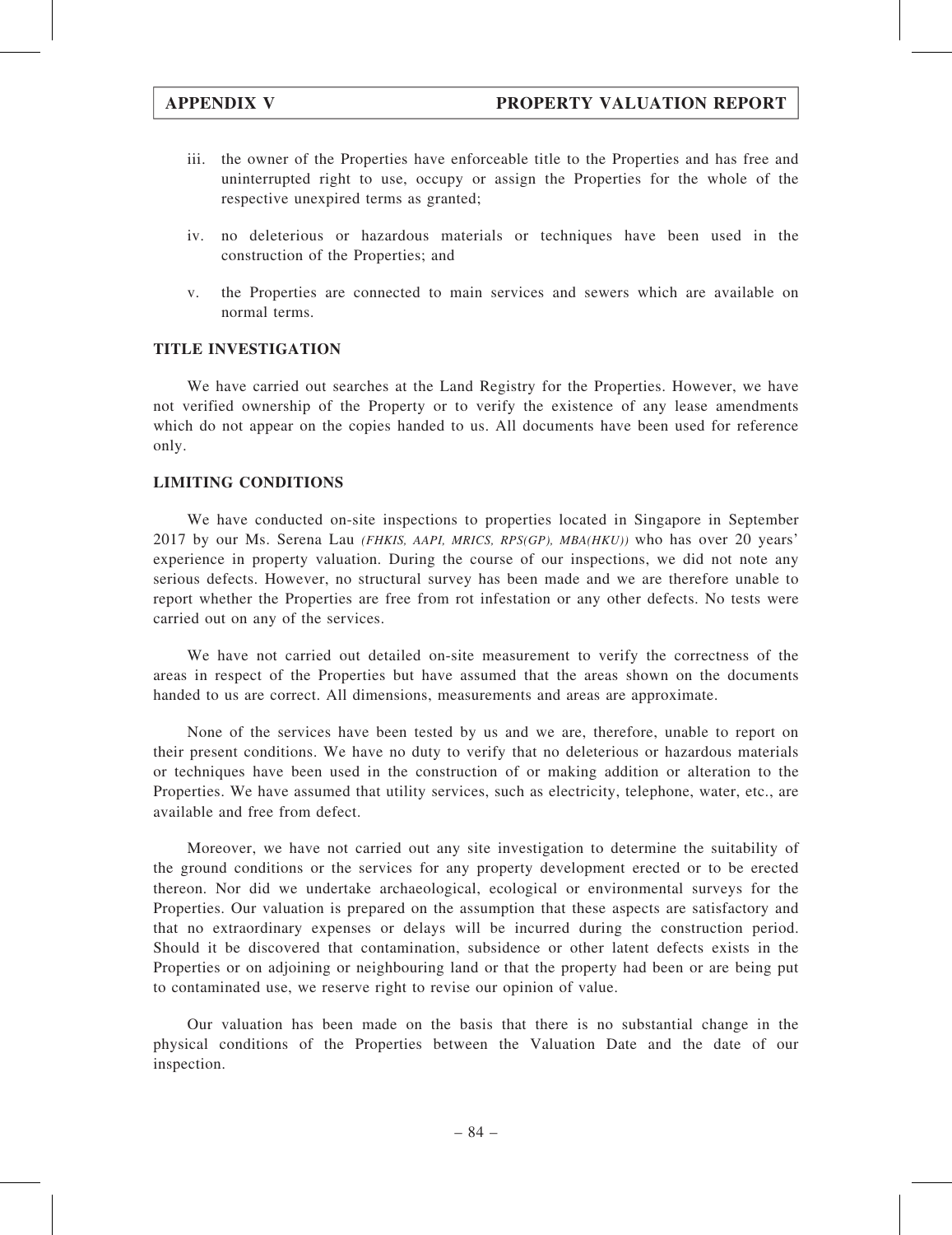iii. the owner of the Properties have enforceable title to the Properties and has free and uninterrupted right to use, occupy or assign the Properties for the whole of the respective unexpired terms as granted;

iv. no deleterious or hazardous materials or techniques have been used in the construction of the Properties; and

v. the Properties are connected to main services and sewers which are available on normal terms.

**TITLE INVESTIGATION**

We have carried out searches at the Land Registry for the Properties. However, we have not verified ownership of the Property or to verify the existence of any lease amendments which do not appear on the copies handed to us. All documents have been used for reference only.

**LIMITING CONDITIONS**

We have conducted on-site inspections to properties located in Singapore in September 2017 by our Ms. Serena Lau *(FHKIS, AAPI, MRICS, RPS(GP), MBA(HKU))* who has over 20 years' experience in property valuation. During the course of our inspections, we did not note any serious defects. However, no structural survey has been made and we are therefore unable to report whether the Properties are free from rot infestation or any other defects. No tests were carried out on any of the services.

We have not carried out detailed on-site measurement to verify the correctness of the areas in respect of the Properties but have assumed that the areas shown on the documents handed to us are correct. All dimensions, measurements and areas are approximate.

None of the services have been tested by us and we are, therefore, unable to report on their present conditions. We have no duty to verify that no deleterious or hazardous materials or techniques have been used in the construction of or making addition or alteration to the Properties. We have assumed that utility services, such as electricity, telephone, water, etc., are available and free from defect.

Moreover, we have not carried out any site investigation to determine the suitability of the ground conditions or the services for any property development erected or to be erected thereon. Nor did we undertake archaeological, ecological or environmental surveys for the Properties. Our valuation is prepared on the assumption that these aspects are satisfactory and that no extraordinary expenses or delays will be incurred during the construction period. Should it be discovered that contamination, subsidence or other latent defects exists in the Properties or on adjoining or neighbouring land or that the property had been or are being put to contaminated use, we reserve right to revise our opinion of value.

Our valuation has been made on the basis that there is no substantial change in the physical conditions of the Properties between the Valuation Date and the date of our inspection.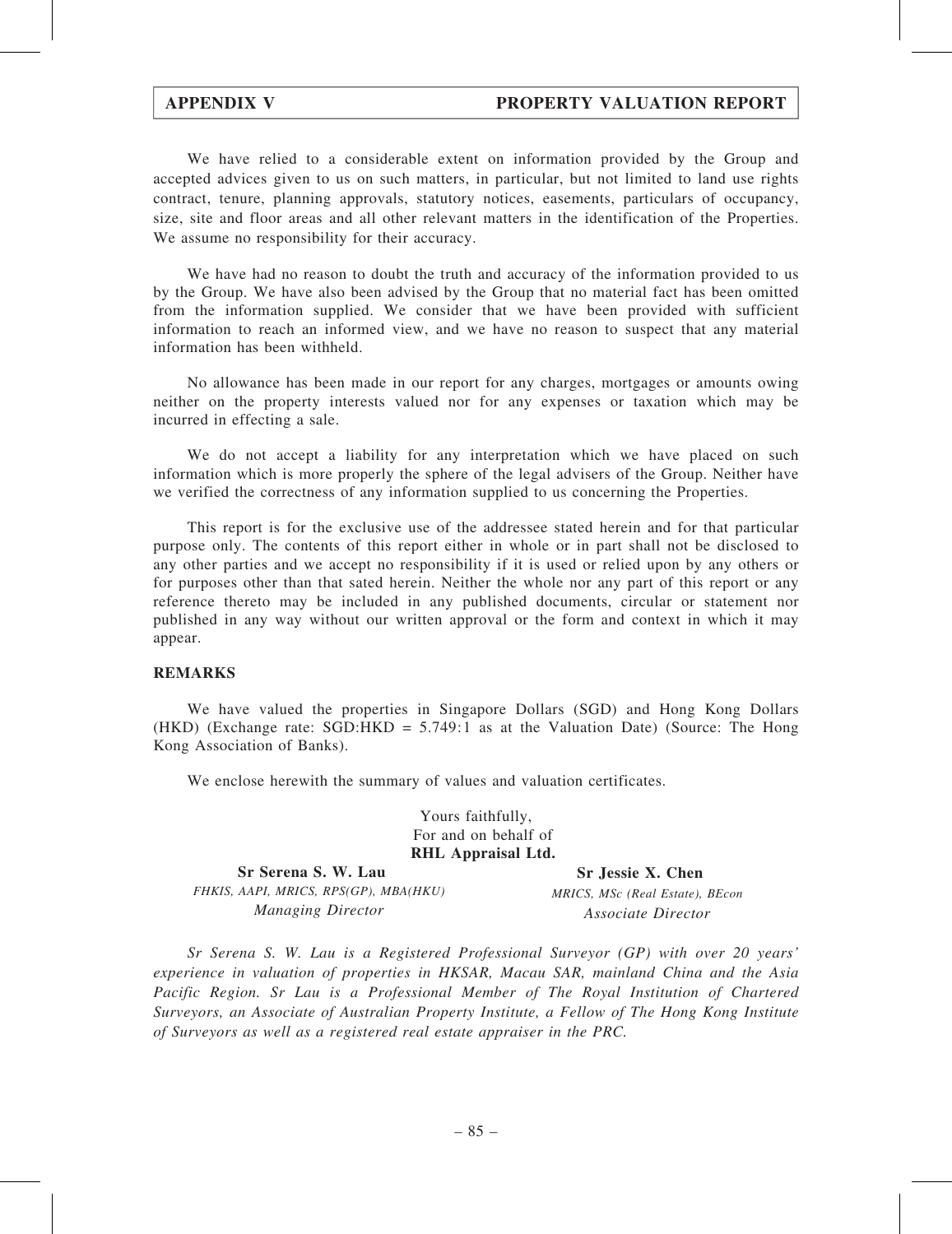We have relied to a considerable extent on information provided by the Group and accepted advices given to us on such matters, in particular, but not limited to land use rights contract, tenure, planning approvals, statutory notices, easements, particulars of occupancy, size, site and floor areas and all other relevant matters in the identification of the Properties. We assume no responsibility for their accuracy.

We have had no reason to doubt the truth and accuracy of the information provided to us by the Group. We have also been advised by the Group that no material fact has been omitted from the information supplied. We consider that we have been provided with sufficient information to reach an informed view, and we have no reason to suspect that any material information has been withheld.

No allowance has been made in our report for any charges, mortgages or amounts owing neither on the property interests valued nor for any expenses or taxation which may be incurred in effecting a sale.

We do not accept a liability for any interpretation which we have placed on such information which is more properly the sphere of the legal advisers of the Group. Neither have we verified the correctness of any information supplied to us concerning the Properties.

This report is for the exclusive use of the addressee stated herein and for that particular purpose only. The contents of this report either in whole or in part shall not be disclosed to any other parties and we accept no responsibility if it is used or relied upon by any others or for purposes other than that sated herein. Neither the whole nor any part of this report or any reference thereto may be included in any published documents, circular or statement nor published in any way without our written approval or the form and context in which it may appear.

**REMARKS**

We have valued the properties in Singapore Dollars (SGD) and Hong Kong Dollars (HKD) (Exchange rate: SGD:HKD = 5.749:1 as at the Valuation Date) (Source: The Hong Kong Association of Banks).

We enclose herewith the summary of values and valuation certificates.

Yours faithfully,
For and on behalf of
**RHL Appraisal Ltd.**

**Sr Serena S. W. Lau**
*FHKIS, AAPI, MRICS, RPS(GP), MBA(HKU)*
*Managing Director*

**Sr Jessie X. Chen**
*MRICS, MSc (Real Estate), BEcon*
*Associate Director*

*Sr Serena S. W. Lau is a Registered Professional Surveyor (GP) with over 20 years' experience in valuation of properties in HKSAR, Macau SAR, mainland China and the Asia Pacific Region. Sr Lau is a Professional Member of The Royal Institution of Chartered Surveyors, an Associate of Australian Property Institute, a Fellow of The Hong Kong Institute of Surveyors as well as a registered real estate appraiser in the PRC.*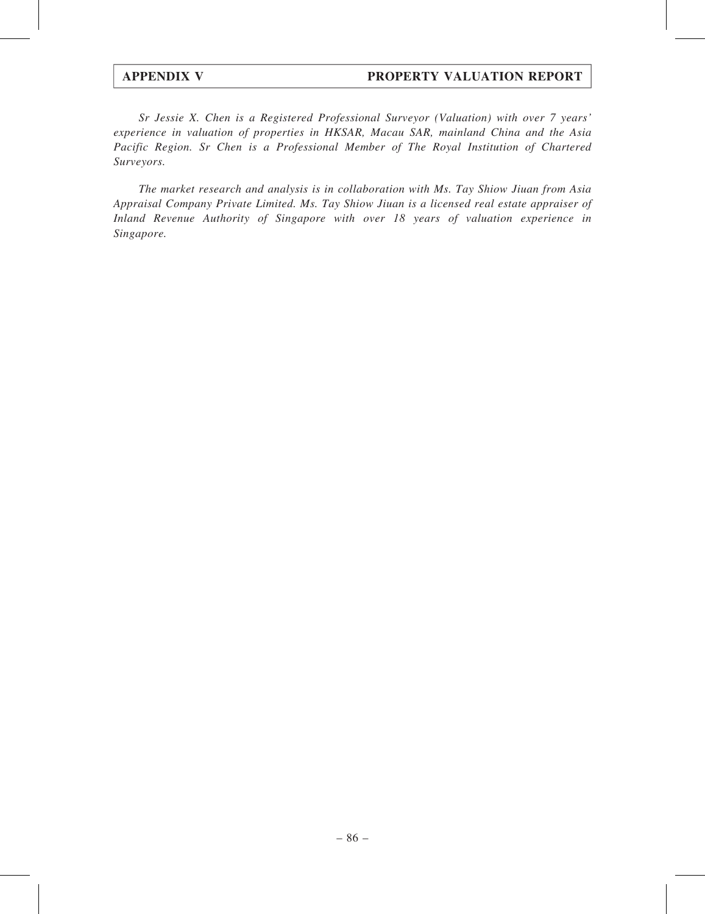*Sr Jessie X. Chen is a Registered Professional Surveyor (Valuation) with over 7 years' experience in valuation of properties in HKSAR, Macau SAR, mainland China and the Asia Pacific Region. Sr Chen is a Professional Member of The Royal Institution of Chartered Surveyors.*

*The market research and analysis is in collaboration with Ms. Tay Shiow Jiuan from Asia Appraisal Company Private Limited. Ms. Tay Shiow Jiuan is a licensed real estate appraiser of Inland Revenue Authority of Singapore with over 18 years of valuation experience in Singapore.*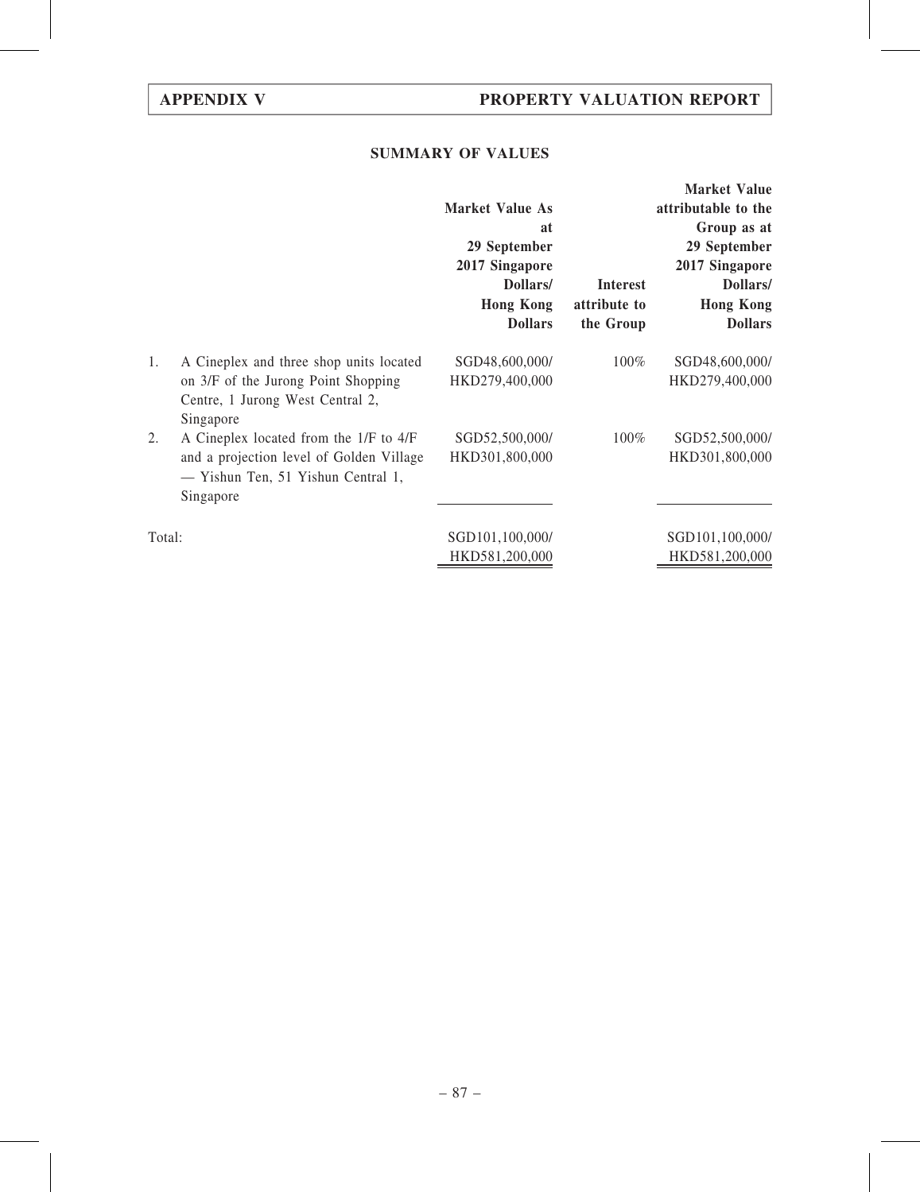## SUMMARY OF VALUES

| | | Market Value As at 29 September 2017 Singapore Dollars/ Hong Kong Dollars | Interest attribute to the Group | Market Value attributable to the Group as at 29 September 2017 Singapore Dollars/ Hong Kong Dollars |
|---|---|---|---|---|
| 1. | A Cineplex and three shop units located on 3/F of the Jurong Point Shopping Centre, 1 Jurong West Central 2, Singapore | SGD48,600,000/ HKD279,400,000 | 100% | SGD48,600,000/ HKD279,400,000 |
| 2. | A Cineplex located from the 1/F to 4/F and a projection level of Golden Village — Yishun Ten, 51 Yishun Central 1, Singapore | SGD52,500,000/ HKD301,800,000 | 100% | SGD52,500,000/ HKD301,800,000 |
| Total: | | SGD101,100,000/ HKD581,200,000 | | SGD101,100,000/ HKD581,200,000 |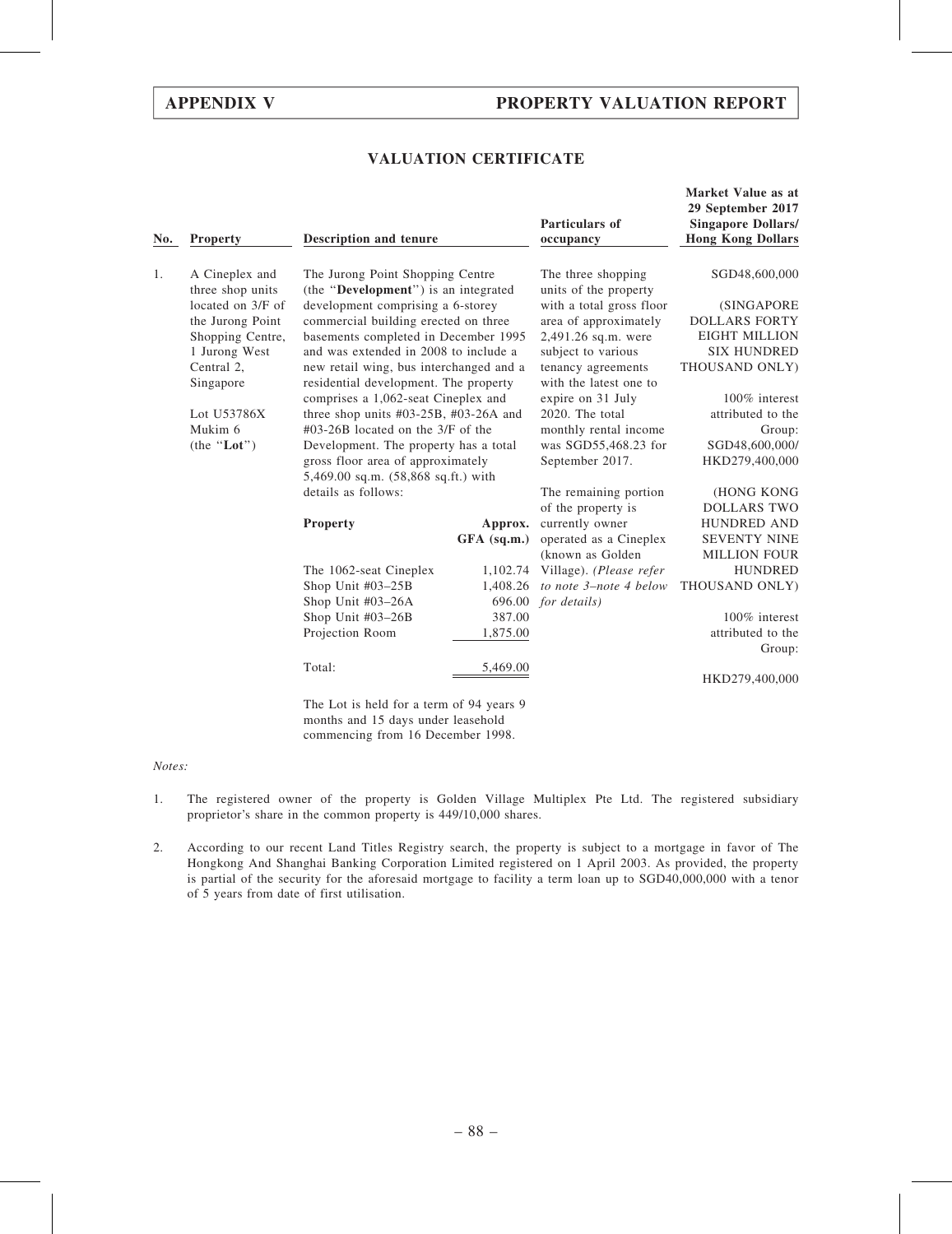## VALUATION CERTIFICATE

| No. | Property | Description and tenure | Particulars of occupancy | Market Value as at 29 September 2017 Singapore Dollars/ Hong Kong Dollars |
|---|---|---|---|---|
| 1. | A Cineplex and three shop units located on 3/F of the Jurong Point Shopping Centre, 1 Jurong West Central 2, Singapore<br><br>Lot U53786X Mukim 6 (the "**Lot**") | The Jurong Point Shopping Centre (the "**Development**") is an integrated development comprising a 6-storey commercial building erected on three basements completed in December 1995 and was extended in 2008 to include a new retail wing, bus interchanged and a residential development. The property comprises a 1,062-seat Cineplex and three shop units #03-25B, #03-26A and #03-26B located on the 3/F of the Development. The property has a total gross floor area of approximately 5,469.00 sq.m. (58,868 sq.ft.) with details as follows:<br><br>**Property** — **Approx. GFA (sq.m.)**<br>The 1062-seat Cineplex — 1,102.74<br>Shop Unit #03–25B — 1,408.26<br>Shop Unit #03–26A — 696.00<br>Shop Unit #03–26B — 387.00<br>Projection Room — 1,875.00<br>Total: — 5,469.00<br><br>The Lot is held for a term of 94 years 9 months and 15 days under leasehold commencing from 16 December 1998. | The three shopping units of the property with a total gross floor area of approximately 2,491.26 sq.m. were subject to various tenancy agreements with the latest one to expire on 31 July 2020. The total monthly rental income was SGD55,468.23 for September 2017.<br><br>The remaining portion of the property is currently owner operated as a Cineplex (known as Golden Village). *(Please refer to note 3–note 4 below for details)* | SGD48,600,000<br><br>(SINGAPORE DOLLARS FORTY EIGHT MILLION SIX HUNDRED THOUSAND ONLY)<br><br>100% interest attributed to the Group: SGD48,600,000/ HKD279,400,000<br><br>(HONG KONG DOLLARS TWO HUNDRED AND SEVENTY NINE MILLION FOUR HUNDRED THOUSAND ONLY)<br><br>100% interest attributed to the Group:<br><br>HKD279,400,000 |

*Notes:*

1. The registered owner of the property is Golden Village Multiplex Pte Ltd. The registered subsidiary proprietor's share in the common property is 449/10,000 shares.

2. According to our recent Land Titles Registry search, the property is subject to a mortgage in favor of The Hongkong And Shanghai Banking Corporation Limited registered on 1 April 2003. As provided, the property is partial of the security for the aforesaid mortgage to facility a term loan up to SGD40,000,000 with a tenor of 5 years from date of first utilisation.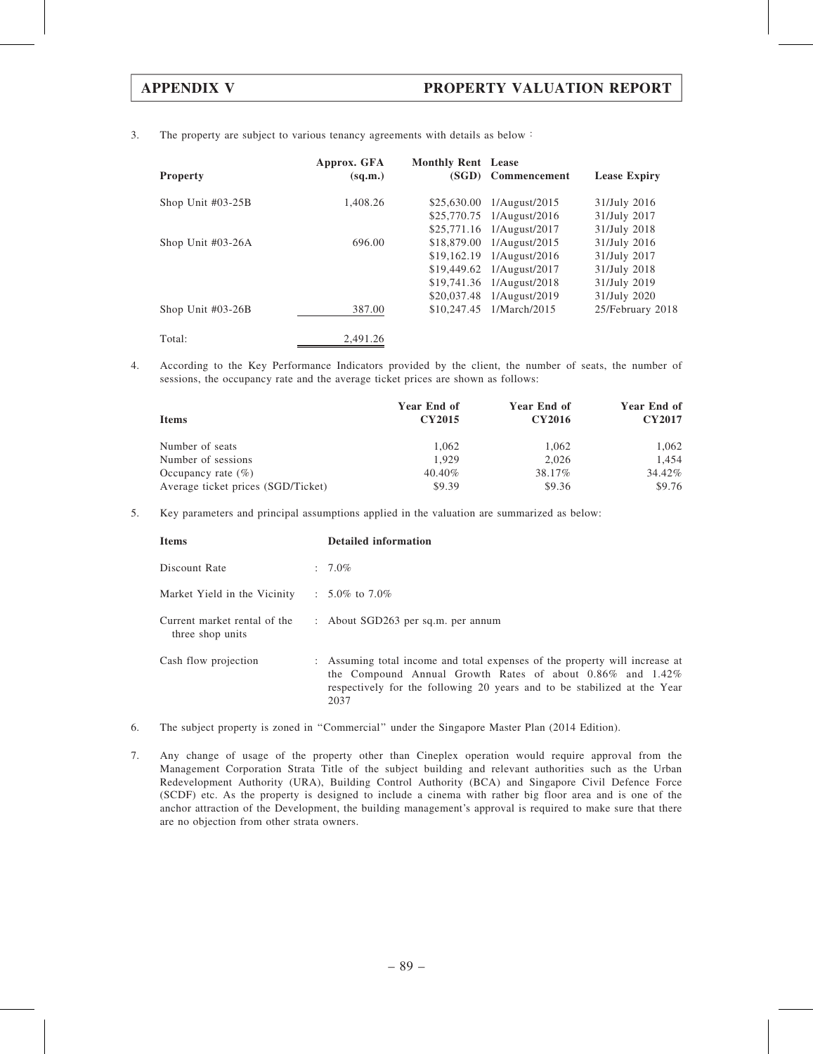3. The property are subject to various tenancy agreements with details as below :

| Property | Approx. GFA (sq.m.) | Monthly Rent (SGD) | Lease Commencement | Lease Expiry |
|---|---|---|---|---|
| Shop Unit #03-25B | 1,408.26 | $25,630.00 | 1/August/2015 | 31/July 2016 |
| | | $25,770.75 | 1/August/2016 | 31/July 2017 |
| | | $25,771.16 | 1/August/2017 | 31/July 2018 |
| Shop Unit #03-26A | 696.00 | $18,879.00 | 1/August/2015 | 31/July 2016 |
| | | $19,162.19 | 1/August/2016 | 31/July 2017 |
| | | $19,449.62 | 1/August/2017 | 31/July 2018 |
| | | $19,741.36 | 1/August/2018 | 31/July 2019 |
| | | $20,037.48 | 1/August/2019 | 31/July 2020 |
| Shop Unit #03-26B | 387.00 | $10,247.45 | 1/March/2015 | 25/February 2018 |
| Total: | 2,491.26 | | | |

4. According to the Key Performance Indicators provided by the client, the number of seats, the number of sessions, the occupancy rate and the average ticket prices are shown as follows:

| Items | Year End of CY2015 | Year End of CY2016 | Year End of CY2017 |
|---|---|---|---|
| Number of seats | 1,062 | 1,062 | 1,062 |
| Number of sessions | 1,929 | 2,026 | 1,454 |
| Occupancy rate (%) | 40.40% | 38.17% | 34.42% |
| Average ticket prices (SGD/Ticket) | $9.39 | $9.36 | $9.76 |

5. Key parameters and principal assumptions applied in the valuation are summarized as below:

| Items | Detailed information |
|---|---|
| Discount Rate | : 7.0% |
| Market Yield in the Vicinity | : 5.0% to 7.0% |
| Current market rental of the three shop units | : About SGD263 per sq.m. per annum |
| Cash flow projection | : Assuming total income and total expenses of the property will increase at the Compound Annual Growth Rates of about 0.86% and 1.42% respectively for the following 20 years and to be stabilized at the Year 2037 |

6. The subject property is zoned in "Commercial" under the Singapore Master Plan (2014 Edition).

7. Any change of usage of the property other than Cineplex operation would require approval from the Management Corporation Strata Title of the subject building and relevant authorities such as the Urban Redevelopment Authority (URA), Building Control Authority (BCA) and Singapore Civil Defence Force (SCDF) etc. As the property is designed to include a cinema with rather big floor area and is one of the anchor attraction of the Development, the building management's approval is required to make sure that there are no objection from other strata owners.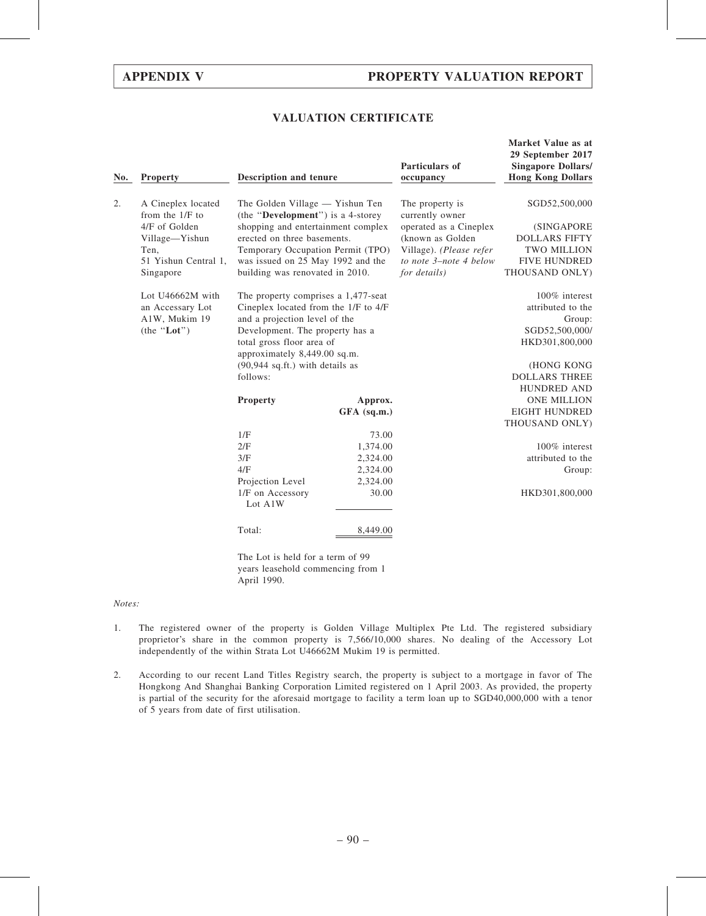## VALUATION CERTIFICATE

| No. | Property | Description and tenure | Particulars of occupancy | Market Value as at 29 September 2017 Singapore Dollars/ Hong Kong Dollars |
|---|---|---|---|---|
| 2. | A Cineplex located from the 1/F to 4/F of Golden Village—Yishun Ten, 51 Yishun Central 1, Singapore<br><br>Lot U46662M with an Accessary Lot A1W, Mukim 19 (the "**Lot**") | The Golden Village — Yishun Ten (the "**Development**") is a 4-storey shopping and entertainment complex erected on three basements. Temporary Occupation Permit (TPO) was issued on 25 May 1992 and the building was renovated in 2010.<br><br>The property comprises a 1,477-seat Cineplex located from the 1/F to 4/F and a projection level of the Development. The property has a total gross floor area of approximately 8,449.00 sq.m. (90,944 sq.ft.) with details as follows:<br><br>**Property** — **Approx. GFA (sq.m.)**<br>1/F — 73.00<br>2/F — 1,374.00<br>3/F — 2,324.00<br>4/F — 2,324.00<br>Projection Level — 2,324.00<br>1/F on Accessory Lot A1W — 30.00<br>Total: — 8,449.00<br><br>The Lot is held for a term of 99 years leasehold commencing from 1 April 1990. | The property is currently owner operated as a Cineplex (known as Golden Village). *(Please refer to note 3–note 4 below for details)* | SGD52,500,000<br><br>(SINGAPORE DOLLARS FIFTY TWO MILLION FIVE HUNDRED THOUSAND ONLY)<br><br>100% interest attributed to the Group: SGD52,500,000/ HKD301,800,000<br><br>(HONG KONG DOLLARS THREE HUNDRED AND ONE MILLION EIGHT HUNDRED THOUSAND ONLY)<br><br>100% interest attributed to the Group:<br><br>HKD301,800,000 |

*Notes:*

1. The registered owner of the property is Golden Village Multiplex Pte Ltd. The registered subsidiary proprietor's share in the common property is 7,566/10,000 shares. No dealing of the Accessory Lot independently of the within Strata Lot U46662M Mukim 19 is permitted.

2. According to our recent Land Titles Registry search, the property is subject to a mortgage in favor of The Hongkong And Shanghai Banking Corporation Limited registered on 1 April 2003. As provided, the property is partial of the security for the aforesaid mortgage to facility a term loan up to SGD40,000,000 with a tenor of 5 years from date of first utilisation.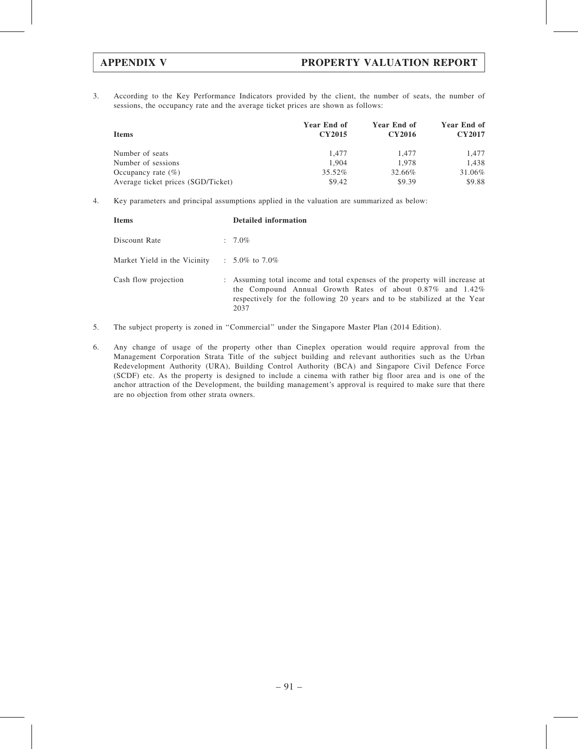3. According to the Key Performance Indicators provided by the client, the number of seats, the number of sessions, the occupancy rate and the average ticket prices are shown as follows:

| Items | Year End of CY2015 | Year End of CY2016 | Year End of CY2017 |
|---|---|---|---|
| Number of seats | 1,477 | 1,477 | 1,477 |
| Number of sessions | 1,904 | 1,978 | 1,438 |
| Occupancy rate (%) | 35.52% | 32.66% | 31.06% |
| Average ticket prices (SGD/Ticket) | $9.42 | $9.39 | $9.88 |

4. Key parameters and principal assumptions applied in the valuation are summarized as below:

| Items | | Detailed information |
|---|---|---|
| Discount Rate | : | 7.0% |
| Market Yield in the Vicinity | : | 5.0% to 7.0% |
| Cash flow projection | : | Assuming total income and total expenses of the property will increase at the Compound Annual Growth Rates of about 0.87% and 1.42% respectively for the following 20 years and to be stabilized at the Year 2037 |

5. The subject property is zoned in "Commercial" under the Singapore Master Plan (2014 Edition).

6. Any change of usage of the property other than Cineplex operation would require approval from the Management Corporation Strata Title of the subject building and relevant authorities such as the Urban Redevelopment Authority (URA), Building Control Authority (BCA) and Singapore Civil Defence Force (SCDF) etc. As the property is designed to include a cinema with rather big floor area and is one of the anchor attraction of the Development, the building management's approval is required to make sure that there are no objection from other strata owners.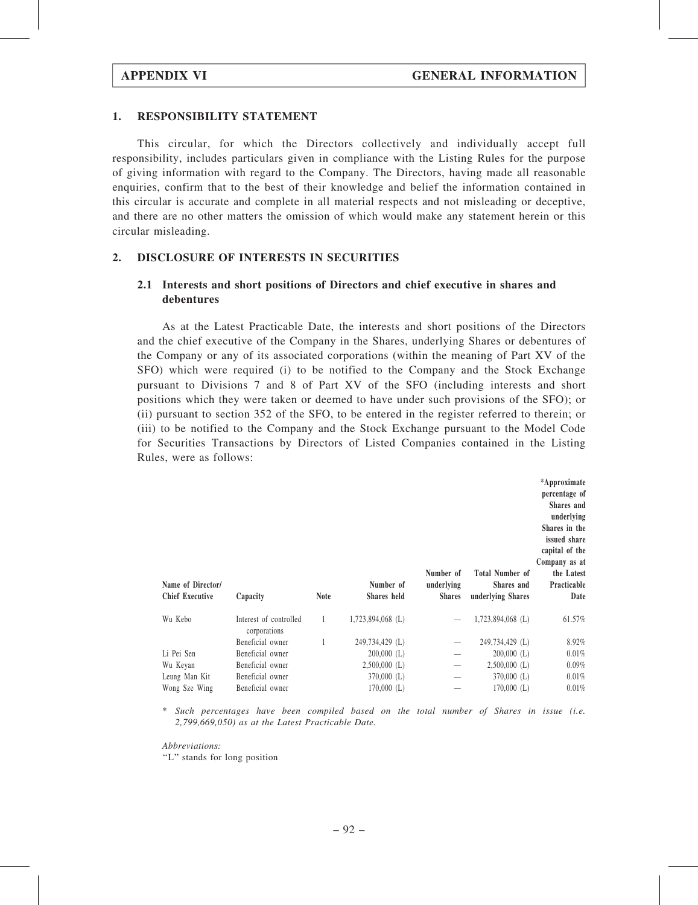## 1. RESPONSIBILITY STATEMENT

This circular, for which the Directors collectively and individually accept full responsibility, includes particulars given in compliance with the Listing Rules for the purpose of giving information with regard to the Company. The Directors, having made all reasonable enquiries, confirm that to the best of their knowledge and belief the information contained in this circular is accurate and complete in all material respects and not misleading or deceptive, and there are no other matters the omission of which would make any statement herein or this circular misleading.

## 2. DISCLOSURE OF INTERESTS IN SECURITIES

### 2.1 Interests and short positions of Directors and chief executive in shares and debentures

As at the Latest Practicable Date, the interests and short positions of the Directors and the chief executive of the Company in the Shares, underlying Shares or debentures of the Company or any of its associated corporations (within the meaning of Part XV of the SFO) which were required (i) to be notified to the Company and the Stock Exchange pursuant to Divisions 7 and 8 of Part XV of the SFO (including interests and short positions which they were taken or deemed to have under such provisions of the SFO); or (ii) pursuant to section 352 of the SFO, to be entered in the register referred to therein; or (iii) to be notified to the Company and the Stock Exchange pursuant to the Model Code for Securities Transactions by Directors of Listed Companies contained in the Listing Rules, were as follows:

| Name of Director/ Chief Executive | Capacity | Note | Number of Shares held | Number of underlying Shares | Total Number of Shares and underlying Shares | *Approximate percentage of Shares and underlying Shares in the issued share capital of the Company as at the Latest Practicable Date |
|---|---|---|---|---|---|---|
| Wu Kebo | Interest of controlled corporations | 1 | 1,723,894,068 (L) | — | 1,723,894,068 (L) | 61.57% |
| | Beneficial owner | 1 | 249,734,429 (L) | — | 249,734,429 (L) | 8.92% |
| Li Pei Sen | Beneficial owner | | 200,000 (L) | — | 200,000 (L) | 0.01% |
| Wu Keyan | Beneficial owner | | 2,500,000 (L) | — | 2,500,000 (L) | 0.09% |
| Leung Man Kit | Beneficial owner | | 370,000 (L) | — | 370,000 (L) | 0.01% |
| Wong Sze Wing | Beneficial owner | | 170,000 (L) | — | 170,000 (L) | 0.01% |

\* *Such percentages have been compiled based on the total number of Shares in issue (i.e. 2,799,669,050) as at the Latest Practicable Date.*

*Abbreviations:*

"L" stands for long position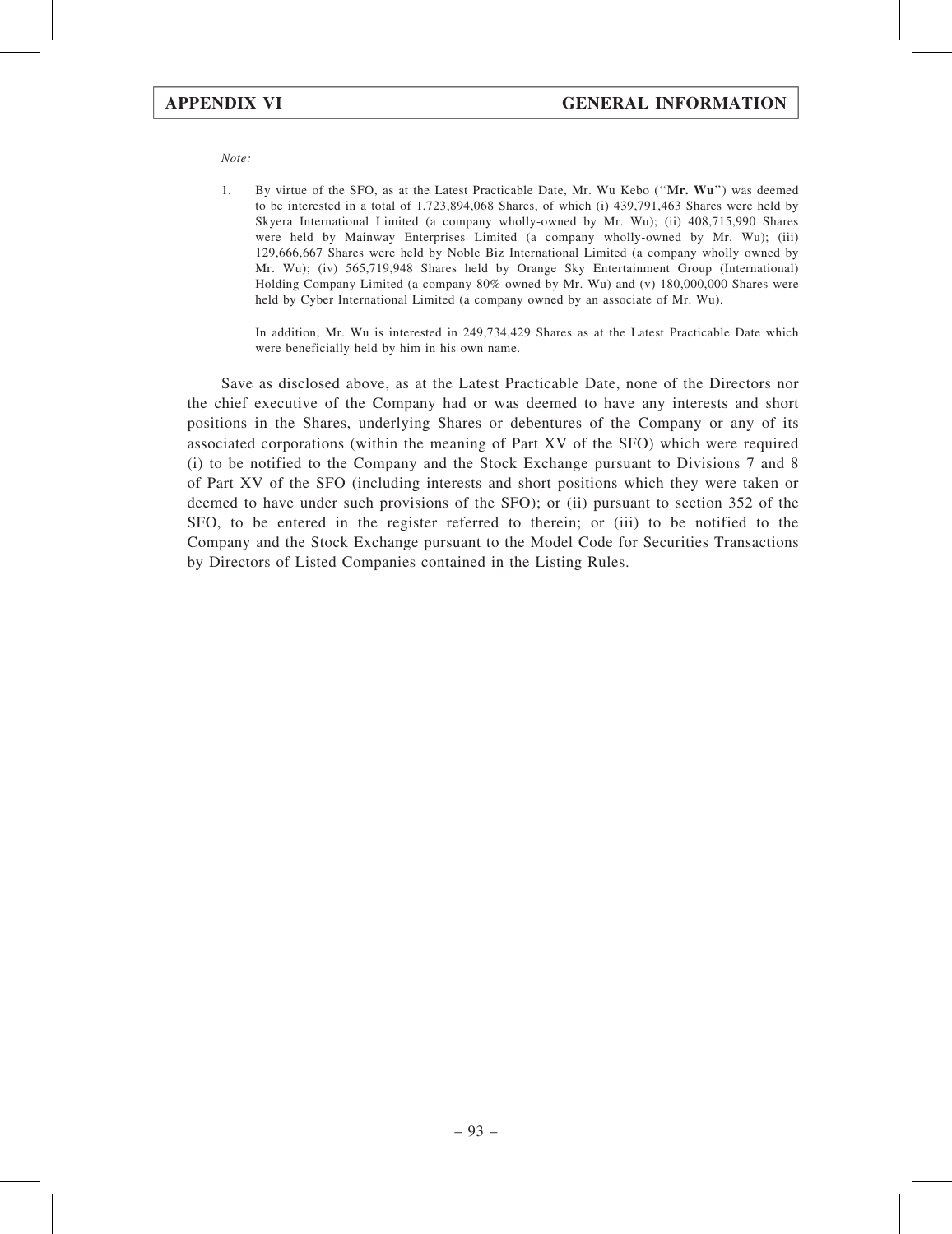*Note:*

1. By virtue of the SFO, as at the Latest Practicable Date, Mr. Wu Kebo ("**Mr. Wu**") was deemed to be interested in a total of 1,723,894,068 Shares, of which (i) 439,791,463 Shares were held by Skyera International Limited (a company wholly-owned by Mr. Wu); (ii) 408,715,990 Shares were held by Mainway Enterprises Limited (a company wholly-owned by Mr. Wu); (iii) 129,666,667 Shares were held by Noble Biz International Limited (a company wholly owned by Mr. Wu); (iv) 565,719,948 Shares held by Orange Sky Entertainment Group (International) Holding Company Limited (a company 80% owned by Mr. Wu) and (v) 180,000,000 Shares were held by Cyber International Limited (a company owned by an associate of Mr. Wu).

   In addition, Mr. Wu is interested in 249,734,429 Shares as at the Latest Practicable Date which were beneficially held by him in his own name.

Save as disclosed above, as at the Latest Practicable Date, none of the Directors nor the chief executive of the Company had or was deemed to have any interests and short positions in the Shares, underlying Shares or debentures of the Company or any of its associated corporations (within the meaning of Part XV of the SFO) which were required (i) to be notified to the Company and the Stock Exchange pursuant to Divisions 7 and 8 of Part XV of the SFO (including interests and short positions which they were taken or deemed to have under such provisions of the SFO); or (ii) pursuant to section 352 of the SFO, to be entered in the register referred to therein; or (iii) to be notified to the Company and the Stock Exchange pursuant to the Model Code for Securities Transactions by Directors of Listed Companies contained in the Listing Rules.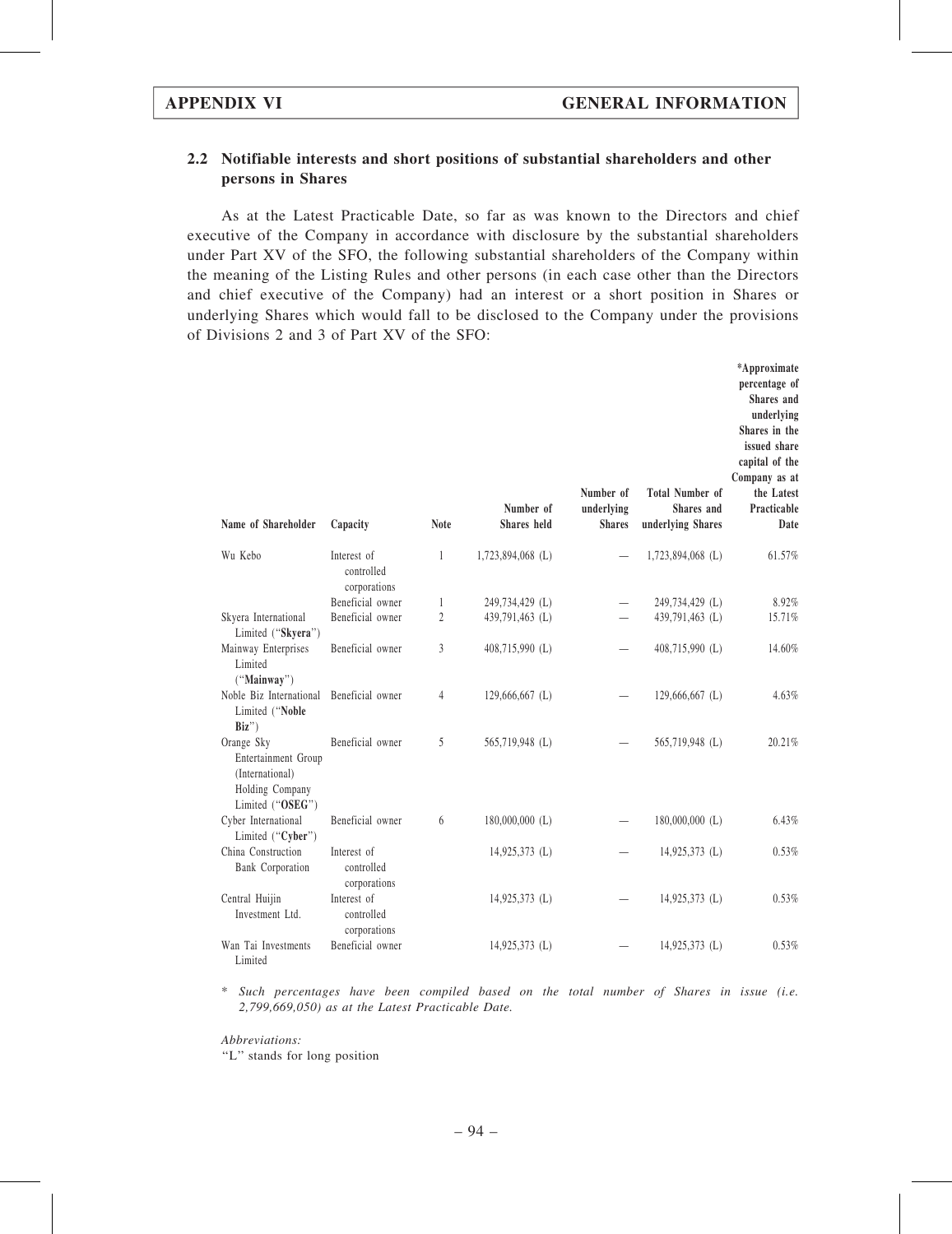## 2.2 Notifiable interests and short positions of substantial shareholders and other persons in Shares

As at the Latest Practicable Date, so far as was known to the Directors and chief executive of the Company in accordance with disclosure by the substantial shareholders under Part XV of the SFO, the following substantial shareholders of the Company within the meaning of the Listing Rules and other persons (in each case other than the Directors and chief executive of the Company) had an interest or a short position in Shares or underlying Shares which would fall to be disclosed to the Company under the provisions of Divisions 2 and 3 of Part XV of the SFO:

| Name of Shareholder | Capacity | Note | Number of Shares held | Number of underlying Shares | Total Number of Shares and underlying Shares | *Approximate percentage of Shares and underlying Shares in the issued share capital of the Company as at the Latest Practicable Date |
|---|---|---|---|---|---|---|
| Wu Kebo | Interest of controlled corporations | 1 | 1,723,894,068 (L) | — | 1,723,894,068 (L) | 61.57% |
| | Beneficial owner | 1 | 249,734,429 (L) | — | 249,734,429 (L) | 8.92% |
| Skyera International Limited ("**Skyera**") | Beneficial owner | 2 | 439,791,463 (L) | — | 439,791,463 (L) | 15.71% |
| Mainway Enterprises Limited ("**Mainway**") | Beneficial owner | 3 | 408,715,990 (L) | — | 408,715,990 (L) | 14.60% |
| Noble Biz International Limited ("**Noble Biz**") | Beneficial owner | 4 | 129,666,667 (L) | — | 129,666,667 (L) | 4.63% |
| Orange Sky Entertainment Group (International) Holding Company Limited ("**OSEG**") | Beneficial owner | 5 | 565,719,948 (L) | — | 565,719,948 (L) | 20.21% |
| Cyber International Limited ("**Cyber**") | Beneficial owner | 6 | 180,000,000 (L) | — | 180,000,000 (L) | 6.43% |
| China Construction Bank Corporation | Interest of controlled corporations | | 14,925,373 (L) | — | 14,925,373 (L) | 0.53% |
| Central Huijin Investment Ltd. | Interest of controlled corporations | | 14,925,373 (L) | — | 14,925,373 (L) | 0.53% |
| Wan Tai Investments Limited | Beneficial owner | | 14,925,373 (L) | — | 14,925,373 (L) | 0.53% |

\* *Such percentages have been compiled based on the total number of Shares in issue (i.e. 2,799,669,050) as at the Latest Practicable Date.*

*Abbreviations:*

"L" stands for long position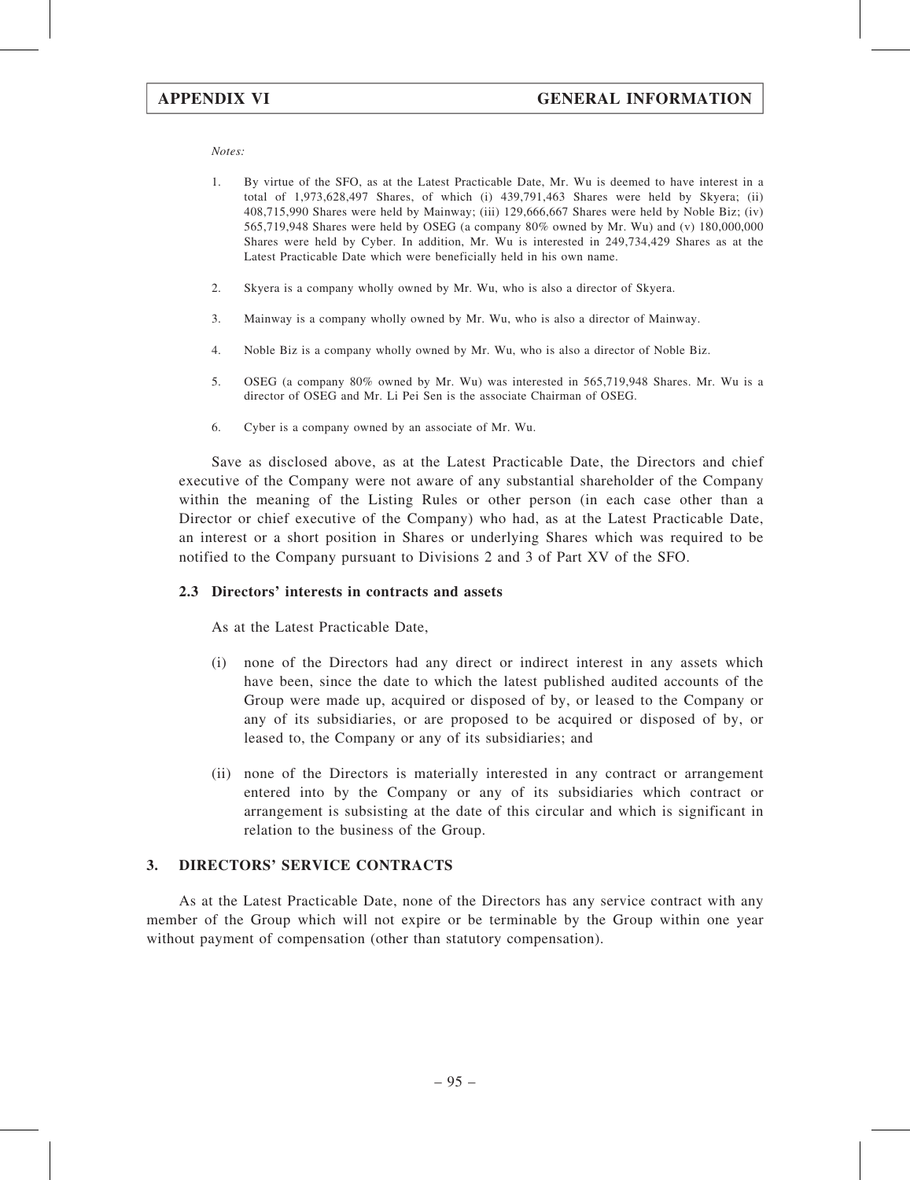*Notes:*

1. By virtue of the SFO, as at the Latest Practicable Date, Mr. Wu is deemed to have interest in a total of 1,973,628,497 Shares, of which (i) 439,791,463 Shares were held by Skyera; (ii) 408,715,990 Shares were held by Mainway; (iii) 129,666,667 Shares were held by Noble Biz; (iv) 565,719,948 Shares were held by OSEG (a company 80% owned by Mr. Wu) and (v) 180,000,000 Shares were held by Cyber. In addition, Mr. Wu is interested in 249,734,429 Shares as at the Latest Practicable Date which were beneficially held in his own name.

2. Skyera is a company wholly owned by Mr. Wu, who is also a director of Skyera.

3. Mainway is a company wholly owned by Mr. Wu, who is also a director of Mainway.

4. Noble Biz is a company wholly owned by Mr. Wu, who is also a director of Noble Biz.

5. OSEG (a company 80% owned by Mr. Wu) was interested in 565,719,948 Shares. Mr. Wu is a director of OSEG and Mr. Li Pei Sen is the associate Chairman of OSEG.

6. Cyber is a company owned by an associate of Mr. Wu.

Save as disclosed above, as at the Latest Practicable Date, the Directors and chief executive of the Company were not aware of any substantial shareholder of the Company within the meaning of the Listing Rules or other person (in each case other than a Director or chief executive of the Company) who had, as at the Latest Practicable Date, an interest or a short position in Shares or underlying Shares which was required to be notified to the Company pursuant to Divisions 2 and 3 of Part XV of the SFO.

### 2.3 Directors' interests in contracts and assets

As at the Latest Practicable Date,

(i) none of the Directors had any direct or indirect interest in any assets which have been, since the date to which the latest published audited accounts of the Group were made up, acquired or disposed of by, or leased to the Company or any of its subsidiaries, or are proposed to be acquired or disposed of by, or leased to, the Company or any of its subsidiaries; and

(ii) none of the Directors is materially interested in any contract or arrangement entered into by the Company or any of its subsidiaries which contract or arrangement is subsisting at the date of this circular and which is significant in relation to the business of the Group.

## 3. DIRECTORS' SERVICE CONTRACTS

As at the Latest Practicable Date, none of the Directors has any service contract with any member of the Group which will not expire or be terminable by the Group within one year without payment of compensation (other than statutory compensation).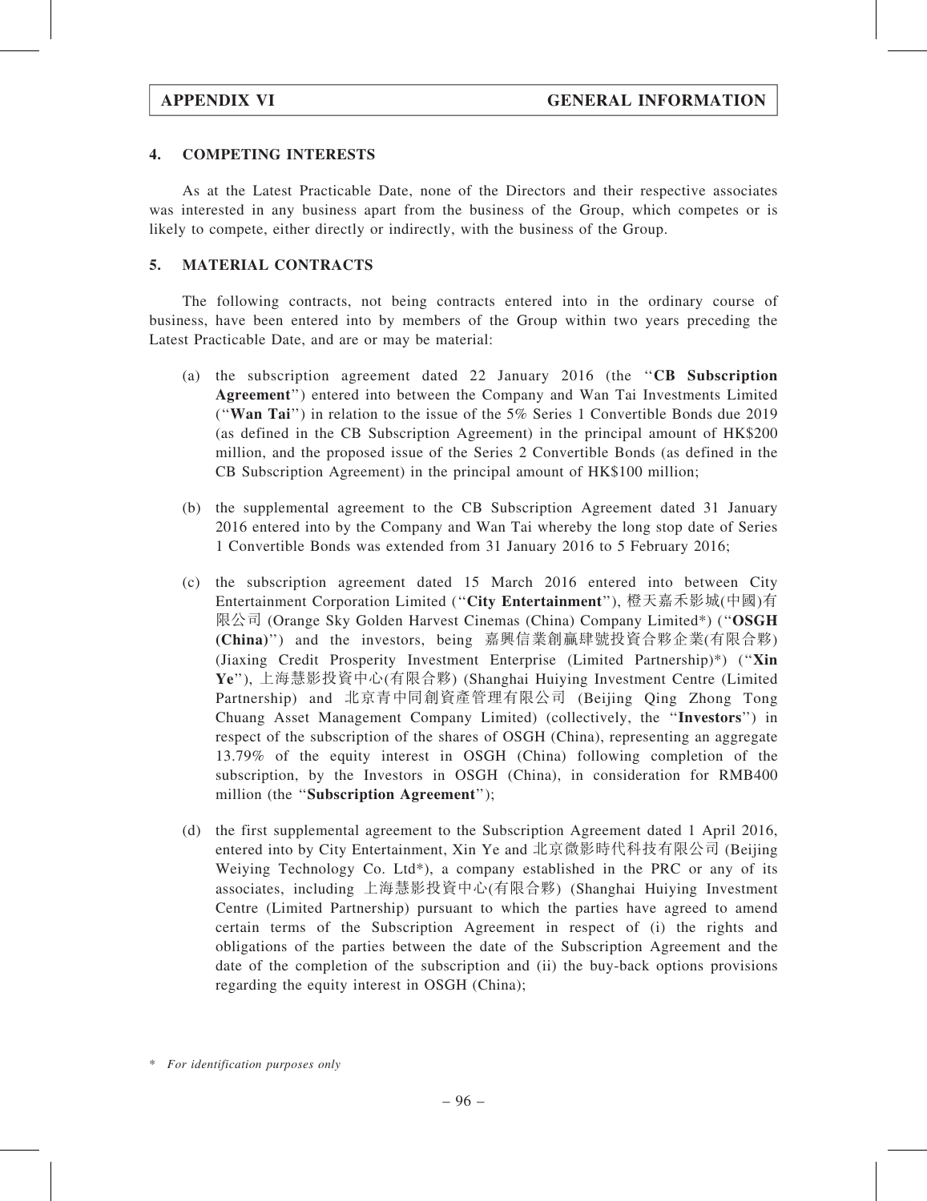### 4. COMPETING INTERESTS

As at the Latest Practicable Date, none of the Directors and their respective associates was interested in any business apart from the business of the Group, which competes or is likely to compete, either directly or indirectly, with the business of the Group.

### 5. MATERIAL CONTRACTS

The following contracts, not being contracts entered into in the ordinary course of business, have been entered into by members of the Group within two years preceding the Latest Practicable Date, and are or may be material:

(a) the subscription agreement dated 22 January 2016 (the "**CB Subscription Agreement**") entered into between the Company and Wan Tai Investments Limited ("**Wan Tai**") in relation to the issue of the 5% Series 1 Convertible Bonds due 2019 (as defined in the CB Subscription Agreement) in the principal amount of HK$200 million, and the proposed issue of the Series 2 Convertible Bonds (as defined in the CB Subscription Agreement) in the principal amount of HK$100 million;

(b) the supplemental agreement to the CB Subscription Agreement dated 31 January 2016 entered into by the Company and Wan Tai whereby the long stop date of Series 1 Convertible Bonds was extended from 31 January 2016 to 5 February 2016;

(c) the subscription agreement dated 15 March 2016 entered into between City Entertainment Corporation Limited ("**City Entertainment**"), 橙天嘉禾影城(中國)有限公司 (Orange Sky Golden Harvest Cinemas (China) Company Limited*) ("**OSGH (China)**") and the investors, being 嘉興信業創贏肆號投資合夥企業(有限合夥) (Jiaxing Credit Prosperity Investment Enterprise (Limited Partnership)*) ("**Xin Ye**"), 上海慧影投資中心(有限合夥) (Shanghai Huiying Investment Centre (Limited Partnership) and 北京青中同創資產管理有限公司 (Beijing Qing Zhong Tong Chuang Asset Management Company Limited) (collectively, the "**Investors**") in respect of the subscription of the shares of OSGH (China), representing an aggregate 13.79% of the equity interest in OSGH (China) following completion of the subscription, by the Investors in OSGH (China), in consideration for RMB400 million (the "**Subscription Agreement**");

(d) the first supplemental agreement to the Subscription Agreement dated 1 April 2016, entered into by City Entertainment, Xin Ye and 北京微影時代科技有限公司 (Beijing Weiying Technology Co. Ltd*), a company established in the PRC or any of its associates, including 上海慧影投資中心(有限合夥) (Shanghai Huiying Investment Centre (Limited Partnership) pursuant to which the parties have agreed to amend certain terms of the Subscription Agreement in respect of (i) the rights and obligations of the parties between the date of the Subscription Agreement and the date of the completion of the subscription and (ii) the buy-back options provisions regarding the equity interest in OSGH (China);

\* *For identification purposes only*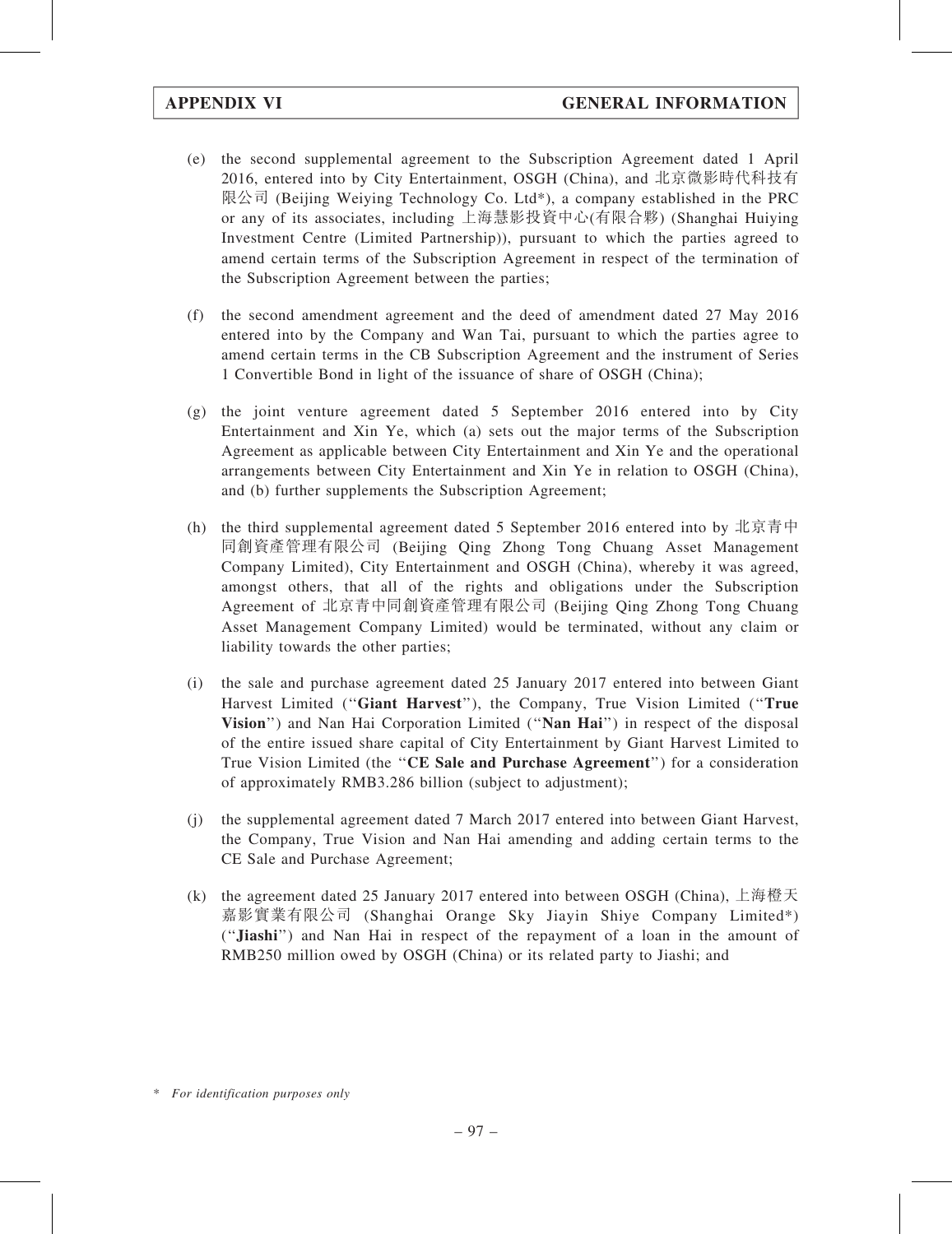(e) the second supplemental agreement to the Subscription Agreement dated 1 April 2016, entered into by City Entertainment, OSGH (China), and 北京微影時代科技有限公司 (Beijing Weiying Technology Co. Ltd*), a company established in the PRC or any of its associates, including 上海慧影投資中心(有限合夥) (Shanghai Huiying Investment Centre (Limited Partnership)), pursuant to which the parties agreed to amend certain terms of the Subscription Agreement in respect of the termination of the Subscription Agreement between the parties;

(f) the second amendment agreement and the deed of amendment dated 27 May 2016 entered into by the Company and Wan Tai, pursuant to which the parties agree to amend certain terms in the CB Subscription Agreement and the instrument of Series 1 Convertible Bond in light of the issuance of share of OSGH (China);

(g) the joint venture agreement dated 5 September 2016 entered into by City Entertainment and Xin Ye, which (a) sets out the major terms of the Subscription Agreement as applicable between City Entertainment and Xin Ye and the operational arrangements between City Entertainment and Xin Ye in relation to OSGH (China), and (b) further supplements the Subscription Agreement;

(h) the third supplemental agreement dated 5 September 2016 entered into by 北京青中同創資產管理有限公司 (Beijing Qing Zhong Tong Chuang Asset Management Company Limited), City Entertainment and OSGH (China), whereby it was agreed, amongst others, that all of the rights and obligations under the Subscription Agreement of 北京青中同創資產管理有限公司 (Beijing Qing Zhong Tong Chuang Asset Management Company Limited) would be terminated, without any claim or liability towards the other parties;

(i) the sale and purchase agreement dated 25 January 2017 entered into between Giant Harvest Limited ("**Giant Harvest**"), the Company, True Vision Limited ("**True Vision**") and Nan Hai Corporation Limited ("**Nan Hai**") in respect of the disposal of the entire issued share capital of City Entertainment by Giant Harvest Limited to True Vision Limited (the "**CE Sale and Purchase Agreement**") for a consideration of approximately RMB3.286 billion (subject to adjustment);

(j) the supplemental agreement dated 7 March 2017 entered into between Giant Harvest, the Company, True Vision and Nan Hai amending and adding certain terms to the CE Sale and Purchase Agreement;

(k) the agreement dated 25 January 2017 entered into between OSGH (China), 上海橙天嘉影實業有限公司 (Shanghai Orange Sky Jiayin Shiye Company Limited*) ("**Jiashi**") and Nan Hai in respect of the repayment of a loan in the amount of RMB250 million owed by OSGH (China) or its related party to Jiashi; and

\* *For identification purposes only*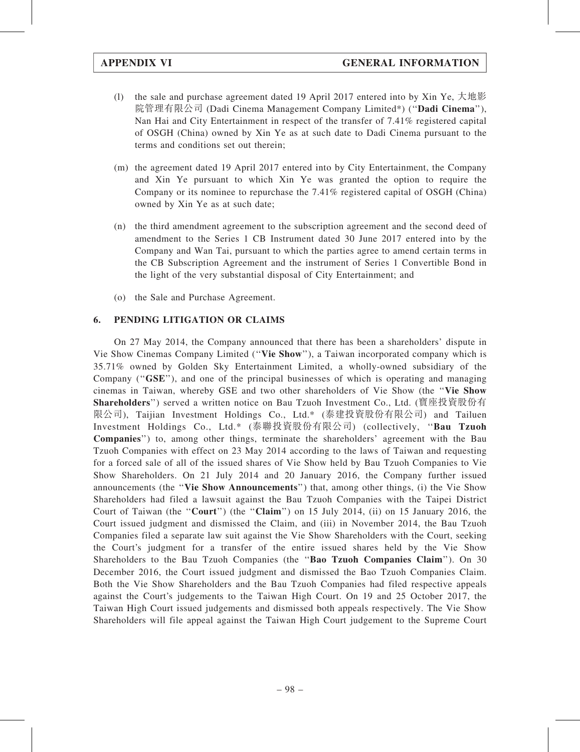(l) the sale and purchase agreement dated 19 April 2017 entered into by Xin Ye, 大地影院管理有限公司 (Dadi Cinema Management Company Limited*) (''**Dadi Cinema**''), Nan Hai and City Entertainment in respect of the transfer of 7.41% registered capital of OSGH (China) owned by Xin Ye as at such date to Dadi Cinema pursuant to the terms and conditions set out therein;

(m) the agreement dated 19 April 2017 entered into by City Entertainment, the Company and Xin Ye pursuant to which Xin Ye was granted the option to require the Company or its nominee to repurchase the 7.41% registered capital of OSGH (China) owned by Xin Ye as at such date;

(n) the third amendment agreement to the subscription agreement and the second deed of amendment to the Series 1 CB Instrument dated 30 June 2017 entered into by the Company and Wan Tai, pursuant to which the parties agree to amend certain terms in the CB Subscription Agreement and the instrument of Series 1 Convertible Bond in the light of the very substantial disposal of City Entertainment; and

(o) the Sale and Purchase Agreement.

## 6. PENDING LITIGATION OR CLAIMS

On 27 May 2014, the Company announced that there has been a shareholders' dispute in Vie Show Cinemas Company Limited (''**Vie Show**''), a Taiwan incorporated company which is 35.71% owned by Golden Sky Entertainment Limited, a wholly-owned subsidiary of the Company (''**GSE**''), and one of the principal businesses of which is operating and managing cinemas in Taiwan, whereby GSE and two other shareholders of Vie Show (the ''**Vie Show Shareholders**'') served a written notice on Bau Tzuoh Investment Co., Ltd. (寶座投資股份有限公司), Taijian Investment Holdings Co., Ltd.* (泰建投資股份有限公司) and Tailuen Investment Holdings Co., Ltd.* (泰聯投資股份有限公司) (collectively, ''**Bau Tzuoh Companies**'') to, among other things, terminate the shareholders' agreement with the Bau Tzuoh Companies with effect on 23 May 2014 according to the laws of Taiwan and requesting for a forced sale of all of the issued shares of Vie Show held by Bau Tzuoh Companies to Vie Show Shareholders. On 21 July 2014 and 20 January 2016, the Company further issued announcements (the ''**Vie Show Announcements**'') that, among other things, (i) the Vie Show Shareholders had filed a lawsuit against the Bau Tzuoh Companies with the Taipei District Court of Taiwan (the ''**Court**'') (the ''**Claim**'') on 15 July 2014, (ii) on 15 January 2016, the Court issued judgment and dismissed the Claim, and (iii) in November 2014, the Bau Tzuoh Companies filed a separate law suit against the Vie Show Shareholders with the Court, seeking the Court's judgment for a transfer of the entire issued shares held by the Vie Show Shareholders to the Bau Tzuoh Companies (the ''**Bao Tzuoh Companies Claim**''). On 30 December 2016, the Court issued judgment and dismissed the Bao Tzuoh Companies Claim. Both the Vie Show Shareholders and the Bau Tzuoh Companies had filed respective appeals against the Court's judgements to the Taiwan High Court. On 19 and 25 October 2017, the Taiwan High Court issued judgements and dismissed both appeals respectively. The Vie Show Shareholders will file appeal against the Taiwan High Court judgement to the Supreme Court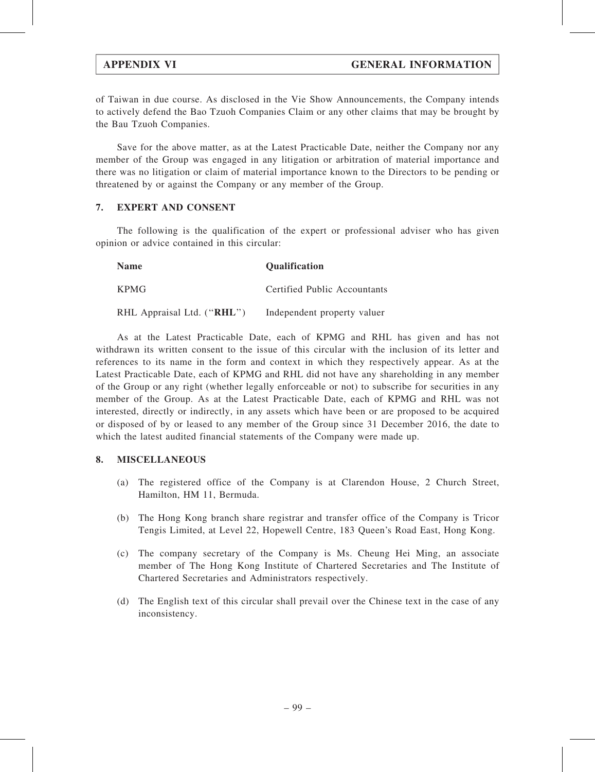of Taiwan in due course. As disclosed in the Vie Show Announcements, the Company intends to actively defend the Bao Tzuoh Companies Claim or any other claims that may be brought by the Bau Tzuoh Companies.

Save for the above matter, as at the Latest Practicable Date, neither the Company nor any member of the Group was engaged in any litigation or arbitration of material importance and there was no litigation or claim of material importance known to the Directors to be pending or threatened by or against the Company or any member of the Group.

## 7. EXPERT AND CONSENT

The following is the qualification of the expert or professional adviser who has given opinion or advice contained in this circular:

| Name | Qualification |
|---|---|
| KPMG | Certified Public Accountants |
| RHL Appraisal Ltd. ("**RHL**") | Independent property valuer |

As at the Latest Practicable Date, each of KPMG and RHL has given and has not withdrawn its written consent to the issue of this circular with the inclusion of its letter and references to its name in the form and context in which they respectively appear. As at the Latest Practicable Date, each of KPMG and RHL did not have any shareholding in any member of the Group or any right (whether legally enforceable or not) to subscribe for securities in any member of the Group. As at the Latest Practicable Date, each of KPMG and RHL was not interested, directly or indirectly, in any assets which have been or are proposed to be acquired or disposed of by or leased to any member of the Group since 31 December 2016, the date to which the latest audited financial statements of the Company were made up.

## 8. MISCELLANEOUS

(a) The registered office of the Company is at Clarendon House, 2 Church Street, Hamilton, HM 11, Bermuda.

(b) The Hong Kong branch share registrar and transfer office of the Company is Tricor Tengis Limited, at Level 22, Hopewell Centre, 183 Queen's Road East, Hong Kong.

(c) The company secretary of the Company is Ms. Cheung Hei Ming, an associate member of The Hong Kong Institute of Chartered Secretaries and The Institute of Chartered Secretaries and Administrators respectively.

(d) The English text of this circular shall prevail over the Chinese text in the case of any inconsistency.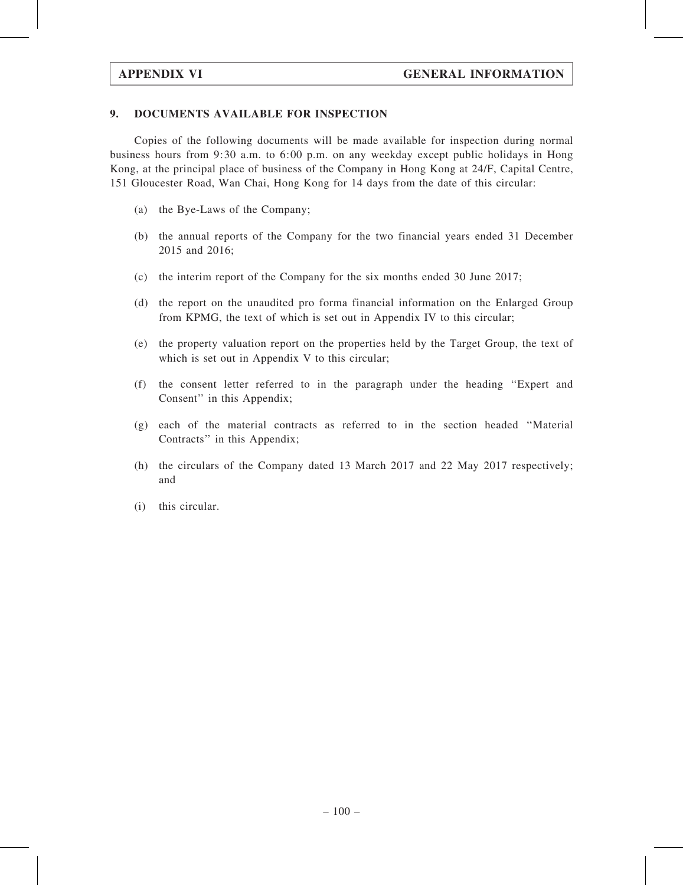## 9. DOCUMENTS AVAILABLE FOR INSPECTION

Copies of the following documents will be made available for inspection during normal business hours from 9:30 a.m. to 6:00 p.m. on any weekday except public holidays in Hong Kong, at the principal place of business of the Company in Hong Kong at 24/F, Capital Centre, 151 Gloucester Road, Wan Chai, Hong Kong for 14 days from the date of this circular:

(a) the Bye-Laws of the Company;

(b) the annual reports of the Company for the two financial years ended 31 December 2015 and 2016;

(c) the interim report of the Company for the six months ended 30 June 2017;

(d) the report on the unaudited pro forma financial information on the Enlarged Group from KPMG, the text of which is set out in Appendix IV to this circular;

(e) the property valuation report on the properties held by the Target Group, the text of which is set out in Appendix V to this circular;

(f) the consent letter referred to in the paragraph under the heading "Expert and Consent" in this Appendix;

(g) each of the material contracts as referred to in the section headed "Material Contracts" in this Appendix;

(h) the circulars of the Company dated 13 March 2017 and 22 May 2017 respectively; and

(i) this circular.